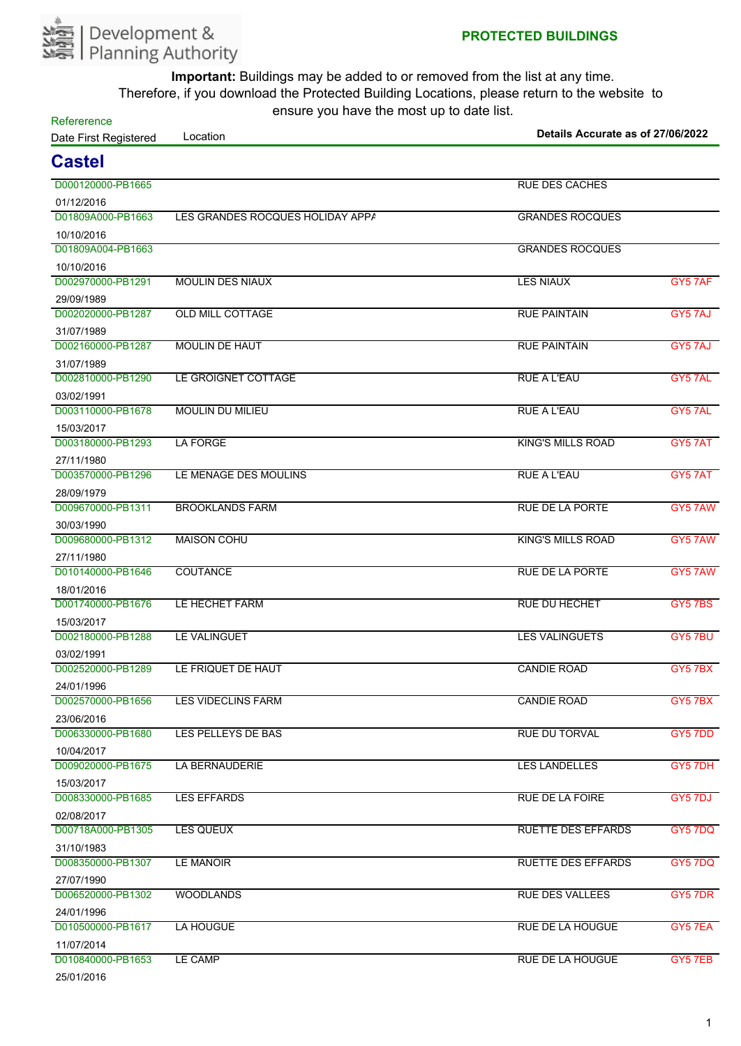Development & Planning Authority

**PROTECTED BUILDINGS**

**Important:** Buildings may be added to or removed from the list at any time. Therefore, if you download the Protected Building Locations, please return to the website to ensure you have the most up to date list.

**Details Accurate as of 27/06/2022**

## Castel

| Refererence / Date First Registered | Location | | |
|---|---|---|---|
| D000120000-PB1665<br>01/12/2016 | | RUE DES CACHES | |
| D01809A000-PB1663<br>10/10/2016 | LES GRANDES ROCQUES HOLIDAY APPA | GRANDES ROCQUES | |
| D01809A004-PB1663<br>10/10/2016 | | GRANDES ROCQUES | |
| D002970000-PB1291<br>29/09/1989 | MOULIN DES NIAUX | LES NIAUX | GY5 7AF |
| D002020000-PB1287<br>31/07/1989 | OLD MILL COTTAGE | RUE PAINTAIN | GY5 7AJ |
| D002160000-PB1287<br>31/07/1989 | MOULIN DE HAUT | RUE PAINTAIN | GY5 7AJ |
| D002810000-PB1290<br>03/02/1991 | LE GROIGNET COTTAGE | RUE A L'EAU | GY5 7AL |
| D003110000-PB1678<br>15/03/2017 | MOULIN DU MILIEU | RUE A L'EAU | GY5 7AL |
| D003180000-PB1293<br>27/11/1980 | LA FORGE | KING'S MILLS ROAD | GY5 7AT |
| D003570000-PB1296<br>28/09/1979 | LE MENAGE DES MOULINS | RUE A L'EAU | GY5 7AT |
| D009670000-PB1311<br>30/03/1990 | BROOKLANDS FARM | RUE DE LA PORTE | GY5 7AW |
| D009680000-PB1312<br>27/11/1980 | MAISON COHU | KING'S MILLS ROAD | GY5 7AW |
| D010140000-PB1646<br>18/01/2016 | COUTANCE | RUE DE LA PORTE | GY5 7AW |
| D001740000-PB1676<br>15/03/2017 | LE HECHET FARM | RUE DU HECHET | GY5 7BS |
| D002180000-PB1288<br>03/02/1991 | LE VALINGUET | LES VALINGUETS | GY5 7BU |
| D002520000-PB1289<br>24/01/1996 | LE FRIQUET DE HAUT | CANDIE ROAD | GY5 7BX |
| D002570000-PB1656<br>23/06/2016 | LES VIDECLINS FARM | CANDIE ROAD | GY5 7BX |
| D006330000-PB1680<br>10/04/2017 | LES PELLEYS DE BAS | RUE DU TORVAL | GY5 7DD |
| D009020000-PB1675<br>15/03/2017 | LA BERNAUDERIE | LES LANDELLES | GY5 7DH |
| D008330000-PB1685<br>02/08/2017 | LES EFFARDS | RUE DE LA FOIRE | GY5 7DJ |
| D00718A000-PB1305<br>31/10/1983 | LES QUEUX | RUETTE DES EFFARDS | GY5 7DQ |
| D008350000-PB1307<br>27/07/1990 | LE MANOIR | RUETTE DES EFFARDS | GY5 7DQ |
| D006520000-PB1302<br>24/01/1996 | WOODLANDS | RUE DES VALLEES | GY5 7DR |
| D010500000-PB1617<br>11/07/2014 | LA HOUGUE | RUE DE LA HOUGUE | GY5 7EA |
| D010840000-PB1653<br>25/01/2016 | LE CAMP | RUE DE LA HOUGUE | GY5 7EB |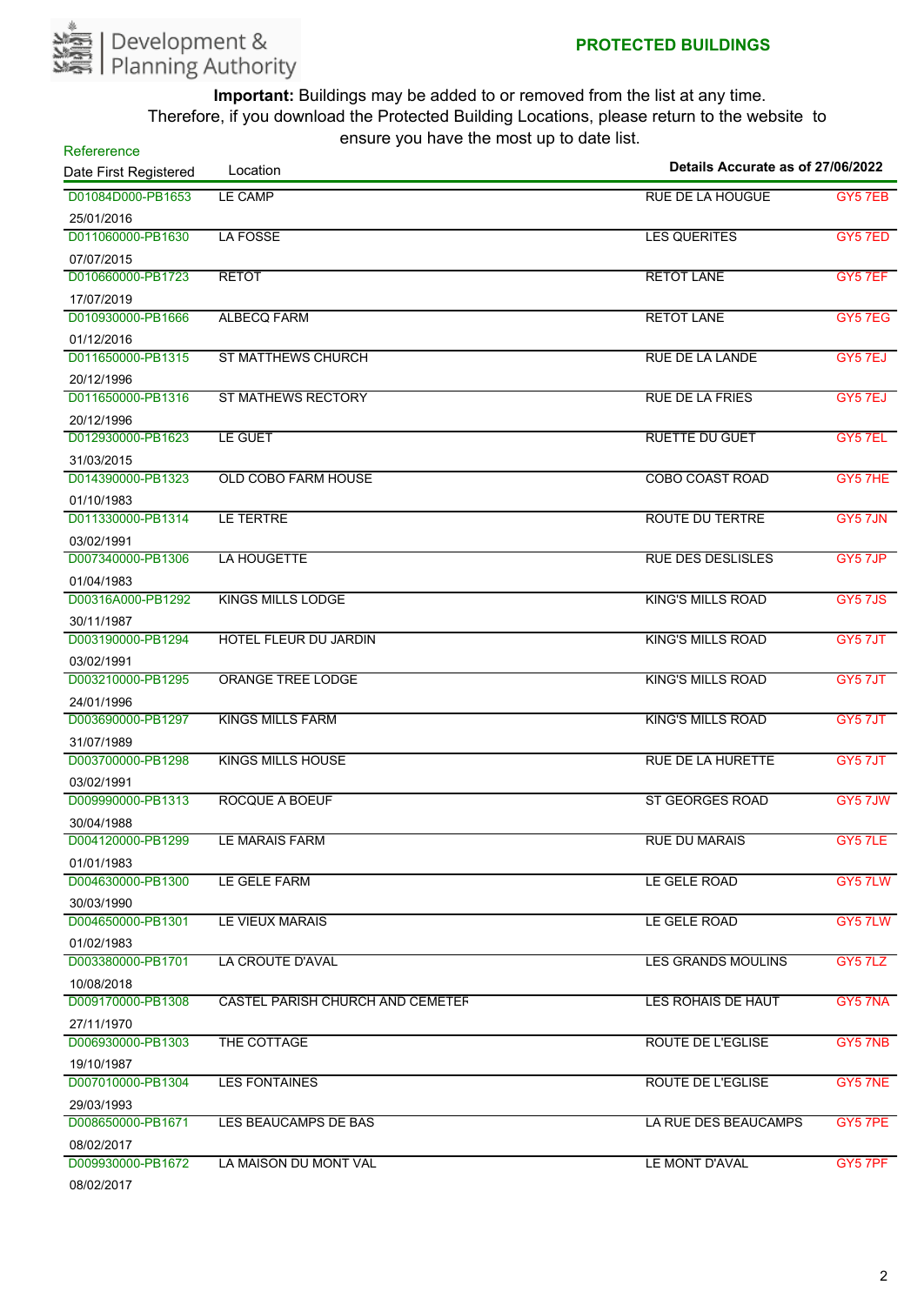Development & Planning Authority

## PROTECTED BUILDINGS

**Important:** Buildings may be added to or removed from the list at any time. Therefore, if you download the Protected Building Locations, please return to the website to ensure you have the most up to date list.

| Refererence / Date First Registered | Location | Details Accurate as of 27/06/2022 | |
|---|---|---|---|
| D01084D000-PB1653<br>25/01/2016 | LE CAMP | RUE DE LA HOUGUE | GY5 7EB |
| D011060000-PB1630<br>07/07/2015 | LA FOSSE | LES QUERITES | GY5 7ED |
| D010660000-PB1723<br>17/07/2019 | RETOT | RETOT LANE | GY5 7EF |
| D010930000-PB1666<br>01/12/2016 | ALBECQ FARM | RETOT LANE | GY5 7EG |
| D011650000-PB1315<br>20/12/1996 | ST MATTHEWS CHURCH | RUE DE LA LANDE | GY5 7EJ |
| D011650000-PB1316<br>20/12/1996 | ST MATHEWS RECTORY | RUE DE LA FRIES | GY5 7EJ |
| D012930000-PB1623<br>31/03/2015 | LE GUET | RUETTE DU GUET | GY5 7EL |
| D014390000-PB1323<br>01/10/1983 | OLD COBO FARM HOUSE | COBO COAST ROAD | GY5 7HE |
| D011330000-PB1314<br>03/02/1991 | LE TERTRE | ROUTE DU TERTRE | GY5 7JN |
| D007340000-PB1306<br>01/04/1983 | LA HOUGETTE | RUE DES DESLISLES | GY5 7JP |
| D00316A000-PB1292<br>30/11/1987 | KINGS MILLS LODGE | KING'S MILLS ROAD | GY5 7JS |
| D003190000-PB1294<br>03/02/1991 | HOTEL FLEUR DU JARDIN | KING'S MILLS ROAD | GY5 7JT |
| D003210000-PB1295<br>24/01/1996 | ORANGE TREE LODGE | KING'S MILLS ROAD | GY5 7JT |
| D003690000-PB1297<br>31/07/1989 | KINGS MILLS FARM | KING'S MILLS ROAD | GY5 7JT |
| D003700000-PB1298<br>03/02/1991 | KINGS MILLS HOUSE | RUE DE LA HURETTE | GY5 7JT |
| D009990000-PB1313<br>30/04/1988 | ROCQUE A BOEUF | ST GEORGES ROAD | GY5 7JW |
| D004120000-PB1299<br>01/01/1983 | LE MARAIS FARM | RUE DU MARAIS | GY5 7LE |
| D004630000-PB1300<br>30/03/1990 | LE GELE FARM | LE GELE ROAD | GY5 7LW |
| D004650000-PB1301<br>01/02/1983 | LE VIEUX MARAIS | LE GELE ROAD | GY5 7LW |
| D003380000-PB1701<br>10/08/2018 | LA CROUTE D'AVAL | LES GRANDS MOULINS | GY5 7LZ |
| D009170000-PB1308<br>27/11/1970 | CASTEL PARISH CHURCH AND CEMETEF | LES ROHAIS DE HAUT | GY5 7NA |
| D006930000-PB1303<br>19/10/1987 | THE COTTAGE | ROUTE DE L'EGLISE | GY5 7NB |
| D007010000-PB1304<br>29/03/1993 | LES FONTAINES | ROUTE DE L'EGLISE | GY5 7NE |
| D008650000-PB1671<br>08/02/2017 | LES BEAUCAMPS DE BAS | LA RUE DES BEAUCAMPS | GY5 7PE |
| D009930000-PB1672<br>08/02/2017 | LA MAISON DU MONT VAL | LE MONT D'AVAL | GY5 7PF |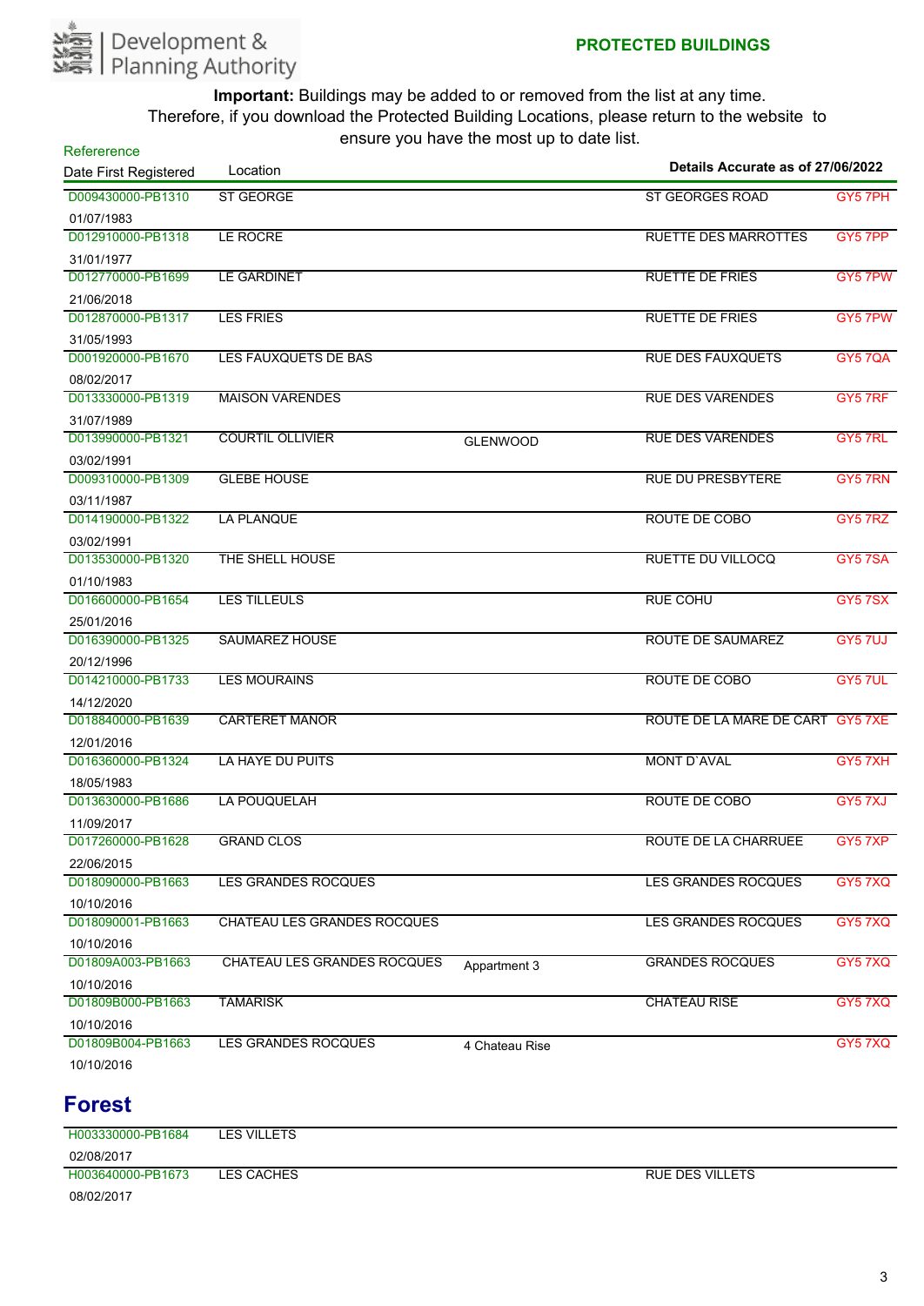# PROTECTED BUILDINGS

**Important:** Buildings may be added to or removed from the list at any time. Therefore, if you download the Protected Building Locations, please return to the website to ensure you have the most up to date list.

**Details Accurate as of 27/06/2022**

| Refeerence / Date First Registered | Location | | | |
|---|---|---|---|---|
| D009430000-PB1310<br>01/07/1983 | ST GEORGE | | ST GEORGES ROAD | GY5 7PH |
| D012910000-PB1318<br>31/01/1977 | LE ROCRE | | RUETTE DES MARROTTES | GY5 7PP |
| D012770000-PB1699<br>21/06/2018 | LE GARDINET | | RUETTE DE FRIES | GY5 7PW |
| D012870000-PB1317<br>31/05/1993 | LES FRIES | | RUETTE DE FRIES | GY5 7PW |
| D001920000-PB1670<br>08/02/2017 | LES FAUXQUETS DE BAS | | RUE DES FAUXQUETS | GY5 7QA |
| D013330000-PB1319<br>31/07/1989 | MAISON VARENDES | | RUE DES VARENDES | GY5 7RF |
| D013990000-PB1321<br>03/02/1991 | COURTIL OLLIVIER | GLENWOOD | RUE DES VARENDES | GY5 7RL |
| D009310000-PB1309<br>03/11/1987 | GLEBE HOUSE | | RUE DU PRESBYTERE | GY5 7RN |
| D014190000-PB1322<br>03/02/1991 | LA PLANQUE | | ROUTE DE COBO | GY5 7RZ |
| D013530000-PB1320<br>01/10/1983 | THE SHELL HOUSE | | RUETTE DU VILLOCQ | GY5 7SA |
| D016600000-PB1654<br>25/01/2016 | LES TILLEULS | | RUE COHU | GY5 7SX |
| D016390000-PB1325<br>20/12/1996 | SAUMAREZ HOUSE | | ROUTE DE SAUMAREZ | GY5 7UJ |
| D014210000-PB1733<br>14/12/2020 | LES MOURAINS | | ROUTE DE COBO | GY5 7UL |
| D018840000-PB1639<br>12/01/2016 | CARTERET MANOR | | ROUTE DE LA MARE DE CART | GY5 7XE |
| D016360000-PB1324<br>18/05/1983 | LA HAYE DU PUITS | | MONT D`AVAL | GY5 7XH |
| D013630000-PB1686<br>11/09/2017 | LA POUQUELAH | | ROUTE DE COBO | GY5 7XJ |
| D017260000-PB1628<br>22/06/2015 | GRAND CLOS | | ROUTE DE LA CHARRUEE | GY5 7XP |
| D018090000-PB1663<br>10/10/2016 | LES GRANDES ROCQUES | | LES GRANDES ROCQUES | GY5 7XQ |
| D018090001-PB1663<br>10/10/2016 | CHATEAU LES GRANDES ROCQUES | | LES GRANDES ROCQUES | GY5 7XQ |
| D01809A003-PB1663<br>10/10/2016 | CHATEAU LES GRANDES ROCQUES | Appartment 3 | GRANDES ROCQUES | GY5 7XQ |
| D01809B000-PB1663<br>10/10/2016 | TAMARISK | | CHATEAU RISE | GY5 7XQ |
| D01809B004-PB1663<br>10/10/2016 | LES GRANDES ROCQUES | 4 Chateau Rise | | GY5 7XQ |

## Forest

| Refeerence / Date First Registered | Location | | | |
|---|---|---|---|---|
| H003330000-PB1684<br>02/08/2017 | LES VILLETS | | | |
| H003640000-PB1673<br>08/02/2017 | LES CACHES | | RUE DES VILLETS | |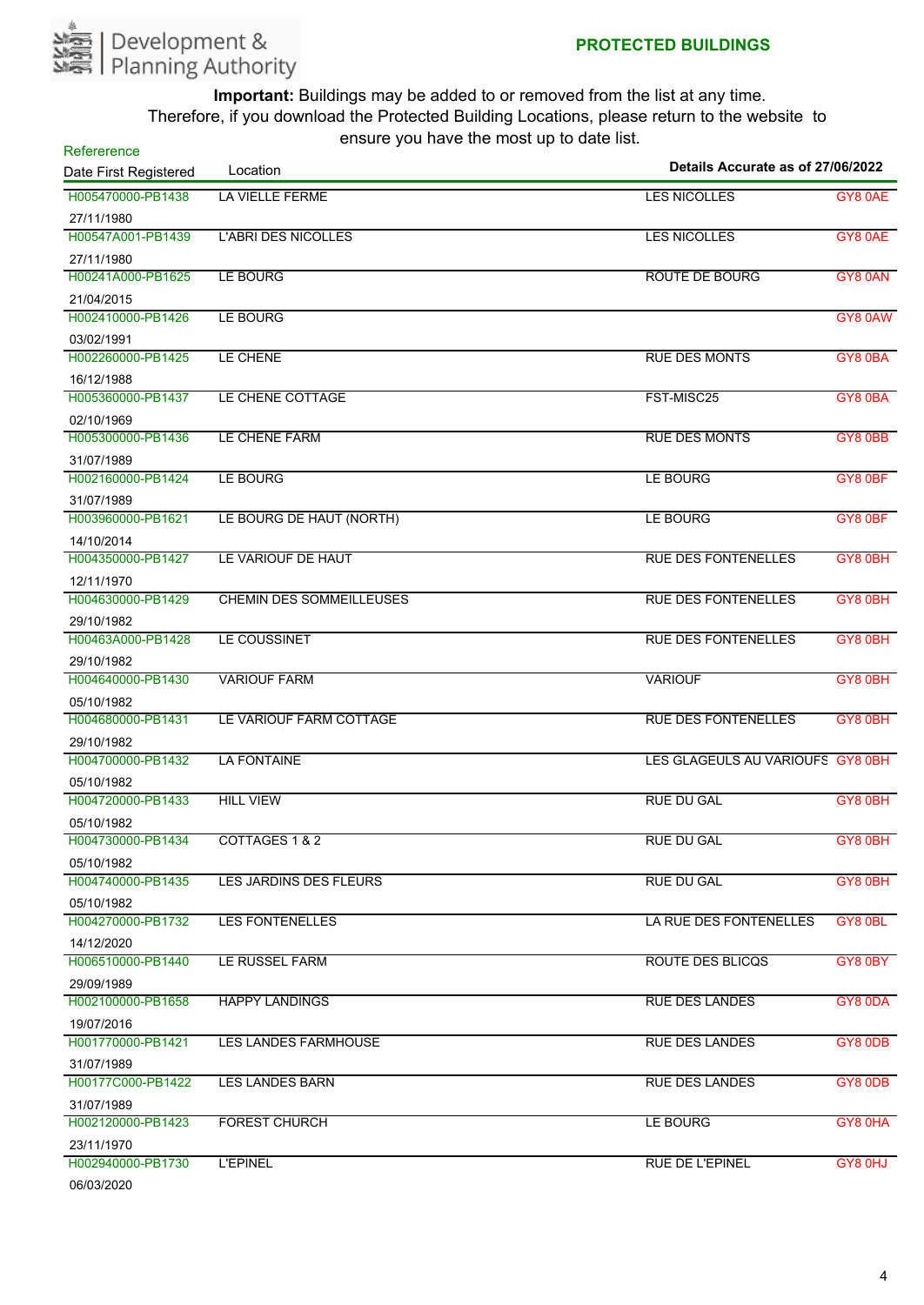# PROTECTED BUILDINGS

Development & Planning Authority

**Important:** Buildings may be added to or removed from the list at any time. Therefore, if you download the Protected Building Locations, please return to the website to ensure you have the most up to date list.

**Details Accurate as of 27/06/2022**

| Refererence / Date First Registered | Location | | |
|---|---|---|---|
| H005470000-PB1438<br>27/11/1980 | LA VIELLE FERME | LES NICOLLES | GY8 0AE |
| H00547A001-PB1439<br>27/11/1980 | L'ABRI DES NICOLLES | LES NICOLLES | GY8 0AE |
| H00241A000-PB1625<br>21/04/2015 | LE BOURG | ROUTE DE BOURG | GY8 0AN |
| H002410000-PB1426<br>03/02/1991 | LE BOURG | | GY8 0AW |
| H002260000-PB1425<br>16/12/1988 | LE CHENE | RUE DES MONTS | GY8 0BA |
| H005360000-PB1437<br>02/10/1969 | LE CHENE COTTAGE | FST-MISC25 | GY8 0BA |
| H005300000-PB1436<br>31/07/1989 | LE CHENE FARM | RUE DES MONTS | GY8 0BB |
| H002160000-PB1424<br>31/07/1989 | LE BOURG | LE BOURG | GY8 0BF |
| H003960000-PB1621<br>14/10/2014 | LE BOURG DE HAUT (NORTH) | LE BOURG | GY8 0BF |
| H004350000-PB1427<br>12/11/1970 | LE VARIOUF DE HAUT | RUE DES FONTENELLES | GY8 0BH |
| H004630000-PB1429<br>29/10/1982 | CHEMIN DES SOMMEILLEUSES | RUE DES FONTENELLES | GY8 0BH |
| H00463A000-PB1428<br>29/10/1982 | LE COUSSINET | RUE DES FONTENELLES | GY8 0BH |
| H004640000-PB1430<br>05/10/1982 | VARIOUF FARM | VARIOUF | GY8 0BH |
| H004680000-PB1431<br>29/10/1982 | LE VARIOUF FARM COTTAGE | RUE DES FONTENELLES | GY8 0BH |
| H004700000-PB1432<br>05/10/1982 | LA FONTAINE | LES GLAGEULS AU VARIOUFS | GY8 0BH |
| H004720000-PB1433<br>05/10/1982 | HILL VIEW | RUE DU GAL | GY8 0BH |
| H004730000-PB1434<br>05/10/1982 | COTTAGES 1 & 2 | RUE DU GAL | GY8 0BH |
| H004740000-PB1435<br>05/10/1982 | LES JARDINS DES FLEURS | RUE DU GAL | GY8 0BH |
| H004270000-PB1732<br>14/12/2020 | LES FONTENELLES | LA RUE DES FONTENELLES | GY8 0BL |
| H006510000-PB1440<br>29/09/1989 | LE RUSSEL FARM | ROUTE DES BLICQS | GY8 0BY |
| H002100000-PB1658<br>19/07/2016 | HAPPY LANDINGS | RUE DES LANDES | GY8 0DA |
| H001770000-PB1421<br>31/07/1989 | LES LANDES FARMHOUSE | RUE DES LANDES | GY8 0DB |
| H00177C000-PB1422<br>31/07/1989 | LES LANDES BARN | RUE DES LANDES | GY8 0DB |
| H002120000-PB1423<br>23/11/1970 | FOREST CHURCH | LE BOURG | GY8 0HA |
| H002940000-PB1730<br>06/03/2020 | L'EPINEL | RUE DE L'EPINEL | GY8 0HJ |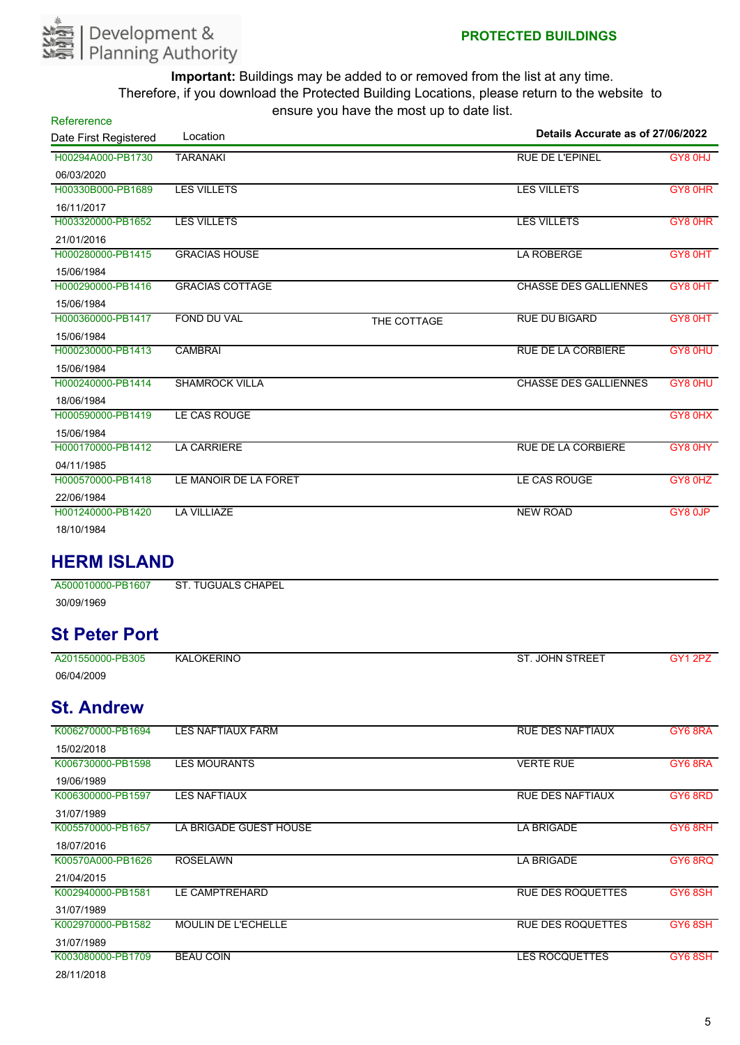Development & Planning Authority

**PROTECTED BUILDINGS**

**Important:** Buildings may be added to or removed from the list at any time. Therefore, if you download the Protected Building Locations, please return to the website to ensure you have the most up to date list.

**Details Accurate as of 27/06/2022**

| Refererence / Date First Registered | Location | | | |
|---|---|---|---|---|
| H00294A000-PB1730<br>06/03/2020 | TARANAKI | | RUE DE L'EPINEL | GY8 0HJ |
| H00330B000-PB1689<br>16/11/2017 | LES VILLETS | | LES VILLETS | GY8 0HR |
| H003320000-PB1652<br>21/01/2016 | LES VILLETS | | LES VILLETS | GY8 0HR |
| H000280000-PB1415<br>15/06/1984 | GRACIAS HOUSE | | LA ROBERGE | GY8 0HT |
| H000290000-PB1416<br>15/06/1984 | GRACIAS COTTAGE | | CHASSE DES GALLIENNES | GY8 0HT |
| H000360000-PB1417<br>15/06/1984 | FOND DU VAL | THE COTTAGE | RUE DU BIGARD | GY8 0HT |
| H000230000-PB1413<br>15/06/1984 | CAMBRAI | | RUE DE LA CORBIERE | GY8 0HU |
| H000240000-PB1414<br>18/06/1984 | SHAMROCK VILLA | | CHASSE DES GALLIENNES | GY8 0HU |
| H000590000-PB1419<br>15/06/1984 | LE CAS ROUGE | | | GY8 0HX |
| H000170000-PB1412<br>04/11/1985 | LA CARRIERE | | RUE DE LA CORBIERE | GY8 0HY |
| H000570000-PB1418<br>22/06/1984 | LE MANOIR DE LA FORET | | LE CAS ROUGE | GY8 0HZ |
| H001240000-PB1420<br>18/10/1984 | LA VILLIAZE | | NEW ROAD | GY8 0JP |

## HERM ISLAND

| Refererence / Date First Registered | Location | | | |
|---|---|---|---|---|
| A500010000-PB1607<br>30/09/1969 | ST. TUGUALS CHAPEL | | | |

## St Peter Port

| Refererence / Date First Registered | Location | | | |
|---|---|---|---|---|
| A201550000-PB305<br>06/04/2009 | KALOKERINO | | ST. JOHN STREET | GY1 2PZ |

## St. Andrew

| Refererence / Date First Registered | Location | | | |
|---|---|---|---|---|
| K006270000-PB1694<br>15/02/2018 | LES NAFTIAUX FARM | | RUE DES NAFTIAUX | GY6 8RA |
| K006730000-PB1598<br>19/06/1989 | LES MOURANTS | | VERTE RUE | GY6 8RA |
| K006300000-PB1597<br>31/07/1989 | LES NAFTIAUX | | RUE DES NAFTIAUX | GY6 8RD |
| K005570000-PB1657<br>18/07/2016 | LA BRIGADE GUEST HOUSE | | LA BRIGADE | GY6 8RH |
| K00570A000-PB1626<br>21/04/2015 | ROSELAWN | | LA BRIGADE | GY6 8RQ |
| K002940000-PB1581<br>31/07/1989 | LE CAMPTREHARD | | RUE DES ROQUETTES | GY6 8SH |
| K002970000-PB1582<br>31/07/1989 | MOULIN DE L'ECHELLE | | RUE DES ROQUETTES | GY6 8SH |
| K003080000-PB1709<br>28/11/2018 | BEAU COIN | | LES ROCQUETTES | GY6 8SH |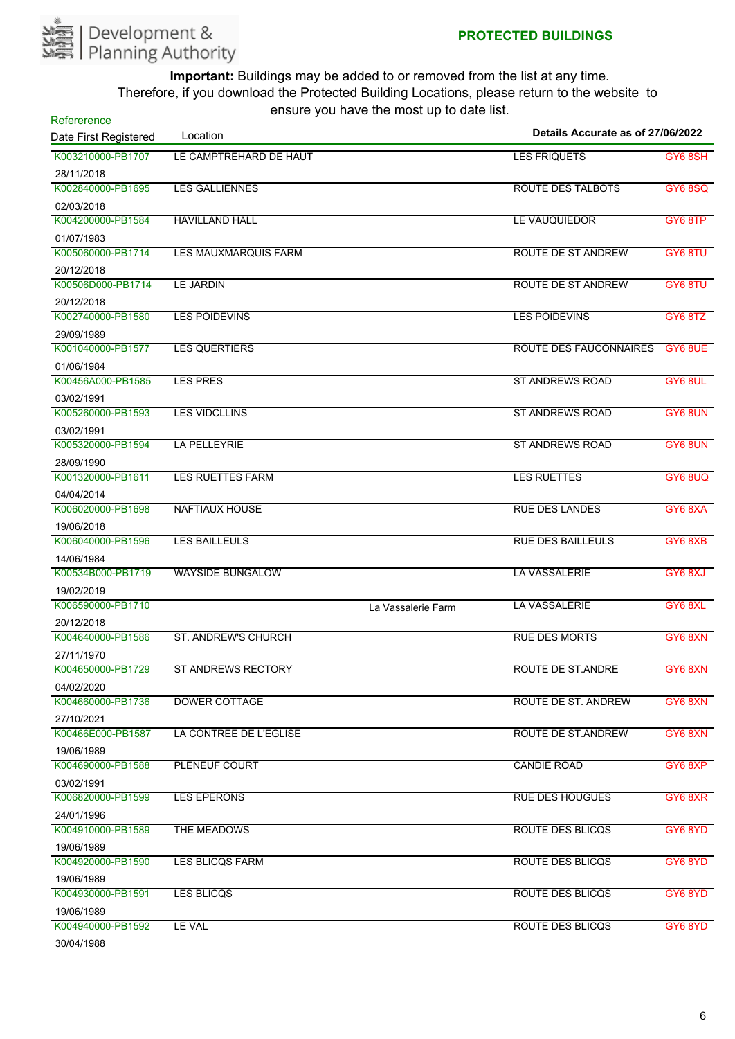Development & Planning Authority

**PROTECTED BUILDINGS**

**Important:** Buildings may be added to or removed from the list at any time.
Therefore, if you download the Protected Building Locations, please return to the website to ensure you have the most up to date list.

**Details Accurate as of 27/06/2022**

| Refererence / Date First Registered | Location | | | |
|---|---|---|---|---|
| K003210000-PB1707<br>28/11/2018 | LE CAMPTREHARD DE HAUT | | LES FRIQUETS | GY6 8SH |
| K002840000-PB1695<br>02/03/2018 | LES GALLIENNES | | ROUTE DES TALBOTS | GY6 8SQ |
| K004200000-PB1584<br>01/07/1983 | HAVILLAND HALL | | LE VAUQUIEDOR | GY6 8TP |
| K005060000-PB1714<br>20/12/2018 | LES MAUXMARQUIS FARM | | ROUTE DE ST ANDREW | GY6 8TU |
| K00506D000-PB1714<br>20/12/2018 | LE JARDIN | | ROUTE DE ST ANDREW | GY6 8TU |
| K002740000-PB1580<br>29/09/1989 | LES POIDEVINS | | LES POIDEVINS | GY6 8TZ |
| K001040000-PB1577<br>01/06/1984 | LES QUERTIERS | | ROUTE DES FAUCONNAIRES | GY6 8UE |
| K00456A000-PB1585<br>03/02/1991 | LES PRES | | ST ANDREWS ROAD | GY6 8UL |
| K005260000-PB1593<br>03/02/1991 | LES VIDCLLINS | | ST ANDREWS ROAD | GY6 8UN |
| K005320000-PB1594<br>28/09/1990 | LA PELLEYRIE | | ST ANDREWS ROAD | GY6 8UN |
| K001320000-PB1611<br>04/04/2014 | LES RUETTES FARM | | LES RUETTES | GY6 8UQ |
| K006020000-PB1698<br>19/06/2018 | NAFTIAUX HOUSE | | RUE DES LANDES | GY6 8XA |
| K006040000-PB1596<br>14/06/1984 | LES BAILLEULS | | RUE DES BAILLEULS | GY6 8XB |
| K00534B000-PB1719<br>19/02/2019 | WAYSIDE BUNGALOW | | LA VASSALERIE | GY6 8XJ |
| K006590000-PB1710<br>20/12/2018 | | La Vassalerie Farm | LA VASSALERIE | GY6 8XL |
| K004640000-PB1586<br>27/11/1970 | ST. ANDREW'S CHURCH | | RUE DES MORTS | GY6 8XN |
| K004650000-PB1729<br>04/02/2020 | ST ANDREWS RECTORY | | ROUTE DE ST.ANDRE | GY6 8XN |
| K004660000-PB1736<br>27/10/2021 | DOWER COTTAGE | | ROUTE DE ST. ANDREW | GY6 8XN |
| K00466E000-PB1587<br>19/06/1989 | LA CONTREE DE L'EGLISE | | ROUTE DE ST.ANDREW | GY6 8XN |
| K004690000-PB1588<br>03/02/1991 | PLENEUF COURT | | CANDIE ROAD | GY6 8XP |
| K006820000-PB1599<br>24/01/1996 | LES EPERONS | | RUE DES HOUGUES | GY6 8XR |
| K004910000-PB1589<br>19/06/1989 | THE MEADOWS | | ROUTE DES BLICQS | GY6 8YD |
| K004920000-PB1590<br>19/06/1989 | LES BLICQS FARM | | ROUTE DES BLICQS | GY6 8YD |
| K004930000-PB1591<br>19/06/1989 | LES BLICQS | | ROUTE DES BLICQS | GY6 8YD |
| K004940000-PB1592<br>30/04/1988 | LE VAL | | ROUTE DES BLICQS | GY6 8YD |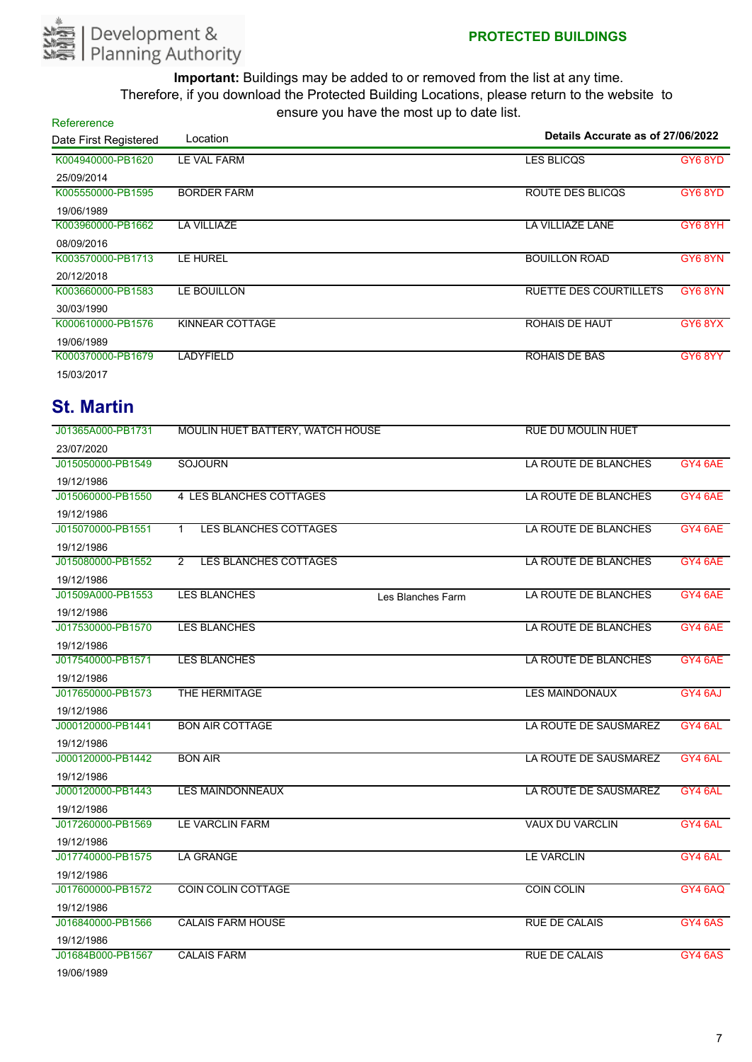Development & Planning Authority

**PROTECTED BUILDINGS**

**Important:** Buildings may be added to or removed from the list at any time. Therefore, if you download the Protected Building Locations, please return to the website to ensure you have the most up to date list.

**Details Accurate as of 27/06/2022**

| Refereence / Date First Registered | Location | | | |
|---|---|---|---|---|
| K004940000-PB1620 / 25/09/2014 | LE VAL FARM | | LES BLICQS | GY6 8YD |
| K005550000-PB1595 / 19/06/1989 | BORDER FARM | | ROUTE DES BLICQS | GY6 8YD |
| K003960000-PB1662 / 08/09/2016 | LA VILLIAZE | | LA VILLIAZE LANE | GY6 8YH |
| K003570000-PB1713 / 20/12/2018 | LE HUREL | | BOUILLON ROAD | GY6 8YN |
| K003660000-PB1583 / 30/03/1990 | LE BOUILLON | | RUETTE DES COURTILLETS | GY6 8YN |
| K000610000-PB1576 / 19/06/1989 | KINNEAR COTTAGE | | ROHAIS DE HAUT | GY6 8YX |
| K000370000-PB1679 / 15/03/2017 | LADYFIELD | | ROHAIS DE BAS | GY6 8YY |

## St. Martin

| Refereence / Date First Registered | Location | | | |
|---|---|---|---|---|
| J01365A000-PB1731 / 23/07/2020 | MOULIN HUET BATTERY, WATCH HOUSE | | RUE DU MOULIN HUET | |
| J015050000-PB1549 / 19/12/1986 | SOJOURN | | LA ROUTE DE BLANCHES | GY4 6AE |
| J015060000-PB1550 / 19/12/1986 | 4 LES BLANCHES COTTAGES | | LA ROUTE DE BLANCHES | GY4 6AE |
| J015070000-PB1551 / 19/12/1986 | 1 LES BLANCHES COTTAGES | | LA ROUTE DE BLANCHES | GY4 6AE |
| J015080000-PB1552 / 19/12/1986 | 2 LES BLANCHES COTTAGES | | LA ROUTE DE BLANCHES | GY4 6AE |
| J01509A000-PB1553 / 19/12/1986 | LES BLANCHES | Les Blanches Farm | LA ROUTE DE BLANCHES | GY4 6AE |
| J017530000-PB1570 / 19/12/1986 | LES BLANCHES | | LA ROUTE DE BLANCHES | GY4 6AE |
| J017540000-PB1571 / 19/12/1986 | LES BLANCHES | | LA ROUTE DE BLANCHES | GY4 6AE |
| J017650000-PB1573 / 19/12/1986 | THE HERMITAGE | | LES MAINDONAUX | GY4 6AJ |
| J000120000-PB1441 / 19/12/1986 | BON AIR COTTAGE | | LA ROUTE DE SAUSMAREZ | GY4 6AL |
| J000120000-PB1442 / 19/12/1986 | BON AIR | | LA ROUTE DE SAUSMAREZ | GY4 6AL |
| J000120000-PB1443 / 19/12/1986 | LES MAINDONNEAUX | | LA ROUTE DE SAUSMAREZ | GY4 6AL |
| J017260000-PB1569 / 19/12/1986 | LE VARCLIN FARM | | VAUX DU VARCLIN | GY4 6AL |
| J017740000-PB1575 / 19/12/1986 | LA GRANGE | | LE VARCLIN | GY4 6AL |
| J017600000-PB1572 / 19/12/1986 | COIN COLIN COTTAGE | | COIN COLIN | GY4 6AQ |
| J016840000-PB1566 / 19/12/1986 | CALAIS FARM HOUSE | | RUE DE CALAIS | GY4 6AS |
| J01684B000-PB1567 / 19/06/1989 | CALAIS FARM | | RUE DE CALAIS | GY4 6AS |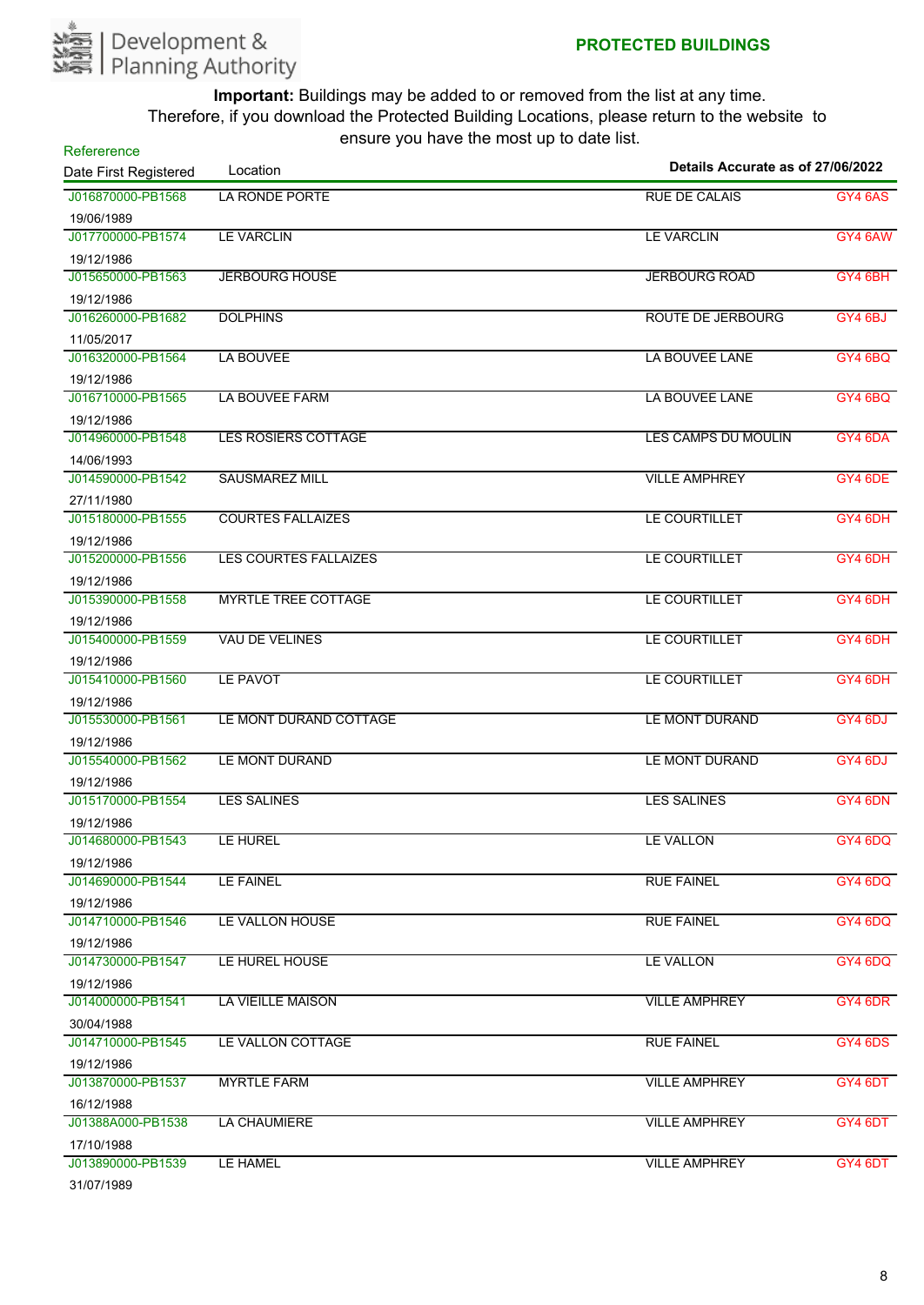Development & Planning Authority

**PROTECTED BUILDINGS**

**Important:** Buildings may be added to or removed from the list at any time. Therefore, if you download the Protected Building Locations, please return to the website to ensure you have the most up to date list.

**Details Accurate as of 27/06/2022**

| Refererence / Date First Registered | Location | | |
|---|---|---|---|
| J016870000-PB1568 19/06/1989 | LA RONDE PORTE | RUE DE CALAIS | GY4 6AS |
| J017700000-PB1574 19/12/1986 | LE VARCLIN | LE VARCLIN | GY4 6AW |
| J015650000-PB1563 19/12/1986 | JERBOURG HOUSE | JERBOURG ROAD | GY4 6BH |
| J016260000-PB1682 11/05/2017 | DOLPHINS | ROUTE DE JERBOURG | GY4 6BJ |
| J016320000-PB1564 19/12/1986 | LA BOUVEE | LA BOUVEE LANE | GY4 6BQ |
| J016710000-PB1565 19/12/1986 | LA BOUVEE FARM | LA BOUVEE LANE | GY4 6BQ |
| J014960000-PB1548 14/06/1993 | LES ROSIERS COTTAGE | LES CAMPS DU MOULIN | GY4 6DA |
| J014590000-PB1542 27/11/1980 | SAUSMAREZ MILL | VILLE AMPHREY | GY4 6DE |
| J015180000-PB1555 19/12/1986 | COURTES FALLAIZES | LE COURTILLET | GY4 6DH |
| J015200000-PB1556 19/12/1986 | LES COURTES FALLAIZES | LE COURTILLET | GY4 6DH |
| J015390000-PB1558 19/12/1986 | MYRTLE TREE COTTAGE | LE COURTILLET | GY4 6DH |
| J015400000-PB1559 19/12/1986 | VAU DE VELINES | LE COURTILLET | GY4 6DH |
| J015410000-PB1560 19/12/1986 | LE PAVOT | LE COURTILLET | GY4 6DH |
| J015530000-PB1561 19/12/1986 | LE MONT DURAND COTTAGE | LE MONT DURAND | GY4 6DJ |
| J015540000-PB1562 19/12/1986 | LE MONT DURAND | LE MONT DURAND | GY4 6DJ |
| J015170000-PB1554 19/12/1986 | LES SALINES | LES SALINES | GY4 6DN |
| J014680000-PB1543 19/12/1986 | LE HUREL | LE VALLON | GY4 6DQ |
| J014690000-PB1544 19/12/1986 | LE FAINEL | RUE FAINEL | GY4 6DQ |
| J014710000-PB1546 19/12/1986 | LE VALLON HOUSE | RUE FAINEL | GY4 6DQ |
| J014730000-PB1547 19/12/1986 | LE HUREL HOUSE | LE VALLON | GY4 6DQ |
| J014000000-PB1541 30/04/1988 | LA VIEILLE MAISON | VILLE AMPHREY | GY4 6DR |
| J014710000-PB1545 19/12/1986 | LE VALLON COTTAGE | RUE FAINEL | GY4 6DS |
| J013870000-PB1537 16/12/1988 | MYRTLE FARM | VILLE AMPHREY | GY4 6DT |
| J01388A000-PB1538 17/10/1988 | LA CHAUMIERE | VILLE AMPHREY | GY4 6DT |
| J013890000-PB1539 31/07/1989 | LE HAMEL | VILLE AMPHREY | GY4 6DT |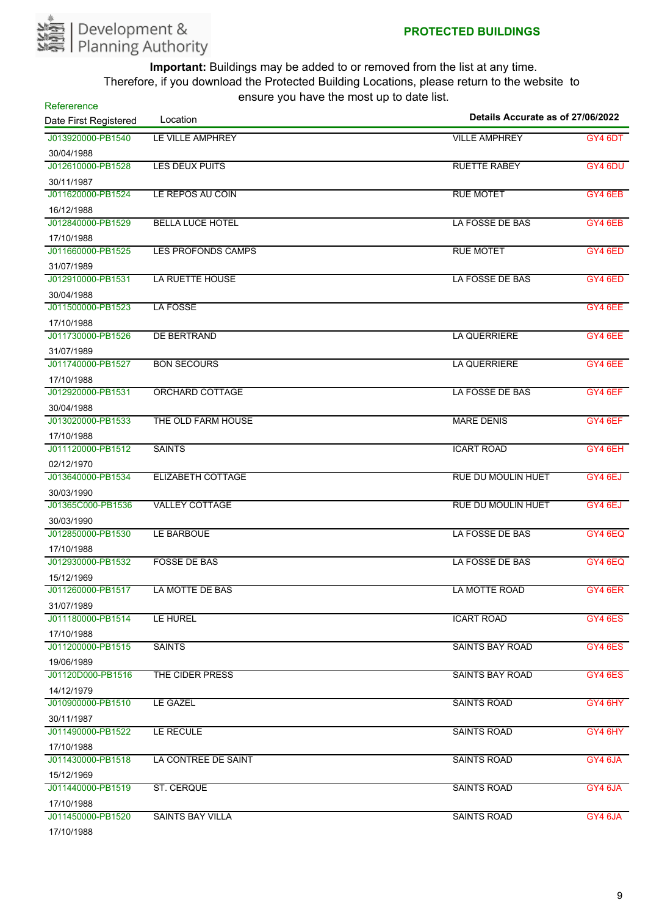Development & Planning Authority

## PROTECTED BUILDINGS

**Important:** Buildings may be added to or removed from the list at any time. Therefore, if you download the Protected Building Locations, please return to the website to ensure you have the most up to date list.

**Details Accurate as of 27/06/2022**

| Refererence / Date First Registered | Location | | |
|---|---|---|---|
| J013920000-PB1540<br>30/04/1988 | LE VILLE AMPHREY | VILLE AMPHREY | GY4 6DT |
| J012610000-PB1528<br>30/11/1987 | LES DEUX PUITS | RUETTE RABEY | GY4 6DU |
| J011620000-PB1524<br>16/12/1988 | LE REPOS AU COIN | RUE MOTET | GY4 6EB |
| J012840000-PB1529<br>17/10/1988 | BELLA LUCE HOTEL | LA FOSSE DE BAS | GY4 6EB |
| J011660000-PB1525<br>31/07/1989 | LES PROFONDS CAMPS | RUE MOTET | GY4 6ED |
| J012910000-PB1531<br>30/04/1988 | LA RUETTE HOUSE | LA FOSSE DE BAS | GY4 6ED |
| J011500000-PB1523<br>17/10/1988 | LA FOSSE | | GY4 6EE |
| J011730000-PB1526<br>31/07/1989 | DE BERTRAND | LA QUERRIERE | GY4 6EE |
| J011740000-PB1527<br>17/10/1988 | BON SECOURS | LA QUERRIERE | GY4 6EE |
| J012920000-PB1531<br>30/04/1988 | ORCHARD COTTAGE | LA FOSSE DE BAS | GY4 6EF |
| J013020000-PB1533<br>17/10/1988 | THE OLD FARM HOUSE | MARE DENIS | GY4 6EF |
| J011120000-PB1512<br>02/12/1970 | SAINTS | ICART ROAD | GY4 6EH |
| J013640000-PB1534<br>30/03/1990 | ELIZABETH COTTAGE | RUE DU MOULIN HUET | GY4 6EJ |
| J01365C000-PB1536<br>30/03/1990 | VALLEY COTTAGE | RUE DU MOULIN HUET | GY4 6EJ |
| J012850000-PB1530<br>17/10/1988 | LE BARBOUE | LA FOSSE DE BAS | GY4 6EQ |
| J012930000-PB1532<br>15/12/1969 | FOSSE DE BAS | LA FOSSE DE BAS | GY4 6EQ |
| J011260000-PB1517<br>31/07/1989 | LA MOTTE DE BAS | LA MOTTE ROAD | GY4 6ER |
| J011180000-PB1514<br>17/10/1988 | LE HUREL | ICART ROAD | GY4 6ES |
| J011200000-PB1515<br>19/06/1989 | SAINTS | SAINTS BAY ROAD | GY4 6ES |
| J01120D000-PB1516<br>14/12/1979 | THE CIDER PRESS | SAINTS BAY ROAD | GY4 6ES |
| J010900000-PB1510<br>30/11/1987 | LE GAZEL | SAINTS ROAD | GY4 6HY |
| J011490000-PB1522<br>17/10/1988 | LE RECULE | SAINTS ROAD | GY4 6HY |
| J011430000-PB1518<br>15/12/1969 | LA CONTREE DE SAINT | SAINTS ROAD | GY4 6JA |
| J011440000-PB1519<br>17/10/1988 | ST. CERQUE | SAINTS ROAD | GY4 6JA |
| J011450000-PB1520<br>17/10/1988 | SAINTS BAY VILLA | SAINTS ROAD | GY4 6JA |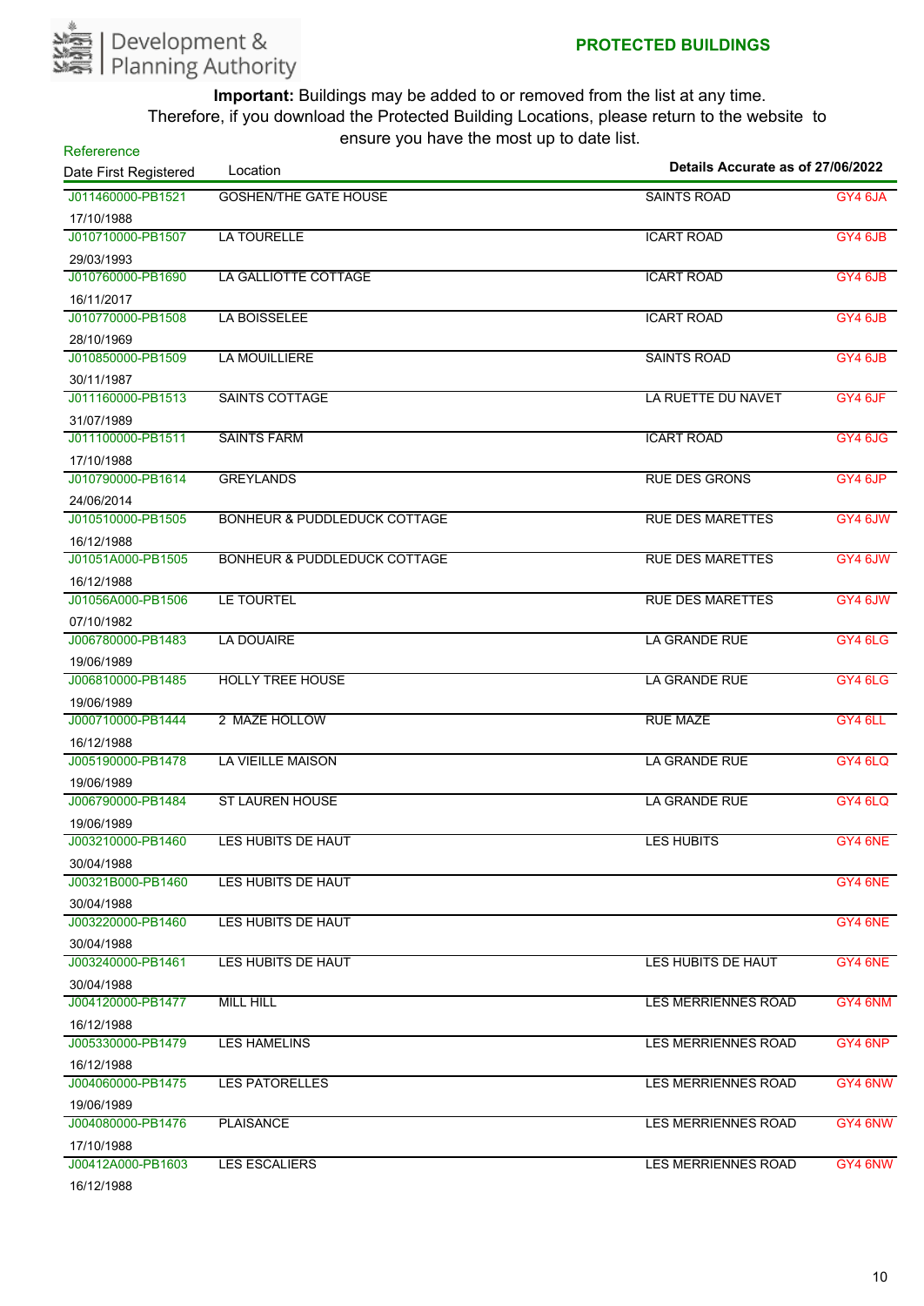Development & Planning Authority

## PROTECTED BUILDINGS

**Important:** Buildings may be added to or removed from the list at any time. Therefore, if you download the Protected Building Locations, please return to the website to ensure you have the most up to date list.

**Details Accurate as of 27/06/2022**

| Refererence<br>Date First Registered | Location | | |
|---|---|---|---|
| J011460000-PB1521<br>17/10/1988 | GOSHEN/THE GATE HOUSE | SAINTS ROAD | GY4 6JA |
| J010710000-PB1507<br>29/03/1993 | LA TOURELLE | ICART ROAD | GY4 6JB |
| J010760000-PB1690<br>16/11/2017 | LA GALLIOTTE COTTAGE | ICART ROAD | GY4 6JB |
| J010770000-PB1508<br>28/10/1969 | LA BOISSELEE | ICART ROAD | GY4 6JB |
| J010850000-PB1509<br>30/11/1987 | LA MOUILLIERE | SAINTS ROAD | GY4 6JB |
| J011160000-PB1513<br>31/07/1989 | SAINTS COTTAGE | LA RUETTE DU NAVET | GY4 6JF |
| J011100000-PB1511<br>17/10/1988 | SAINTS FARM | ICART ROAD | GY4 6JG |
| J010790000-PB1614<br>24/06/2014 | GREYLANDS | RUE DES GRONS | GY4 6JP |
| J010510000-PB1505<br>16/12/1988 | BONHEUR & PUDDLEDUCK COTTAGE | RUE DES MARETTES | GY4 6JW |
| J01051A000-PB1505<br>16/12/1988 | BONHEUR & PUDDLEDUCK COTTAGE | RUE DES MARETTES | GY4 6JW |
| J01056A000-PB1506<br>07/10/1982 | LE TOURTEL | RUE DES MARETTES | GY4 6JW |
| J006780000-PB1483<br>19/06/1989 | LA DOUAIRE | LA GRANDE RUE | GY4 6LG |
| J006810000-PB1485<br>19/06/1989 | HOLLY TREE HOUSE | LA GRANDE RUE | GY4 6LG |
| J000710000-PB1444<br>16/12/1988 | 2 MAZE HOLLOW | RUE MAZE | GY4 6LL |
| J005190000-PB1478<br>19/06/1989 | LA VIEILLE MAISON | LA GRANDE RUE | GY4 6LQ |
| J006790000-PB1484<br>19/06/1989 | ST LAUREN HOUSE | LA GRANDE RUE | GY4 6LQ |
| J003210000-PB1460<br>30/04/1988 | LES HUBITS DE HAUT | LES HUBITS | GY4 6NE |
| J00321B000-PB1460<br>30/04/1988 | LES HUBITS DE HAUT | | GY4 6NE |
| J003220000-PB1460<br>30/04/1988 | LES HUBITS DE HAUT | | GY4 6NE |
| J003240000-PB1461<br>30/04/1988 | LES HUBITS DE HAUT | LES HUBITS DE HAUT | GY4 6NE |
| J004120000-PB1477<br>16/12/1988 | MILL HILL | LES MERRIENNES ROAD | GY4 6NM |
| J005330000-PB1479<br>16/12/1988 | LES HAMELINS | LES MERRIENNES ROAD | GY4 6NP |
| J004060000-PB1475<br>19/06/1989 | LES PATORELLES | LES MERRIENNES ROAD | GY4 6NW |
| J004080000-PB1476<br>17/10/1988 | PLAISANCE | LES MERRIENNES ROAD | GY4 6NW |
| J00412A000-PB1603<br>16/12/1988 | LES ESCALIERS | LES MERRIENNES ROAD | GY4 6NW |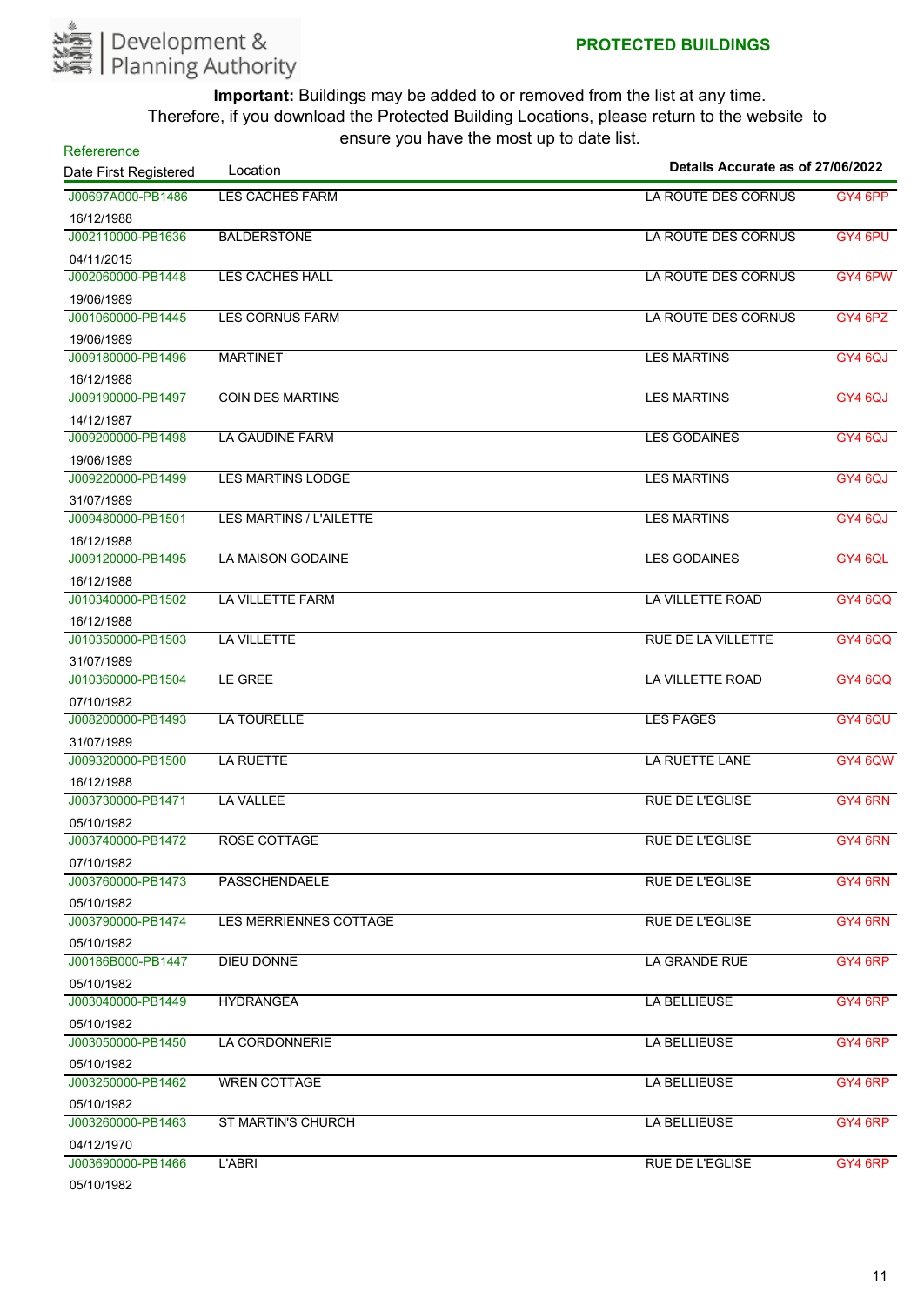Development & Planning Authority

**PROTECTED BUILDINGS**

**Important:** Buildings may be added to or removed from the list at any time.
Therefore, if you download the Protected Building Locations, please return to the website to ensure you have the most up to date list.

**Details Accurate as of 27/06/2022**

| Refererence / Date First Registered | Location | | |
|---|---|---|---|
| J00697A000-PB1486<br>16/12/1988 | LES CACHES FARM | LA ROUTE DES CORNUS | GY4 6PP |
| J002110000-PB1636<br>04/11/2015 | BALDERSTONE | LA ROUTE DES CORNUS | GY4 6PU |
| J002060000-PB1448<br>19/06/1989 | LES CACHES HALL | LA ROUTE DES CORNUS | GY4 6PW |
| J001060000-PB1445<br>19/06/1989 | LES CORNUS FARM | LA ROUTE DES CORNUS | GY4 6PZ |
| J009180000-PB1496<br>16/12/1988 | MARTINET | LES MARTINS | GY4 6QJ |
| J009190000-PB1497<br>14/12/1987 | COIN DES MARTINS | LES MARTINS | GY4 6QJ |
| J009200000-PB1498<br>19/06/1989 | LA GAUDINE FARM | LES GODAINES | GY4 6QJ |
| J009220000-PB1499<br>31/07/1989 | LES MARTINS LODGE | LES MARTINS | GY4 6QJ |
| J009480000-PB1501<br>16/12/1988 | LES MARTINS / L'AILETTE | LES MARTINS | GY4 6QJ |
| J009120000-PB1495<br>16/12/1988 | LA MAISON GODAINE | LES GODAINES | GY4 6QL |
| J010340000-PB1502<br>16/12/1988 | LA VILLETTE FARM | LA VILLETTE ROAD | GY4 6QQ |
| J010350000-PB1503<br>31/07/1989 | LA VILLETTE | RUE DE LA VILLETTE | GY4 6QQ |
| J010360000-PB1504<br>07/10/1982 | LE GREE | LA VILLETTE ROAD | GY4 6QQ |
| J008200000-PB1493<br>31/07/1989 | LA TOURELLE | LES PAGES | GY4 6QU |
| J009320000-PB1500<br>16/12/1988 | LA RUETTE | LA RUETTE LANE | GY4 6QW |
| J003730000-PB1471<br>05/10/1982 | LA VALLEE | RUE DE L'EGLISE | GY4 6RN |
| J003740000-PB1472<br>07/10/1982 | ROSE COTTAGE | RUE DE L'EGLISE | GY4 6RN |
| J003760000-PB1473<br>05/10/1982 | PASSCHENDAELE | RUE DE L'EGLISE | GY4 6RN |
| J003790000-PB1474<br>05/10/1982 | LES MERRIENNES COTTAGE | RUE DE L'EGLISE | GY4 6RN |
| J00186B000-PB1447<br>05/10/1982 | DIEU DONNE | LA GRANDE RUE | GY4 6RP |
| J003040000-PB1449<br>05/10/1982 | HYDRANGEA | LA BELLIEUSE | GY4 6RP |
| J003050000-PB1450<br>05/10/1982 | LA CORDONNERIE | LA BELLIEUSE | GY4 6RP |
| J003250000-PB1462<br>05/10/1982 | WREN COTTAGE | LA BELLIEUSE | GY4 6RP |
| J003260000-PB1463<br>04/12/1970 | ST MARTIN'S CHURCH | LA BELLIEUSE | GY4 6RP |
| J003690000-PB1466<br>05/10/1982 | L'ABRI | RUE DE L'EGLISE | GY4 6RP |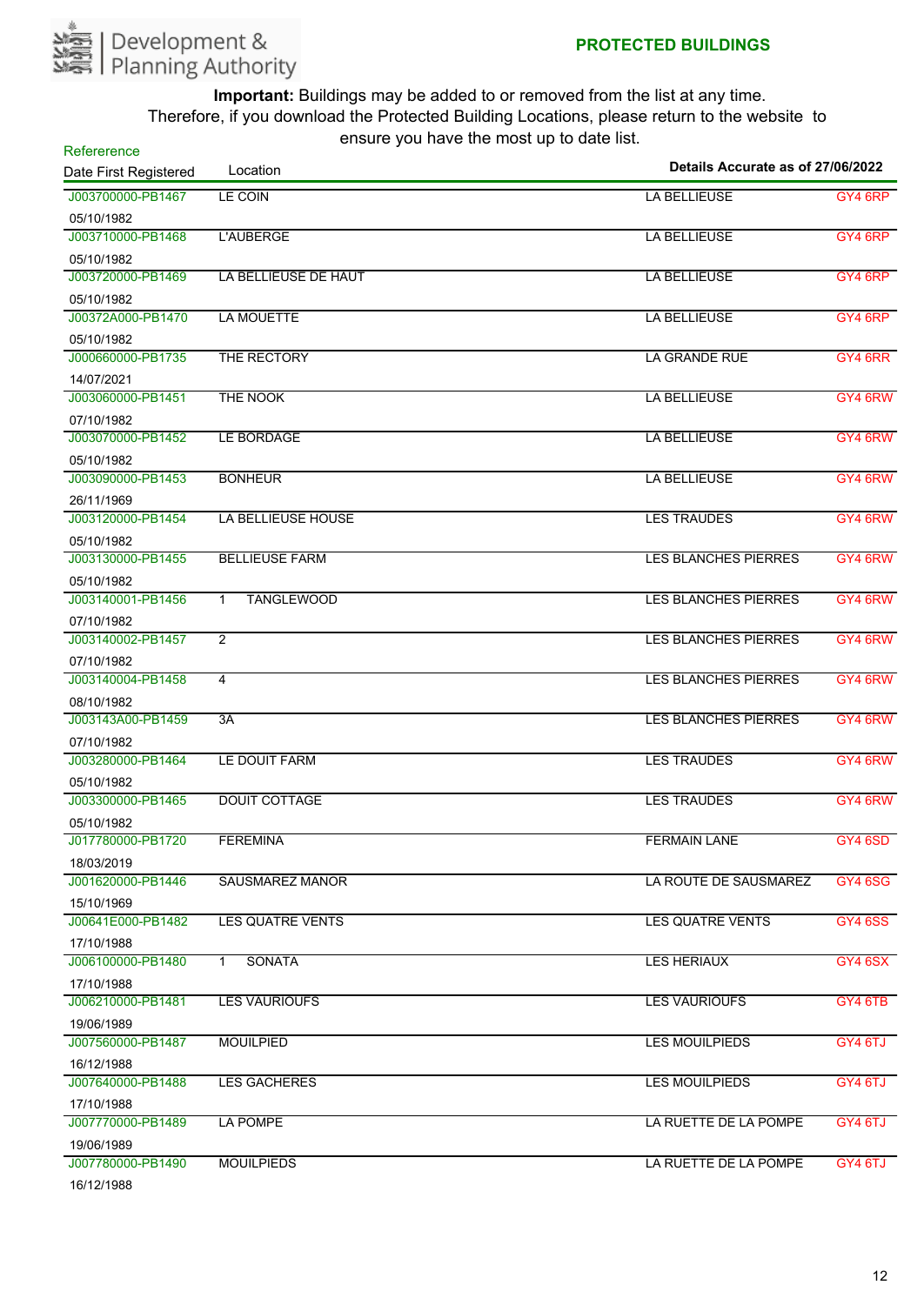Development & Planning Authority

## PROTECTED BUILDINGS

**Important:** Buildings may be added to or removed from the list at any time. Therefore, if you download the Protected Building Locations, please return to the website to ensure you have the most up to date list.

**Details Accurate as of 27/06/2022**

| Refererence / Date First Registered | Location | | |
|---|---|---|---|
| J003700000-PB1467<br>05/10/1982 | LE COIN | LA BELLIEUSE | GY4 6RP |
| J003710000-PB1468<br>05/10/1982 | L'AUBERGE | LA BELLIEUSE | GY4 6RP |
| J003720000-PB1469<br>05/10/1982 | LA BELLIEUSE DE HAUT | LA BELLIEUSE | GY4 6RP |
| J00372A000-PB1470<br>05/10/1982 | LA MOUETTE | LA BELLIEUSE | GY4 6RP |
| J000660000-PB1735<br>14/07/2021 | THE RECTORY | LA GRANDE RUE | GY4 6RR |
| J003060000-PB1451<br>07/10/1982 | THE NOOK | LA BELLIEUSE | GY4 6RW |
| J003070000-PB1452<br>05/10/1982 | LE BORDAGE | LA BELLIEUSE | GY4 6RW |
| J003090000-PB1453<br>26/11/1969 | BONHEUR | LA BELLIEUSE | GY4 6RW |
| J003120000-PB1454<br>05/10/1982 | LA BELLIEUSE HOUSE | LES TRAUDES | GY4 6RW |
| J003130000-PB1455<br>05/10/1982 | BELLIEUSE FARM | LES BLANCHES PIERRES | GY4 6RW |
| J003140001-PB1456<br>07/10/1982 | 1 TANGLEWOOD | LES BLANCHES PIERRES | GY4 6RW |
| J003140002-PB1457<br>07/10/1982 | 2 | LES BLANCHES PIERRES | GY4 6RW |
| J003140004-PB1458<br>08/10/1982 | 4 | LES BLANCHES PIERRES | GY4 6RW |
| J003143A00-PB1459<br>07/10/1982 | 3A | LES BLANCHES PIERRES | GY4 6RW |
| J003280000-PB1464<br>05/10/1982 | LE DOUIT FARM | LES TRAUDES | GY4 6RW |
| J003300000-PB1465<br>05/10/1982 | DOUIT COTTAGE | LES TRAUDES | GY4 6RW |
| J017780000-PB1720<br>18/03/2019 | FEREMINA | FERMAIN LANE | GY4 6SD |
| J001620000-PB1446<br>15/10/1969 | SAUSMAREZ MANOR | LA ROUTE DE SAUSMAREZ | GY4 6SG |
| J00641E000-PB1482<br>17/10/1988 | LES QUATRE VENTS | LES QUATRE VENTS | GY4 6SS |
| J006100000-PB1480<br>17/10/1988 | 1 SONATA | LES HERIAUX | GY4 6SX |
| J006210000-PB1481<br>19/06/1989 | LES VAURIOUFS | LES VAURIOUFS | GY4 6TB |
| J007560000-PB1487<br>16/12/1988 | MOUILPIED | LES MOUILPIEDS | GY4 6TJ |
| J007640000-PB1488<br>17/10/1988 | LES GACHERES | LES MOUILPIEDS | GY4 6TJ |
| J007770000-PB1489<br>19/06/1989 | LA POMPE | LA RUETTE DE LA POMPE | GY4 6TJ |
| J007780000-PB1490<br>16/12/1988 | MOUILPIEDS | LA RUETTE DE LA POMPE | GY4 6TJ |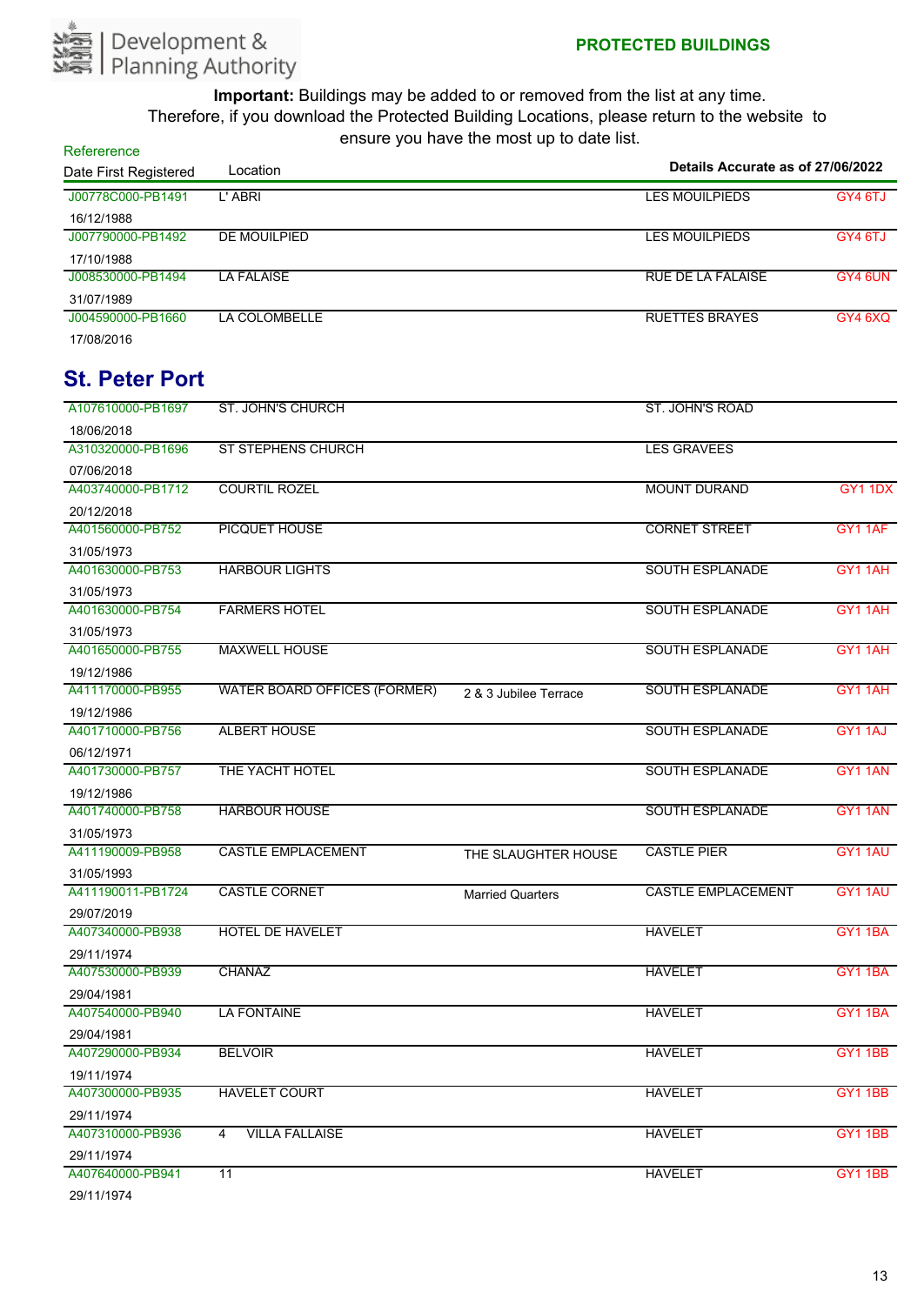Development & Planning Authority

**PROTECTED BUILDINGS**

**Important:** Buildings may be added to or removed from the list at any time. Therefore, if you download the Protected Building Locations, please return to the website to ensure you have the most up to date list.

| Refereerence / Date First Registered | Location | | Details Accurate as of 27/06/2022 | |
|---|---|---|---|---|
| J00778C000-PB1491 / 16/12/1988 | L' ABRI | | LES MOUILPIEDS | GY4 6TJ |
| J007790000-PB1492 / 17/10/1988 | DE MOUILPIED | | LES MOUILPIEDS | GY4 6TJ |
| J008530000-PB1494 / 31/07/1989 | LA FALAISE | | RUE DE LA FALAISE | GY4 6UN |
| J004590000-PB1660 / 17/08/2016 | LA COLOMBELLE | | RUETTES BRAYES | GY4 6XQ |

## St. Peter Port

| Reference / Date First Registered | Location | | | |
|---|---|---|---|---|
| A107610000-PB1697 / 18/06/2018 | ST. JOHN'S CHURCH | | ST. JOHN'S ROAD | |
| A310320000-PB1696 / 07/06/2018 | ST STEPHENS CHURCH | | LES GRAVEES | |
| A403740000-PB1712 / 20/12/2018 | COURTIL ROZEL | | MOUNT DURAND | GY1 1DX |
| A401560000-PB752 / 31/05/1973 | PICQUET HOUSE | | CORNET STREET | GY1 1AF |
| A401630000-PB753 / 31/05/1973 | HARBOUR LIGHTS | | SOUTH ESPLANADE | GY1 1AH |
| A401630000-PB754 / 31/05/1973 | FARMERS HOTEL | | SOUTH ESPLANADE | GY1 1AH |
| A401650000-PB755 / 19/12/1986 | MAXWELL HOUSE | | SOUTH ESPLANADE | GY1 1AH |
| A411170000-PB955 / 19/12/1986 | WATER BOARD OFFICES (FORMER) | 2 & 3 Jubilee Terrace | SOUTH ESPLANADE | GY1 1AH |
| A401710000-PB756 / 06/12/1971 | ALBERT HOUSE | | SOUTH ESPLANADE | GY1 1AJ |
| A401730000-PB757 / 19/12/1986 | THE YACHT HOTEL | | SOUTH ESPLANADE | GY1 1AN |
| A401740000-PB758 / 31/05/1973 | HARBOUR HOUSE | | SOUTH ESPLANADE | GY1 1AN |
| A411190009-PB958 / 31/05/1993 | CASTLE EMPLACEMENT | THE SLAUGHTER HOUSE | CASTLE PIER | GY1 1AU |
| A411190011-PB1724 / 29/07/2019 | CASTLE CORNET | Married Quarters | CASTLE EMPLACEMENT | GY1 1AU |
| A407340000-PB938 / 29/11/1974 | HOTEL DE HAVELET | | HAVELET | GY1 1BA |
| A407530000-PB939 / 29/04/1981 | CHANAZ | | HAVELET | GY1 1BA |
| A407540000-PB940 / 29/04/1981 | LA FONTAINE | | HAVELET | GY1 1BA |
| A407290000-PB934 / 19/11/1974 | BELVOIR | | HAVELET | GY1 1BB |
| A407300000-PB935 / 29/11/1974 | HAVELET COURT | | HAVELET | GY1 1BB |
| A407310000-PB936 / 29/11/1974 | 4 VILLA FALLAISE | | HAVELET | GY1 1BB |
| A407640000-PB941 / 29/11/1974 | 11 | | HAVELET | GY1 1BB |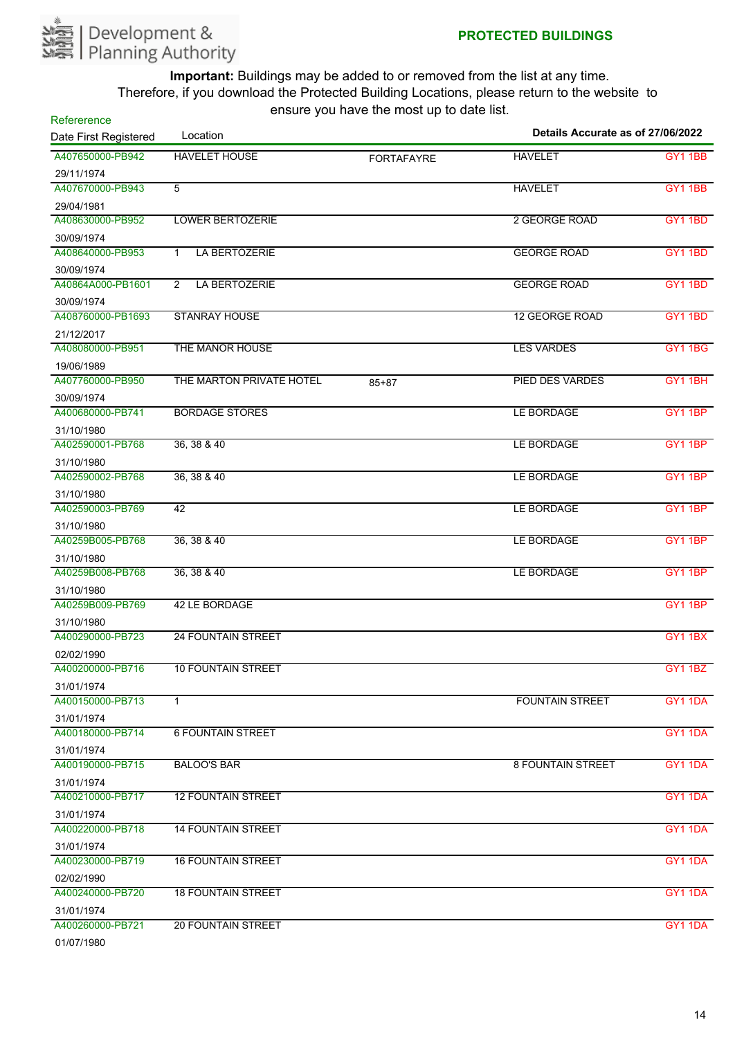Development & Planning Authority

## PROTECTED BUILDINGS

**Important:** Buildings may be added to or removed from the list at any time. Therefore, if you download the Protected Building Locations, please return to the website to ensure you have the most up to date list.

**Details Accurate as of 27/06/2022**

| Refererence / Date First Registered | Location | | | |
|---|---|---|---|---|
| A407650000-PB942<br>29/11/1974 | HAVELET HOUSE | FORTAFAYRE | HAVELET | GY1 1BB |
| A407670000-PB943<br>29/04/1981 | 5 | | HAVELET | GY1 1BB |
| A408630000-PB952<br>30/09/1974 | LOWER BERTOZERIE | | 2 GEORGE ROAD | GY1 1BD |
| A408640000-PB953<br>30/09/1974 | 1 LA BERTOZERIE | | GEORGE ROAD | GY1 1BD |
| A40864A000-PB1601<br>30/09/1974 | 2 LA BERTOZERIE | | GEORGE ROAD | GY1 1BD |
| A408760000-PB1693<br>21/12/2017 | STANRAY HOUSE | | 12 GEORGE ROAD | GY1 1BD |
| A408080000-PB951<br>19/06/1989 | THE MANOR HOUSE | | LES VARDES | GY1 1BG |
| A407760000-PB950<br>30/09/1974 | THE MARTON PRIVATE HOTEL | 85+87 | PIED DES VARDES | GY1 1BH |
| A400680000-PB741<br>31/10/1980 | BORDAGE STORES | | LE BORDAGE | GY1 1BP |
| A402590001-PB768<br>31/10/1980 | 36, 38 & 40 | | LE BORDAGE | GY1 1BP |
| A402590002-PB768<br>31/10/1980 | 36, 38 & 40 | | LE BORDAGE | GY1 1BP |
| A402590003-PB769<br>31/10/1980 | 42 | | LE BORDAGE | GY1 1BP |
| A40259B005-PB768<br>31/10/1980 | 36, 38 & 40 | | LE BORDAGE | GY1 1BP |
| A40259B008-PB768<br>31/10/1980 | 36, 38 & 40 | | LE BORDAGE | GY1 1BP |
| A40259B009-PB769<br>31/10/1980 | 42 LE BORDAGE | | | GY1 1BP |
| A400290000-PB723<br>02/02/1990 | 24 FOUNTAIN STREET | | | GY1 1BX |
| A400200000-PB716<br>31/01/1974 | 10 FOUNTAIN STREET | | | GY1 1BZ |
| A400150000-PB713<br>31/01/1974 | 1 | | FOUNTAIN STREET | GY1 1DA |
| A400180000-PB714<br>31/01/1974 | 6 FOUNTAIN STREET | | | GY1 1DA |
| A400190000-PB715<br>31/01/1974 | BALOO'S BAR | | 8 FOUNTAIN STREET | GY1 1DA |
| A400210000-PB717<br>31/01/1974 | 12 FOUNTAIN STREET | | | GY1 1DA |
| A400220000-PB718<br>31/01/1974 | 14 FOUNTAIN STREET | | | GY1 1DA |
| A400230000-PB719<br>02/02/1990 | 16 FOUNTAIN STREET | | | GY1 1DA |
| A400240000-PB720<br>31/01/1974 | 18 FOUNTAIN STREET | | | GY1 1DA |
| A400260000-PB721<br>01/07/1980 | 20 FOUNTAIN STREET | | | GY1 1DA |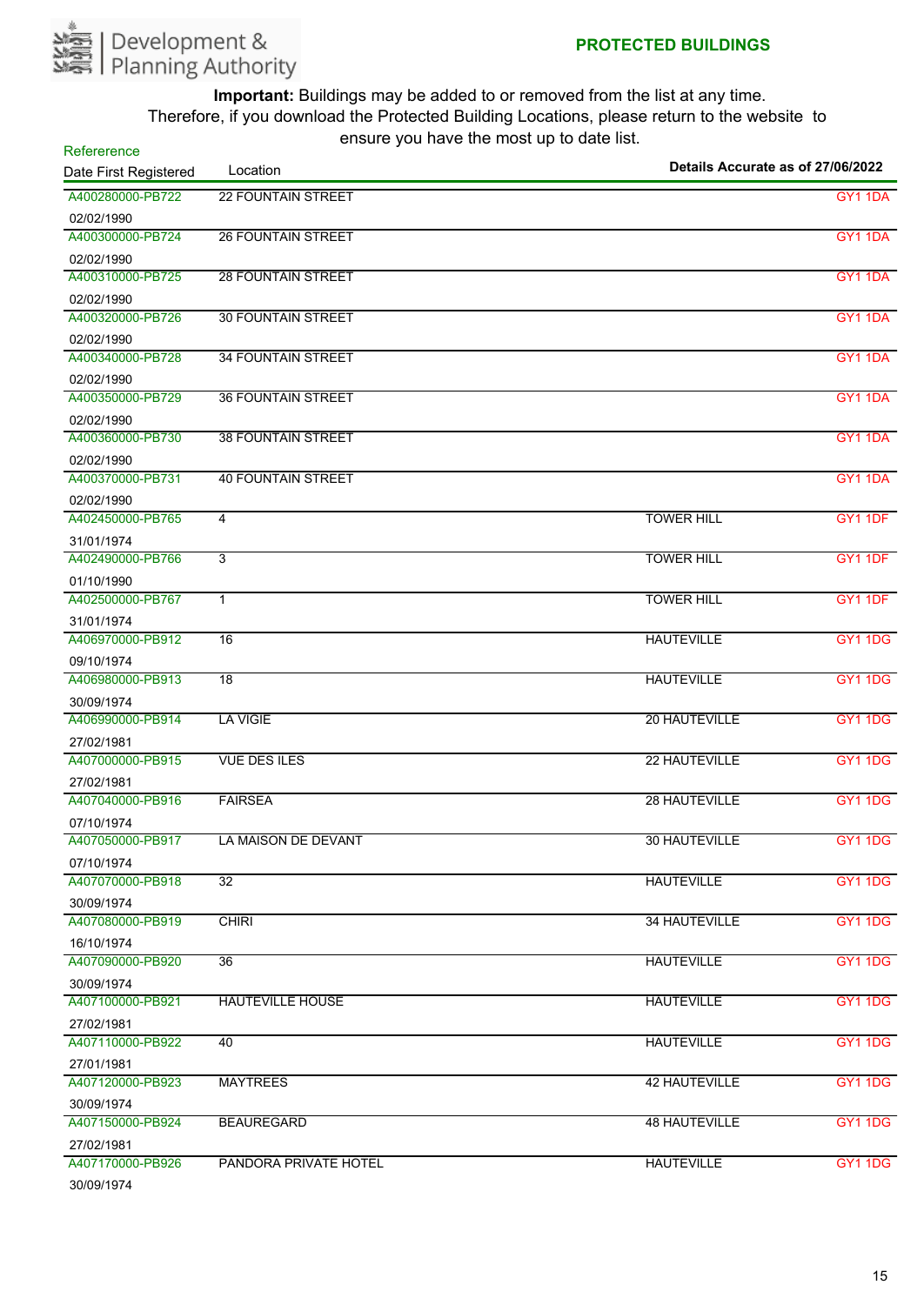**PROTECTED BUILDINGS**

**Important:** Buildings may be added to or removed from the list at any time. Therefore, if you download the Protected Building Locations, please return to the website to ensure you have the most up to date list.

**Details Accurate as of 27/06/2022**

| Refererence / Date First Registered | Location | | |
|---|---|---|---|
| A400280000-PB722 02/02/1990 | 22 FOUNTAIN STREET | | GY1 1DA |
| A400300000-PB724 02/02/1990 | 26 FOUNTAIN STREET | | GY1 1DA |
| A400310000-PB725 02/02/1990 | 28 FOUNTAIN STREET | | GY1 1DA |
| A400320000-PB726 02/02/1990 | 30 FOUNTAIN STREET | | GY1 1DA |
| A400340000-PB728 02/02/1990 | 34 FOUNTAIN STREET | | GY1 1DA |
| A400350000-PB729 02/02/1990 | 36 FOUNTAIN STREET | | GY1 1DA |
| A400360000-PB730 02/02/1990 | 38 FOUNTAIN STREET | | GY1 1DA |
| A400370000-PB731 02/02/1990 | 40 FOUNTAIN STREET | | GY1 1DA |
| A402450000-PB765 31/01/1974 | 4 | TOWER HILL | GY1 1DF |
| A402490000-PB766 01/10/1990 | 3 | TOWER HILL | GY1 1DF |
| A402500000-PB767 31/01/1974 | 1 | TOWER HILL | GY1 1DF |
| A406970000-PB912 09/10/1974 | 16 | HAUTEVILLE | GY1 1DG |
| A406980000-PB913 30/09/1974 | 18 | HAUTEVILLE | GY1 1DG |
| A406990000-PB914 27/02/1981 | LA VIGIE | 20 HAUTEVILLE | GY1 1DG |
| A407000000-PB915 27/02/1981 | VUE DES ILES | 22 HAUTEVILLE | GY1 1DG |
| A407040000-PB916 07/10/1974 | FAIRSEA | 28 HAUTEVILLE | GY1 1DG |
| A407050000-PB917 07/10/1974 | LA MAISON DE DEVANT | 30 HAUTEVILLE | GY1 1DG |
| A407070000-PB918 30/09/1974 | 32 | HAUTEVILLE | GY1 1DG |
| A407080000-PB919 16/10/1974 | CHIRI | 34 HAUTEVILLE | GY1 1DG |
| A407090000-PB920 30/09/1974 | 36 | HAUTEVILLE | GY1 1DG |
| A407100000-PB921 27/02/1981 | HAUTEVILLE HOUSE | HAUTEVILLE | GY1 1DG |
| A407110000-PB922 27/01/1981 | 40 | HAUTEVILLE | GY1 1DG |
| A407120000-PB923 30/09/1974 | MAYTREES | 42 HAUTEVILLE | GY1 1DG |
| A407150000-PB924 27/02/1981 | BEAUREGARD | 48 HAUTEVILLE | GY1 1DG |
| A407170000-PB926 30/09/1974 | PANDORA PRIVATE HOTEL | HAUTEVILLE | GY1 1DG |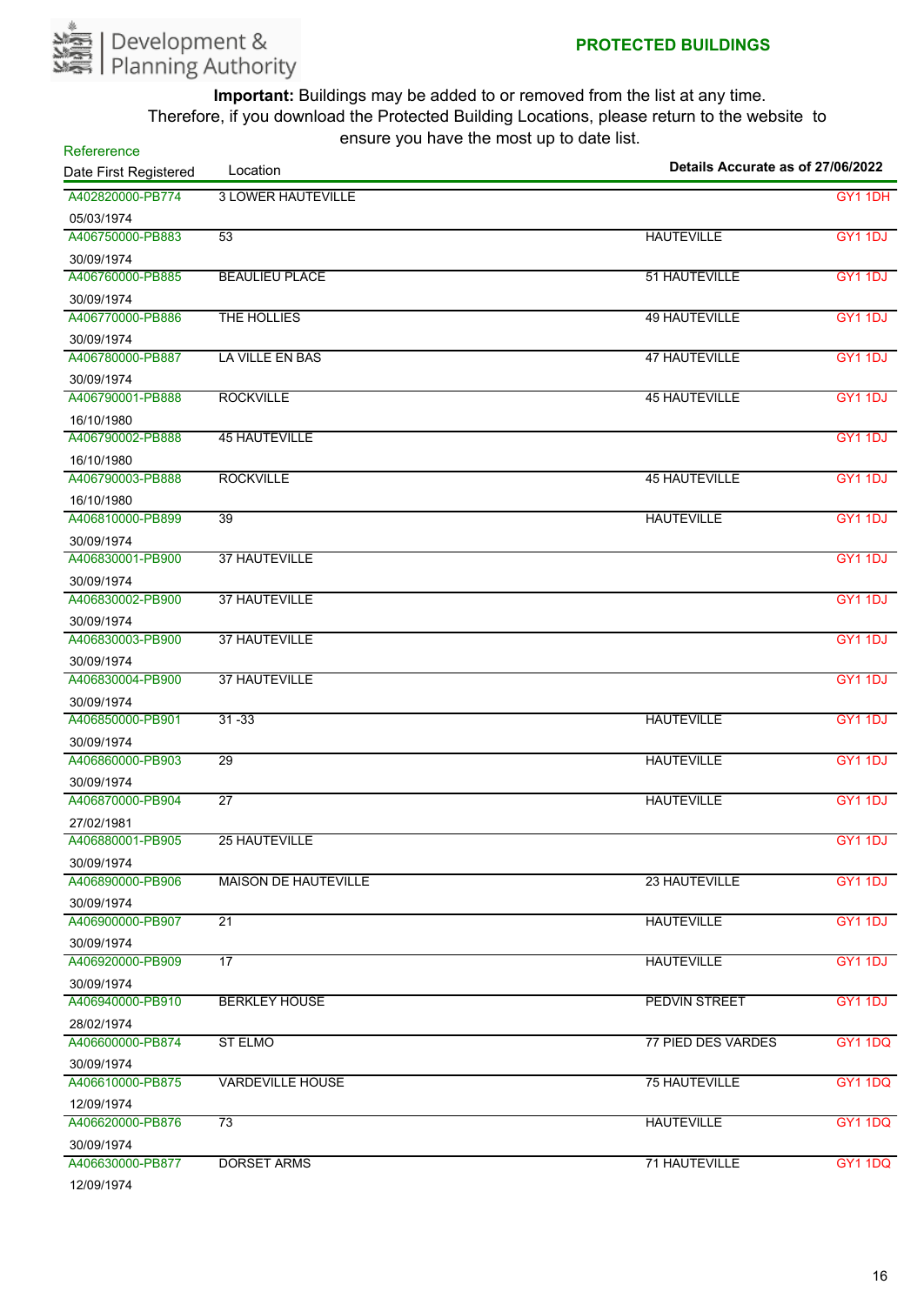Development & Planning Authority

## PROTECTED BUILDINGS

**Important:** Buildings may be added to or removed from the list at any time.
Therefore, if you download the Protected Building Locations, please return to the website to ensure you have the most up to date list.

**Details Accurate as of 27/06/2022**

| Refererence / Date First Registered | Location | | |
|---|---|---|---|
| A402820000-PB774 05/03/1974 | 3 LOWER HAUTEVILLE | | GY1 1DH |
| A406750000-PB883 30/09/1974 | 53 | HAUTEVILLE | GY1 1DJ |
| A406760000-PB885 30/09/1974 | BEAULIEU PLACE | 51 HAUTEVILLE | GY1 1DJ |
| A406770000-PB886 30/09/1974 | THE HOLLIES | 49 HAUTEVILLE | GY1 1DJ |
| A406780000-PB887 30/09/1974 | LA VILLE EN BAS | 47 HAUTEVILLE | GY1 1DJ |
| A406790001-PB888 16/10/1980 | ROCKVILLE | 45 HAUTEVILLE | GY1 1DJ |
| A406790002-PB888 16/10/1980 | 45 HAUTEVILLE | | GY1 1DJ |
| A406790003-PB888 16/10/1980 | ROCKVILLE | 45 HAUTEVILLE | GY1 1DJ |
| A406810000-PB899 30/09/1974 | 39 | HAUTEVILLE | GY1 1DJ |
| A406830001-PB900 30/09/1974 | 37 HAUTEVILLE | | GY1 1DJ |
| A406830002-PB900 30/09/1974 | 37 HAUTEVILLE | | GY1 1DJ |
| A406830003-PB900 30/09/1974 | 37 HAUTEVILLE | | GY1 1DJ |
| A406830004-PB900 30/09/1974 | 37 HAUTEVILLE | | GY1 1DJ |
| A406850000-PB901 30/09/1974 | 31 -33 | HAUTEVILLE | GY1 1DJ |
| A406860000-PB903 30/09/1974 | 29 | HAUTEVILLE | GY1 1DJ |
| A406870000-PB904 27/02/1981 | 27 | HAUTEVILLE | GY1 1DJ |
| A406880001-PB905 30/09/1974 | 25 HAUTEVILLE | | GY1 1DJ |
| A406890000-PB906 30/09/1974 | MAISON DE HAUTEVILLE | 23 HAUTEVILLE | GY1 1DJ |
| A406900000-PB907 30/09/1974 | 21 | HAUTEVILLE | GY1 1DJ |
| A406920000-PB909 30/09/1974 | 17 | HAUTEVILLE | GY1 1DJ |
| A406940000-PB910 28/02/1974 | BERKLEY HOUSE | PEDVIN STREET | GY1 1DJ |
| A406600000-PB874 30/09/1974 | ST ELMO | 77 PIED DES VARDES | GY1 1DQ |
| A406610000-PB875 12/09/1974 | VARDEVILLE HOUSE | 75 HAUTEVILLE | GY1 1DQ |
| A406620000-PB876 30/09/1974 | 73 | HAUTEVILLE | GY1 1DQ |
| A406630000-PB877 12/09/1974 | DORSET ARMS | 71 HAUTEVILLE | GY1 1DQ |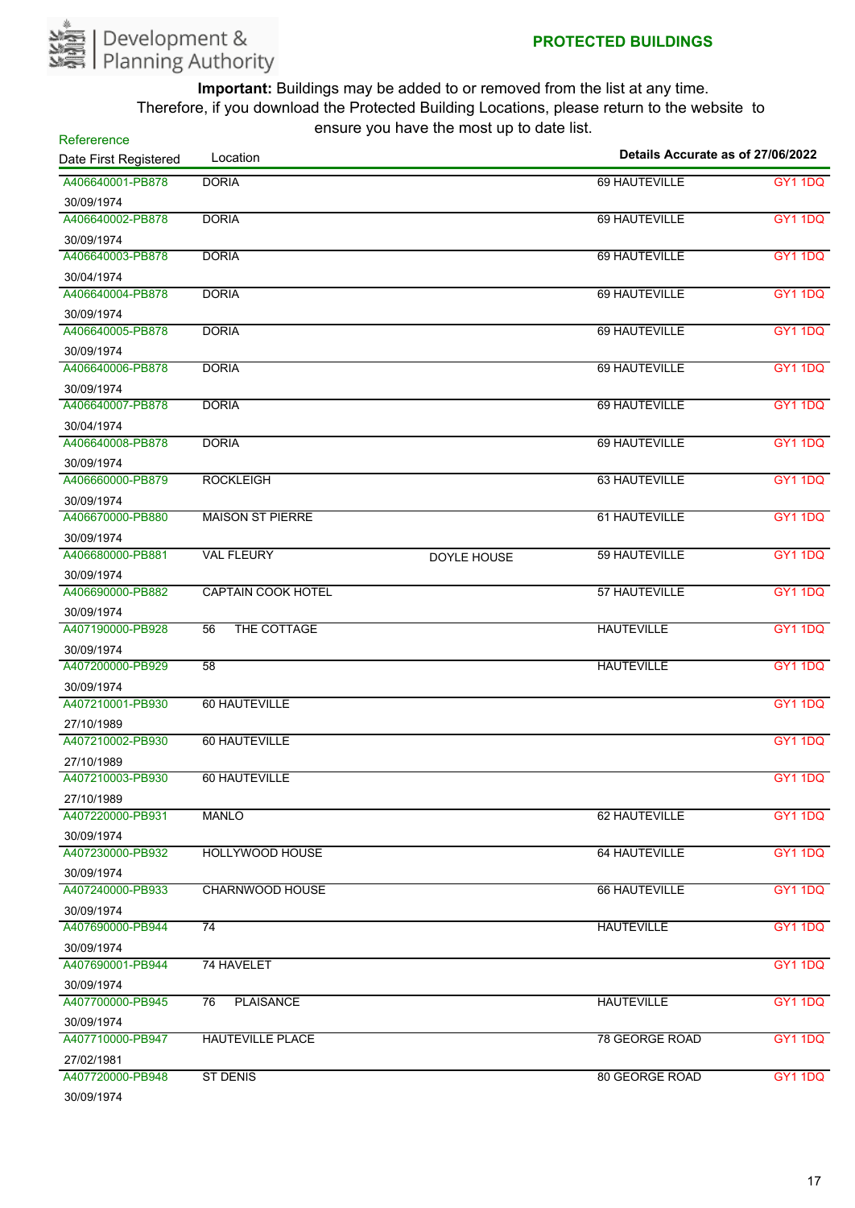Development & Planning Authority

## PROTECTED BUILDINGS

**Important:** Buildings may be added to or removed from the list at any time. Therefore, if you download the Protected Building Locations, please return to the website to ensure you have the most up to date list.

| Refererence / Date First Registered | Location | | Details Accurate as of 27/06/2022 | |
|---|---|---|---|---|
| A406640001-PB878 30/09/1974 | DORIA | | 69 HAUTEVILLE | GY1 1DQ |
| A406640002-PB878 30/09/1974 | DORIA | | 69 HAUTEVILLE | GY1 1DQ |
| A406640003-PB878 30/04/1974 | DORIA | | 69 HAUTEVILLE | GY1 1DQ |
| A406640004-PB878 30/09/1974 | DORIA | | 69 HAUTEVILLE | GY1 1DQ |
| A406640005-PB878 30/09/1974 | DORIA | | 69 HAUTEVILLE | GY1 1DQ |
| A406640006-PB878 30/09/1974 | DORIA | | 69 HAUTEVILLE | GY1 1DQ |
| A406640007-PB878 30/04/1974 | DORIA | | 69 HAUTEVILLE | GY1 1DQ |
| A406640008-PB878 30/09/1974 | DORIA | | 69 HAUTEVILLE | GY1 1DQ |
| A406660000-PB879 30/09/1974 | ROCKLEIGH | | 63 HAUTEVILLE | GY1 1DQ |
| A406670000-PB880 30/09/1974 | MAISON ST PIERRE | | 61 HAUTEVILLE | GY1 1DQ |
| A406680000-PB881 30/09/1974 | VAL FLEURY | DOYLE HOUSE | 59 HAUTEVILLE | GY1 1DQ |
| A406690000-PB882 30/09/1974 | CAPTAIN COOK HOTEL | | 57 HAUTEVILLE | GY1 1DQ |
| A407190000-PB928 30/09/1974 | 56 THE COTTAGE | | HAUTEVILLE | GY1 1DQ |
| A407200000-PB929 30/09/1974 | 58 | | HAUTEVILLE | GY1 1DQ |
| A407210001-PB930 27/10/1989 | 60 HAUTEVILLE | | | GY1 1DQ |
| A407210002-PB930 27/10/1989 | 60 HAUTEVILLE | | | GY1 1DQ |
| A407210003-PB930 27/10/1989 | 60 HAUTEVILLE | | | GY1 1DQ |
| A407220000-PB931 30/09/1974 | MANLO | | 62 HAUTEVILLE | GY1 1DQ |
| A407230000-PB932 30/09/1974 | HOLLYWOOD HOUSE | | 64 HAUTEVILLE | GY1 1DQ |
| A407240000-PB933 30/09/1974 | CHARNWOOD HOUSE | | 66 HAUTEVILLE | GY1 1DQ |
| A407690000-PB944 30/09/1974 | 74 | | HAUTEVILLE | GY1 1DQ |
| A407690001-PB944 30/09/1974 | 74 HAVELET | | | GY1 1DQ |
| A407700000-PB945 30/09/1974 | 76 PLAISANCE | | HAUTEVILLE | GY1 1DQ |
| A407710000-PB947 27/02/1981 | HAUTEVILLE PLACE | | 78 GEORGE ROAD | GY1 1DQ |
| A407720000-PB948 30/09/1974 | ST DENIS | | 80 GEORGE ROAD | GY1 1DQ |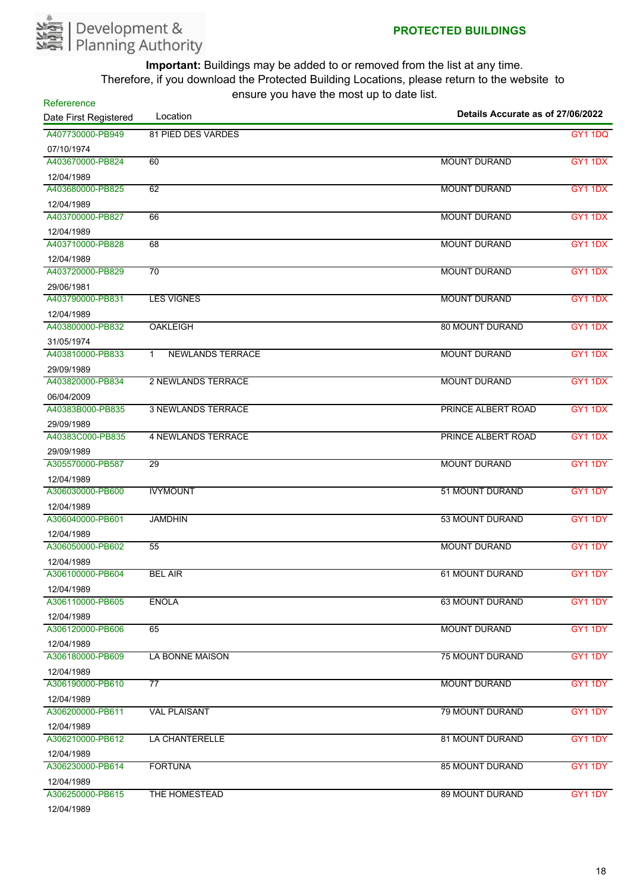Development & Planning Authority

**PROTECTED BUILDINGS**

**Important:** Buildings may be added to or removed from the list at any time. Therefore, if you download the Protected Building Locations, please return to the website to ensure you have the most up to date list.

**Details Accurate as of 27/06/2022**

| Refererence / Date First Registered | Location | | |
|---|---|---|---|
| A407730000-PB949 / 07/10/1974 | 81 PIED DES VARDES | | GY1 1DQ |
| A403670000-PB824 / 12/04/1989 | 60 | MOUNT DURAND | GY1 1DX |
| A403680000-PB825 / 12/04/1989 | 62 | MOUNT DURAND | GY1 1DX |
| A403700000-PB827 / 12/04/1989 | 66 | MOUNT DURAND | GY1 1DX |
| A403710000-PB828 / 12/04/1989 | 68 | MOUNT DURAND | GY1 1DX |
| A403720000-PB829 / 29/06/1981 | 70 | MOUNT DURAND | GY1 1DX |
| A403790000-PB831 / 12/04/1989 | LES VIGNES | MOUNT DURAND | GY1 1DX |
| A403800000-PB832 / 31/05/1974 | OAKLEIGH | 80 MOUNT DURAND | GY1 1DX |
| A403810000-PB833 / 29/09/1989 | 1 NEWLANDS TERRACE | MOUNT DURAND | GY1 1DX |
| A403820000-PB834 / 06/04/2009 | 2 NEWLANDS TERRACE | MOUNT DURAND | GY1 1DX |
| A40383B000-PB835 / 29/09/1989 | 3 NEWLANDS TERRACE | PRINCE ALBERT ROAD | GY1 1DX |
| A40383C000-PB835 / 29/09/1989 | 4 NEWLANDS TERRACE | PRINCE ALBERT ROAD | GY1 1DX |
| A305570000-PB587 / 12/04/1989 | 29 | MOUNT DURAND | GY1 1DY |
| A306030000-PB600 / 12/04/1989 | IVYMOUNT | 51 MOUNT DURAND | GY1 1DY |
| A306040000-PB601 / 12/04/1989 | JAMDHIN | 53 MOUNT DURAND | GY1 1DY |
| A306050000-PB602 / 12/04/1989 | 55 | MOUNT DURAND | GY1 1DY |
| A306100000-PB604 / 12/04/1989 | BEL AIR | 61 MOUNT DURAND | GY1 1DY |
| A306110000-PB605 / 12/04/1989 | ENOLA | 63 MOUNT DURAND | GY1 1DY |
| A306120000-PB606 / 12/04/1989 | 65 | MOUNT DURAND | GY1 1DY |
| A306180000-PB609 / 12/04/1989 | LA BONNE MAISON | 75 MOUNT DURAND | GY1 1DY |
| A306190000-PB610 / 12/04/1989 | 77 | MOUNT DURAND | GY1 1DY |
| A306200000-PB611 / 12/04/1989 | VAL PLAISANT | 79 MOUNT DURAND | GY1 1DY |
| A306210000-PB612 / 12/04/1989 | LA CHANTERELLE | 81 MOUNT DURAND | GY1 1DY |
| A306230000-PB614 / 12/04/1989 | FORTUNA | 85 MOUNT DURAND | GY1 1DY |
| A306250000-PB615 / 12/04/1989 | THE HOMESTEAD | 89 MOUNT DURAND | GY1 1DY |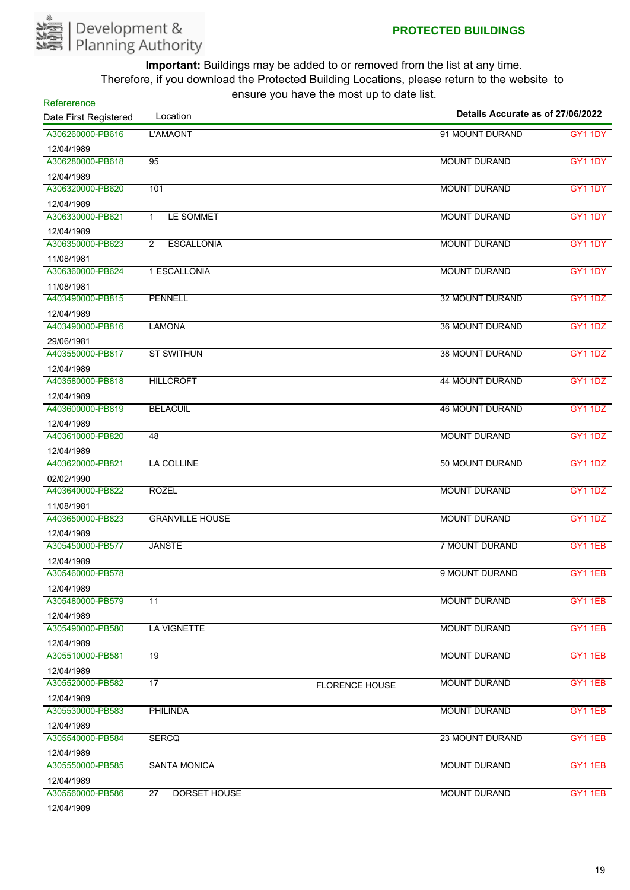Development & Planning Authority

## PROTECTED BUILDINGS

**Important:** Buildings may be added to or removed from the list at any time. Therefore, if you download the Protected Building Locations, please return to the website to ensure you have the most up to date list.

**Details Accurate as of 27/06/2022**

| Refererence / Date First Registered | Location | | | |
|---|---|---|---|---|
| A306260000-PB616<br>12/04/1989 | L'AMAONT | | 91 MOUNT DURAND | GY1 1DY |
| A306280000-PB618<br>12/04/1989 | 95 | | MOUNT DURAND | GY1 1DY |
| A306320000-PB620<br>12/04/1989 | 101 | | MOUNT DURAND | GY1 1DY |
| A306330000-PB621<br>12/04/1989 | 1 LE SOMMET | | MOUNT DURAND | GY1 1DY |
| A306350000-PB623<br>11/08/1981 | 2 ESCALLONIA | | MOUNT DURAND | GY1 1DY |
| A306360000-PB624<br>11/08/1981 | 1 ESCALLONIA | | MOUNT DURAND | GY1 1DY |
| A403490000-PB815<br>12/04/1989 | PENNELL | | 32 MOUNT DURAND | GY1 1DZ |
| A403490000-PB816<br>29/06/1981 | LAMONA | | 36 MOUNT DURAND | GY1 1DZ |
| A403550000-PB817<br>12/04/1989 | ST SWITHUN | | 38 MOUNT DURAND | GY1 1DZ |
| A403580000-PB818<br>12/04/1989 | HILLCROFT | | 44 MOUNT DURAND | GY1 1DZ |
| A403600000-PB819<br>12/04/1989 | BELACUIL | | 46 MOUNT DURAND | GY1 1DZ |
| A403610000-PB820<br>12/04/1989 | 48 | | MOUNT DURAND | GY1 1DZ |
| A403620000-PB821<br>02/02/1990 | LA COLLINE | | 50 MOUNT DURAND | GY1 1DZ |
| A403640000-PB822<br>11/08/1981 | ROZEL | | MOUNT DURAND | GY1 1DZ |
| A403650000-PB823<br>12/04/1989 | GRANVILLE HOUSE | | MOUNT DURAND | GY1 1DZ |
| A305450000-PB577<br>12/04/1989 | JANSTE | | 7 MOUNT DURAND | GY1 1EB |
| A305460000-PB578<br>12/04/1989 | | | 9 MOUNT DURAND | GY1 1EB |
| A305480000-PB579<br>12/04/1989 | 11 | | MOUNT DURAND | GY1 1EB |
| A305490000-PB580<br>12/04/1989 | LA VIGNETTE | | MOUNT DURAND | GY1 1EB |
| A305510000-PB581<br>12/04/1989 | 19 | | MOUNT DURAND | GY1 1EB |
| A305520000-PB582<br>12/04/1989 | 17 | FLORENCE HOUSE | MOUNT DURAND | GY1 1EB |
| A305530000-PB583<br>12/04/1989 | PHILINDA | | MOUNT DURAND | GY1 1EB |
| A305540000-PB584<br>12/04/1989 | SERCQ | | 23 MOUNT DURAND | GY1 1EB |
| A305550000-PB585<br>12/04/1989 | SANTA MONICA | | MOUNT DURAND | GY1 1EB |
| A305560000-PB586<br>12/04/1989 | 27 DORSET HOUSE | | MOUNT DURAND | GY1 1EB |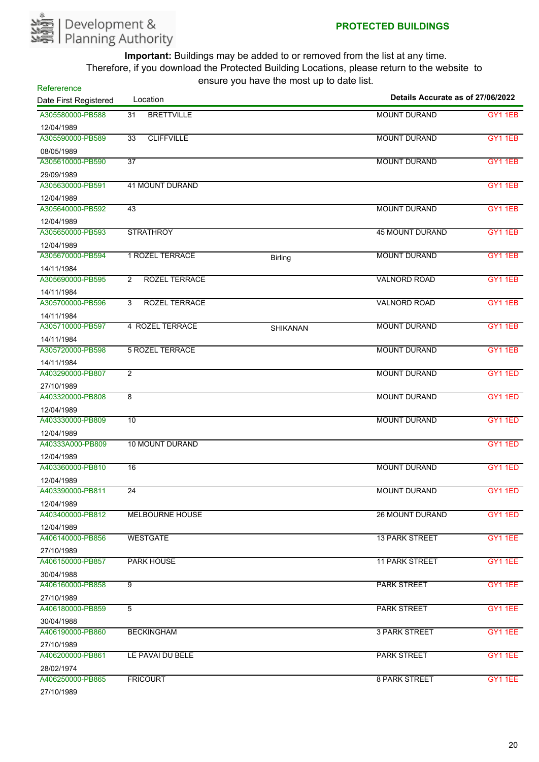Development & Planning Authority

**PROTECTED BUILDINGS**

**Important:** Buildings may be added to or removed from the list at any time. Therefore, if you download the Protected Building Locations, please return to the website to ensure you have the most up to date list.

**Details Accurate as of 27/06/2022**

| Refererence / Date First Registered | Location | | | |
|---|---|---|---|---|
| A305580000-PB588<br>12/04/1989 | 31 BRETTVILLE | | MOUNT DURAND | GY1 1EB |
| A305590000-PB589<br>08/05/1989 | 33 CLIFFVILLE | | MOUNT DURAND | GY1 1EB |
| A305610000-PB590<br>29/09/1989 | 37 | | MOUNT DURAND | GY1 1EB |
| A305630000-PB591<br>12/04/1989 | 41 MOUNT DURAND | | | GY1 1EB |
| A305640000-PB592<br>12/04/1989 | 43 | | MOUNT DURAND | GY1 1EB |
| A305650000-PB593<br>12/04/1989 | STRATHROY | | 45 MOUNT DURAND | GY1 1EB |
| A305670000-PB594<br>14/11/1984 | 1 ROZEL TERRACE | Birling | MOUNT DURAND | GY1 1EB |
| A305690000-PB595<br>14/11/1984 | 2 ROZEL TERRACE | | VALNORD ROAD | GY1 1EB |
| A305700000-PB596<br>14/11/1984 | 3 ROZEL TERRACE | | VALNORD ROAD | GY1 1EB |
| A305710000-PB597<br>14/11/1984 | 4 ROZEL TERRACE | SHIKANAN | MOUNT DURAND | GY1 1EB |
| A305720000-PB598<br>14/11/1984 | 5 ROZEL TERRACE | | MOUNT DURAND | GY1 1EB |
| A403290000-PB807<br>27/10/1989 | 2 | | MOUNT DURAND | GY1 1ED |
| A403320000-PB808<br>12/04/1989 | 8 | | MOUNT DURAND | GY1 1ED |
| A403330000-PB809<br>12/04/1989 | 10 | | MOUNT DURAND | GY1 1ED |
| A40333A000-PB809<br>12/04/1989 | 10 MOUNT DURAND | | | GY1 1ED |
| A403360000-PB810<br>12/04/1989 | 16 | | MOUNT DURAND | GY1 1ED |
| A403390000-PB811<br>12/04/1989 | 24 | | MOUNT DURAND | GY1 1ED |
| A403400000-PB812<br>12/04/1989 | MELBOURNE HOUSE | | 26 MOUNT DURAND | GY1 1ED |
| A406140000-PB856<br>27/10/1989 | WESTGATE | | 13 PARK STREET | GY1 1EE |
| A406150000-PB857<br>30/04/1988 | PARK HOUSE | | 11 PARK STREET | GY1 1EE |
| A406160000-PB858<br>27/10/1989 | 9 | | PARK STREET | GY1 1EE |
| A406180000-PB859<br>30/04/1988 | 5 | | PARK STREET | GY1 1EE |
| A406190000-PB860<br>27/10/1989 | BECKINGHAM | | 3 PARK STREET | GY1 1EE |
| A406200000-PB861<br>28/02/1974 | LE PAVAI DU BELE | | PARK STREET | GY1 1EE |
| A406250000-PB865<br>27/10/1989 | FRICOURT | | 8 PARK STREET | GY1 1EE |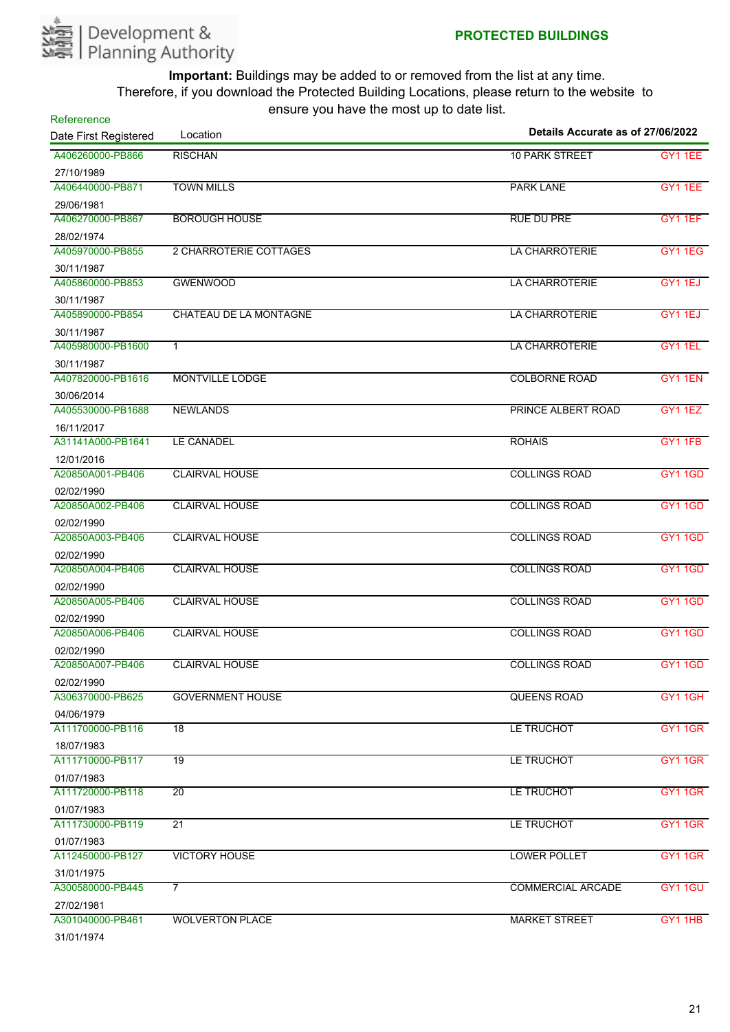Development & Planning Authority

## PROTECTED BUILDINGS

**Important:** Buildings may be added to or removed from the list at any time. Therefore, if you download the Protected Building Locations, please return to the website to ensure you have the most up to date list.

Details Accurate as of 27/06/2022

| Refererence / Date First Registered | Location | | |
|---|---|---|---|
| A406260000-PB866 / 27/10/1989 | RISCHAN | 10 PARK STREET | GY1 1EE |
| A406440000-PB871 / 29/06/1981 | TOWN MILLS | PARK LANE | GY1 1EE |
| A406270000-PB867 / 28/02/1974 | BOROUGH HOUSE | RUE DU PRE | GY1 1EF |
| A405970000-PB855 / 30/11/1987 | 2 CHARROTERIE COTTAGES | LA CHARROTERIE | GY1 1EG |
| A405860000-PB853 / 30/11/1987 | GWENWOOD | LA CHARROTERIE | GY1 1EJ |
| A405890000-PB854 / 30/11/1987 | CHATEAU DE LA MONTAGNE | LA CHARROTERIE | GY1 1EJ |
| A405980000-PB1600 / 30/11/1987 | 1 | LA CHARROTERIE | GY1 1EL |
| A407820000-PB1616 / 30/06/2014 | MONTVILLE LODGE | COLBORNE ROAD | GY1 1EN |
| A405530000-PB1688 / 16/11/2017 | NEWLANDS | PRINCE ALBERT ROAD | GY1 1EZ |
| A31141A000-PB1641 / 12/01/2016 | LE CANADEL | ROHAIS | GY1 1FB |
| A20850A001-PB406 / 02/02/1990 | CLAIRVAL HOUSE | COLLINGS ROAD | GY1 1GD |
| A20850A002-PB406 / 02/02/1990 | CLAIRVAL HOUSE | COLLINGS ROAD | GY1 1GD |
| A20850A003-PB406 / 02/02/1990 | CLAIRVAL HOUSE | COLLINGS ROAD | GY1 1GD |
| A20850A004-PB406 / 02/02/1990 | CLAIRVAL HOUSE | COLLINGS ROAD | GY1 1GD |
| A20850A005-PB406 / 02/02/1990 | CLAIRVAL HOUSE | COLLINGS ROAD | GY1 1GD |
| A20850A006-PB406 / 02/02/1990 | CLAIRVAL HOUSE | COLLINGS ROAD | GY1 1GD |
| A20850A007-PB406 / 02/02/1990 | CLAIRVAL HOUSE | COLLINGS ROAD | GY1 1GD |
| A306370000-PB625 / 04/06/1979 | GOVERNMENT HOUSE | QUEENS ROAD | GY1 1GH |
| A111700000-PB116 / 18/07/1983 | 18 | LE TRUCHOT | GY1 1GR |
| A111710000-PB117 / 01/07/1983 | 19 | LE TRUCHOT | GY1 1GR |
| A111720000-PB118 / 01/07/1983 | 20 | LE TRUCHOT | GY1 1GR |
| A111730000-PB119 / 01/07/1983 | 21 | LE TRUCHOT | GY1 1GR |
| A112450000-PB127 / 31/01/1975 | VICTORY HOUSE | LOWER POLLET | GY1 1GR |
| A300580000-PB445 / 27/02/1981 | 7 | COMMERCIAL ARCADE | GY1 1GU |
| A301040000-PB461 / 31/01/1974 | WOLVERTON PLACE | MARKET STREET | GY1 1HB |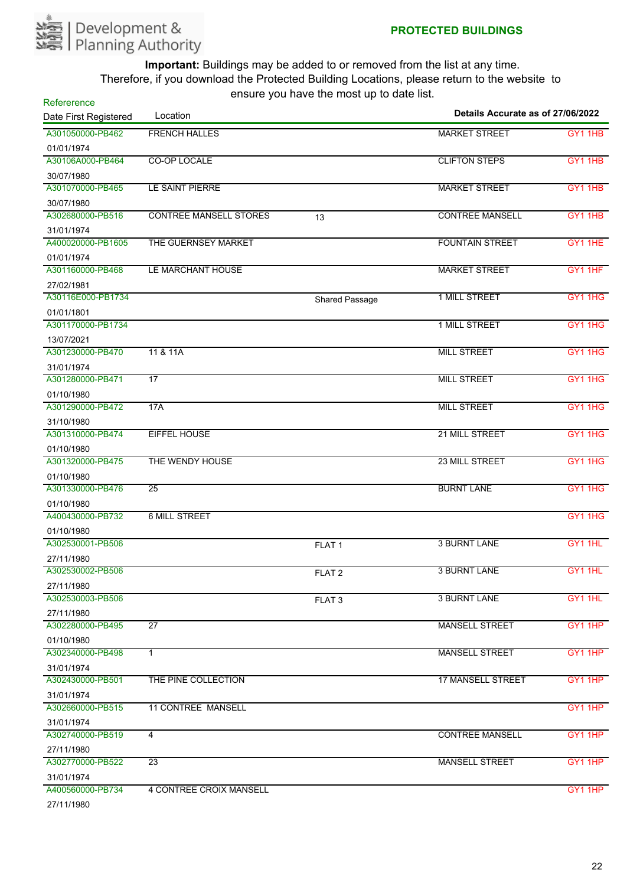Development & Planning Authority

## PROTECTED BUILDINGS

**Important:** Buildings may be added to or removed from the list at any time. Therefore, if you download the Protected Building Locations, please return to the website to ensure you have the most up to date list.

**Details Accurate as of 27/06/2022**

| Refererence / Date First Registered | Location | | | |
|---|---|---|---|---|
| A301050000-PB462<br>01/01/1974 | FRENCH HALLES | | MARKET STREET | GY1 1HB |
| A30106A000-PB464<br>30/07/1980 | CO-OP LOCALE | | CLIFTON STEPS | GY1 1HB |
| A301070000-PB465<br>30/07/1980 | LE SAINT PIERRE | | MARKET STREET | GY1 1HB |
| A302680000-PB516<br>31/01/1974 | CONTREE MANSELL STORES | 13 | CONTREE MANSELL | GY1 1HB |
| A400020000-PB1605<br>01/01/1974 | THE GUERNSEY MARKET | | FOUNTAIN STREET | GY1 1HE |
| A301160000-PB468<br>27/02/1981 | LE MARCHANT HOUSE | | MARKET STREET | GY1 1HF |
| A30116E000-PB1734<br>01/01/1801 | | Shared Passage | 1 MILL STREET | GY1 1HG |
| A301170000-PB1734<br>13/07/2021 | | | 1 MILL STREET | GY1 1HG |
| A301230000-PB470<br>31/01/1974 | 11 & 11A | | MILL STREET | GY1 1HG |
| A301280000-PB471<br>01/10/1980 | 17 | | MILL STREET | GY1 1HG |
| A301290000-PB472<br>31/10/1980 | 17A | | MILL STREET | GY1 1HG |
| A301310000-PB474<br>01/10/1980 | EIFFEL HOUSE | | 21 MILL STREET | GY1 1HG |
| A301320000-PB475<br>01/10/1980 | THE WENDY HOUSE | | 23 MILL STREET | GY1 1HG |
| A301330000-PB476<br>01/10/1980 | 25 | | BURNT LANE | GY1 1HG |
| A400430000-PB732<br>01/10/1980 | 6 MILL STREET | | | GY1 1HG |
| A302530001-PB506<br>27/11/1980 | | FLAT 1 | 3 BURNT LANE | GY1 1HL |
| A302530002-PB506<br>27/11/1980 | | FLAT 2 | 3 BURNT LANE | GY1 1HL |
| A302530003-PB506<br>27/11/1980 | | FLAT 3 | 3 BURNT LANE | GY1 1HL |
| A302280000-PB495<br>01/10/1980 | 27 | | MANSELL STREET | GY1 1HP |
| A302340000-PB498<br>31/01/1974 | 1 | | MANSELL STREET | GY1 1HP |
| A302430000-PB501<br>31/01/1974 | THE PINE COLLECTION | | 17 MANSELL STREET | GY1 1HP |
| A302660000-PB515<br>31/01/1974 | 11 CONTREE MANSELL | | | GY1 1HP |
| A302740000-PB519<br>27/11/1980 | 4 | | CONTREE MANSELL | GY1 1HP |
| A302770000-PB522<br>31/01/1974 | 23 | | MANSELL STREET | GY1 1HP |
| A400560000-PB734<br>27/11/1980 | 4 CONTREE CROIX MANSELL | | | GY1 1HP |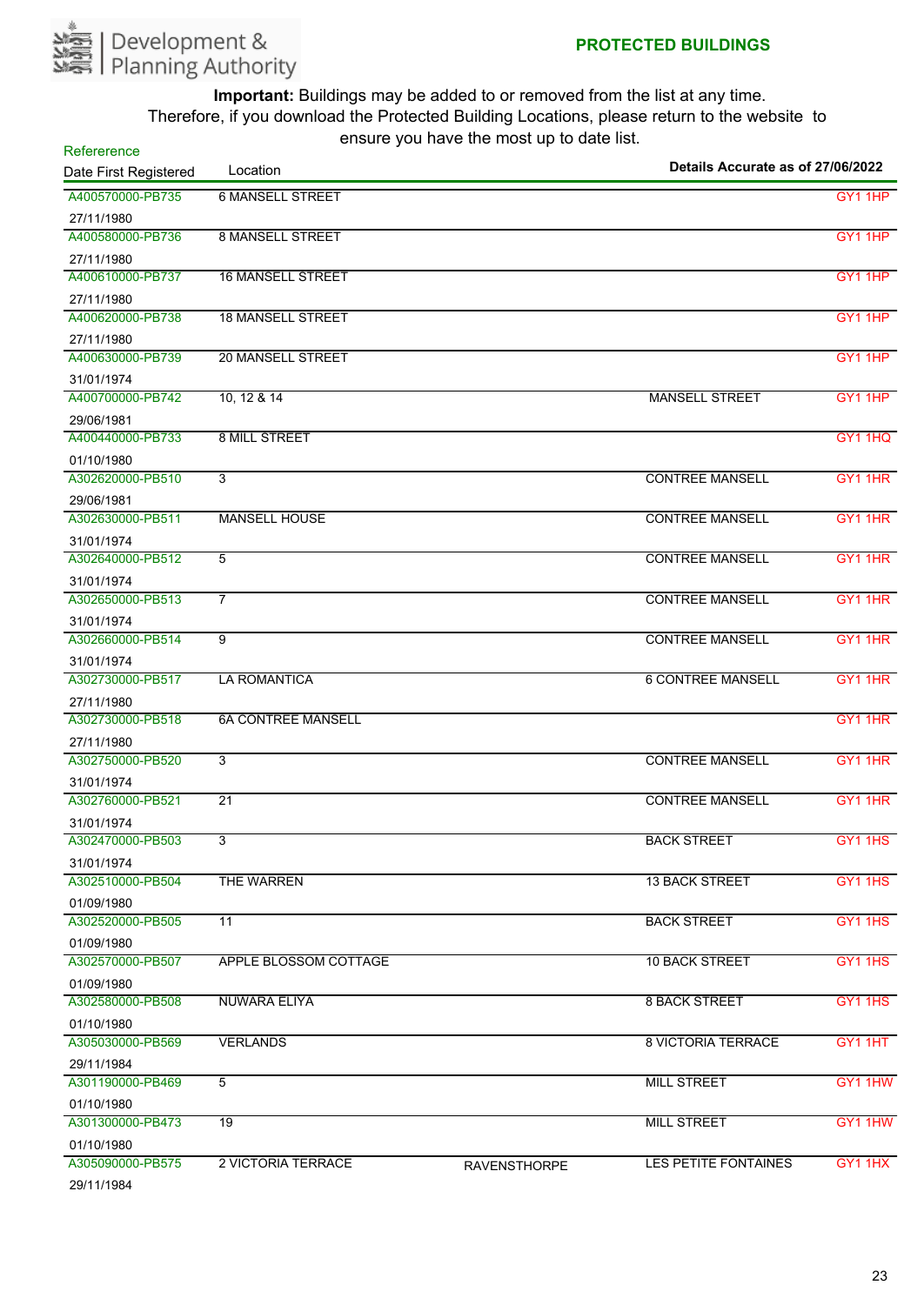Development & Planning Authority

**PROTECTED BUILDINGS**

**Important:** Buildings may be added to or removed from the list at any time. Therefore, if you download the Protected Building Locations, please return to the website to ensure you have the most up to date list.

**Details Accurate as of 27/06/2022**

| Refererence / Date First Registered | Location | | | |
|---|---|---|---|---|
| A400570000-PB735 | 6 MANSELL STREET | | | GY1 1HP |
| 27/11/1980 | | | | |
| A400580000-PB736 | 8 MANSELL STREET | | | GY1 1HP |
| 27/11/1980 | | | | |
| A400610000-PB737 | 16 MANSELL STREET | | | GY1 1HP |
| 27/11/1980 | | | | |
| A400620000-PB738 | 18 MANSELL STREET | | | GY1 1HP |
| 27/11/1980 | | | | |
| A400630000-PB739 | 20 MANSELL STREET | | | GY1 1HP |
| 31/01/1974 | | | | |
| A400700000-PB742 | 10, 12 & 14 | | MANSELL STREET | GY1 1HP |
| 29/06/1981 | | | | |
| A400440000-PB733 | 8 MILL STREET | | | GY1 1HQ |
| 01/10/1980 | | | | |
| A302620000-PB510 | 3 | | CONTREE MANSELL | GY1 1HR |
| 29/06/1981 | | | | |
| A302630000-PB511 | MANSELL HOUSE | | CONTREE MANSELL | GY1 1HR |
| 31/01/1974 | | | | |
| A302640000-PB512 | 5 | | CONTREE MANSELL | GY1 1HR |
| 31/01/1974 | | | | |
| A302650000-PB513 | 7 | | CONTREE MANSELL | GY1 1HR |
| 31/01/1974 | | | | |
| A302660000-PB514 | 9 | | CONTREE MANSELL | GY1 1HR |
| 31/01/1974 | | | | |
| A302730000-PB517 | LA ROMANTICA | | 6 CONTREE MANSELL | GY1 1HR |
| 27/11/1980 | | | | |
| A302730000-PB518 | 6A CONTREE MANSELL | | | GY1 1HR |
| 27/11/1980 | | | | |
| A302750000-PB520 | 3 | | CONTREE MANSELL | GY1 1HR |
| 31/01/1974 | | | | |
| A302760000-PB521 | 21 | | CONTREE MANSELL | GY1 1HR |
| 31/01/1974 | | | | |
| A302470000-PB503 | 3 | | BACK STREET | GY1 1HS |
| 31/01/1974 | | | | |
| A302510000-PB504 | THE WARREN | | 13 BACK STREET | GY1 1HS |
| 01/09/1980 | | | | |
| A302520000-PB505 | 11 | | BACK STREET | GY1 1HS |
| 01/09/1980 | | | | |
| A302570000-PB507 | APPLE BLOSSOM COTTAGE | | 10 BACK STREET | GY1 1HS |
| 01/09/1980 | | | | |
| A302580000-PB508 | NUWARA ELIYA | | 8 BACK STREET | GY1 1HS |
| 01/10/1980 | | | | |
| A305030000-PB569 | VERLANDS | | 8 VICTORIA TERRACE | GY1 1HT |
| 29/11/1984 | | | | |
| A301190000-PB469 | 5 | | MILL STREET | GY1 1HW |
| 01/10/1980 | | | | |
| A301300000-PB473 | 19 | | MILL STREET | GY1 1HW |
| 01/10/1980 | | | | |
| A305090000-PB575 | 2 VICTORIA TERRACE | RAVENSTHORPE | LES PETITE FONTAINES | GY1 1HX |
| 29/11/1984 | | | | |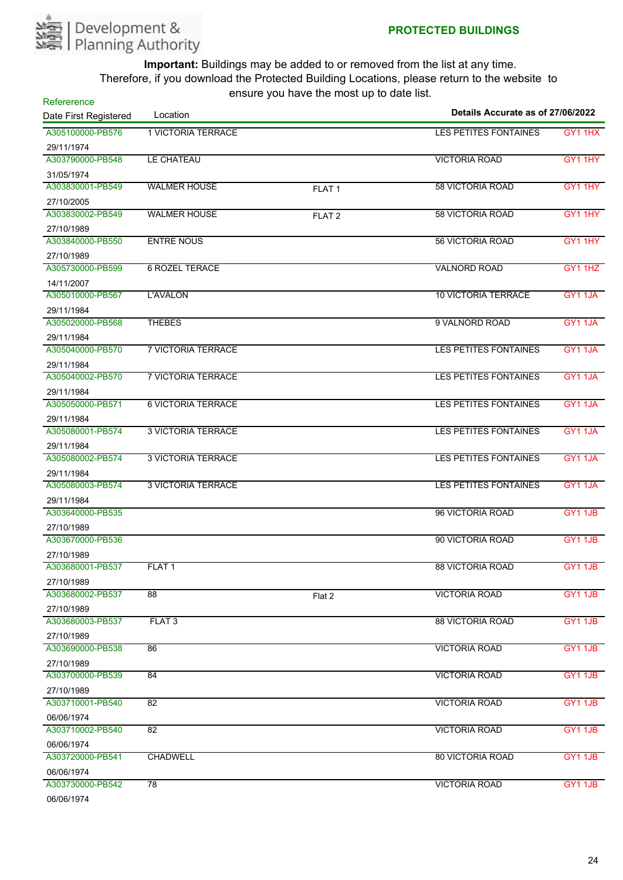Development & Planning Authority

**PROTECTED BUILDINGS**

**Important:** Buildings may be added to or removed from the list at any time. Therefore, if you download the Protected Building Locations, please return to the website to ensure you have the most up to date list.

**Details Accurate as of 27/06/2022**

| Refererence / Date First Registered | Location | | | |
|---|---|---|---|---|
| A305100000-PB576<br>29/11/1974 | 1 VICTORIA TERRACE | | LES PETITES FONTAINES | GY1 1HX |
| A303790000-PB548<br>31/05/1974 | LE CHATEAU | | VICTORIA ROAD | GY1 1HY |
| A303830001-PB549<br>27/10/2005 | WALMER HOUSE | FLAT 1 | 58 VICTORIA ROAD | GY1 1HY |
| A303830002-PB549<br>27/10/1989 | WALMER HOUSE | FLAT 2 | 58 VICTORIA ROAD | GY1 1HY |
| A303840000-PB550<br>27/10/1989 | ENTRE NOUS | | 56 VICTORIA ROAD | GY1 1HY |
| A305730000-PB599<br>14/11/2007 | 6 ROZEL TERACE | | VALNORD ROAD | GY1 1HZ |
| A305010000-PB567<br>29/11/1984 | L'AVALON | | 10 VICTORIA TERRACE | GY1 1JA |
| A305020000-PB568<br>29/11/1984 | THEBES | | 9 VALNORD ROAD | GY1 1JA |
| A305040000-PB570<br>29/11/1984 | 7 VICTORIA TERRACE | | LES PETITES FONTAINES | GY1 1JA |
| A305040002-PB570<br>29/11/1984 | 7 VICTORIA TERRACE | | LES PETITES FONTAINES | GY1 1JA |
| A305050000-PB571<br>29/11/1984 | 6 VICTORIA TERRACE | | LES PETITES FONTAINES | GY1 1JA |
| A305080001-PB574<br>29/11/1984 | 3 VICTORIA TERRACE | | LES PETITES FONTAINES | GY1 1JA |
| A305080002-PB574<br>29/11/1984 | 3 VICTORIA TERRACE | | LES PETITES FONTAINES | GY1 1JA |
| A305080003-PB574<br>29/11/1984 | 3 VICTORIA TERRACE | | LES PETITES FONTAINES | GY1 1JA |
| A303640000-PB535<br>27/10/1989 | | | 96 VICTORIA ROAD | GY1 1JB |
| A303670000-PB536<br>27/10/1989 | | | 90 VICTORIA ROAD | GY1 1JB |
| A303680001-PB537<br>27/10/1989 | FLAT 1 | | 88 VICTORIA ROAD | GY1 1JB |
| A303680002-PB537<br>27/10/1989 | 88 | Flat 2 | VICTORIA ROAD | GY1 1JB |
| A303680003-PB537<br>27/10/1989 | FLAT 3 | | 88 VICTORIA ROAD | GY1 1JB |
| A303690000-PB538<br>27/10/1989 | 86 | | VICTORIA ROAD | GY1 1JB |
| A303700000-PB539<br>27/10/1989 | 84 | | VICTORIA ROAD | GY1 1JB |
| A303710001-PB540<br>06/06/1974 | 82 | | VICTORIA ROAD | GY1 1JB |
| A303710002-PB540<br>06/06/1974 | 82 | | VICTORIA ROAD | GY1 1JB |
| A303720000-PB541<br>06/06/1974 | CHADWELL | | 80 VICTORIA ROAD | GY1 1JB |
| A303730000-PB542<br>06/06/1974 | 78 | | VICTORIA ROAD | GY1 1JB |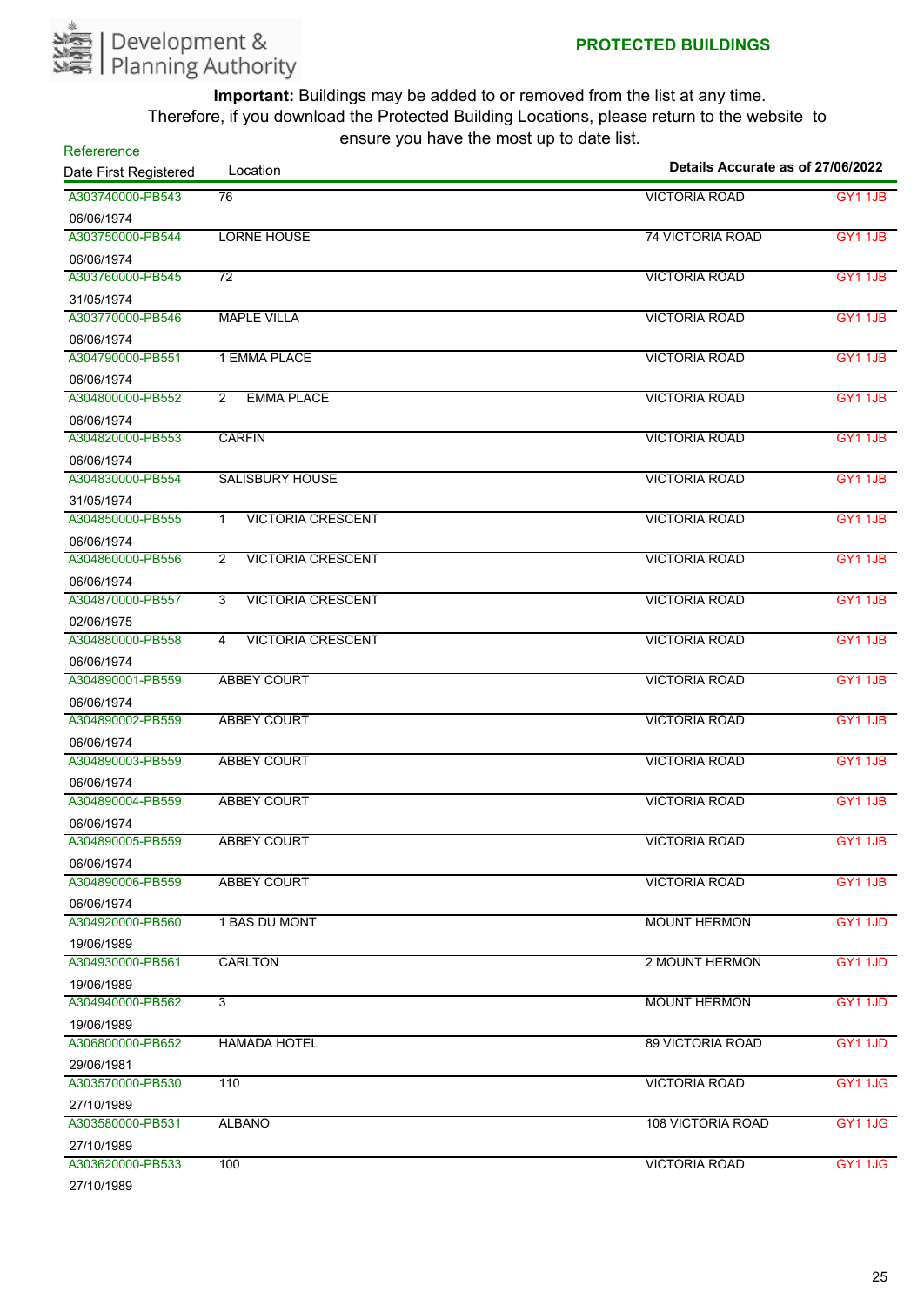Development & Planning Authority

**PROTECTED BUILDINGS**

**Important:** Buildings may be added to or removed from the list at any time. Therefore, if you download the Protected Building Locations, please return to the website to ensure you have the most up to date list.

Details Accurate as of 27/06/2022

| Refererence / Date First Registered | Location | | |
|---|---|---|---|
| A303740000-PB543<br>06/06/1974 | 76 | VICTORIA ROAD | GY1 1JB |
| A303750000-PB544<br>06/06/1974 | LORNE HOUSE | 74 VICTORIA ROAD | GY1 1JB |
| A303760000-PB545<br>31/05/1974 | 72 | VICTORIA ROAD | GY1 1JB |
| A303770000-PB546<br>06/06/1974 | MAPLE VILLA | VICTORIA ROAD | GY1 1JB |
| A304790000-PB551<br>06/06/1974 | 1 EMMA PLACE | VICTORIA ROAD | GY1 1JB |
| A304800000-PB552<br>06/06/1974 | 2 EMMA PLACE | VICTORIA ROAD | GY1 1JB |
| A304820000-PB553<br>06/06/1974 | CARFIN | VICTORIA ROAD | GY1 1JB |
| A304830000-PB554<br>31/05/1974 | SALISBURY HOUSE | VICTORIA ROAD | GY1 1JB |
| A304850000-PB555<br>06/06/1974 | 1 VICTORIA CRESCENT | VICTORIA ROAD | GY1 1JB |
| A304860000-PB556<br>06/06/1974 | 2 VICTORIA CRESCENT | VICTORIA ROAD | GY1 1JB |
| A304870000-PB557<br>02/06/1975 | 3 VICTORIA CRESCENT | VICTORIA ROAD | GY1 1JB |
| A304880000-PB558<br>06/06/1974 | 4 VICTORIA CRESCENT | VICTORIA ROAD | GY1 1JB |
| A304890001-PB559<br>06/06/1974 | ABBEY COURT | VICTORIA ROAD | GY1 1JB |
| A304890002-PB559<br>06/06/1974 | ABBEY COURT | VICTORIA ROAD | GY1 1JB |
| A304890003-PB559<br>06/06/1974 | ABBEY COURT | VICTORIA ROAD | GY1 1JB |
| A304890004-PB559<br>06/06/1974 | ABBEY COURT | VICTORIA ROAD | GY1 1JB |
| A304890005-PB559<br>06/06/1974 | ABBEY COURT | VICTORIA ROAD | GY1 1JB |
| A304890006-PB559<br>06/06/1974 | ABBEY COURT | VICTORIA ROAD | GY1 1JB |
| A304920000-PB560<br>19/06/1989 | 1 BAS DU MONT | MOUNT HERMON | GY1 1JD |
| A304930000-PB561<br>19/06/1989 | CARLTON | 2 MOUNT HERMON | GY1 1JD |
| A304940000-PB562<br>19/06/1989 | 3 | MOUNT HERMON | GY1 1JD |
| A306800000-PB652<br>29/06/1981 | HAMADA HOTEL | 89 VICTORIA ROAD | GY1 1JD |
| A303570000-PB530<br>27/10/1989 | 110 | VICTORIA ROAD | GY1 1JG |
| A303580000-PB531<br>27/10/1989 | ALBANO | 108 VICTORIA ROAD | GY1 1JG |
| A303620000-PB533<br>27/10/1989 | 100 | VICTORIA ROAD | GY1 1JG |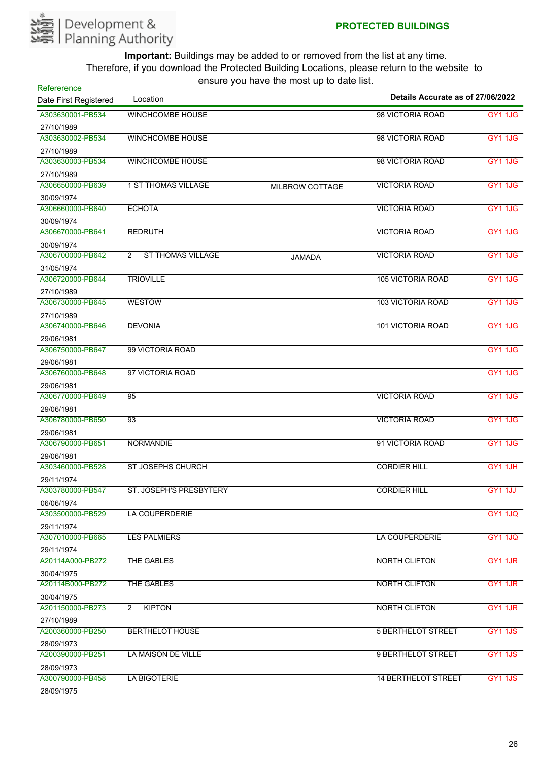Development & Planning Authority

**PROTECTED BUILDINGS**

**Important:** Buildings may be added to or removed from the list at any time. Therefore, if you download the Protected Building Locations, please return to the website to ensure you have the most up to date list.

| Refererence / Date First Registered | Location | | Details Accurate as of 27/06/2022 | |
|---|---|---|---|---|
| A303630001-PB534<br>27/10/1989 | WINCHCOMBE HOUSE | | 98 VICTORIA ROAD | GY1 1JG |
| A303630002-PB534<br>27/10/1989 | WINCHCOMBE HOUSE | | 98 VICTORIA ROAD | GY1 1JG |
| A303630003-PB534<br>27/10/1989 | WINCHCOMBE HOUSE | | 98 VICTORIA ROAD | GY1 1JG |
| A306650000-PB639<br>30/09/1974 | 1 ST THOMAS VILLAGE | MILBROW COTTAGE | VICTORIA ROAD | GY1 1JG |
| A306660000-PB640<br>30/09/1974 | ECHOTA | | VICTORIA ROAD | GY1 1JG |
| A306670000-PB641<br>30/09/1974 | REDRUTH | | VICTORIA ROAD | GY1 1JG |
| A306700000-PB642<br>31/05/1974 | 2 ST THOMAS VILLAGE | JAMADA | VICTORIA ROAD | GY1 1JG |
| A306720000-PB644<br>27/10/1989 | TRIOVILLE | | 105 VICTORIA ROAD | GY1 1JG |
| A306730000-PB645<br>27/10/1989 | WESTOW | | 103 VICTORIA ROAD | GY1 1JG |
| A306740000-PB646<br>29/06/1981 | DEVONIA | | 101 VICTORIA ROAD | GY1 1JG |
| A306750000-PB647<br>29/06/1981 | 99 VICTORIA ROAD | | | GY1 1JG |
| A306760000-PB648<br>29/06/1981 | 97 VICTORIA ROAD | | | GY1 1JG |
| A306770000-PB649<br>29/06/1981 | 95 | | VICTORIA ROAD | GY1 1JG |
| A306780000-PB650<br>29/06/1981 | 93 | | VICTORIA ROAD | GY1 1JG |
| A306790000-PB651<br>29/06/1981 | NORMANDIE | | 91 VICTORIA ROAD | GY1 1JG |
| A303460000-PB528<br>29/11/1974 | ST JOSEPHS CHURCH | | CORDIER HILL | GY1 1JH |
| A303780000-PB547<br>06/06/1974 | ST. JOSEPH'S PRESBYTERY | | CORDIER HILL | GY1 1JJ |
| A303500000-PB529<br>29/11/1974 | LA COUPERDERIE | | | GY1 1JQ |
| A307010000-PB665<br>29/11/1974 | LES PALMIERS | | LA COUPERDERIE | GY1 1JQ |
| A20114A000-PB272<br>30/04/1975 | THE GABLES | | NORTH CLIFTON | GY1 1JR |
| A20114B000-PB272<br>30/04/1975 | THE GABLES | | NORTH CLIFTON | GY1 1JR |
| A201150000-PB273<br>27/10/1989 | 2 KIPTON | | NORTH CLIFTON | GY1 1JR |
| A200360000-PB250<br>28/09/1973 | BERTHELOT HOUSE | | 5 BERTHELOT STREET | GY1 1JS |
| A200390000-PB251<br>28/09/1973 | LA MAISON DE VILLE | | 9 BERTHELOT STREET | GY1 1JS |
| A300790000-PB458<br>28/09/1975 | LA BIGOTERIE | | 14 BERTHELOT STREET | GY1 1JS |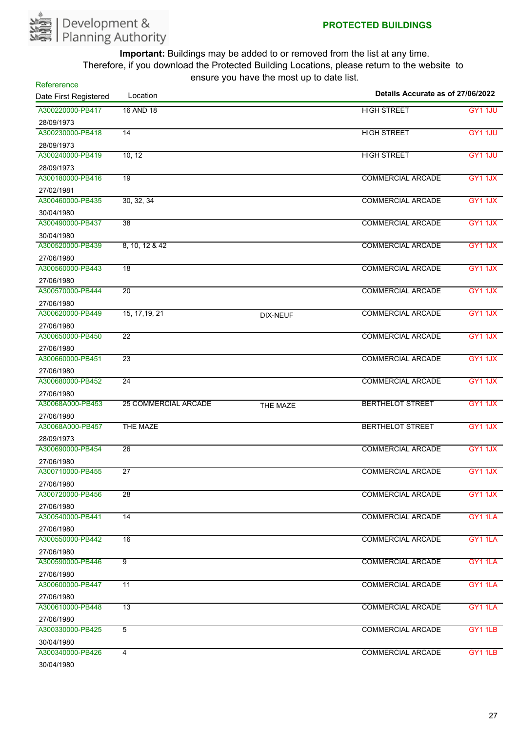Development & Planning Authority

**PROTECTED BUILDINGS**

**Important:** Buildings may be added to or removed from the list at any time. Therefore, if you download the Protected Building Locations, please return to the website to ensure you have the most up to date list.

**Details Accurate as of 27/06/2022**

| Refererence / Date First Registered | Location | | | |
|---|---|---|---|---|
| A300220000-PB417 28/09/1973 | 16 AND 18 | | HIGH STREET | GY1 1JU |
| A300230000-PB418 28/09/1973 | 14 | | HIGH STREET | GY1 1JU |
| A300240000-PB419 28/09/1973 | 10, 12 | | HIGH STREET | GY1 1JU |
| A300180000-PB416 27/02/1981 | 19 | | COMMERCIAL ARCADE | GY1 1JX |
| A300460000-PB435 30/04/1980 | 30, 32, 34 | | COMMERCIAL ARCADE | GY1 1JX |
| A300490000-PB437 30/04/1980 | 38 | | COMMERCIAL ARCADE | GY1 1JX |
| A300520000-PB439 27/06/1980 | 8, 10, 12 & 42 | | COMMERCIAL ARCADE | GY1 1JX |
| A300560000-PB443 27/06/1980 | 18 | | COMMERCIAL ARCADE | GY1 1JX |
| A300570000-PB444 27/06/1980 | 20 | | COMMERCIAL ARCADE | GY1 1JX |
| A300620000-PB449 27/06/1980 | 15, 17,19, 21 | DIX-NEUF | COMMERCIAL ARCADE | GY1 1JX |
| A300650000-PB450 27/06/1980 | 22 | | COMMERCIAL ARCADE | GY1 1JX |
| A300660000-PB451 27/06/1980 | 23 | | COMMERCIAL ARCADE | GY1 1JX |
| A300680000-PB452 27/06/1980 | 24 | | COMMERCIAL ARCADE | GY1 1JX |
| A30068A000-PB453 27/06/1980 | 25 COMMERCIAL ARCADE | THE MAZE | BERTHELOT STREET | GY1 1JX |
| A30068A000-PB457 28/09/1973 | THE MAZE | | BERTHELOT STREET | GY1 1JX |
| A300690000-PB454 27/06/1980 | 26 | | COMMERCIAL ARCADE | GY1 1JX |
| A300710000-PB455 27/06/1980 | 27 | | COMMERCIAL ARCADE | GY1 1JX |
| A300720000-PB456 27/06/1980 | 28 | | COMMERCIAL ARCADE | GY1 1JX |
| A300540000-PB441 27/06/1980 | 14 | | COMMERCIAL ARCADE | GY1 1LA |
| A300550000-PB442 27/06/1980 | 16 | | COMMERCIAL ARCADE | GY1 1LA |
| A300590000-PB446 27/06/1980 | 9 | | COMMERCIAL ARCADE | GY1 1LA |
| A300600000-PB447 27/06/1980 | 11 | | COMMERCIAL ARCADE | GY1 1LA |
| A300610000-PB448 27/06/1980 | 13 | | COMMERCIAL ARCADE | GY1 1LA |
| A300330000-PB425 30/04/1980 | 5 | | COMMERCIAL ARCADE | GY1 1LB |
| A300340000-PB426 30/04/1980 | 4 | | COMMERCIAL ARCADE | GY1 1LB |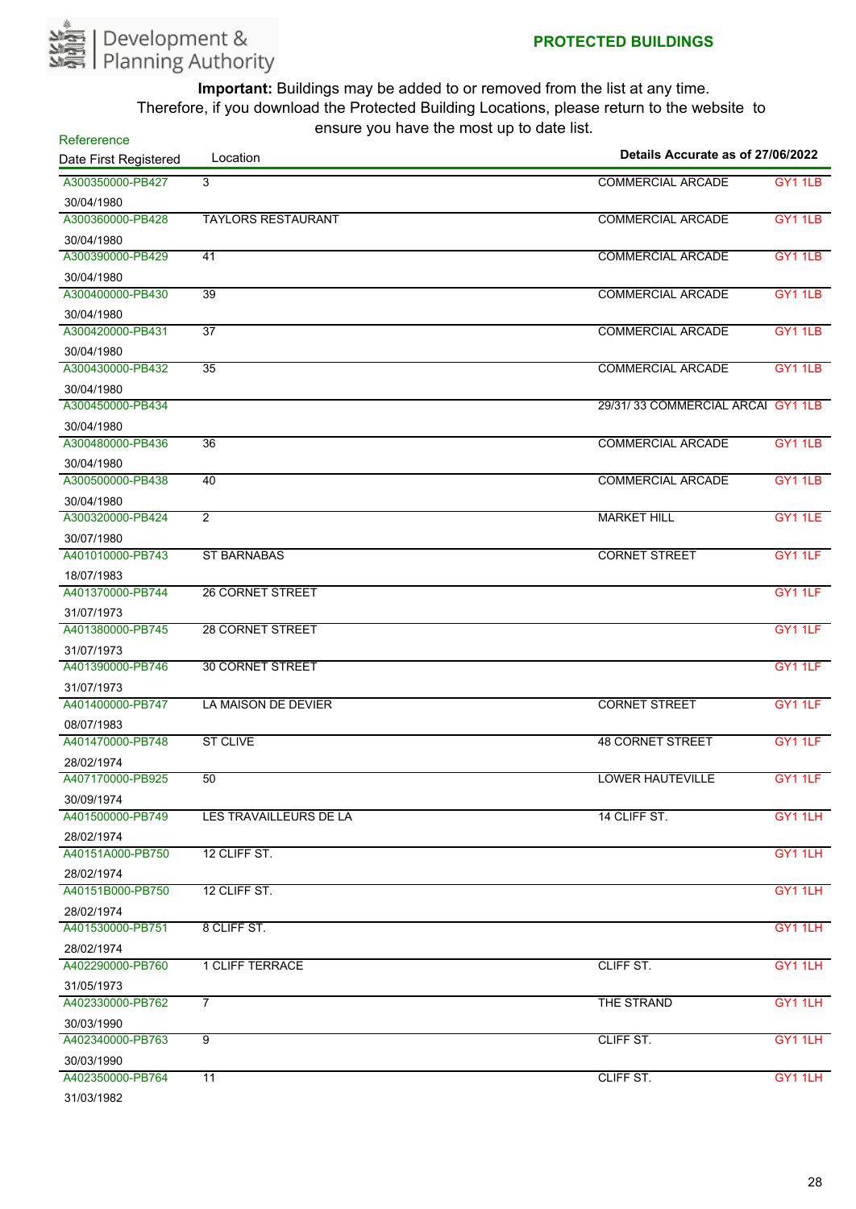Development & Planning Authority

**PROTECTED BUILDINGS**

**Important:** Buildings may be added to or removed from the list at any time. Therefore, if you download the Protected Building Locations, please return to the website to ensure you have the most up to date list.

**Details Accurate as of 27/06/2022**

| Refererence / Date First Registered | Location | | |
|---|---|---|---|
| A300350000-PB427<br>30/04/1980 | 3 | COMMERCIAL ARCADE | GY1 1LB |
| A300360000-PB428<br>30/04/1980 | TAYLORS RESTAURANT | COMMERCIAL ARCADE | GY1 1LB |
| A300390000-PB429<br>30/04/1980 | 41 | COMMERCIAL ARCADE | GY1 1LB |
| A300400000-PB430<br>30/04/1980 | 39 | COMMERCIAL ARCADE | GY1 1LB |
| A300420000-PB431<br>30/04/1980 | 37 | COMMERCIAL ARCADE | GY1 1LB |
| A300430000-PB432<br>30/04/1980 | 35 | COMMERCIAL ARCADE | GY1 1LB |
| A300450000-PB434<br>30/04/1980 | | 29/31/ 33 COMMERCIAL ARCAI | GY1 1LB |
| A300480000-PB436<br>30/04/1980 | 36 | COMMERCIAL ARCADE | GY1 1LB |
| A300500000-PB438<br>30/04/1980 | 40 | COMMERCIAL ARCADE | GY1 1LB |
| A300320000-PB424<br>30/07/1980 | 2 | MARKET HILL | GY1 1LE |
| A401010000-PB743<br>18/07/1983 | ST BARNABAS | CORNET STREET | GY1 1LF |
| A401370000-PB744<br>31/07/1973 | 26 CORNET STREET | | GY1 1LF |
| A401380000-PB745<br>31/07/1973 | 28 CORNET STREET | | GY1 1LF |
| A401390000-PB746<br>31/07/1973 | 30 CORNET STREET | | GY1 1LF |
| A401400000-PB747<br>08/07/1983 | LA MAISON DE DEVIER | CORNET STREET | GY1 1LF |
| A401470000-PB748<br>28/02/1974 | ST CLIVE | 48 CORNET STREET | GY1 1LF |
| A407170000-PB925<br>30/09/1974 | 50 | LOWER HAUTEVILLE | GY1 1LF |
| A401500000-PB749<br>28/02/1974 | LES TRAVAILLEURS DE LA | 14 CLIFF ST. | GY1 1LH |
| A40151A000-PB750<br>28/02/1974 | 12 CLIFF ST. | | GY1 1LH |
| A40151B000-PB750<br>28/02/1974 | 12 CLIFF ST. | | GY1 1LH |
| A401530000-PB751<br>28/02/1974 | 8 CLIFF ST. | | GY1 1LH |
| A402290000-PB760<br>31/05/1973 | 1 CLIFF TERRACE | CLIFF ST. | GY1 1LH |
| A402330000-PB762<br>30/03/1990 | 7 | THE STRAND | GY1 1LH |
| A402340000-PB763<br>30/03/1990 | 9 | CLIFF ST. | GY1 1LH |
| A402350000-PB764<br>31/03/1982 | 11 | CLIFF ST. | GY1 1LH |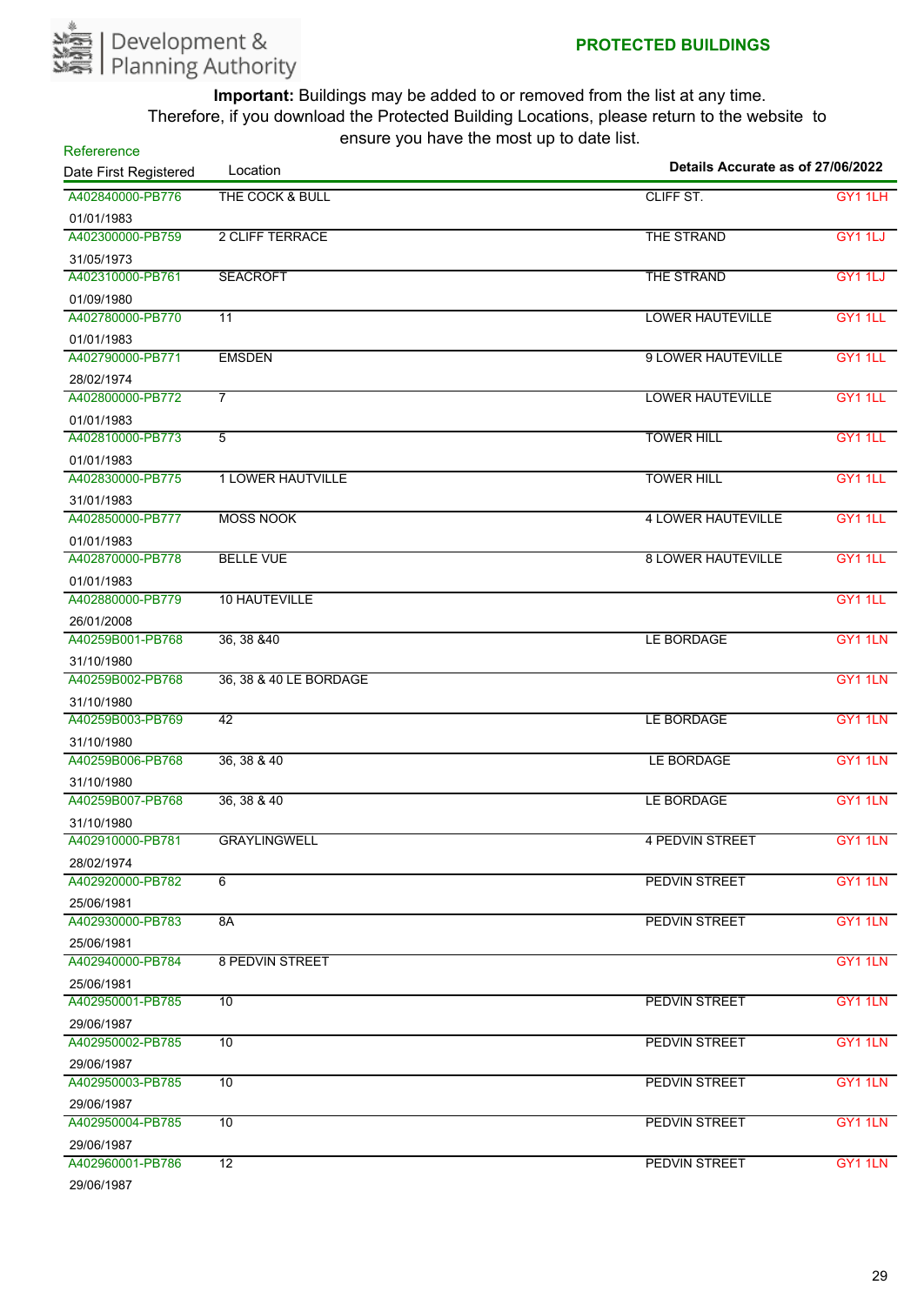Development & Planning Authority

**PROTECTED BUILDINGS**

**Important:** Buildings may be added to or removed from the list at any time. Therefore, if you download the Protected Building Locations, please return to the website to ensure you have the most up to date list.

**Details Accurate as of 27/06/2022**

| Refererence / Date First Registered | Location | | |
|---|---|---|---|
| A402840000-PB776 / 01/01/1983 | THE COCK & BULL | CLIFF ST. | GY1 1LH |
| A402300000-PB759 / 31/05/1973 | 2 CLIFF TERRACE | THE STRAND | GY1 1LJ |
| A402310000-PB761 / 01/09/1980 | SEACROFT | THE STRAND | GY1 1LJ |
| A402780000-PB770 / 01/01/1983 | 11 | LOWER HAUTEVILLE | GY1 1LL |
| A402790000-PB771 / 28/02/1974 | EMSDEN | 9 LOWER HAUTEVILLE | GY1 1LL |
| A402800000-PB772 / 01/01/1983 | 7 | LOWER HAUTEVILLE | GY1 1LL |
| A402810000-PB773 / 01/01/1983 | 5 | TOWER HILL | GY1 1LL |
| A402830000-PB775 / 31/01/1983 | 1 LOWER HAUTVILLE | TOWER HILL | GY1 1LL |
| A402850000-PB777 / 01/01/1983 | MOSS NOOK | 4 LOWER HAUTEVILLE | GY1 1LL |
| A402870000-PB778 / 01/01/1983 | BELLE VUE | 8 LOWER HAUTEVILLE | GY1 1LL |
| A402880000-PB779 / 26/01/2008 | 10 HAUTEVILLE | | GY1 1LL |
| A40259B001-PB768 / 31/10/1980 | 36, 38 &40 | LE BORDAGE | GY1 1LN |
| A40259B002-PB768 / 31/10/1980 | 36, 38 & 40 LE BORDAGE | | GY1 1LN |
| A40259B003-PB769 / 31/10/1980 | 42 | LE BORDAGE | GY1 1LN |
| A40259B006-PB768 / 31/10/1980 | 36, 38 & 40 | LE BORDAGE | GY1 1LN |
| A40259B007-PB768 / 31/10/1980 | 36, 38 & 40 | LE BORDAGE | GY1 1LN |
| A402910000-PB781 / 28/02/1974 | GRAYLINGWELL | 4 PEDVIN STREET | GY1 1LN |
| A402920000-PB782 / 25/06/1981 | 6 | PEDVIN STREET | GY1 1LN |
| A402930000-PB783 / 25/06/1981 | 8A | PEDVIN STREET | GY1 1LN |
| A402940000-PB784 / 25/06/1981 | 8 PEDVIN STREET | | GY1 1LN |
| A402950001-PB785 / 29/06/1987 | 10 | PEDVIN STREET | GY1 1LN |
| A402950002-PB785 / 29/06/1987 | 10 | PEDVIN STREET | GY1 1LN |
| A402950003-PB785 / 29/06/1987 | 10 | PEDVIN STREET | GY1 1LN |
| A402950004-PB785 / 29/06/1987 | 10 | PEDVIN STREET | GY1 1LN |
| A402960001-PB786 / 29/06/1987 | 12 | PEDVIN STREET | GY1 1LN |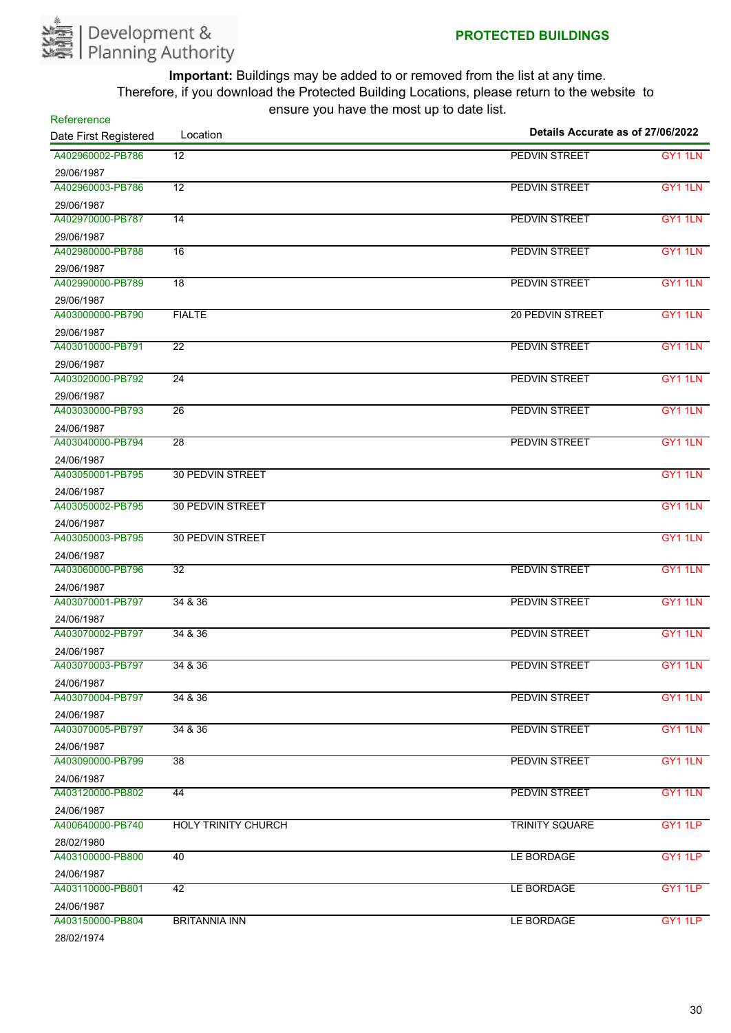**PROTECTED BUILDINGS**

**Important:** Buildings may be added to or removed from the list at any time. Therefore, if you download the Protected Building Locations, please return to the website to ensure you have the most up to date list.

**Details Accurate as of 27/06/2022**

| Refererence / Date First Registered | Location | | |
|---|---|---|---|
| A402960002-PB786<br>29/06/1987 | 12 | PEDVIN STREET | GY1 1LN |
| A402960003-PB786<br>29/06/1987 | 12 | PEDVIN STREET | GY1 1LN |
| A402970000-PB787<br>29/06/1987 | 14 | PEDVIN STREET | GY1 1LN |
| A402980000-PB788<br>29/06/1987 | 16 | PEDVIN STREET | GY1 1LN |
| A402990000-PB789<br>29/06/1987 | 18 | PEDVIN STREET | GY1 1LN |
| A403000000-PB790<br>29/06/1987 | FIALTE | 20 PEDVIN STREET | GY1 1LN |
| A403010000-PB791<br>29/06/1987 | 22 | PEDVIN STREET | GY1 1LN |
| A403020000-PB792<br>29/06/1987 | 24 | PEDVIN STREET | GY1 1LN |
| A403030000-PB793<br>24/06/1987 | 26 | PEDVIN STREET | GY1 1LN |
| A403040000-PB794<br>24/06/1987 | 28 | PEDVIN STREET | GY1 1LN |
| A403050001-PB795<br>24/06/1987 | 30 PEDVIN STREET | | GY1 1LN |
| A403050002-PB795<br>24/06/1987 | 30 PEDVIN STREET | | GY1 1LN |
| A403050003-PB795<br>24/06/1987 | 30 PEDVIN STREET | | GY1 1LN |
| A403060000-PB796<br>24/06/1987 | 32 | PEDVIN STREET | GY1 1LN |
| A403070001-PB797<br>24/06/1987 | 34 & 36 | PEDVIN STREET | GY1 1LN |
| A403070002-PB797<br>24/06/1987 | 34 & 36 | PEDVIN STREET | GY1 1LN |
| A403070003-PB797<br>24/06/1987 | 34 & 36 | PEDVIN STREET | GY1 1LN |
| A403070004-PB797<br>24/06/1987 | 34 & 36 | PEDVIN STREET | GY1 1LN |
| A403070005-PB797<br>24/06/1987 | 34 & 36 | PEDVIN STREET | GY1 1LN |
| A403090000-PB799<br>24/06/1987 | 38 | PEDVIN STREET | GY1 1LN |
| A403120000-PB802<br>24/06/1987 | 44 | PEDVIN STREET | GY1 1LN |
| A400640000-PB740<br>28/02/1980 | HOLY TRINITY CHURCH | TRINITY SQUARE | GY1 1LP |
| A403100000-PB800<br>24/06/1987 | 40 | LE BORDAGE | GY1 1LP |
| A403110000-PB801<br>24/06/1987 | 42 | LE BORDAGE | GY1 1LP |
| A403150000-PB804<br>28/02/1974 | BRITANNIA INN | LE BORDAGE | GY1 1LP |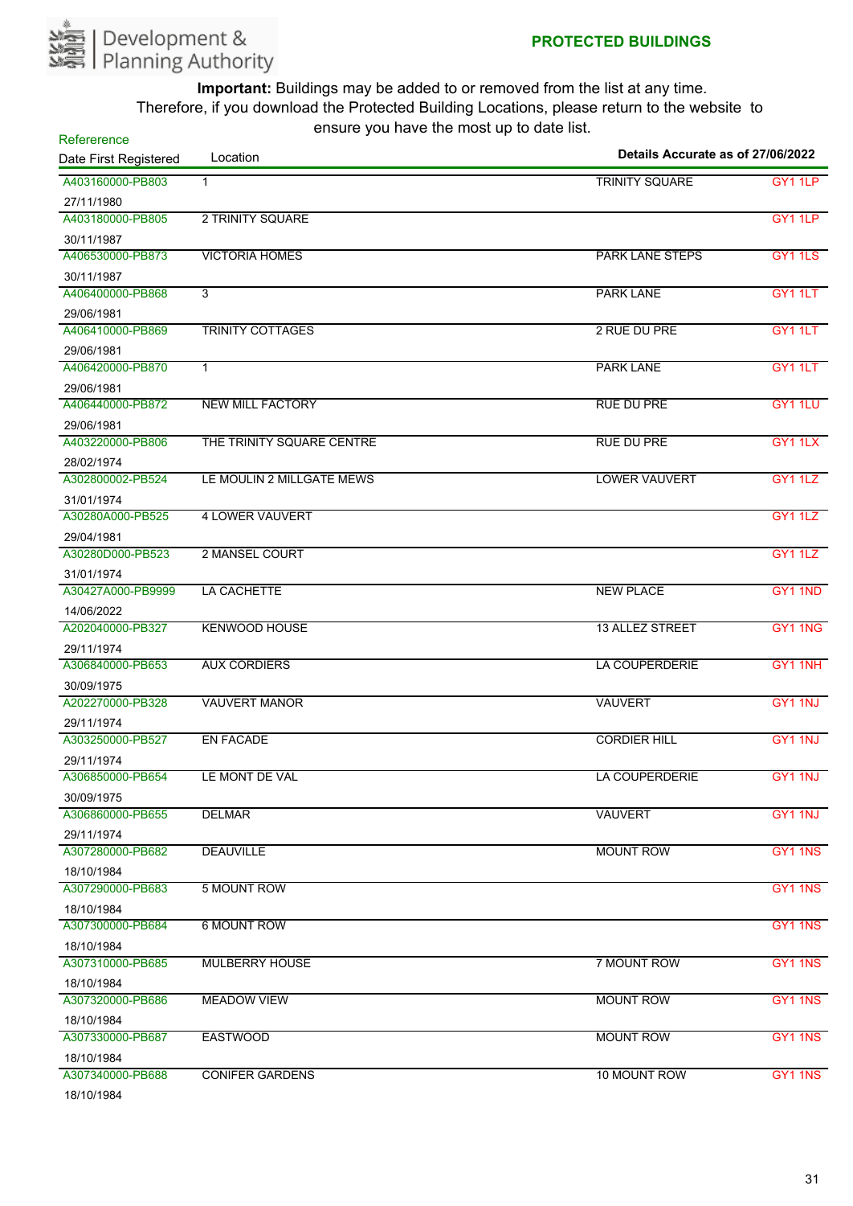Development & Planning Authority

**PROTECTED BUILDINGS**

**Important:** Buildings may be added to or removed from the list at any time. Therefore, if you download the Protected Building Locations, please return to the website to ensure you have the most up to date list.

| Refererence Date First Registered | Location | Details Accurate as of 27/06/2022 | |
|---|---|---|---|
| A403160000-PB803 27/11/1980 | 1 | TRINITY SQUARE | GY1 1LP |
| A403180000-PB805 30/11/1987 | 2 TRINITY SQUARE | | GY1 1LP |
| A406530000-PB873 30/11/1987 | VICTORIA HOMES | PARK LANE STEPS | GY1 1LS |
| A406400000-PB868 29/06/1981 | 3 | PARK LANE | GY1 1LT |
| A406410000-PB869 29/06/1981 | TRINITY COTTAGES | 2 RUE DU PRE | GY1 1LT |
| A406420000-PB870 29/06/1981 | 1 | PARK LANE | GY1 1LT |
| A406440000-PB872 29/06/1981 | NEW MILL FACTORY | RUE DU PRE | GY1 1LU |
| A403220000-PB806 28/02/1974 | THE TRINITY SQUARE CENTRE | RUE DU PRE | GY1 1LX |
| A302800002-PB524 31/01/1974 | LE MOULIN 2 MILLGATE MEWS | LOWER VAUVERT | GY1 1LZ |
| A30280A000-PB525 29/04/1981 | 4 LOWER VAUVERT | | GY1 1LZ |
| A30280D000-PB523 31/01/1974 | 2 MANSEL COURT | | GY1 1LZ |
| A30427A000-PB9999 14/06/2022 | LA CACHETTE | NEW PLACE | GY1 1ND |
| A202040000-PB327 29/11/1974 | KENWOOD HOUSE | 13 ALLEZ STREET | GY1 1NG |
| A306840000-PB653 30/09/1975 | AUX CORDIERS | LA COUPERDERIE | GY1 1NH |
| A202270000-PB328 29/11/1974 | VAUVERT MANOR | VAUVERT | GY1 1NJ |
| A303250000-PB527 29/11/1974 | EN FACADE | CORDIER HILL | GY1 1NJ |
| A306850000-PB654 30/09/1975 | LE MONT DE VAL | LA COUPERDERIE | GY1 1NJ |
| A306860000-PB655 29/11/1974 | DELMAR | VAUVERT | GY1 1NJ |
| A307280000-PB682 18/10/1984 | DEAUVILLE | MOUNT ROW | GY1 1NS |
| A307290000-PB683 18/10/1984 | 5 MOUNT ROW | | GY1 1NS |
| A307300000-PB684 18/10/1984 | 6 MOUNT ROW | | GY1 1NS |
| A307310000-PB685 18/10/1984 | MULBERRY HOUSE | 7 MOUNT ROW | GY1 1NS |
| A307320000-PB686 18/10/1984 | MEADOW VIEW | MOUNT ROW | GY1 1NS |
| A307330000-PB687 18/10/1984 | EASTWOOD | MOUNT ROW | GY1 1NS |
| A307340000-PB688 18/10/1984 | CONIFER GARDENS | 10 MOUNT ROW | GY1 1NS |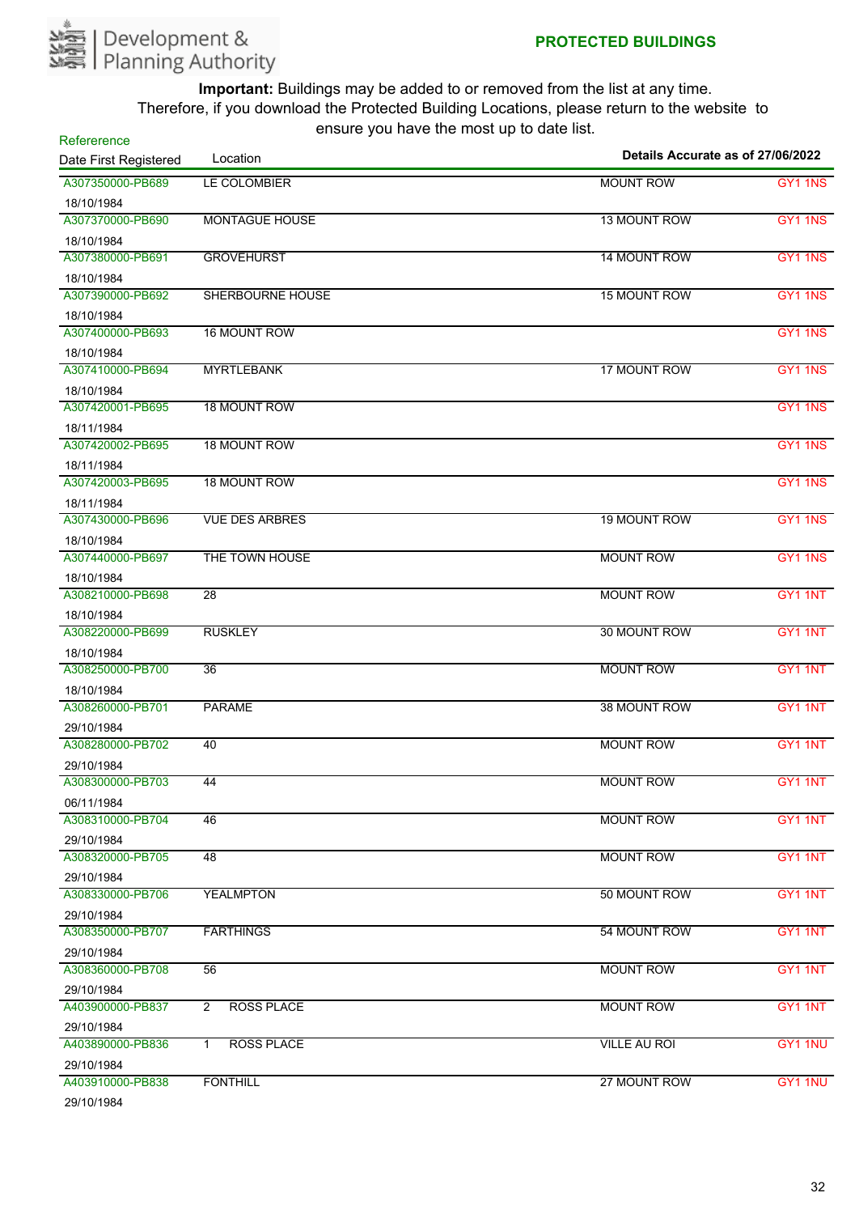**PROTECTED BUILDINGS**

**Important:** Buildings may be added to or removed from the list at any time. Therefore, if you download the Protected Building Locations, please return to the website to ensure you have the most up to date list.

**Details Accurate as of 27/06/2022**

| Refererence / Date First Registered | Location | | |
|---|---|---|---|
| A307350000-PB689 18/10/1984 | LE COLOMBIER | MOUNT ROW | GY1 1NS |
| A307370000-PB690 18/10/1984 | MONTAGUE HOUSE | 13 MOUNT ROW | GY1 1NS |
| A307380000-PB691 18/10/1984 | GROVEHURST | 14 MOUNT ROW | GY1 1NS |
| A307390000-PB692 18/10/1984 | SHERBOURNE HOUSE | 15 MOUNT ROW | GY1 1NS |
| A307400000-PB693 18/10/1984 | 16 MOUNT ROW | | GY1 1NS |
| A307410000-PB694 18/10/1984 | MYRTLEBANK | 17 MOUNT ROW | GY1 1NS |
| A307420001-PB695 18/11/1984 | 18 MOUNT ROW | | GY1 1NS |
| A307420002-PB695 18/11/1984 | 18 MOUNT ROW | | GY1 1NS |
| A307420003-PB695 18/11/1984 | 18 MOUNT ROW | | GY1 1NS |
| A307430000-PB696 18/10/1984 | VUE DES ARBRES | 19 MOUNT ROW | GY1 1NS |
| A307440000-PB697 18/10/1984 | THE TOWN HOUSE | MOUNT ROW | GY1 1NS |
| A308210000-PB698 18/10/1984 | 28 | MOUNT ROW | GY1 1NT |
| A308220000-PB699 18/10/1984 | RUSKLEY | 30 MOUNT ROW | GY1 1NT |
| A308250000-PB700 18/10/1984 | 36 | MOUNT ROW | GY1 1NT |
| A308260000-PB701 29/10/1984 | PARAME | 38 MOUNT ROW | GY1 1NT |
| A308280000-PB702 29/10/1984 | 40 | MOUNT ROW | GY1 1NT |
| A308300000-PB703 06/11/1984 | 44 | MOUNT ROW | GY1 1NT |
| A308310000-PB704 29/10/1984 | 46 | MOUNT ROW | GY1 1NT |
| A308320000-PB705 29/10/1984 | 48 | MOUNT ROW | GY1 1NT |
| A308330000-PB706 29/10/1984 | YEALMPTON | 50 MOUNT ROW | GY1 1NT |
| A308350000-PB707 29/10/1984 | FARTHINGS | 54 MOUNT ROW | GY1 1NT |
| A308360000-PB708 29/10/1984 | 56 | MOUNT ROW | GY1 1NT |
| A403900000-PB837 29/10/1984 | 2 ROSS PLACE | MOUNT ROW | GY1 1NT |
| A403890000-PB836 29/10/1984 | 1 ROSS PLACE | VILLE AU ROI | GY1 1NU |
| A403910000-PB838 29/10/1984 | FONTHILL | 27 MOUNT ROW | GY1 1NU |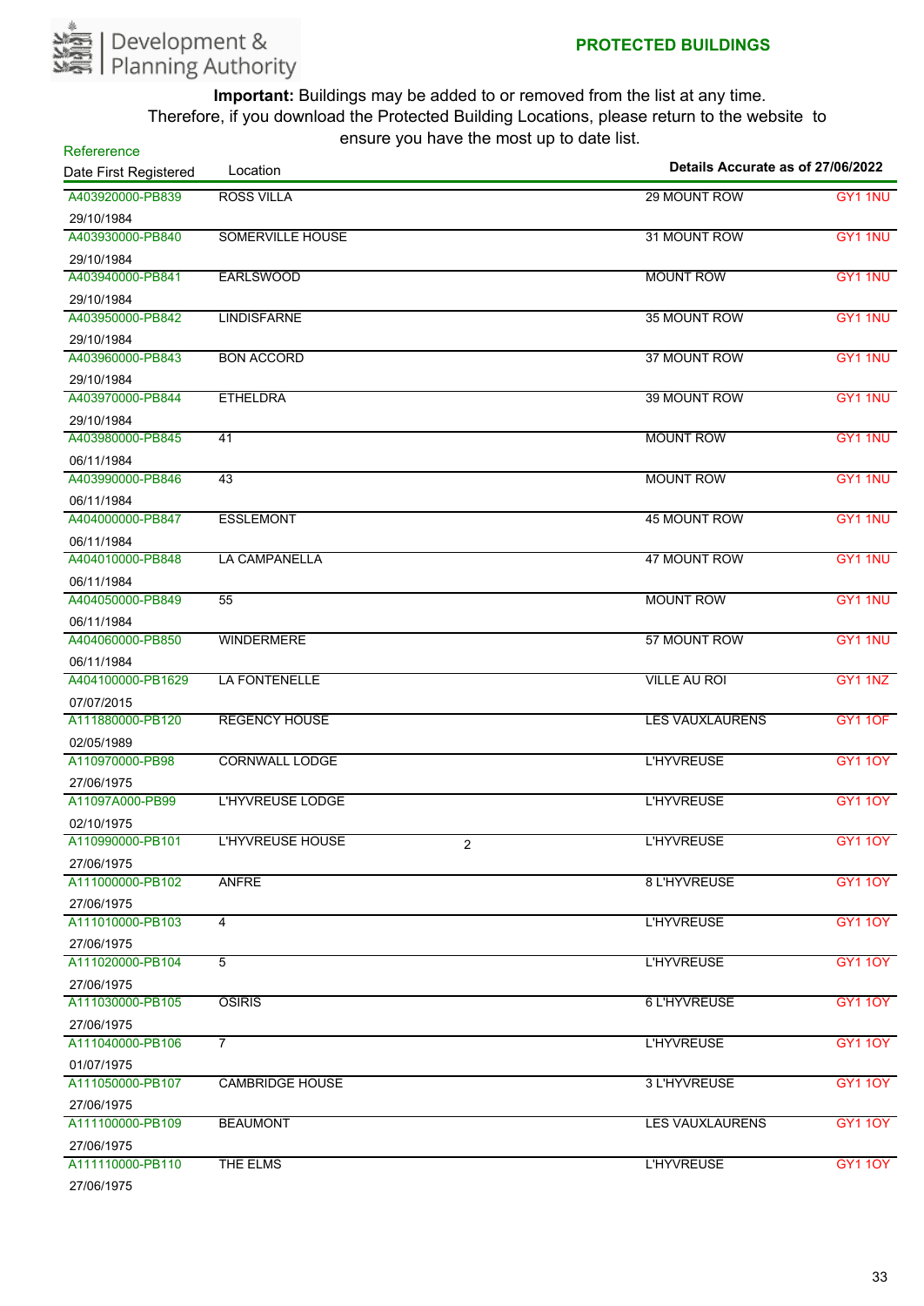Development & Planning Authority

**PROTECTED BUILDINGS**

**Important:** Buildings may be added to or removed from the list at any time.
Therefore, if you download the Protected Building Locations, please return to the website to ensure you have the most up to date list.

**Details Accurate as of 27/06/2022**

| Refererence<br>Date First Registered | Location | | | |
|---|---|---|---|---|
| A403920000-PB839<br>29/10/1984 | ROSS VILLA | | 29 MOUNT ROW | GY1 1NU |
| A403930000-PB840<br>29/10/1984 | SOMERVILLE HOUSE | | 31 MOUNT ROW | GY1 1NU |
| A403940000-PB841<br>29/10/1984 | EARLSWOOD | | MOUNT ROW | GY1 1NU |
| A403950000-PB842<br>29/10/1984 | LINDISFARNE | | 35 MOUNT ROW | GY1 1NU |
| A403960000-PB843<br>29/10/1984 | BON ACCORD | | 37 MOUNT ROW | GY1 1NU |
| A403970000-PB844<br>29/10/1984 | ETHELDRA | | 39 MOUNT ROW | GY1 1NU |
| A403980000-PB845<br>06/11/1984 | 41 | | MOUNT ROW | GY1 1NU |
| A403990000-PB846<br>06/11/1984 | 43 | | MOUNT ROW | GY1 1NU |
| A404000000-PB847<br>06/11/1984 | ESSLEMONT | | 45 MOUNT ROW | GY1 1NU |
| A404010000-PB848<br>06/11/1984 | LA CAMPANELLA | | 47 MOUNT ROW | GY1 1NU |
| A404050000-PB849<br>06/11/1984 | 55 | | MOUNT ROW | GY1 1NU |
| A404060000-PB850<br>06/11/1984 | WINDERMERE | | 57 MOUNT ROW | GY1 1NU |
| A404100000-PB1629<br>07/07/2015 | LA FONTENELLE | | VILLE AU ROI | GY1 1NZ |
| A111880000-PB120<br>02/05/1989 | REGENCY HOUSE | | LES VAUXLAURENS | GY1 1OF |
| A110970000-PB98<br>27/06/1975 | CORNWALL LODGE | | L'HYVREUSE | GY1 1OY |
| A11097A000-PB99<br>02/10/1975 | L'HYVREUSE LODGE | | L'HYVREUSE | GY1 1OY |
| A110990000-PB101<br>27/06/1975 | L'HYVREUSE HOUSE | 2 | L'HYVREUSE | GY1 1OY |
| A111000000-PB102<br>27/06/1975 | ANFRE | | 8 L'HYVREUSE | GY1 1OY |
| A111010000-PB103<br>27/06/1975 | 4 | | L'HYVREUSE | GY1 1OY |
| A111020000-PB104<br>27/06/1975 | 5 | | L'HYVREUSE | GY1 1OY |
| A111030000-PB105<br>27/06/1975 | OSIRIS | | 6 L'HYVREUSE | GY1 1OY |
| A111040000-PB106<br>01/07/1975 | 7 | | L'HYVREUSE | GY1 1OY |
| A111050000-PB107<br>27/06/1975 | CAMBRIDGE HOUSE | | 3 L'HYVREUSE | GY1 1OY |
| A111100000-PB109<br>27/06/1975 | BEAUMONT | | LES VAUXLAURENS | GY1 1OY |
| A111110000-PB110<br>27/06/1975 | THE ELMS | | L'HYVREUSE | GY1 1OY |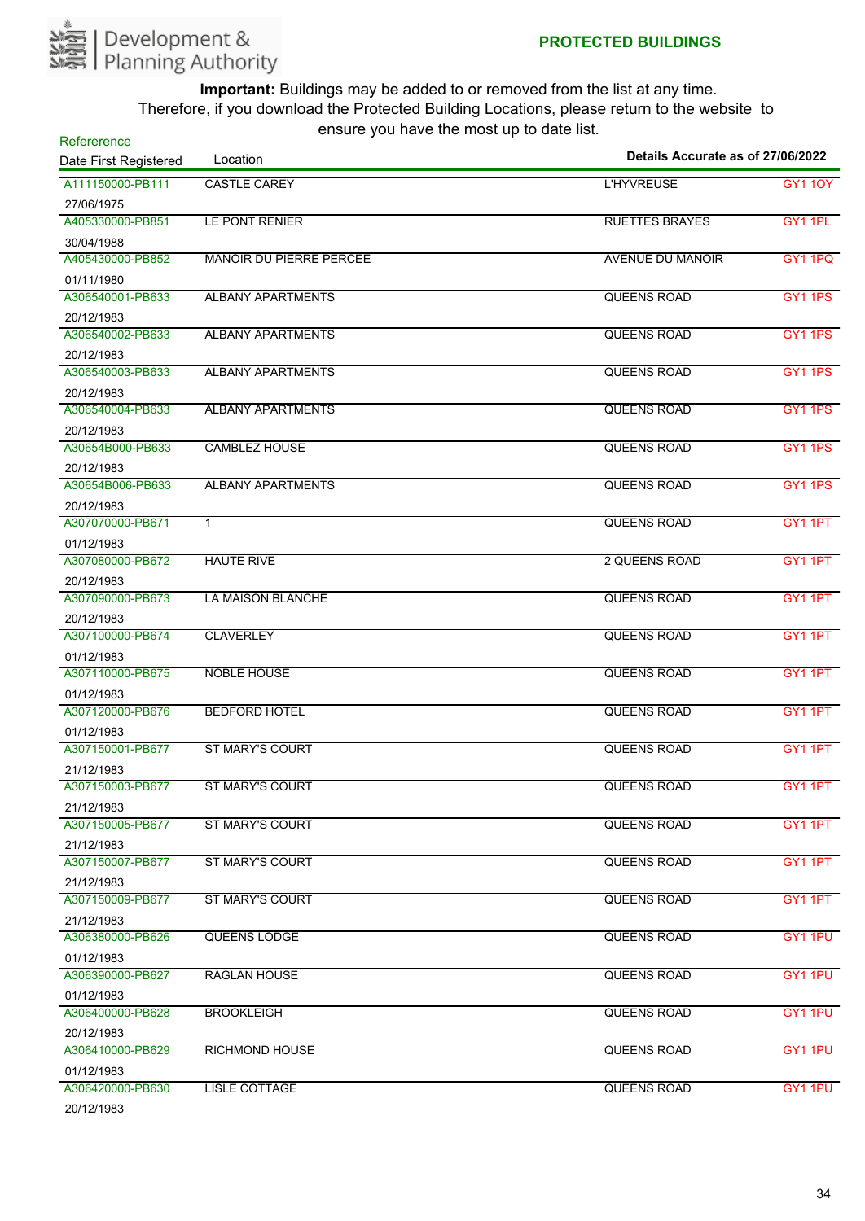Development & Planning Authority

## PROTECTED BUILDINGS

**Important:** Buildings may be added to or removed from the list at any time. Therefore, if you download the Protected Building Locations, please return to the website to ensure you have the most up to date list.

**Details Accurate as of 27/06/2022**

| Refereerence / Date First Registered | Location | | |
|---|---|---|---|
| A111150000-PB111<br>27/06/1975 | CASTLE CAREY | L'HYVREUSE | GY1 1OY |
| A405330000-PB851<br>30/04/1988 | LE PONT RENIER | RUETTES BRAYES | GY1 1PL |
| A405430000-PB852<br>01/11/1980 | MANOIR DU PIERRE PERCEE | AVENUE DU MANOIR | GY1 1PQ |
| A306540001-PB633<br>20/12/1983 | ALBANY APARTMENTS | QUEENS ROAD | GY1 1PS |
| A306540002-PB633<br>20/12/1983 | ALBANY APARTMENTS | QUEENS ROAD | GY1 1PS |
| A306540003-PB633<br>20/12/1983 | ALBANY APARTMENTS | QUEENS ROAD | GY1 1PS |
| A306540004-PB633<br>20/12/1983 | ALBANY APARTMENTS | QUEENS ROAD | GY1 1PS |
| A30654B000-PB633<br>20/12/1983 | CAMBLEZ HOUSE | QUEENS ROAD | GY1 1PS |
| A30654B006-PB633<br>20/12/1983 | ALBANY APARTMENTS | QUEENS ROAD | GY1 1PS |
| A307070000-PB671<br>01/12/1983 | 1 | QUEENS ROAD | GY1 1PT |
| A307080000-PB672<br>20/12/1983 | HAUTE RIVE | 2 QUEENS ROAD | GY1 1PT |
| A307090000-PB673<br>20/12/1983 | LA MAISON BLANCHE | QUEENS ROAD | GY1 1PT |
| A307100000-PB674<br>01/12/1983 | CLAVERLEY | QUEENS ROAD | GY1 1PT |
| A307110000-PB675<br>01/12/1983 | NOBLE HOUSE | QUEENS ROAD | GY1 1PT |
| A307120000-PB676<br>01/12/1983 | BEDFORD HOTEL | QUEENS ROAD | GY1 1PT |
| A307150001-PB677<br>21/12/1983 | ST MARY'S COURT | QUEENS ROAD | GY1 1PT |
| A307150003-PB677<br>21/12/1983 | ST MARY'S COURT | QUEENS ROAD | GY1 1PT |
| A307150005-PB677<br>21/12/1983 | ST MARY'S COURT | QUEENS ROAD | GY1 1PT |
| A307150007-PB677<br>21/12/1983 | ST MARY'S COURT | QUEENS ROAD | GY1 1PT |
| A307150009-PB677<br>21/12/1983 | ST MARY'S COURT | QUEENS ROAD | GY1 1PT |
| A306380000-PB626<br>01/12/1983 | QUEENS LODGE | QUEENS ROAD | GY1 1PU |
| A306390000-PB627<br>01/12/1983 | RAGLAN HOUSE | QUEENS ROAD | GY1 1PU |
| A306400000-PB628<br>20/12/1983 | BROOKLEIGH | QUEENS ROAD | GY1 1PU |
| A306410000-PB629<br>01/12/1983 | RICHMOND HOUSE | QUEENS ROAD | GY1 1PU |
| A306420000-PB630<br>20/12/1983 | LISLE COTTAGE | QUEENS ROAD | GY1 1PU |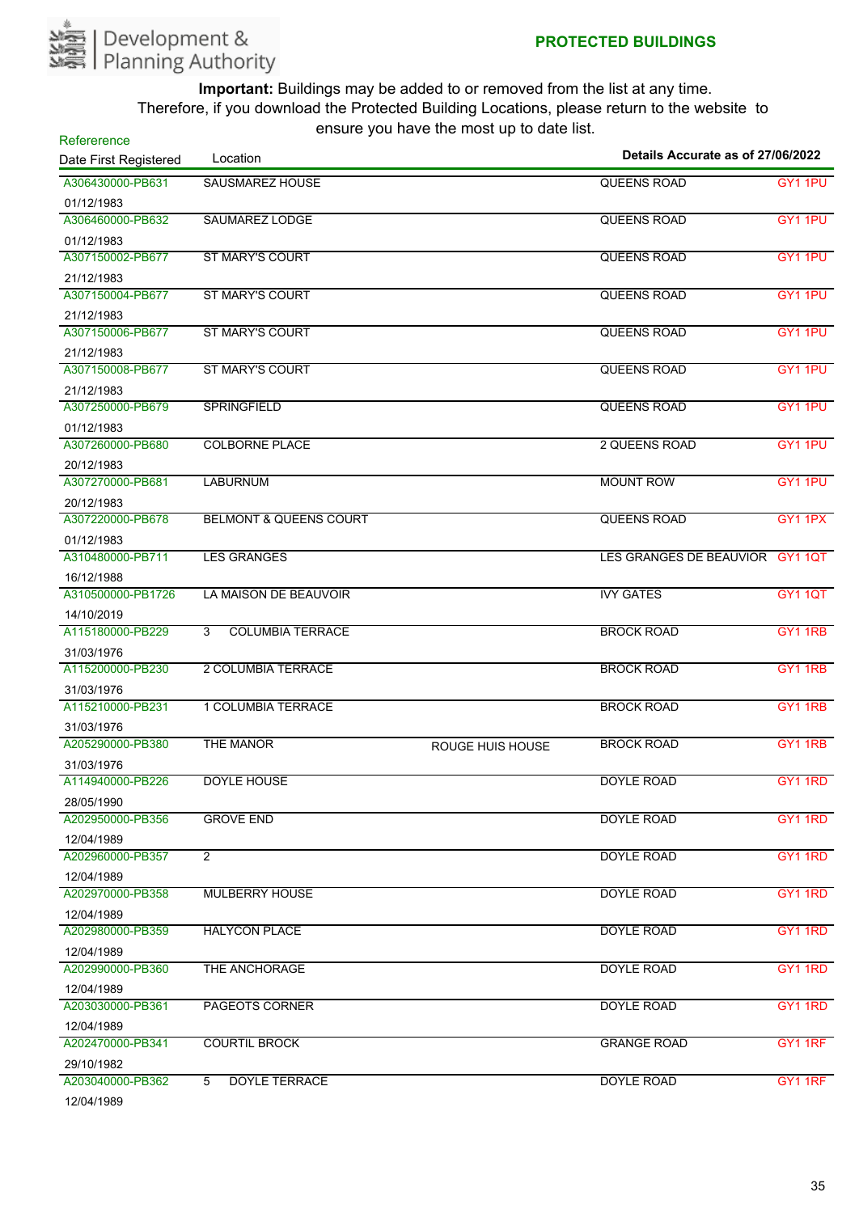Development & Planning Authority

**PROTECTED BUILDINGS**

**Important:** Buildings may be added to or removed from the list at any time. Therefore, if you download the Protected Building Locations, please return to the website to ensure you have the most up to date list.

| Refererence / Date First Registered | Location | | Details Accurate as of 27/06/2022 | |
|---|---|---|---|---|
| A306430000-PB631 / 01/12/1983 | SAUSMAREZ HOUSE | | QUEENS ROAD | GY1 1PU |
| A306460000-PB632 / 01/12/1983 | SAUMAREZ LODGE | | QUEENS ROAD | GY1 1PU |
| A307150002-PB677 / 21/12/1983 | ST MARY'S COURT | | QUEENS ROAD | GY1 1PU |
| A307150004-PB677 / 21/12/1983 | ST MARY'S COURT | | QUEENS ROAD | GY1 1PU |
| A307150006-PB677 / 21/12/1983 | ST MARY'S COURT | | QUEENS ROAD | GY1 1PU |
| A307150008-PB677 / 21/12/1983 | ST MARY'S COURT | | QUEENS ROAD | GY1 1PU |
| A307250000-PB679 / 01/12/1983 | SPRINGFIELD | | QUEENS ROAD | GY1 1PU |
| A307260000-PB680 / 20/12/1983 | COLBORNE PLACE | | 2 QUEENS ROAD | GY1 1PU |
| A307270000-PB681 / 20/12/1983 | LABURNUM | | MOUNT ROW | GY1 1PU |
| A307220000-PB678 / 01/12/1983 | BELMONT & QUEENS COURT | | QUEENS ROAD | GY1 1PX |
| A310480000-PB711 / 16/12/1988 | LES GRANGES | | LES GRANGES DE BEAUVIOR | GY1 1QT |
| A310500000-PB1726 / 14/10/2019 | LA MAISON DE BEAUVOIR | | IVY GATES | GY1 1QT |
| A115180000-PB229 / 31/03/1976 | 3 COLUMBIA TERRACE | | BROCK ROAD | GY1 1RB |
| A115200000-PB230 / 31/03/1976 | 2 COLUMBIA TERRACE | | BROCK ROAD | GY1 1RB |
| A115210000-PB231 / 31/03/1976 | 1 COLUMBIA TERRACE | | BROCK ROAD | GY1 1RB |
| A205290000-PB380 / 31/03/1976 | THE MANOR | ROUGE HUIS HOUSE | BROCK ROAD | GY1 1RB |
| A114940000-PB226 / 28/05/1990 | DOYLE HOUSE | | DOYLE ROAD | GY1 1RD |
| A202950000-PB356 / 12/04/1989 | GROVE END | | DOYLE ROAD | GY1 1RD |
| A202960000-PB357 / 12/04/1989 | 2 | | DOYLE ROAD | GY1 1RD |
| A202970000-PB358 / 12/04/1989 | MULBERRY HOUSE | | DOYLE ROAD | GY1 1RD |
| A202980000-PB359 / 12/04/1989 | HALYCON PLACE | | DOYLE ROAD | GY1 1RD |
| A202990000-PB360 / 12/04/1989 | THE ANCHORAGE | | DOYLE ROAD | GY1 1RD |
| A203030000-PB361 / 12/04/1989 | PAGEOTS CORNER | | DOYLE ROAD | GY1 1RD |
| A202470000-PB341 / 29/10/1982 | COURTIL BROCK | | GRANGE ROAD | GY1 1RF |
| A203040000-PB362 / 12/04/1989 | 5 DOYLE TERRACE | | DOYLE ROAD | GY1 1RF |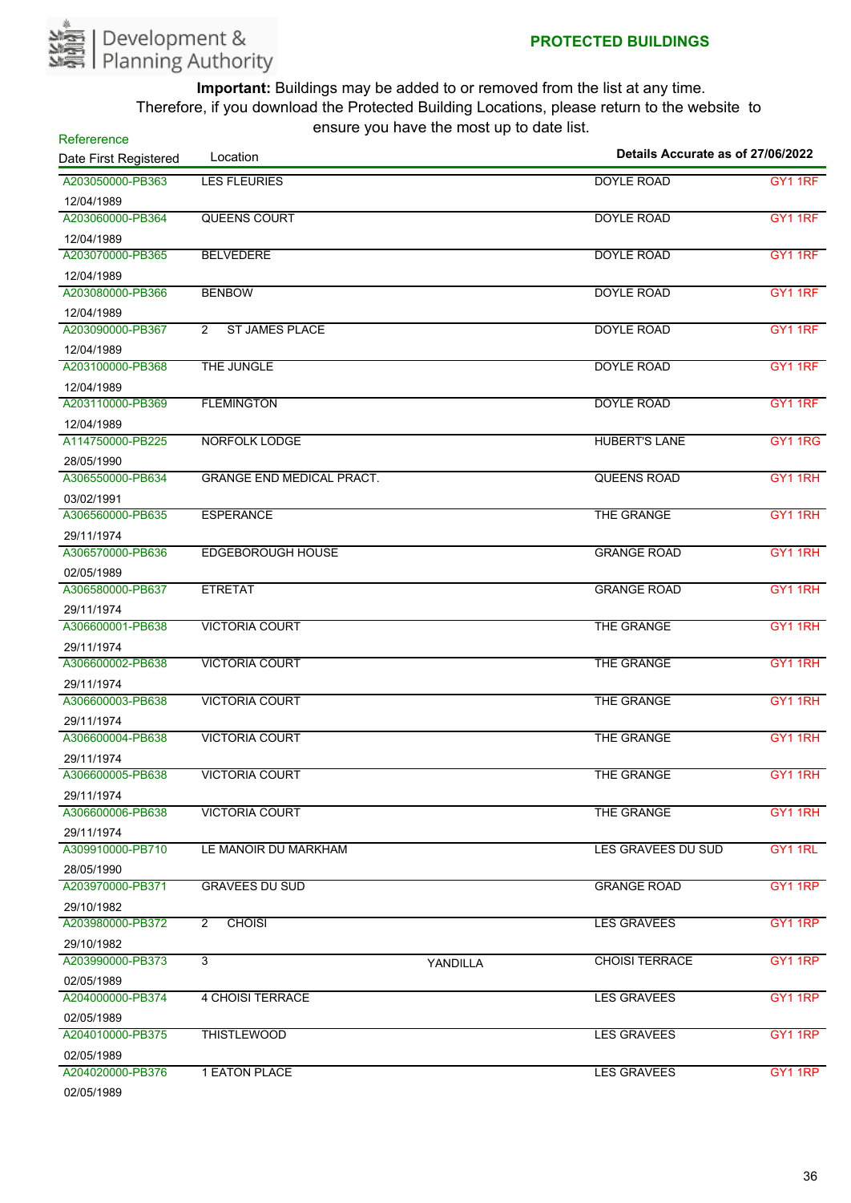Development & Planning Authority

**PROTECTED BUILDINGS**

**Important:** Buildings may be added to or removed from the list at any time. Therefore, if you download the Protected Building Locations, please return to the website to ensure you have the most up to date list.

**Details Accurate as of 27/06/2022**

| Refererence / Date First Registered | Location | | | |
|---|---|---|---|---|
| A203050000-PB363<br>12/04/1989 | LES FLEURIES | | DOYLE ROAD | GY1 1RF |
| A203060000-PB364<br>12/04/1989 | QUEENS COURT | | DOYLE ROAD | GY1 1RF |
| A203070000-PB365<br>12/04/1989 | BELVEDERE | | DOYLE ROAD | GY1 1RF |
| A203080000-PB366<br>12/04/1989 | BENBOW | | DOYLE ROAD | GY1 1RF |
| A203090000-PB367<br>12/04/1989 | 2 ST JAMES PLACE | | DOYLE ROAD | GY1 1RF |
| A203100000-PB368<br>12/04/1989 | THE JUNGLE | | DOYLE ROAD | GY1 1RF |
| A203110000-PB369<br>12/04/1989 | FLEMINGTON | | DOYLE ROAD | GY1 1RF |
| A114750000-PB225<br>28/05/1990 | NORFOLK LODGE | | HUBERT'S LANE | GY1 1RG |
| A306550000-PB634<br>03/02/1991 | GRANGE END MEDICAL PRACT. | | QUEENS ROAD | GY1 1RH |
| A306560000-PB635<br>29/11/1974 | ESPERANCE | | THE GRANGE | GY1 1RH |
| A306570000-PB636<br>02/05/1989 | EDGEBOROUGH HOUSE | | GRANGE ROAD | GY1 1RH |
| A306580000-PB637<br>29/11/1974 | ETRETAT | | GRANGE ROAD | GY1 1RH |
| A306600001-PB638<br>29/11/1974 | VICTORIA COURT | | THE GRANGE | GY1 1RH |
| A306600002-PB638<br>29/11/1974 | VICTORIA COURT | | THE GRANGE | GY1 1RH |
| A306600003-PB638<br>29/11/1974 | VICTORIA COURT | | THE GRANGE | GY1 1RH |
| A306600004-PB638<br>29/11/1974 | VICTORIA COURT | | THE GRANGE | GY1 1RH |
| A306600005-PB638<br>29/11/1974 | VICTORIA COURT | | THE GRANGE | GY1 1RH |
| A306600006-PB638<br>29/11/1974 | VICTORIA COURT | | THE GRANGE | GY1 1RH |
| A309910000-PB710<br>28/05/1990 | LE MANOIR DU MARKHAM | | LES GRAVEES DU SUD | GY1 1RL |
| A203970000-PB371<br>29/10/1982 | GRAVEES DU SUD | | GRANGE ROAD | GY1 1RP |
| A203980000-PB372<br>29/10/1982 | 2 CHOISI | | LES GRAVEES | GY1 1RP |
| A203990000-PB373<br>02/05/1989 | 3 | YANDILLA | CHOISI TERRACE | GY1 1RP |
| A204000000-PB374<br>02/05/1989 | 4 CHOISI TERRACE | | LES GRAVEES | GY1 1RP |
| A204010000-PB375<br>02/05/1989 | THISTLEWOOD | | LES GRAVEES | GY1 1RP |
| A204020000-PB376<br>02/05/1989 | 1 EATON PLACE | | LES GRAVEES | GY1 1RP |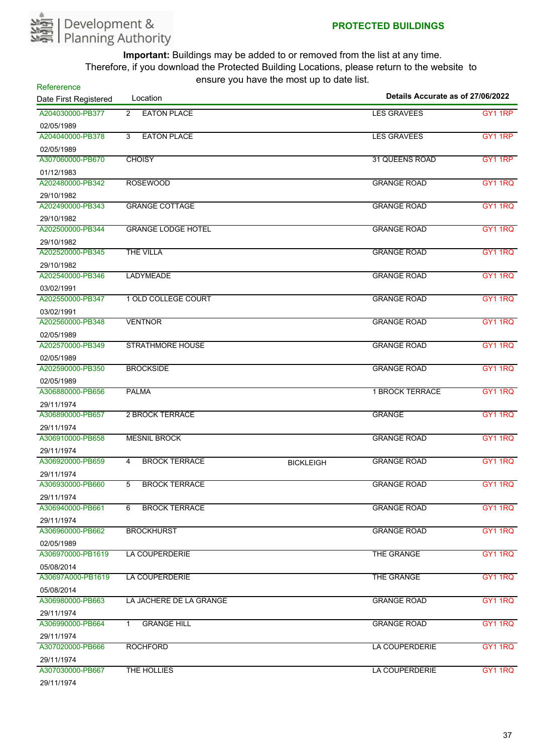Development & Planning Authority

**PROTECTED BUILDINGS**

**Important:** Buildings may be added to or removed from the list at any time. Therefore, if you download the Protected Building Locations, please return to the website to ensure you have the most up to date list.

**Details Accurate as of 27/06/2022**

| Refereence / Date First Registered | Location | | | |
|---|---|---|---|---|
| A204030000-PB377<br>02/05/1989 | 2 EATON PLACE | | LES GRAVEES | GY1 1RP |
| A204040000-PB378<br>02/05/1989 | 3 EATON PLACE | | LES GRAVEES | GY1 1RP |
| A307060000-PB670<br>01/12/1983 | CHOISY | | 31 QUEENS ROAD | GY1 1RP |
| A202480000-PB342<br>29/10/1982 | ROSEWOOD | | GRANGE ROAD | GY1 1RQ |
| A202490000-PB343<br>29/10/1982 | GRANGE COTTAGE | | GRANGE ROAD | GY1 1RQ |
| A202500000-PB344<br>29/10/1982 | GRANGE LODGE HOTEL | | GRANGE ROAD | GY1 1RQ |
| A202520000-PB345<br>29/10/1982 | THE VILLA | | GRANGE ROAD | GY1 1RQ |
| A202540000-PB346<br>03/02/1991 | LADYMEADE | | GRANGE ROAD | GY1 1RQ |
| A202550000-PB347<br>03/02/1991 | 1 OLD COLLEGE COURT | | GRANGE ROAD | GY1 1RQ |
| A202560000-PB348<br>02/05/1989 | VENTNOR | | GRANGE ROAD | GY1 1RQ |
| A202570000-PB349<br>02/05/1989 | STRATHMORE HOUSE | | GRANGE ROAD | GY1 1RQ |
| A202590000-PB350<br>02/05/1989 | BROCKSIDE | | GRANGE ROAD | GY1 1RQ |
| A306880000-PB656<br>29/11/1974 | PALMA | | 1 BROCK TERRACE | GY1 1RQ |
| A306890000-PB657<br>29/11/1974 | 2 BROCK TERRACE | | GRANGE | GY1 1RQ |
| A306910000-PB658<br>29/11/1974 | MESNIL BROCK | | GRANGE ROAD | GY1 1RQ |
| A306920000-PB659<br>29/11/1974 | 4 BROCK TERRACE | BICKLEIGH | GRANGE ROAD | GY1 1RQ |
| A306930000-PB660<br>29/11/1974 | 5 BROCK TERRACE | | GRANGE ROAD | GY1 1RQ |
| A306940000-PB661<br>29/11/1974 | 6 BROCK TERRACE | | GRANGE ROAD | GY1 1RQ |
| A306960000-PB662<br>02/05/1989 | BROCKHURST | | GRANGE ROAD | GY1 1RQ |
| A306970000-PB1619<br>05/08/2014 | LA COUPERDERIE | | THE GRANGE | GY1 1RQ |
| A30697A000-PB1619<br>05/08/2014 | LA COUPERDERIE | | THE GRANGE | GY1 1RQ |
| A306980000-PB663<br>29/11/1974 | LA JACHERE DE LA GRANGE | | GRANGE ROAD | GY1 1RQ |
| A306990000-PB664<br>29/11/1974 | 1 GRANGE HILL | | GRANGE ROAD | GY1 1RQ |
| A307020000-PB666<br>29/11/1974 | ROCHFORD | | LA COUPERDERIE | GY1 1RQ |
| A307030000-PB667<br>29/11/1974 | THE HOLLIES | | LA COUPERDERIE | GY1 1RQ |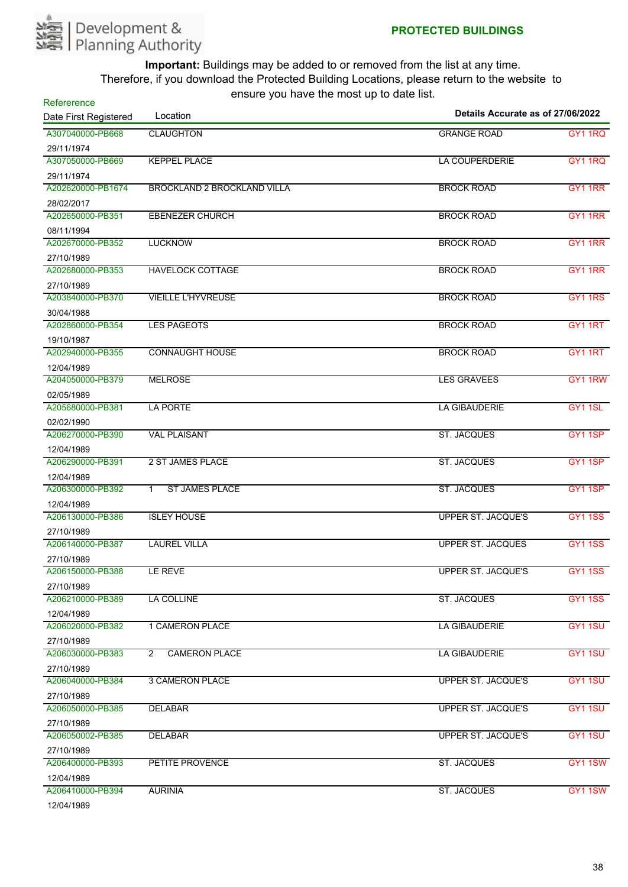**PROTECTED BUILDINGS**

**Important:** Buildings may be added to or removed from the list at any time. Therefore, if you download the Protected Building Locations, please return to the website to ensure you have the most up to date list.

| Refererence<br>Date First Registered | Location | Details Accurate as of 27/06/2022 | |
|---|---|---|---|
| A307040000-PB668<br>29/11/1974 | CLAUGHTON | GRANGE ROAD | GY1 1RQ |
| A307050000-PB669<br>29/11/1974 | KEPPEL PLACE | LA COUPERDERIE | GY1 1RQ |
| A202620000-PB1674<br>28/02/2017 | BROCKLAND 2 BROCKLAND VILLA | BROCK ROAD | GY1 1RR |
| A202650000-PB351<br>08/11/1994 | EBENEZER CHURCH | BROCK ROAD | GY1 1RR |
| A202670000-PB352<br>27/10/1989 | LUCKNOW | BROCK ROAD | GY1 1RR |
| A202680000-PB353<br>27/10/1989 | HAVELOCK COTTAGE | BROCK ROAD | GY1 1RR |
| A203840000-PB370<br>30/04/1988 | VIEILLE L'HYVREUSE | BROCK ROAD | GY1 1RS |
| A202860000-PB354<br>19/10/1987 | LES PAGEOTS | BROCK ROAD | GY1 1RT |
| A202940000-PB355<br>12/04/1989 | CONNAUGHT HOUSE | BROCK ROAD | GY1 1RT |
| A204050000-PB379<br>02/05/1989 | MELROSE | LES GRAVEES | GY1 1RW |
| A205680000-PB381<br>02/02/1990 | LA PORTE | LA GIBAUDERIE | GY1 1SL |
| A206270000-PB390<br>12/04/1989 | VAL PLAISANT | ST. JACQUES | GY1 1SP |
| A206290000-PB391<br>12/04/1989 | 2 ST JAMES PLACE | ST. JACQUES | GY1 1SP |
| A206300000-PB392<br>12/04/1989 | 1 ST JAMES PLACE | ST. JACQUES | GY1 1SP |
| A206130000-PB386<br>27/10/1989 | ISLEY HOUSE | UPPER ST. JACQUE'S | GY1 1SS |
| A206140000-PB387<br>27/10/1989 | LAUREL VILLA | UPPER ST. JACQUES | GY1 1SS |
| A206150000-PB388<br>27/10/1989 | LE REVE | UPPER ST. JACQUE'S | GY1 1SS |
| A206210000-PB389<br>12/04/1989 | LA COLLINE | ST. JACQUES | GY1 1SS |
| A206020000-PB382<br>27/10/1989 | 1 CAMERON PLACE | LA GIBAUDERIE | GY1 1SU |
| A206030000-PB383<br>27/10/1989 | 2 CAMERON PLACE | LA GIBAUDERIE | GY1 1SU |
| A206040000-PB384<br>27/10/1989 | 3 CAMERON PLACE | UPPER ST. JACQUE'S | GY1 1SU |
| A206050000-PB385<br>27/10/1989 | DELABAR | UPPER ST. JACQUE'S | GY1 1SU |
| A206050002-PB385<br>27/10/1989 | DELABAR | UPPER ST. JACQUE'S | GY1 1SU |
| A206400000-PB393<br>12/04/1989 | PETITE PROVENCE | ST. JACQUES | GY1 1SW |
| A206410000-PB394<br>12/04/1989 | AURINIA | ST. JACQUES | GY1 1SW |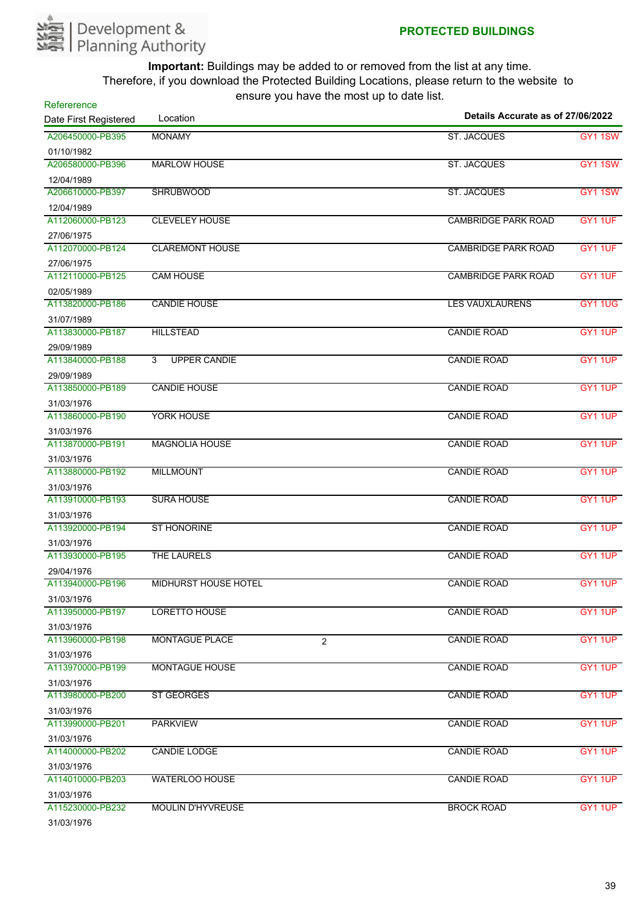Development & Planning Authority

**PROTECTED BUILDINGS**

**Important:** Buildings may be added to or removed from the list at any time.
Therefore, if you download the Protected Building Locations, please return to the website to ensure you have the most up to date list.

**Details Accurate as of 27/06/2022**

| Refererence / Date First Registered | Location | | | |
|---|---|---|---|---|
| A206450000-PB395 / 01/10/1982 | MONAMY | | ST. JACQUES | GY1 1SW |
| A206580000-PB396 / 12/04/1989 | MARLOW HOUSE | | ST. JACQUES | GY1 1SW |
| A206610000-PB397 / 12/04/1989 | SHRUBWOOD | | ST. JACQUES | GY1 1SW |
| A112060000-PB123 / 27/06/1975 | CLEVELEY HOUSE | | CAMBRIDGE PARK ROAD | GY1 1UF |
| A112070000-PB124 / 27/06/1975 | CLAREMONT HOUSE | | CAMBRIDGE PARK ROAD | GY1 1UF |
| A112110000-PB125 / 02/05/1989 | CAM HOUSE | | CAMBRIDGE PARK ROAD | GY1 1UF |
| A113820000-PB186 / 31/07/1989 | CANDIE HOUSE | | LES VAUXLAURENS | GY1 1UG |
| A113830000-PB187 / 29/09/1989 | HILLSTEAD | | CANDIE ROAD | GY1 1UP |
| A113840000-PB188 / 29/09/1989 | 3 UPPER CANDIE | | CANDIE ROAD | GY1 1UP |
| A113850000-PB189 / 31/03/1976 | CANDIE HOUSE | | CANDIE ROAD | GY1 1UP |
| A113860000-PB190 / 31/03/1976 | YORK HOUSE | | CANDIE ROAD | GY1 1UP |
| A113870000-PB191 / 31/03/1976 | MAGNOLIA HOUSE | | CANDIE ROAD | GY1 1UP |
| A113880000-PB192 / 31/03/1976 | MILLMOUNT | | CANDIE ROAD | GY1 1UP |
| A113910000-PB193 / 31/03/1976 | SURA HOUSE | | CANDIE ROAD | GY1 1UP |
| A113920000-PB194 / 31/03/1976 | ST HONORINE | | CANDIE ROAD | GY1 1UP |
| A113930000-PB195 / 29/04/1976 | THE LAURELS | | CANDIE ROAD | GY1 1UP |
| A113940000-PB196 / 31/03/1976 | MIDHURST HOUSE HOTEL | | CANDIE ROAD | GY1 1UP |
| A113950000-PB197 / 31/03/1976 | LORETTO HOUSE | | CANDIE ROAD | GY1 1UP |
| A113960000-PB198 / 31/03/1976 | MONTAGUE PLACE | 2 | CANDIE ROAD | GY1 1UP |
| A113970000-PB199 / 31/03/1976 | MONTAGUE HOUSE | | CANDIE ROAD | GY1 1UP |
| A113980000-PB200 / 31/03/1976 | ST GEORGES | | CANDIE ROAD | GY1 1UP |
| A113990000-PB201 / 31/03/1976 | PARKVIEW | | CANDIE ROAD | GY1 1UP |
| A114000000-PB202 / 31/03/1976 | CANDIE LODGE | | CANDIE ROAD | GY1 1UP |
| A114010000-PB203 / 31/03/1976 | WATERLOO HOUSE | | CANDIE ROAD | GY1 1UP |
| A115230000-PB232 / 31/03/1976 | MOULIN D'HYVREUSE | | BROCK ROAD | GY1 1UP |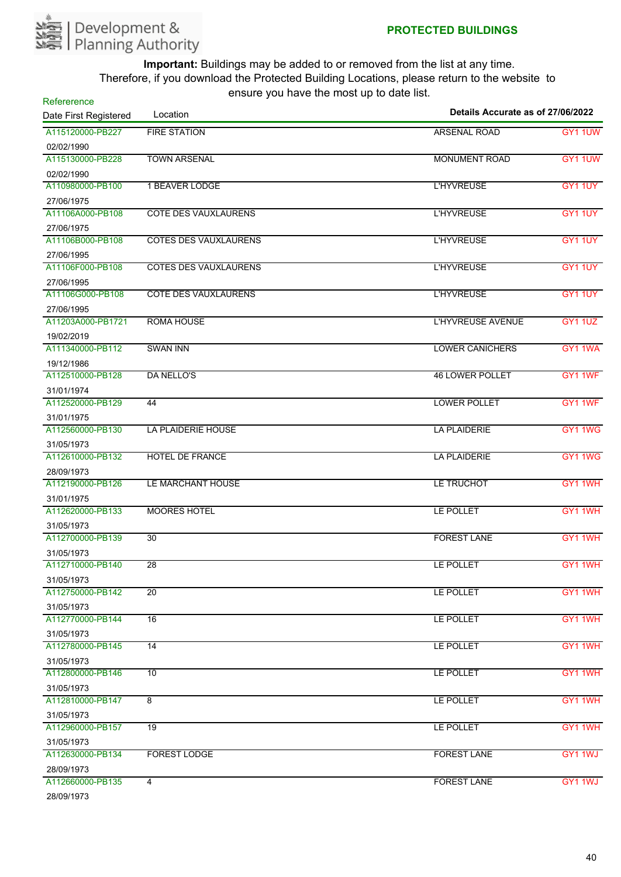Development & Planning Authority

**PROTECTED BUILDINGS**

**Important:** Buildings may be added to or removed from the list at any time. Therefore, if you download the Protected Building Locations, please return to the website to ensure you have the most up to date list.

**Details Accurate as of 27/06/2022**

| Refererence / Date First Registered | Location | | |
|---|---|---|---|
| A115120000-PB227 02/02/1990 | FIRE STATION | ARSENAL ROAD | GY1 1UW |
| A115130000-PB228 02/02/1990 | TOWN ARSENAL | MONUMENT ROAD | GY1 1UW |
| A110980000-PB100 27/06/1975 | 1 BEAVER LODGE | L'HYVREUSE | GY1 1UY |
| A11106A000-PB108 27/06/1975 | COTE DES VAUXLAURENS | L'HYVREUSE | GY1 1UY |
| A11106B000-PB108 27/06/1995 | COTES DES VAUXLAURENS | L'HYVREUSE | GY1 1UY |
| A11106F000-PB108 27/06/1995 | COTES DES VAUXLAURENS | L'HYVREUSE | GY1 1UY |
| A11106G000-PB108 27/06/1995 | COTE DES VAUXLAURENS | L'HYVREUSE | GY1 1UY |
| A11203A000-PB1721 19/02/2019 | ROMA HOUSE | L'HYVREUSE AVENUE | GY1 1UZ |
| A111340000-PB112 19/12/1986 | SWAN INN | LOWER CANICHERS | GY1 1WA |
| A112510000-PB128 31/01/1974 | DA NELLO'S | 46 LOWER POLLET | GY1 1WF |
| A112520000-PB129 31/01/1975 | 44 | LOWER POLLET | GY1 1WF |
| A112560000-PB130 31/05/1973 | LA PLAIDERIE HOUSE | LA PLAIDERIE | GY1 1WG |
| A112610000-PB132 28/09/1973 | HOTEL DE FRANCE | LA PLAIDERIE | GY1 1WG |
| A112190000-PB126 31/01/1975 | LE MARCHANT HOUSE | LE TRUCHOT | GY1 1WH |
| A112620000-PB133 31/05/1973 | MOORES HOTEL | LE POLLET | GY1 1WH |
| A112700000-PB139 31/05/1973 | 30 | FOREST LANE | GY1 1WH |
| A112710000-PB140 31/05/1973 | 28 | LE POLLET | GY1 1WH |
| A112750000-PB142 31/05/1973 | 20 | LE POLLET | GY1 1WH |
| A112770000-PB144 31/05/1973 | 16 | LE POLLET | GY1 1WH |
| A112780000-PB145 31/05/1973 | 14 | LE POLLET | GY1 1WH |
| A112800000-PB146 31/05/1973 | 10 | LE POLLET | GY1 1WH |
| A112810000-PB147 31/05/1973 | 8 | LE POLLET | GY1 1WH |
| A112960000-PB157 31/05/1973 | 19 | LE POLLET | GY1 1WH |
| A112630000-PB134 28/09/1973 | FOREST LODGE | FOREST LANE | GY1 1WJ |
| A112660000-PB135 28/09/1973 | 4 | FOREST LANE | GY1 1WJ |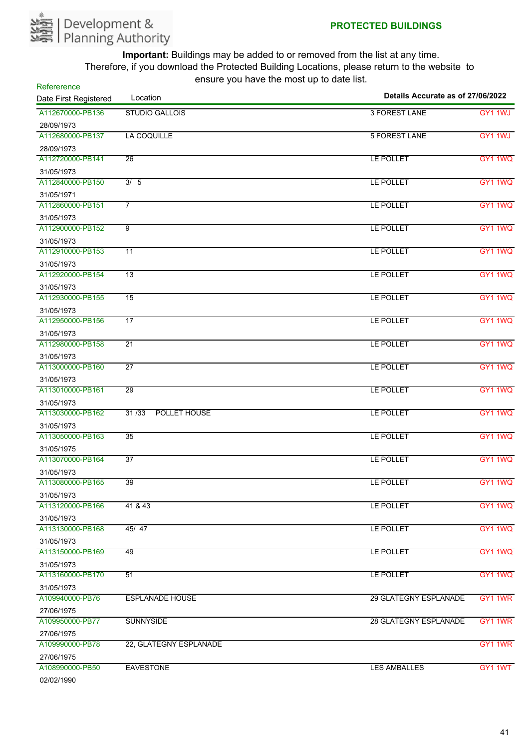**PROTECTED BUILDINGS**

**Important:** Buildings may be added to or removed from the list at any time. Therefore, if you download the Protected Building Locations, please return to the website to ensure you have the most up to date list.

**Details Accurate as of 27/06/2022**

| Refererence / Date First Registered | Location | | |
|---|---|---|---|
| A112670000-PB136 / 28/09/1973 | STUDIO GALLOIS | 3 FOREST LANE | GY1 1WJ |
| A112680000-PB137 / 28/09/1973 | LA COQUILLE | 5 FOREST LANE | GY1 1WJ |
| A112720000-PB141 / 31/05/1973 | 26 | LE POLLET | GY1 1WQ |
| A112840000-PB150 / 31/05/1971 | 3/ 5 | LE POLLET | GY1 1WQ |
| A112860000-PB151 / 31/05/1973 | 7 | LE POLLET | GY1 1WQ |
| A112900000-PB152 / 31/05/1973 | 9 | LE POLLET | GY1 1WQ |
| A112910000-PB153 / 31/05/1973 | 11 | LE POLLET | GY1 1WQ |
| A112920000-PB154 / 31/05/1973 | 13 | LE POLLET | GY1 1WQ |
| A112930000-PB155 / 31/05/1973 | 15 | LE POLLET | GY1 1WQ |
| A112950000-PB156 / 31/05/1973 | 17 | LE POLLET | GY1 1WQ |
| A112980000-PB158 / 31/05/1973 | 21 | LE POLLET | GY1 1WQ |
| A113000000-PB160 / 31/05/1973 | 27 | LE POLLET | GY1 1WQ |
| A113010000-PB161 / 31/05/1973 | 29 | LE POLLET | GY1 1WQ |
| A113030000-PB162 / 31/05/1973 | 31 /33 POLLET HOUSE | LE POLLET | GY1 1WQ |
| A113050000-PB163 / 31/05/1975 | 35 | LE POLLET | GY1 1WQ |
| A113070000-PB164 / 31/05/1973 | 37 | LE POLLET | GY1 1WQ |
| A113080000-PB165 / 31/05/1973 | 39 | LE POLLET | GY1 1WQ |
| A113120000-PB166 / 31/05/1973 | 41 & 43 | LE POLLET | GY1 1WQ |
| A113130000-PB168 / 31/05/1973 | 45/ 47 | LE POLLET | GY1 1WQ |
| A113150000-PB169 / 31/05/1973 | 49 | LE POLLET | GY1 1WQ |
| A113160000-PB170 / 31/05/1973 | 51 | LE POLLET | GY1 1WQ |
| A109940000-PB76 / 27/06/1975 | ESPLANADE HOUSE | 29 GLATEGNY ESPLANADE | GY1 1WR |
| A109950000-PB77 / 27/06/1975 | SUNNYSIDE | 28 GLATEGNY ESPLANADE | GY1 1WR |
| A109990000-PB78 / 27/06/1975 | 22, GLATEGNY ESPLANADE | | GY1 1WR |
| A108990000-PB50 / 02/02/1990 | EAVESTONE | LES AMBALLES | GY1 1WT |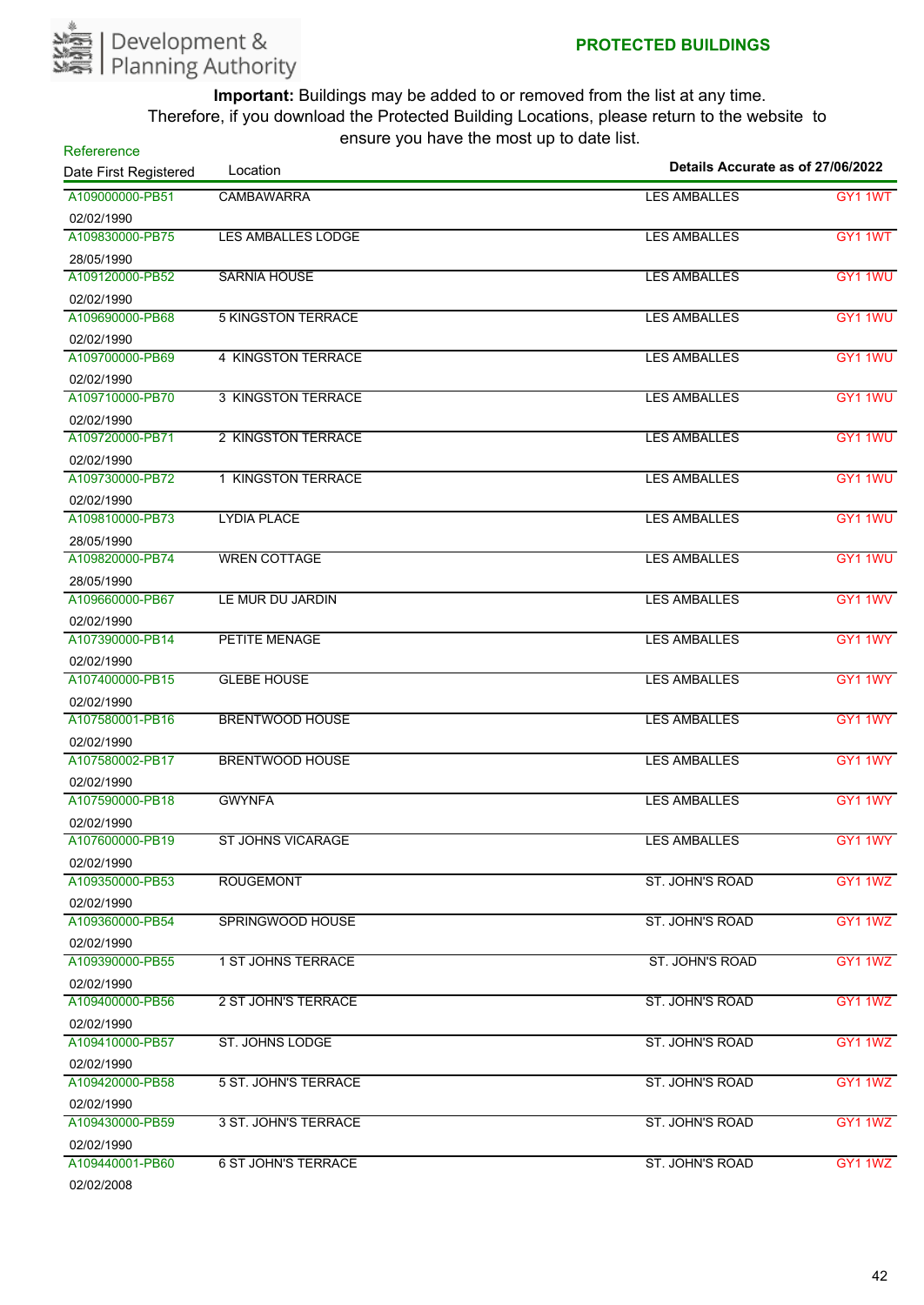Development & Planning Authority

**PROTECTED BUILDINGS**

**Important:** Buildings may be added to or removed from the list at any time.
Therefore, if you download the Protected Building Locations, please return to the website to ensure you have the most up to date list.

**Details Accurate as of 27/06/2022**

| Refererence / Date First Registered | Location | | |
|---|---|---|---|
| A109000000-PB51 / 02/02/1990 | CAMBAWARRA | LES AMBALLES | GY1 1WT |
| A109830000-PB75 / 28/05/1990 | LES AMBALLES LODGE | LES AMBALLES | GY1 1WT |
| A109120000-PB52 / 02/02/1990 | SARNIA HOUSE | LES AMBALLES | GY1 1WU |
| A109690000-PB68 / 02/02/1990 | 5 KINGSTON TERRACE | LES AMBALLES | GY1 1WU |
| A109700000-PB69 / 02/02/1990 | 4 KINGSTON TERRACE | LES AMBALLES | GY1 1WU |
| A109710000-PB70 / 02/02/1990 | 3 KINGSTON TERRACE | LES AMBALLES | GY1 1WU |
| A109720000-PB71 / 02/02/1990 | 2 KINGSTON TERRACE | LES AMBALLES | GY1 1WU |
| A109730000-PB72 / 02/02/1990 | 1 KINGSTON TERRACE | LES AMBALLES | GY1 1WU |
| A109810000-PB73 / 28/05/1990 | LYDIA PLACE | LES AMBALLES | GY1 1WU |
| A109820000-PB74 / 28/05/1990 | WREN COTTAGE | LES AMBALLES | GY1 1WU |
| A109660000-PB67 / 02/02/1990 | LE MUR DU JARDIN | LES AMBALLES | GY1 1WV |
| A107390000-PB14 / 02/02/1990 | PETITE MENAGE | LES AMBALLES | GY1 1WY |
| A107400000-PB15 / 02/02/1990 | GLEBE HOUSE | LES AMBALLES | GY1 1WY |
| A107580001-PB16 / 02/02/1990 | BRENTWOOD HOUSE | LES AMBALLES | GY1 1WY |
| A107580002-PB17 / 02/02/1990 | BRENTWOOD HOUSE | LES AMBALLES | GY1 1WY |
| A107590000-PB18 / 02/02/1990 | GWYNFA | LES AMBALLES | GY1 1WY |
| A107600000-PB19 / 02/02/1990 | ST JOHNS VICARAGE | LES AMBALLES | GY1 1WY |
| A109350000-PB53 / 02/02/1990 | ROUGEMONT | ST. JOHN'S ROAD | GY1 1WZ |
| A109360000-PB54 / 02/02/1990 | SPRINGWOOD HOUSE | ST. JOHN'S ROAD | GY1 1WZ |
| A109390000-PB55 / 02/02/1990 | 1 ST JOHNS TERRACE | ST. JOHN'S ROAD | GY1 1WZ |
| A109400000-PB56 / 02/02/1990 | 2 ST JOHN'S TERRACE | ST. JOHN'S ROAD | GY1 1WZ |
| A109410000-PB57 / 02/02/1990 | ST. JOHNS LODGE | ST. JOHN'S ROAD | GY1 1WZ |
| A109420000-PB58 / 02/02/1990 | 5 ST. JOHN'S TERRACE | ST. JOHN'S ROAD | GY1 1WZ |
| A109430000-PB59 / 02/02/1990 | 3 ST. JOHN'S TERRACE | ST. JOHN'S ROAD | GY1 1WZ |
| A109440001-PB60 / 02/02/2008 | 6 ST JOHN'S TERRACE | ST. JOHN'S ROAD | GY1 1WZ |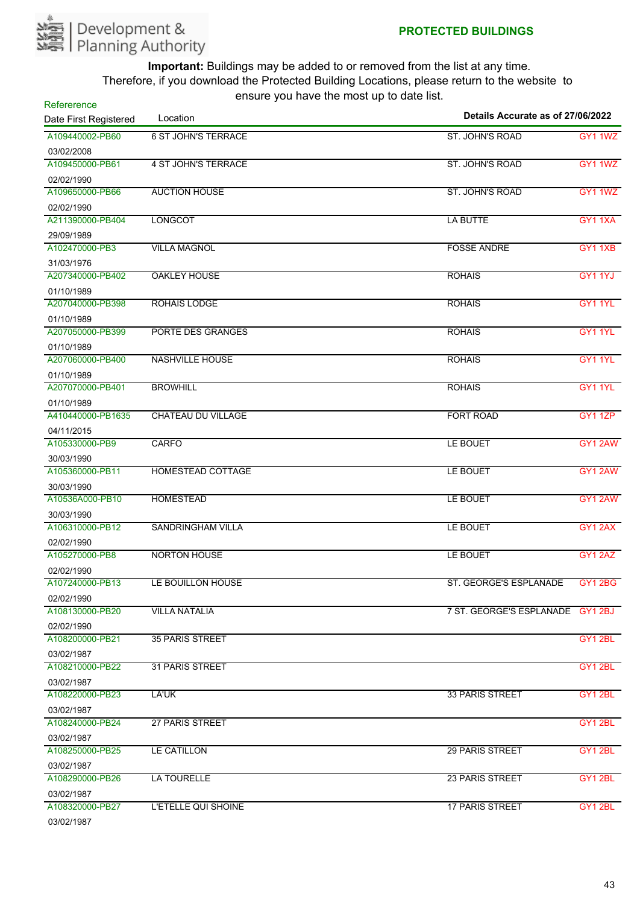Development & Planning Authority

## PROTECTED BUILDINGS

**Important:** Buildings may be added to or removed from the list at any time. Therefore, if you download the Protected Building Locations, please return to the website to ensure you have the most up to date list.

**Details Accurate as of 27/06/2022**

| Refererence / Date First Registered | Location | | |
|---|---|---|---|
| A109440002-PB60 03/02/2008 | 6 ST JOHN'S TERRACE | ST. JOHN'S ROAD | GY1 1WZ |
| A109450000-PB61 02/02/1990 | 4 ST JOHN'S TERRACE | ST. JOHN'S ROAD | GY1 1WZ |
| A109650000-PB66 02/02/1990 | AUCTION HOUSE | ST. JOHN'S ROAD | GY1 1WZ |
| A211390000-PB404 29/09/1989 | LONGCOT | LA BUTTE | GY1 1XA |
| A102470000-PB3 31/03/1976 | VILLA MAGNOL | FOSSE ANDRE | GY1 1XB |
| A207340000-PB402 01/10/1989 | OAKLEY HOUSE | ROHAIS | GY1 1YJ |
| A207040000-PB398 01/10/1989 | ROHAIS LODGE | ROHAIS | GY1 1YL |
| A207050000-PB399 01/10/1989 | PORTE DES GRANGES | ROHAIS | GY1 1YL |
| A207060000-PB400 01/10/1989 | NASHVILLE HOUSE | ROHAIS | GY1 1YL |
| A207070000-PB401 01/10/1989 | BROWHILL | ROHAIS | GY1 1YL |
| A410440000-PB1635 04/11/2015 | CHATEAU DU VILLAGE | FORT ROAD | GY1 1ZP |
| A105330000-PB9 30/03/1990 | CARFO | LE BOUET | GY1 2AW |
| A105360000-PB11 30/03/1990 | HOMESTEAD COTTAGE | LE BOUET | GY1 2AW |
| A10536A000-PB10 30/03/1990 | HOMESTEAD | LE BOUET | GY1 2AW |
| A106310000-PB12 02/02/1990 | SANDRINGHAM VILLA | LE BOUET | GY1 2AX |
| A105270000-PB8 02/02/1990 | NORTON HOUSE | LE BOUET | GY1 2AZ |
| A107240000-PB13 02/02/1990 | LE BOUILLON HOUSE | ST. GEORGE'S ESPLANADE | GY1 2BG |
| A108130000-PB20 02/02/1990 | VILLA NATALIA | 7 ST. GEORGE'S ESPLANADE | GY1 2BJ |
| A108200000-PB21 03/02/1987 | 35 PARIS STREET | | GY1 2BL |
| A108210000-PB22 03/02/1987 | 31 PARIS STREET | | GY1 2BL |
| A108220000-PB23 03/02/1987 | LA'UK | 33 PARIS STREET | GY1 2BL |
| A108240000-PB24 03/02/1987 | 27 PARIS STREET | | GY1 2BL |
| A108250000-PB25 03/02/1987 | LE CATILLON | 29 PARIS STREET | GY1 2BL |
| A108290000-PB26 03/02/1987 | LA TOURELLE | 23 PARIS STREET | GY1 2BL |
| A108320000-PB27 03/02/1987 | L'ETELLE QUI SHOINE | 17 PARIS STREET | GY1 2BL |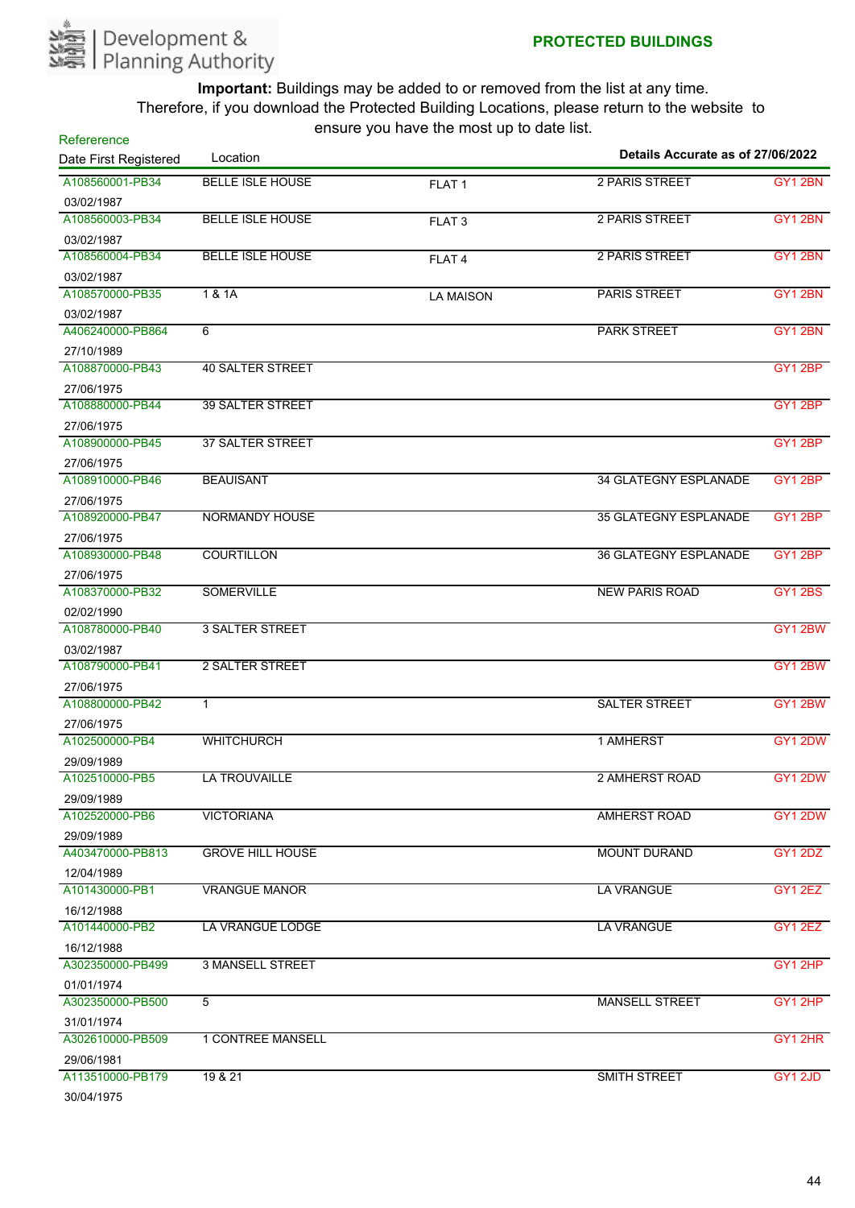**PROTECTED BUILDINGS**

Development & Planning Authority

**Important:** Buildings may be added to or removed from the list at any time. Therefore, if you download the Protected Building Locations, please return to the website to ensure you have the most up to date list.

Details Accurate as of 27/06/2022

| Refererence / Date First Registered | Location | | | |
|---|---|---|---|---|
| A108560001-PB34<br>03/02/1987 | BELLE ISLE HOUSE | FLAT 1 | 2 PARIS STREET | GY1 2BN |
| A108560003-PB34<br>03/02/1987 | BELLE ISLE HOUSE | FLAT 3 | 2 PARIS STREET | GY1 2BN |
| A108560004-PB34<br>03/02/1987 | BELLE ISLE HOUSE | FLAT 4 | 2 PARIS STREET | GY1 2BN |
| A108570000-PB35<br>03/02/1987 | 1 & 1A | LA MAISON | PARIS STREET | GY1 2BN |
| A406240000-PB864<br>27/10/1989 | 6 | | PARK STREET | GY1 2BN |
| A108870000-PB43<br>27/06/1975 | 40 SALTER STREET | | | GY1 2BP |
| A108880000-PB44<br>27/06/1975 | 39 SALTER STREET | | | GY1 2BP |
| A108900000-PB45<br>27/06/1975 | 37 SALTER STREET | | | GY1 2BP |
| A108910000-PB46<br>27/06/1975 | BEAUISANT | | 34 GLATEGNY ESPLANADE | GY1 2BP |
| A108920000-PB47<br>27/06/1975 | NORMANDY HOUSE | | 35 GLATEGNY ESPLANADE | GY1 2BP |
| A108930000-PB48<br>27/06/1975 | COURTILLON | | 36 GLATEGNY ESPLANADE | GY1 2BP |
| A108370000-PB32<br>02/02/1990 | SOMERVILLE | | NEW PARIS ROAD | GY1 2BS |
| A108780000-PB40<br>03/02/1987 | 3 SALTER STREET | | | GY1 2BW |
| A108790000-PB41<br>27/06/1975 | 2 SALTER STREET | | | GY1 2BW |
| A108800000-PB42<br>27/06/1975 | 1 | | SALTER STREET | GY1 2BW |
| A102500000-PB4<br>29/09/1989 | WHITCHURCH | | 1 AMHERST | GY1 2DW |
| A102510000-PB5<br>29/09/1989 | LA TROUVAILLE | | 2 AMHERST ROAD | GY1 2DW |
| A102520000-PB6<br>29/09/1989 | VICTORIANA | | AMHERST ROAD | GY1 2DW |
| A403470000-PB813<br>12/04/1989 | GROVE HILL HOUSE | | MOUNT DURAND | GY1 2DZ |
| A101430000-PB1<br>16/12/1988 | VRANGUE MANOR | | LA VRANGUE | GY1 2EZ |
| A101440000-PB2<br>16/12/1988 | LA VRANGUE LODGE | | LA VRANGUE | GY1 2EZ |
| A302350000-PB499<br>01/01/1974 | 3 MANSELL STREET | | | GY1 2HP |
| A302350000-PB500<br>31/01/1974 | 5 | | MANSELL STREET | GY1 2HP |
| A302610000-PB509<br>29/06/1981 | 1 CONTREE MANSELL | | | GY1 2HR |
| A113510000-PB179<br>30/04/1975 | 19 & 21 | | SMITH STREET | GY1 2JD |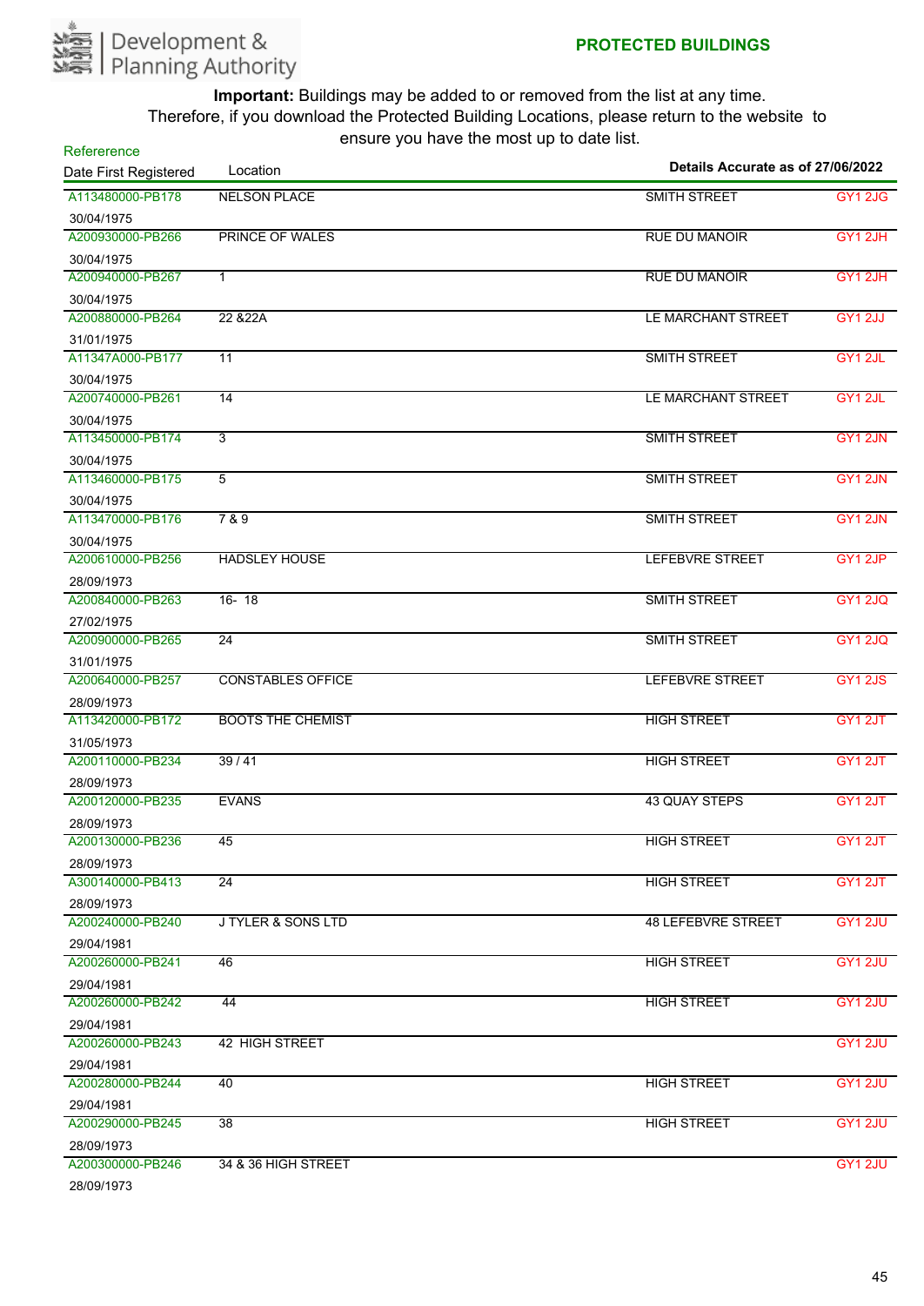**PROTECTED BUILDINGS**

**Important:** Buildings may be added to or removed from the list at any time. Therefore, if you download the Protected Building Locations, please return to the website to ensure you have the most up to date list.

**Details Accurate as of 27/06/2022**

| Refererence / Date First Registered | Location | | |
|---|---|---|---|
| A113480000-PB178<br>30/04/1975 | NELSON PLACE | SMITH STREET | GY1 2JG |
| A200930000-PB266<br>30/04/1975 | PRINCE OF WALES | RUE DU MANOIR | GY1 2JH |
| A200940000-PB267<br>30/04/1975 | 1 | RUE DU MANOIR | GY1 2JH |
| A200880000-PB264<br>31/01/1975 | 22 &22A | LE MARCHANT STREET | GY1 2JJ |
| A11347A000-PB177<br>30/04/1975 | 11 | SMITH STREET | GY1 2JL |
| A200740000-PB261<br>30/04/1975 | 14 | LE MARCHANT STREET | GY1 2JL |
| A113450000-PB174<br>30/04/1975 | 3 | SMITH STREET | GY1 2JN |
| A113460000-PB175<br>30/04/1975 | 5 | SMITH STREET | GY1 2JN |
| A113470000-PB176<br>30/04/1975 | 7 & 9 | SMITH STREET | GY1 2JN |
| A200610000-PB256<br>28/09/1973 | HADSLEY HOUSE | LEFEBVRE STREET | GY1 2JP |
| A200840000-PB263<br>27/02/1975 | 16- 18 | SMITH STREET | GY1 2JQ |
| A200900000-PB265<br>31/01/1975 | 24 | SMITH STREET | GY1 2JQ |
| A200640000-PB257<br>28/09/1973 | CONSTABLES OFFICE | LEFEBVRE STREET | GY1 2JS |
| A113420000-PB172<br>31/05/1973 | BOOTS THE CHEMIST | HIGH STREET | GY1 2JT |
| A200110000-PB234<br>28/09/1973 | 39 / 41 | HIGH STREET | GY1 2JT |
| A200120000-PB235<br>28/09/1973 | EVANS | 43 QUAY STEPS | GY1 2JT |
| A200130000-PB236<br>28/09/1973 | 45 | HIGH STREET | GY1 2JT |
| A300140000-PB413<br>28/09/1973 | 24 | HIGH STREET | GY1 2JT |
| A200240000-PB240<br>29/04/1981 | J TYLER & SONS LTD | 48 LEFEBVRE STREET | GY1 2JU |
| A200260000-PB241<br>29/04/1981 | 46 | HIGH STREET | GY1 2JU |
| A200260000-PB242<br>29/04/1981 | 44 | HIGH STREET | GY1 2JU |
| A200260000-PB243<br>29/04/1981 | 42 HIGH STREET | | GY1 2JU |
| A200280000-PB244<br>29/04/1981 | 40 | HIGH STREET | GY1 2JU |
| A200290000-PB245<br>28/09/1973 | 38 | HIGH STREET | GY1 2JU |
| A200300000-PB246<br>28/09/1973 | 34 & 36 HIGH STREET | | GY1 2JU |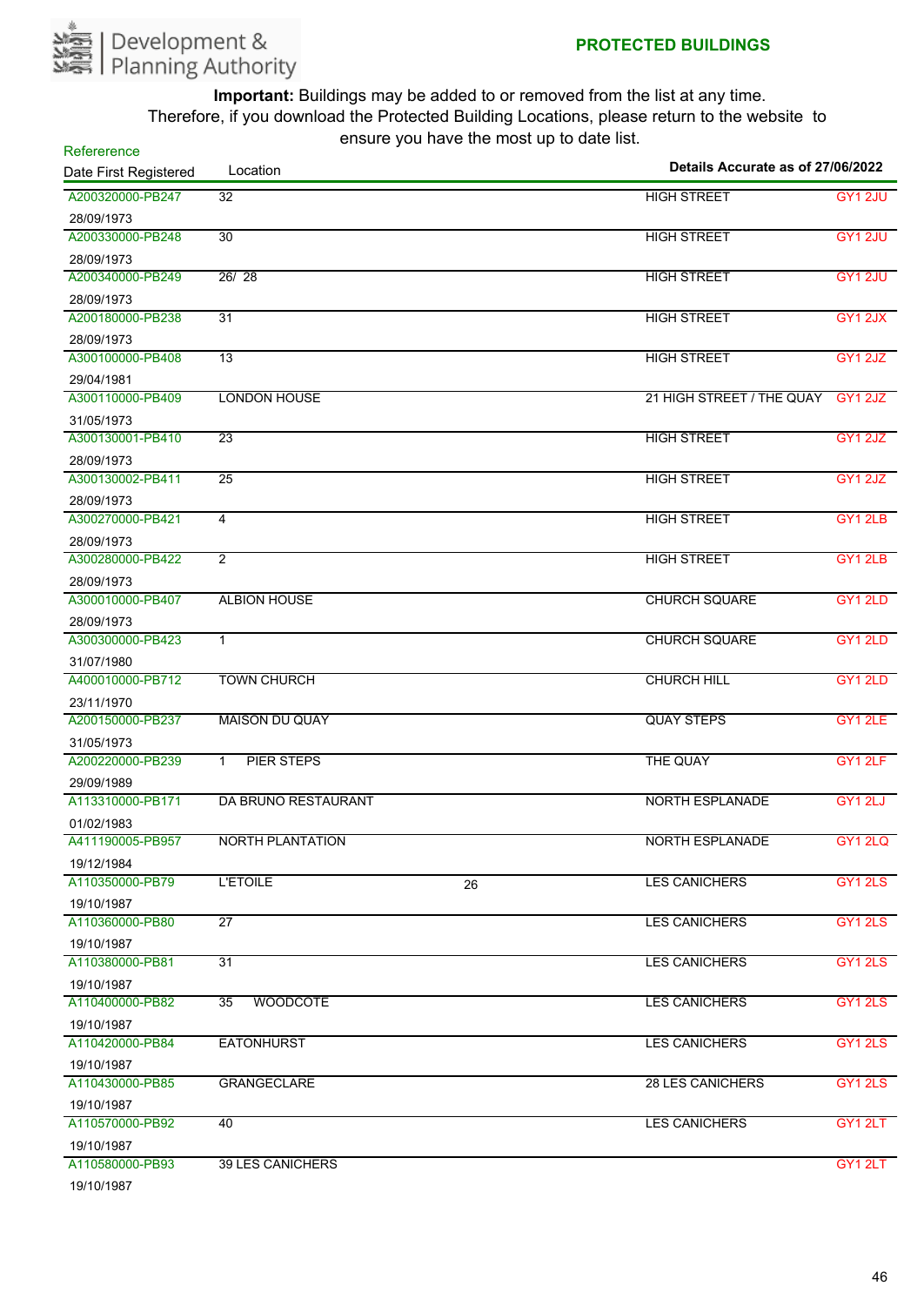Development & Planning Authority

**PROTECTED BUILDINGS**

**Important:** Buildings may be added to or removed from the list at any time. Therefore, if you download the Protected Building Locations, please return to the website to ensure you have the most up to date list.

**Details Accurate as of 27/06/2022**

| Refererence / Date First Registered | Location | | | |
|---|---|---|---|---|
| A200320000-PB247<br>28/09/1973 | 32 | | HIGH STREET | GY1 2JU |
| A200330000-PB248<br>28/09/1973 | 30 | | HIGH STREET | GY1 2JU |
| A200340000-PB249<br>28/09/1973 | 26/ 28 | | HIGH STREET | GY1 2JU |
| A200180000-PB238<br>28/09/1973 | 31 | | HIGH STREET | GY1 2JX |
| A300100000-PB408<br>29/04/1981 | 13 | | HIGH STREET | GY1 2JZ |
| A300110000-PB409<br>31/05/1973 | LONDON HOUSE | | 21 HIGH STREET / THE QUAY | GY1 2JZ |
| A300130001-PB410<br>28/09/1973 | 23 | | HIGH STREET | GY1 2JZ |
| A300130002-PB411<br>28/09/1973 | 25 | | HIGH STREET | GY1 2JZ |
| A300270000-PB421<br>28/09/1973 | 4 | | HIGH STREET | GY1 2LB |
| A300280000-PB422<br>28/09/1973 | 2 | | HIGH STREET | GY1 2LB |
| A300010000-PB407<br>28/09/1973 | ALBION HOUSE | | CHURCH SQUARE | GY1 2LD |
| A300300000-PB423<br>31/07/1980 | 1 | | CHURCH SQUARE | GY1 2LD |
| A400010000-PB712<br>23/11/1970 | TOWN CHURCH | | CHURCH HILL | GY1 2LD |
| A200150000-PB237<br>31/05/1973 | MAISON DU QUAY | | QUAY STEPS | GY1 2LE |
| A200220000-PB239<br>29/09/1989 | 1 PIER STEPS | | THE QUAY | GY1 2LF |
| A113310000-PB171<br>01/02/1983 | DA BRUNO RESTAURANT | | NORTH ESPLANADE | GY1 2LJ |
| A411190005-PB957<br>19/12/1984 | NORTH PLANTATION | | NORTH ESPLANADE | GY1 2LQ |
| A110350000-PB79<br>19/10/1987 | L'ETOILE | 26 | LES CANICHERS | GY1 2LS |
| A110360000-PB80<br>19/10/1987 | 27 | | LES CANICHERS | GY1 2LS |
| A110380000-PB81<br>19/10/1987 | 31 | | LES CANICHERS | GY1 2LS |
| A110400000-PB82<br>19/10/1987 | 35 WOODCOTE | | LES CANICHERS | GY1 2LS |
| A110420000-PB84<br>19/10/1987 | EATONHURST | | LES CANICHERS | GY1 2LS |
| A110430000-PB85<br>19/10/1987 | GRANGECLARE | | 28 LES CANICHERS | GY1 2LS |
| A110570000-PB92<br>19/10/1987 | 40 | | LES CANICHERS | GY1 2LT |
| A110580000-PB93<br>19/10/1987 | 39 LES CANICHERS | | | GY1 2LT |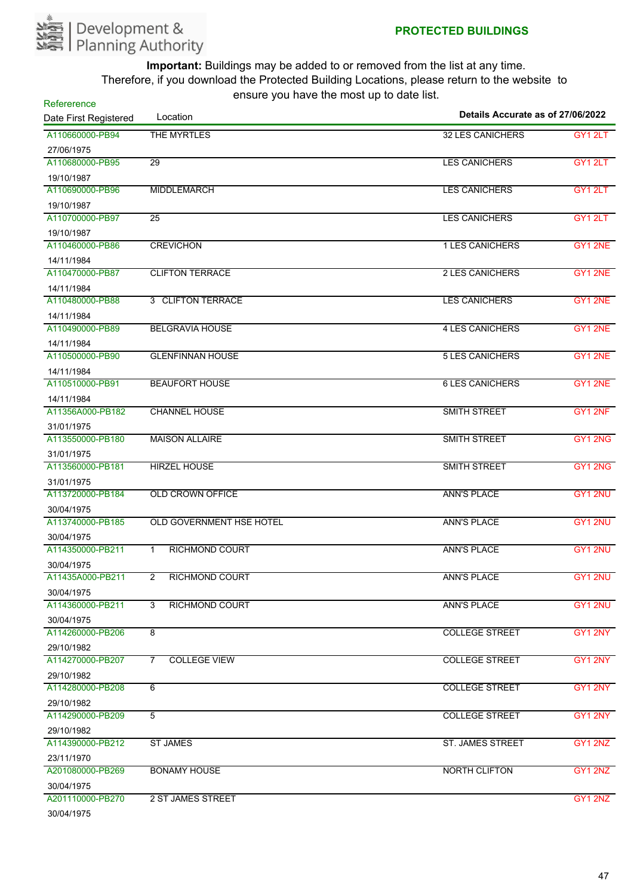Development & Planning Authority

**PROTECTED BUILDINGS**

**Important:** Buildings may be added to or removed from the list at any time. Therefore, if you download the Protected Building Locations, please return to the website to ensure you have the most up to date list.

**Details Accurate as of 27/06/2022**

| Refererence / Date First Registered | Location | | |
|---|---|---|---|
| A110660000-PB94<br>27/06/1975 | THE MYRTLES | 32 LES CANICHERS | GY1 2LT |
| A110680000-PB95<br>19/10/1987 | 29 | LES CANICHERS | GY1 2LT |
| A110690000-PB96<br>19/10/1987 | MIDDLEMARCH | LES CANICHERS | GY1 2LT |
| A110700000-PB97<br>19/10/1987 | 25 | LES CANICHERS | GY1 2LT |
| A110460000-PB86<br>14/11/1984 | CREVICHON | 1 LES CANICHERS | GY1 2NE |
| A110470000-PB87<br>14/11/1984 | CLIFTON TERRACE | 2 LES CANICHERS | GY1 2NE |
| A110480000-PB88<br>14/11/1984 | 3 CLIFTON TERRACE | LES CANICHERS | GY1 2NE |
| A110490000-PB89<br>14/11/1984 | BELGRAVIA HOUSE | 4 LES CANICHERS | GY1 2NE |
| A110500000-PB90<br>14/11/1984 | GLENFINNAN HOUSE | 5 LES CANICHERS | GY1 2NE |
| A110510000-PB91<br>14/11/1984 | BEAUFORT HOUSE | 6 LES CANICHERS | GY1 2NE |
| A11356A000-PB182<br>31/01/1975 | CHANNEL HOUSE | SMITH STREET | GY1 2NF |
| A113550000-PB180<br>31/01/1975 | MAISON ALLAIRE | SMITH STREET | GY1 2NG |
| A113560000-PB181<br>31/01/1975 | HIRZEL HOUSE | SMITH STREET | GY1 2NG |
| A113720000-PB184<br>30/04/1975 | OLD CROWN OFFICE | ANN'S PLACE | GY1 2NU |
| A113740000-PB185<br>30/04/1975 | OLD GOVERNMENT HSE HOTEL | ANN'S PLACE | GY1 2NU |
| A114350000-PB211<br>30/04/1975 | 1 RICHMOND COURT | ANN'S PLACE | GY1 2NU |
| A11435A000-PB211<br>30/04/1975 | 2 RICHMOND COURT | ANN'S PLACE | GY1 2NU |
| A114360000-PB211<br>30/04/1975 | 3 RICHMOND COURT | ANN'S PLACE | GY1 2NU |
| A114260000-PB206<br>29/10/1982 | 8 | COLLEGE STREET | GY1 2NY |
| A114270000-PB207<br>29/10/1982 | 7 COLLEGE VIEW | COLLEGE STREET | GY1 2NY |
| A114280000-PB208<br>29/10/1982 | 6 | COLLEGE STREET | GY1 2NY |
| A114290000-PB209<br>29/10/1982 | 5 | COLLEGE STREET | GY1 2NY |
| A114390000-PB212<br>23/11/1970 | ST JAMES | ST. JAMES STREET | GY1 2NZ |
| A201080000-PB269<br>30/04/1975 | BONAMY HOUSE | NORTH CLIFTON | GY1 2NZ |
| A201110000-PB270<br>30/04/1975 | 2 ST JAMES STREET | | GY1 2NZ |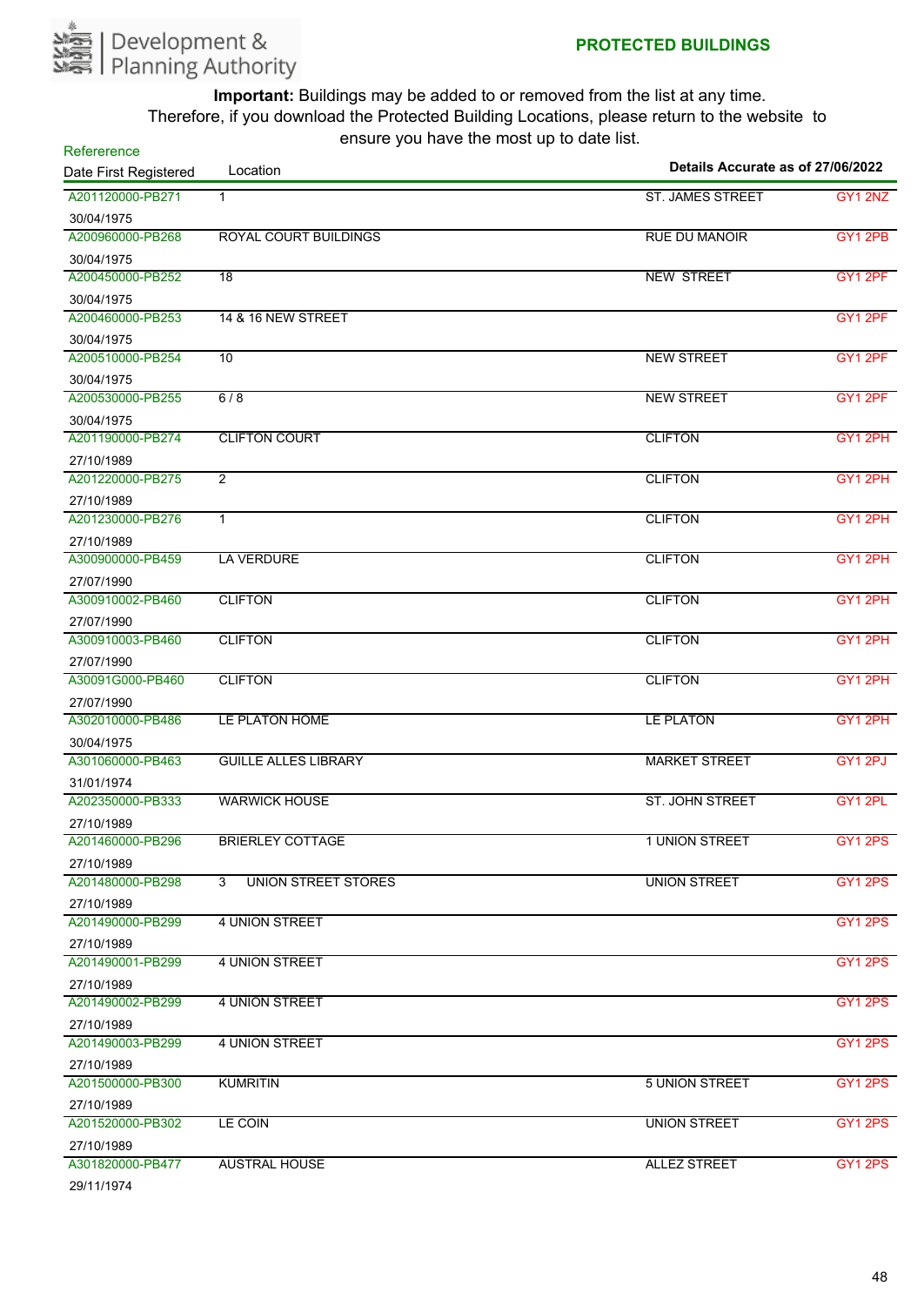Development & Planning Authority

## PROTECTED BUILDINGS

**Important:** Buildings may be added to or removed from the list at any time. Therefore, if you download the Protected Building Locations, please return to the website to ensure you have the most up to date list.

**Details Accurate as of 27/06/2022**

| Refererence / Date First Registered | Location | | |
|---|---|---|---|
| A201120000-PB271 30/04/1975 | 1 | ST. JAMES STREET | GY1 2NZ |
| A200960000-PB268 30/04/1975 | ROYAL COURT BUILDINGS | RUE DU MANOIR | GY1 2PB |
| A200450000-PB252 30/04/1975 | 18 | NEW STREET | GY1 2PF |
| A200460000-PB253 30/04/1975 | 14 & 16 NEW STREET | | GY1 2PF |
| A200510000-PB254 30/04/1975 | 10 | NEW STREET | GY1 2PF |
| A200530000-PB255 30/04/1975 | 6 / 8 | NEW STREET | GY1 2PF |
| A201190000-PB274 27/10/1989 | CLIFTON COURT | CLIFTON | GY1 2PH |
| A201220000-PB275 27/10/1989 | 2 | CLIFTON | GY1 2PH |
| A201230000-PB276 27/10/1989 | 1 | CLIFTON | GY1 2PH |
| A300900000-PB459 27/07/1990 | LA VERDURE | CLIFTON | GY1 2PH |
| A300910002-PB460 27/07/1990 | CLIFTON | CLIFTON | GY1 2PH |
| A300910003-PB460 27/07/1990 | CLIFTON | CLIFTON | GY1 2PH |
| A30091G000-PB460 27/07/1990 | CLIFTON | CLIFTON | GY1 2PH |
| A302010000-PB486 30/04/1975 | LE PLATON HOME | LE PLATON | GY1 2PH |
| A301060000-PB463 31/01/1974 | GUILLE ALLES LIBRARY | MARKET STREET | GY1 2PJ |
| A202350000-PB333 27/10/1989 | WARWICK HOUSE | ST. JOHN STREET | GY1 2PL |
| A201460000-PB296 27/10/1989 | BRIERLEY COTTAGE | 1 UNION STREET | GY1 2PS |
| A201480000-PB298 27/10/1989 | 3 UNION STREET STORES | UNION STREET | GY1 2PS |
| A201490000-PB299 27/10/1989 | 4 UNION STREET | | GY1 2PS |
| A201490001-PB299 27/10/1989 | 4 UNION STREET | | GY1 2PS |
| A201490002-PB299 27/10/1989 | 4 UNION STREET | | GY1 2PS |
| A201490003-PB299 27/10/1989 | 4 UNION STREET | | GY1 2PS |
| A201500000-PB300 27/10/1989 | KUMRITIN | 5 UNION STREET | GY1 2PS |
| A201520000-PB302 27/10/1989 | LE COIN | UNION STREET | GY1 2PS |
| A301820000-PB477 29/11/1974 | AUSTRAL HOUSE | ALLEZ STREET | GY1 2PS |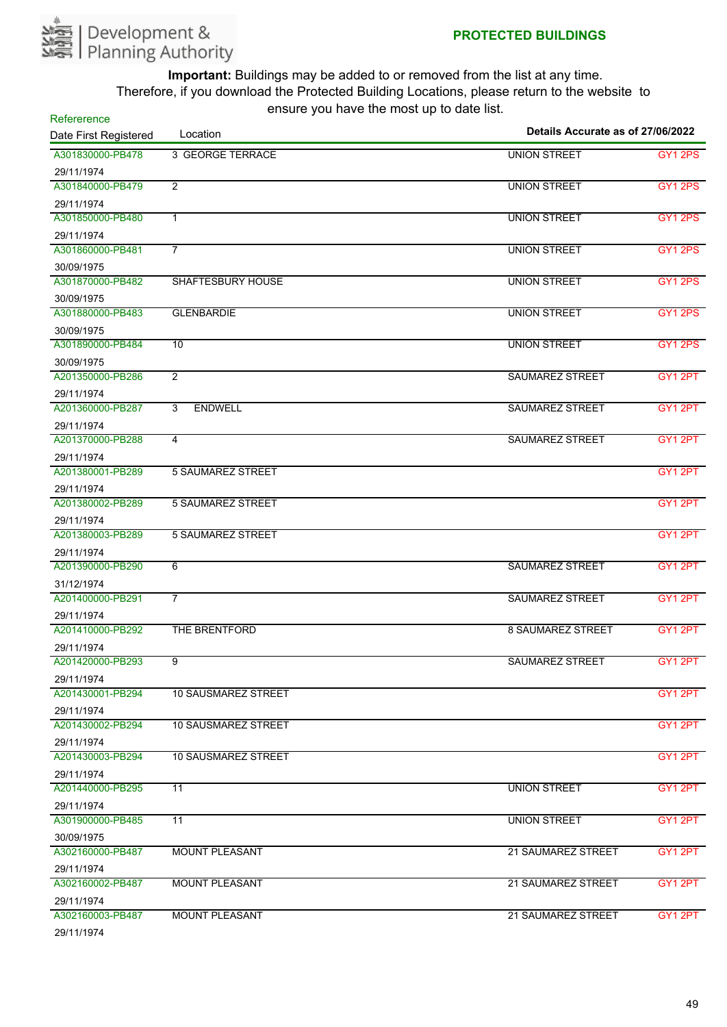Development & Planning Authority

**PROTECTED BUILDINGS**

**Important:** Buildings may be added to or removed from the list at any time. Therefore, if you download the Protected Building Locations, please return to the website to ensure you have the most up to date list.

**Details Accurate as of 27/06/2022**

| Refererence / Date First Registered | Location | | |
|---|---|---|---|
| A301830000-PB478<br>29/11/1974 | 3 GEORGE TERRACE | UNION STREET | GY1 2PS |
| A301840000-PB479<br>29/11/1974 | 2 | UNION STREET | GY1 2PS |
| A301850000-PB480<br>29/11/1974 | 1 | UNION STREET | GY1 2PS |
| A301860000-PB481<br>30/09/1975 | 7 | UNION STREET | GY1 2PS |
| A301870000-PB482<br>30/09/1975 | SHAFTESBURY HOUSE | UNION STREET | GY1 2PS |
| A301880000-PB483<br>30/09/1975 | GLENBARDIE | UNION STREET | GY1 2PS |
| A301890000-PB484<br>30/09/1975 | 10 | UNION STREET | GY1 2PS |
| A201350000-PB286<br>29/11/1974 | 2 | SAUMAREZ STREET | GY1 2PT |
| A201360000-PB287<br>29/11/1974 | 3 ENDWELL | SAUMAREZ STREET | GY1 2PT |
| A201370000-PB288<br>29/11/1974 | 4 | SAUMAREZ STREET | GY1 2PT |
| A201380001-PB289<br>29/11/1974 | 5 SAUMAREZ STREET | | GY1 2PT |
| A201380002-PB289<br>29/11/1974 | 5 SAUMAREZ STREET | | GY1 2PT |
| A201380003-PB289<br>29/11/1974 | 5 SAUMAREZ STREET | | GY1 2PT |
| A201390000-PB290<br>31/12/1974 | 6 | SAUMAREZ STREET | GY1 2PT |
| A201400000-PB291<br>29/11/1974 | 7 | SAUMAREZ STREET | GY1 2PT |
| A201410000-PB292<br>29/11/1974 | THE BRENTFORD | 8 SAUMAREZ STREET | GY1 2PT |
| A201420000-PB293<br>29/11/1974 | 9 | SAUMAREZ STREET | GY1 2PT |
| A201430001-PB294<br>29/11/1974 | 10 SAUSMAREZ STREET | | GY1 2PT |
| A201430002-PB294<br>29/11/1974 | 10 SAUSMAREZ STREET | | GY1 2PT |
| A201430003-PB294<br>29/11/1974 | 10 SAUSMAREZ STREET | | GY1 2PT |
| A201440000-PB295<br>29/11/1974 | 11 | UNION STREET | GY1 2PT |
| A301900000-PB485<br>30/09/1975 | 11 | UNION STREET | GY1 2PT |
| A302160000-PB487<br>29/11/1974 | MOUNT PLEASANT | 21 SAUMAREZ STREET | GY1 2PT |
| A302160002-PB487<br>29/11/1974 | MOUNT PLEASANT | 21 SAUMAREZ STREET | GY1 2PT |
| A302160003-PB487<br>29/11/1974 | MOUNT PLEASANT | 21 SAUMAREZ STREET | GY1 2PT |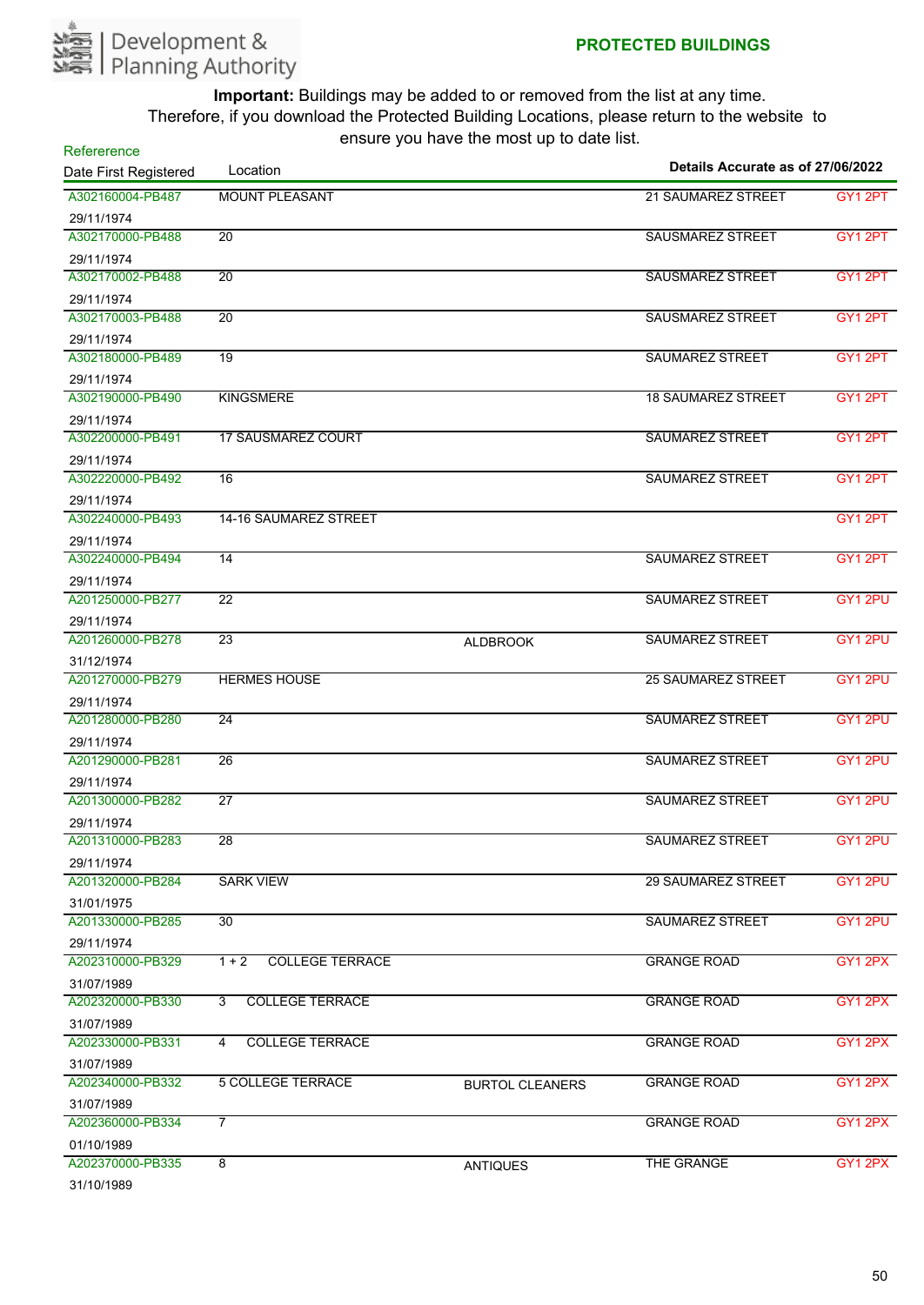Development & Planning Authority

**PROTECTED BUILDINGS**

**Important:** Buildings may be added to or removed from the list at any time. Therefore, if you download the Protected Building Locations, please return to the website to ensure you have the most up to date list.

**Details Accurate as of 27/06/2022**

| Refererence / Date First Registered | Location | | | |
|---|---|---|---|---|
| A302160004-PB487 / 29/11/1974 | MOUNT PLEASANT | | 21 SAUMAREZ STREET | GY1 2PT |
| A302170000-PB488 / 29/11/1974 | 20 | | SAUSMAREZ STREET | GY1 2PT |
| A302170002-PB488 / 29/11/1974 | 20 | | SAUSMAREZ STREET | GY1 2PT |
| A302170003-PB488 / 29/11/1974 | 20 | | SAUSMAREZ STREET | GY1 2PT |
| A302180000-PB489 / 29/11/1974 | 19 | | SAUMAREZ STREET | GY1 2PT |
| A302190000-PB490 / 29/11/1974 | KINGSMERE | | 18 SAUMAREZ STREET | GY1 2PT |
| A302200000-PB491 / 29/11/1974 | 17 SAUSMAREZ COURT | | SAUMAREZ STREET | GY1 2PT |
| A302220000-PB492 / 29/11/1974 | 16 | | SAUMAREZ STREET | GY1 2PT |
| A302240000-PB493 / 29/11/1974 | 14-16 SAUMAREZ STREET | | | GY1 2PT |
| A302240000-PB494 / 29/11/1974 | 14 | | SAUMAREZ STREET | GY1 2PT |
| A201250000-PB277 / 29/11/1974 | 22 | | SAUMAREZ STREET | GY1 2PU |
| A201260000-PB278 / 31/12/1974 | 23 | ALDBROOK | SAUMAREZ STREET | GY1 2PU |
| A201270000-PB279 / 29/11/1974 | HERMES HOUSE | | 25 SAUMAREZ STREET | GY1 2PU |
| A201280000-PB280 / 29/11/1974 | 24 | | SAUMAREZ STREET | GY1 2PU |
| A201290000-PB281 / 29/11/1974 | 26 | | SAUMAREZ STREET | GY1 2PU |
| A201300000-PB282 / 29/11/1974 | 27 | | SAUMAREZ STREET | GY1 2PU |
| A201310000-PB283 / 29/11/1974 | 28 | | SAUMAREZ STREET | GY1 2PU |
| A201320000-PB284 / 31/01/1975 | SARK VIEW | | 29 SAUMAREZ STREET | GY1 2PU |
| A201330000-PB285 / 29/11/1974 | 30 | | SAUMAREZ STREET | GY1 2PU |
| A202310000-PB329 / 31/07/1989 | 1 + 2 COLLEGE TERRACE | | GRANGE ROAD | GY1 2PX |
| A202320000-PB330 / 31/07/1989 | 3 COLLEGE TERRACE | | GRANGE ROAD | GY1 2PX |
| A202330000-PB331 / 31/07/1989 | 4 COLLEGE TERRACE | | GRANGE ROAD | GY1 2PX |
| A202340000-PB332 / 31/07/1989 | 5 COLLEGE TERRACE | BURTOL CLEANERS | GRANGE ROAD | GY1 2PX |
| A202360000-PB334 / 01/10/1989 | 7 | | GRANGE ROAD | GY1 2PX |
| A202370000-PB335 / 31/10/1989 | 8 | ANTIQUES | THE GRANGE | GY1 2PX |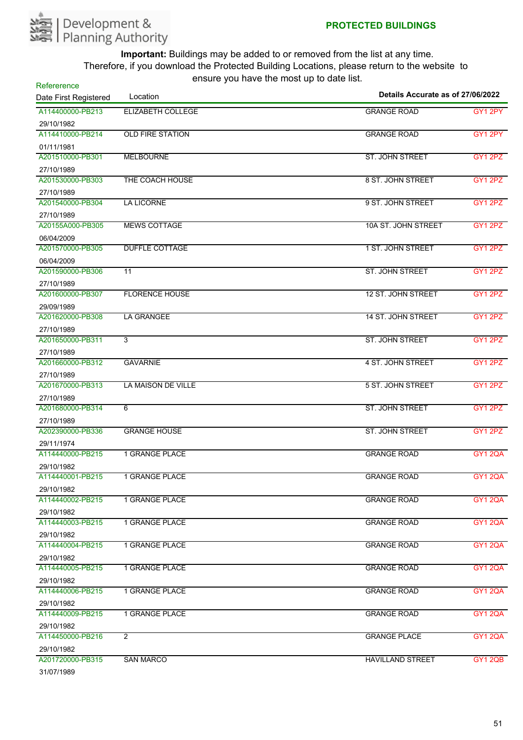Development & Planning Authority

**PROTECTED BUILDINGS**

**Important:** Buildings may be added to or removed from the list at any time. Therefore, if you download the Protected Building Locations, please return to the website to ensure you have the most up to date list.

**Details Accurate as of 27/06/2022**

| Refererence / Date First Registered | Location | | |
|---|---|---|---|
| A114400000-PB213 / 29/10/1982 | ELIZABETH COLLEGE | GRANGE ROAD | GY1 2PY |
| A114410000-PB214 / 01/11/1981 | OLD FIRE STATION | GRANGE ROAD | GY1 2PY |
| A201510000-PB301 / 27/10/1989 | MELBOURNE | ST. JOHN STREET | GY1 2PZ |
| A201530000-PB303 / 27/10/1989 | THE COACH HOUSE | 8 ST. JOHN STREET | GY1 2PZ |
| A201540000-PB304 / 27/10/1989 | LA LICORNE | 9 ST. JOHN STREET | GY1 2PZ |
| A20155A000-PB305 / 06/04/2009 | MEWS COTTAGE | 10A ST. JOHN STREET | GY1 2PZ |
| A201570000-PB305 / 06/04/2009 | DUFFLE COTTAGE | 1 ST. JOHN STREET | GY1 2PZ |
| A201590000-PB306 / 27/10/1989 | 11 | ST. JOHN STREET | GY1 2PZ |
| A201600000-PB307 / 29/09/1989 | FLORENCE HOUSE | 12 ST. JOHN STREET | GY1 2PZ |
| A201620000-PB308 / 27/10/1989 | LA GRANGEE | 14 ST. JOHN STREET | GY1 2PZ |
| A201650000-PB311 / 27/10/1989 | 3 | ST. JOHN STREET | GY1 2PZ |
| A201660000-PB312 / 27/10/1989 | GAVARNIE | 4 ST. JOHN STREET | GY1 2PZ |
| A201670000-PB313 / 27/10/1989 | LA MAISON DE VILLE | 5 ST. JOHN STREET | GY1 2PZ |
| A201680000-PB314 / 27/10/1989 | 6 | ST. JOHN STREET | GY1 2PZ |
| A202390000-PB336 / 29/11/1974 | GRANGE HOUSE | ST. JOHN STREET | GY1 2PZ |
| A114440000-PB215 / 29/10/1982 | 1 GRANGE PLACE | GRANGE ROAD | GY1 2QA |
| A114440001-PB215 / 29/10/1982 | 1 GRANGE PLACE | GRANGE ROAD | GY1 2QA |
| A114440002-PB215 / 29/10/1982 | 1 GRANGE PLACE | GRANGE ROAD | GY1 2QA |
| A114440003-PB215 / 29/10/1982 | 1 GRANGE PLACE | GRANGE ROAD | GY1 2QA |
| A114440004-PB215 / 29/10/1982 | 1 GRANGE PLACE | GRANGE ROAD | GY1 2QA |
| A114440005-PB215 / 29/10/1982 | 1 GRANGE PLACE | GRANGE ROAD | GY1 2QA |
| A114440006-PB215 / 29/10/1982 | 1 GRANGE PLACE | GRANGE ROAD | GY1 2QA |
| A114440009-PB215 / 29/10/1982 | 1 GRANGE PLACE | GRANGE ROAD | GY1 2QA |
| A114450000-PB216 / 29/10/1982 | 2 | GRANGE PLACE | GY1 2QA |
| A201720000-PB315 / 31/07/1989 | SAN MARCO | HAVILLAND STREET | GY1 2QB |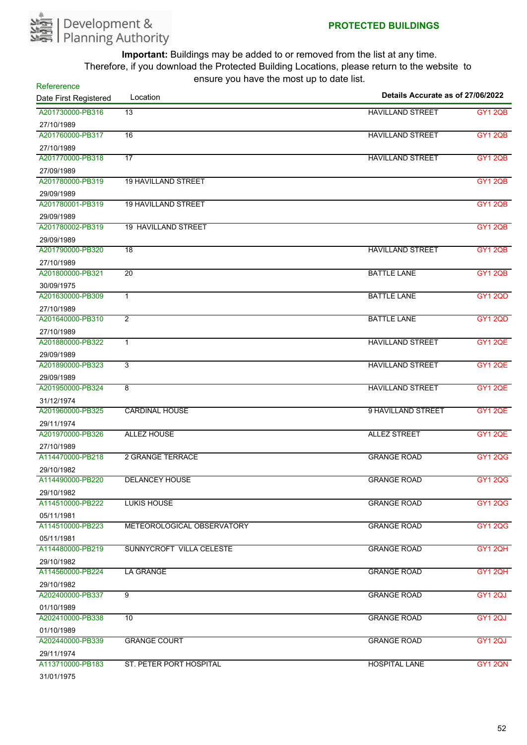Development & Planning Authority

**PROTECTED BUILDINGS**

**Important:** Buildings may be added to or removed from the list at any time. Therefore, if you download the Protected Building Locations, please return to the website to ensure you have the most up to date list.

| Refererence / Date First Registered | Location | Details Accurate as of 27/06/2022 | |
|---|---|---|---|
| A201730000-PB316 27/10/1989 | 13 | HAVILLAND STREET | GY1 2QB |
| A201760000-PB317 27/10/1989 | 16 | HAVILLAND STREET | GY1 2QB |
| A201770000-PB318 27/09/1989 | 17 | HAVILLAND STREET | GY1 2QB |
| A201780000-PB319 29/09/1989 | 19 HAVILLAND STREET | | GY1 2QB |
| A201780001-PB319 29/09/1989 | 19 HAVILLAND STREET | | GY1 2QB |
| A201780002-PB319 29/09/1989 | 19 HAVILLAND STREET | | GY1 2QB |
| A201790000-PB320 27/10/1989 | 18 | HAVILLAND STREET | GY1 2QB |
| A201800000-PB321 30/09/1975 | 20 | BATTLE LANE | GY1 2QB |
| A201630000-PB309 27/10/1989 | 1 | BATTLE LANE | GY1 2QD |
| A201640000-PB310 27/10/1989 | 2 | BATTLE LANE | GY1 2QD |
| A201880000-PB322 29/09/1989 | 1 | HAVILLAND STREET | GY1 2QE |
| A201890000-PB323 29/09/1989 | 3 | HAVILLAND STREET | GY1 2QE |
| A201950000-PB324 31/12/1974 | 8 | HAVILLAND STREET | GY1 2QE |
| A201960000-PB325 29/11/1974 | CARDINAL HOUSE | 9 HAVILLAND STREET | GY1 2QE |
| A201970000-PB326 27/10/1989 | ALLEZ HOUSE | ALLEZ STREET | GY1 2QE |
| A114470000-PB218 29/10/1982 | 2 GRANGE TERRACE | GRANGE ROAD | GY1 2QG |
| A114490000-PB220 29/10/1982 | DELANCEY HOUSE | GRANGE ROAD | GY1 2QG |
| A114510000-PB222 05/11/1981 | LUKIS HOUSE | GRANGE ROAD | GY1 2QG |
| A114510000-PB223 05/11/1981 | METEOROLOGICAL OBSERVATORY | GRANGE ROAD | GY1 2QG |
| A114480000-PB219 29/10/1982 | SUNNYCROFT VILLA CELESTE | GRANGE ROAD | GY1 2QH |
| A114560000-PB224 29/10/1982 | LA GRANGE | GRANGE ROAD | GY1 2QH |
| A202400000-PB337 01/10/1989 | 9 | GRANGE ROAD | GY1 2QJ |
| A202410000-PB338 01/10/1989 | 10 | GRANGE ROAD | GY1 2QJ |
| A202440000-PB339 29/11/1974 | GRANGE COURT | GRANGE ROAD | GY1 2QJ |
| A113710000-PB183 31/01/1975 | ST. PETER PORT HOSPITAL | HOSPITAL LANE | GY1 2QN |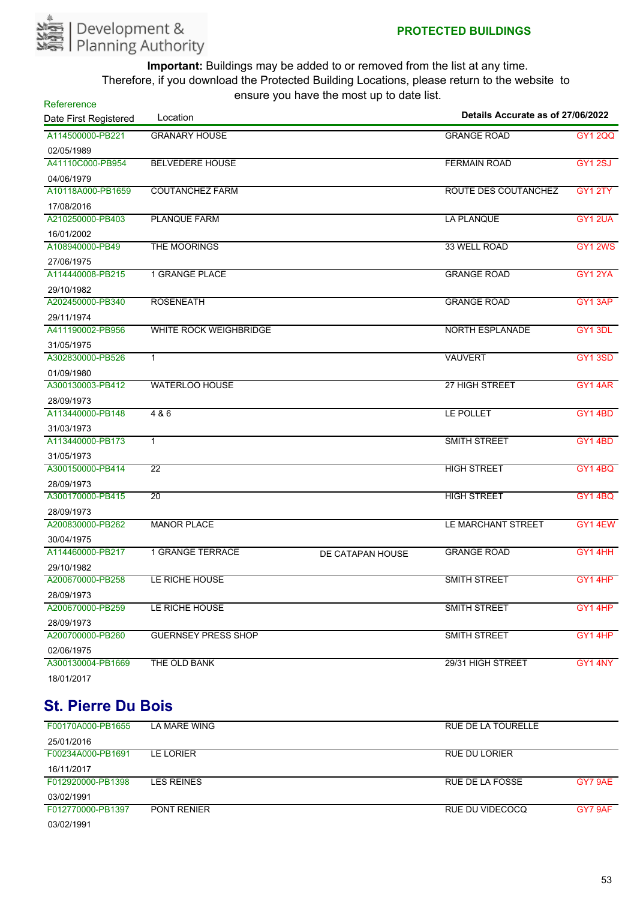**PROTECTED BUILDINGS**

**Important:** Buildings may be added to or removed from the list at any time. Therefore, if you download the Protected Building Locations, please return to the website to ensure you have the most up to date list.

**Details Accurate as of 27/06/2022**

| Refererence / Date First Registered | Location | | | |
|---|---|---|---|---|
| A114500000-PB221<br>02/05/1989 | GRANARY HOUSE | | GRANGE ROAD | GY1 2QQ |
| A41110C000-PB954<br>04/06/1979 | BELVEDERE HOUSE | | FERMAIN ROAD | GY1 2SJ |
| A10118A000-PB1659<br>17/08/2016 | COUTANCHEZ FARM | | ROUTE DES COUTANCHEZ | GY1 2TY |
| A210250000-PB403<br>16/01/2002 | PLANQUE FARM | | LA PLANQUE | GY1 2UA |
| A108940000-PB49<br>27/06/1975 | THE MOORINGS | | 33 WELL ROAD | GY1 2WS |
| A114440008-PB215<br>29/10/1982 | 1 GRANGE PLACE | | GRANGE ROAD | GY1 2YA |
| A202450000-PB340<br>29/11/1974 | ROSENEATH | | GRANGE ROAD | GY1 3AP |
| A411190002-PB956<br>31/05/1975 | WHITE ROCK WEIGHBRIDGE | | NORTH ESPLANADE | GY1 3DL |
| A302830000-PB526<br>01/09/1980 | 1 | | VAUVERT | GY1 3SD |
| A300130003-PB412<br>28/09/1973 | WATERLOO HOUSE | | 27 HIGH STREET | GY1 4AR |
| A113440000-PB148<br>31/03/1973 | 4 & 6 | | LE POLLET | GY1 4BD |
| A113440000-PB173<br>31/05/1973 | 1 | | SMITH STREET | GY1 4BD |
| A300150000-PB414<br>28/09/1973 | 22 | | HIGH STREET | GY1 4BQ |
| A300170000-PB415<br>28/09/1973 | 20 | | HIGH STREET | GY1 4BQ |
| A200830000-PB262<br>30/04/1975 | MANOR PLACE | | LE MARCHANT STREET | GY1 4EW |
| A114460000-PB217<br>29/10/1982 | 1 GRANGE TERRACE | DE CATAPAN HOUSE | GRANGE ROAD | GY1 4HH |
| A200670000-PB258<br>28/09/1973 | LE RICHE HOUSE | | SMITH STREET | GY1 4HP |
| A200670000-PB259<br>28/09/1973 | LE RICHE HOUSE | | SMITH STREET | GY1 4HP |
| A200700000-PB260<br>02/06/1975 | GUERNSEY PRESS SHOP | | SMITH STREET | GY1 4HP |
| A300130004-PB1669<br>18/01/2017 | THE OLD BANK | | 29/31 HIGH STREET | GY1 4NY |

## St. Pierre Du Bois

| Refererence / Date First Registered | Location | | | |
|---|---|---|---|---|
| F00170A000-PB1655<br>25/01/2016 | LA MARE WING | | RUE DE LA TOURELLE | |
| F00234A000-PB1691<br>16/11/2017 | LE LORIER | | RUE DU LORIER | |
| F012920000-PB1398<br>03/02/1991 | LES REINES | | RUE DE LA FOSSE | GY7 9AE |
| F012770000-PB1397<br>03/02/1991 | PONT RENIER | | RUE DU VIDECOCQ | GY7 9AF |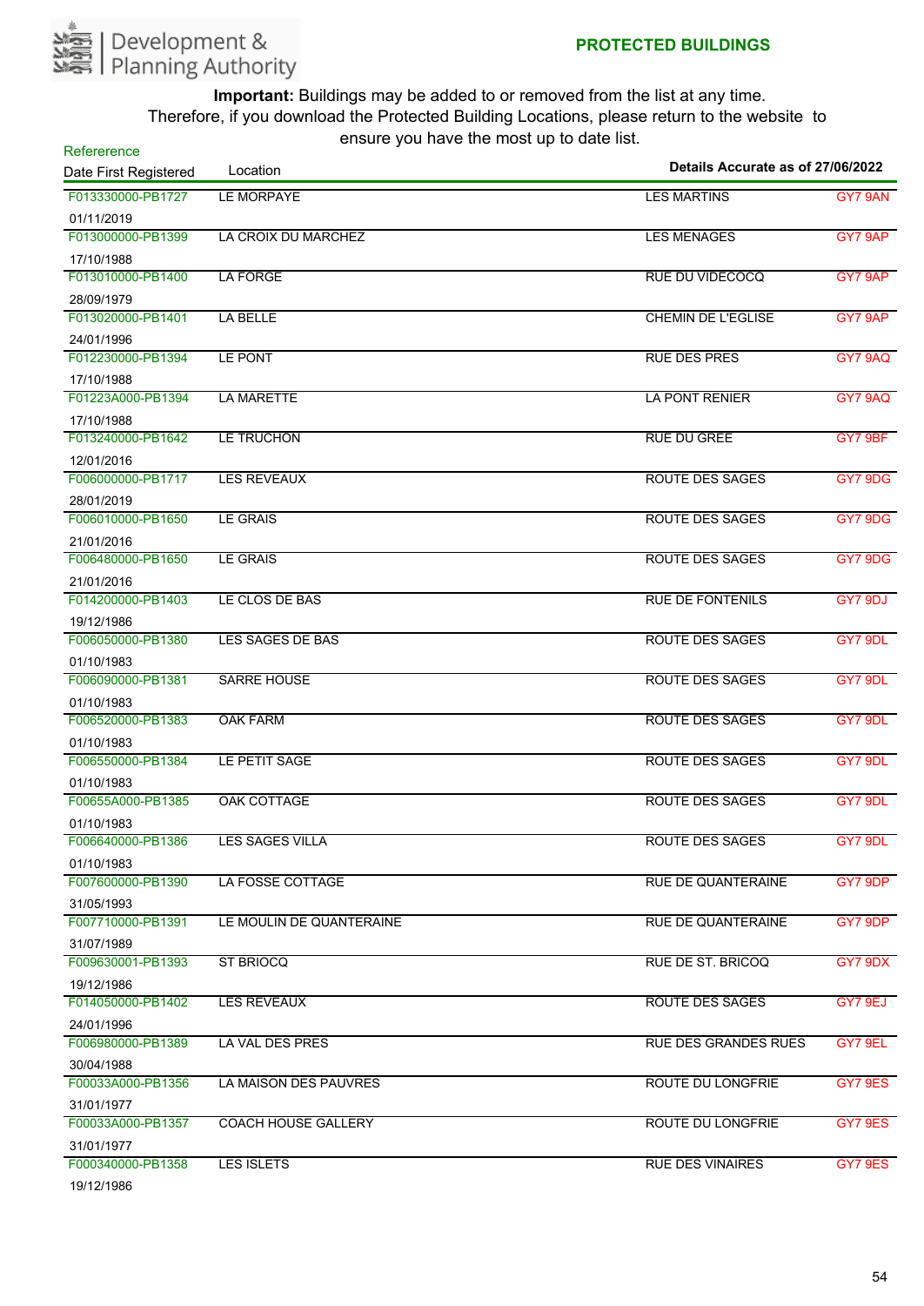Development & Planning Authority

**PROTECTED BUILDINGS**

**Important:** Buildings may be added to or removed from the list at any time.
Therefore, if you download the Protected Building Locations, please return to the website to ensure you have the most up to date list.

**Details Accurate as of 27/06/2022**

| Refererence<br>Date First Registered | Location | | |
|---|---|---|---|
| F013330000-PB1727<br>01/11/2019 | LE MORPAYE | LES MARTINS | GY7 9AN |
| F013000000-PB1399<br>17/10/1988 | LA CROIX DU MARCHEZ | LES MENAGES | GY7 9AP |
| F013010000-PB1400<br>28/09/1979 | LA FORGE | RUE DU VIDECOCQ | GY7 9AP |
| F013020000-PB1401<br>24/01/1996 | LA BELLE | CHEMIN DE L'EGLISE | GY7 9AP |
| F012230000-PB1394<br>17/10/1988 | LE PONT | RUE DES PRES | GY7 9AQ |
| F01223A000-PB1394<br>17/10/1988 | LA MARETTE | LA PONT RENIER | GY7 9AQ |
| F013240000-PB1642<br>12/01/2016 | LE TRUCHON | RUE DU GREE | GY7 9BF |
| F006000000-PB1717<br>28/01/2019 | LES REVEAUX | ROUTE DES SAGES | GY7 9DG |
| F006010000-PB1650<br>21/01/2016 | LE GRAIS | ROUTE DES SAGES | GY7 9DG |
| F006480000-PB1650<br>21/01/2016 | LE GRAIS | ROUTE DES SAGES | GY7 9DG |
| F014200000-PB1403<br>19/12/1986 | LE CLOS DE BAS | RUE DE FONTENILS | GY7 9DJ |
| F006050000-PB1380<br>01/10/1983 | LES SAGES DE BAS | ROUTE DES SAGES | GY7 9DL |
| F006090000-PB1381<br>01/10/1983 | SARRE HOUSE | ROUTE DES SAGES | GY7 9DL |
| F006520000-PB1383<br>01/10/1983 | OAK FARM | ROUTE DES SAGES | GY7 9DL |
| F006550000-PB1384<br>01/10/1983 | LE PETIT SAGE | ROUTE DES SAGES | GY7 9DL |
| F00655A000-PB1385<br>01/10/1983 | OAK COTTAGE | ROUTE DES SAGES | GY7 9DL |
| F006640000-PB1386<br>01/10/1983 | LES SAGES VILLA | ROUTE DES SAGES | GY7 9DL |
| F007600000-PB1390<br>31/05/1993 | LA FOSSE COTTAGE | RUE DE QUANTERAINE | GY7 9DP |
| F007710000-PB1391<br>31/07/1989 | LE MOULIN DE QUANTERAINE | RUE DE QUANTERAINE | GY7 9DP |
| F009630001-PB1393<br>19/12/1986 | ST BRIOCQ | RUE DE ST. BRICOQ | GY7 9DX |
| F014050000-PB1402<br>24/01/1996 | LES REVEAUX | ROUTE DES SAGES | GY7 9EJ |
| F006980000-PB1389<br>30/04/1988 | LA VAL DES PRES | RUE DES GRANDES RUES | GY7 9EL |
| F00033A000-PB1356<br>31/01/1977 | LA MAISON DES PAUVRES | ROUTE DU LONGFRIE | GY7 9ES |
| F00033A000-PB1357<br>31/01/1977 | COACH HOUSE GALLERY | ROUTE DU LONGFRIE | GY7 9ES |
| F000340000-PB1358<br>19/12/1986 | LES ISLETS | RUE DES VINAIRES | GY7 9ES |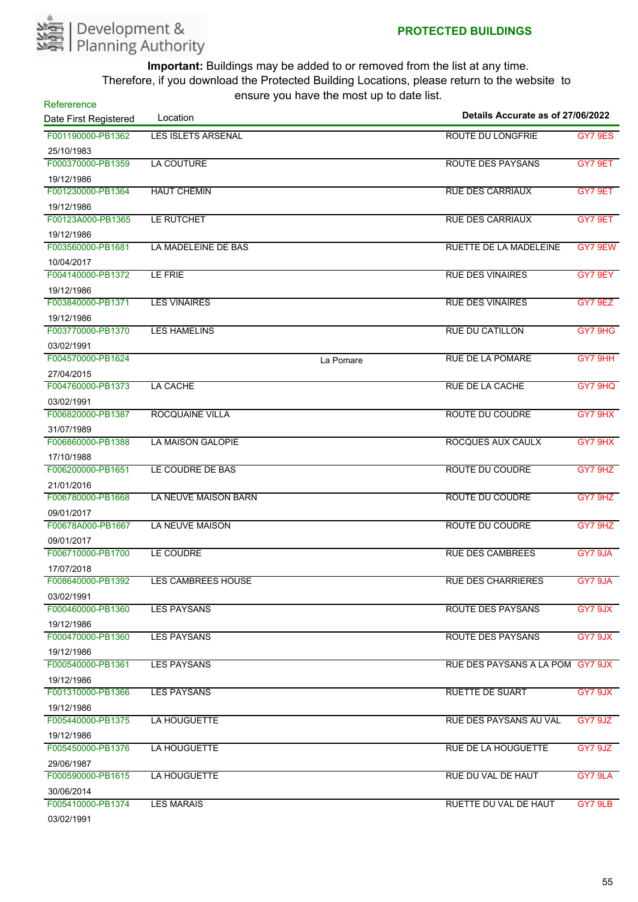Development & Planning Authority

**PROTECTED BUILDINGS**

**Important:** Buildings may be added to or removed from the list at any time. Therefore, if you download the Protected Building Locations, please return to the website to ensure you have the most up to date list.

| Refererence / Date First Registered | Location | | Details Accurate as of 27/06/2022 |
|---|---|---|---|
| F001190000-PB1362 25/10/1983 | LES ISLETS ARSENAL | ROUTE DU LONGFRIE | GY7 9ES |
| F000370000-PB1359 19/12/1986 | LA COUTURE | ROUTE DES PAYSANS | GY7 9ET |
| F001230000-PB1364 19/12/1986 | HAUT CHEMIN | RUE DES CARRIAUX | GY7 9ET |
| F00123A000-PB1365 19/12/1986 | LE RUTCHET | RUE DES CARRIAUX | GY7 9ET |
| F003560000-PB1681 10/04/2017 | LA MADELEINE DE BAS | RUETTE DE LA MADELEINE | GY7 9EW |
| F004140000-PB1372 19/12/1986 | LE FRIE | RUE DES VINAIRES | GY7 9EY |
| F003840000-PB1371 19/12/1986 | LES VINAIRES | RUE DES VINAIRES | GY7 9EZ |
| F003770000-PB1370 03/02/1991 | LES HAMELINS | RUE DU CATILLON | GY7 9HG |
| F004570000-PB1624 27/04/2015 | La Pomare | RUE DE LA POMARE | GY7 9HH |
| F004760000-PB1373 03/02/1991 | LA CACHE | RUE DE LA CACHE | GY7 9HQ |
| F006820000-PB1387 31/07/1989 | ROCQUAINE VILLA | ROUTE DU COUDRE | GY7 9HX |
| F006860000-PB1388 17/10/1988 | LA MAISON GALOPIE | ROCQUES AUX CAULX | GY7 9HX |
| F006200000-PB1651 21/01/2016 | LE COUDRE DE BAS | ROUTE DU COUDRE | GY7 9HZ |
| F006780000-PB1668 09/01/2017 | LA NEUVE MAISON BARN | ROUTE DU COUDRE | GY7 9HZ |
| F00678A000-PB1667 09/01/2017 | LA NEUVE MAISON | ROUTE DU COUDRE | GY7 9HZ |
| F006710000-PB1700 17/07/2018 | LE COUDRE | RUE DES CAMBREES | GY7 9JA |
| F008640000-PB1392 03/02/1991 | LES CAMBREES HOUSE | RUE DES CHARRIERES | GY7 9JA |
| F000460000-PB1360 19/12/1986 | LES PAYSANS | ROUTE DES PAYSANS | GY7 9JX |
| F000470000-PB1360 19/12/1986 | LES PAYSANS | ROUTE DES PAYSANS | GY7 9JX |
| F000540000-PB1361 19/12/1986 | LES PAYSANS | RUE DES PAYSANS A LA POM | GY7 9JX |
| F001310000-PB1366 19/12/1986 | LES PAYSANS | RUETTE DE SUART | GY7 9JX |
| F005440000-PB1375 19/12/1986 | LA HOUGUETTE | RUE DES PAYSANS AU VAL | GY7 9JZ |
| F005450000-PB1376 29/06/1987 | LA HOUGUETTE | RUE DE LA HOUGUETTE | GY7 9JZ |
| F000590000-PB1615 30/06/2014 | LA HOUGUETTE | RUE DU VAL DE HAUT | GY7 9LA |
| F005410000-PB1374 03/02/1991 | LES MARAIS | RUETTE DU VAL DE HAUT | GY7 9LB |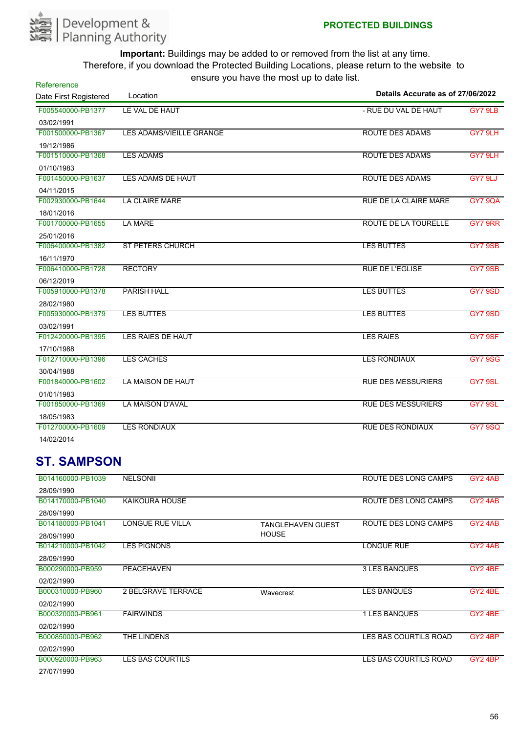Development & Planning Authority

**PROTECTED BUILDINGS**

**Important:** Buildings may be added to or removed from the list at any time. Therefore, if you download the Protected Building Locations, please return to the website to ensure you have the most up to date list.

**Details Accurate as of 27/06/2022**

| Refeerence / Date First Registered | Location | | | |
|---|---|---|---|---|
| F005540000-PB1377 03/02/1991 | LE VAL DE HAUT | | - RUE DU VAL DE HAUT | GY7 9LB |
| F001500000-PB1367 19/12/1986 | LES ADAMS/VIEILLE GRANGE | | ROUTE DES ADAMS | GY7 9LH |
| F001510000-PB1368 01/10/1983 | LES ADAMS | | ROUTE DES ADAMS | GY7 9LH |
| F001450000-PB1637 04/11/2015 | LES ADAMS DE HAUT | | ROUTE DES ADAMS | GY7 9LJ |
| F002930000-PB1644 18/01/2016 | LA CLAIRE MARE | | RUE DE LA CLAIRE MARE | GY7 9QA |
| F001700000-PB1655 25/01/2016 | LA MARE | | ROUTE DE LA TOURELLE | GY7 9RR |
| F006400000-PB1382 16/11/1970 | ST PETERS CHURCH | | LES BUTTES | GY7 9SB |
| F006410000-PB1728 06/12/2019 | RECTORY | | RUE DE L'EGLISE | GY7 9SB |
| F005910000-PB1378 28/02/1980 | PARISH HALL | | LES BUTTES | GY7 9SD |
| F005930000-PB1379 03/02/1991 | LES BUTTES | | LES BUTTES | GY7 9SD |
| F012420000-PB1395 17/10/1988 | LES RAIES DE HAUT | | LES RAIES | GY7 9SF |
| F012710000-PB1396 30/04/1988 | LES CACHES | | LES RONDIAUX | GY7 9SG |
| F001840000-PB1602 01/01/1983 | LA MAISON DE HAUT | | RUE DES MESSURIERS | GY7 9SL |
| F001850000-PB1369 18/05/1983 | LA MAISON D'AVAL | | RUE DES MESSURIERS | GY7 9SL |
| F012700000-PB1609 14/02/2014 | LES RONDIAUX | | RUE DES RONDIAUX | GY7 9SQ |

## ST. SAMPSON

| Refeerence / Date First Registered | Location | | | |
|---|---|---|---|---|
| B014160000-PB1039 28/09/1990 | NELSONII | | ROUTE DES LONG CAMPS | GY2 4AB |
| B014170000-PB1040 28/09/1990 | KAIKOURA HOUSE | | ROUTE DES LONG CAMPS | GY2 4AB |
| B014180000-PB1041 28/09/1990 | LONGUE RUE VILLA | TANGLEHAVEN GUEST HOUSE | ROUTE DES LONG CAMPS | GY2 4AB |
| B014210000-PB1042 28/09/1990 | LES PIGNONS | | LONGUE RUE | GY2 4AB |
| B000290000-PB959 02/02/1990 | PEACEHAVEN | | 3 LES BANQUES | GY2 4BE |
| B000310000-PB960 02/02/1990 | 2 BELGRAVE TERRACE | Wavecrest | LES BANQUES | GY2 4BE |
| B000320000-PB961 02/02/1990 | FAIRWINDS | | 1 LES BANQUES | GY2 4BE |
| B000850000-PB962 02/02/1990 | THE LINDENS | | LES BAS COURTILS ROAD | GY2 4BP |
| B000920000-PB963 27/07/1990 | LES BAS COURTILS | | LES BAS COURTILS ROAD | GY2 4BP |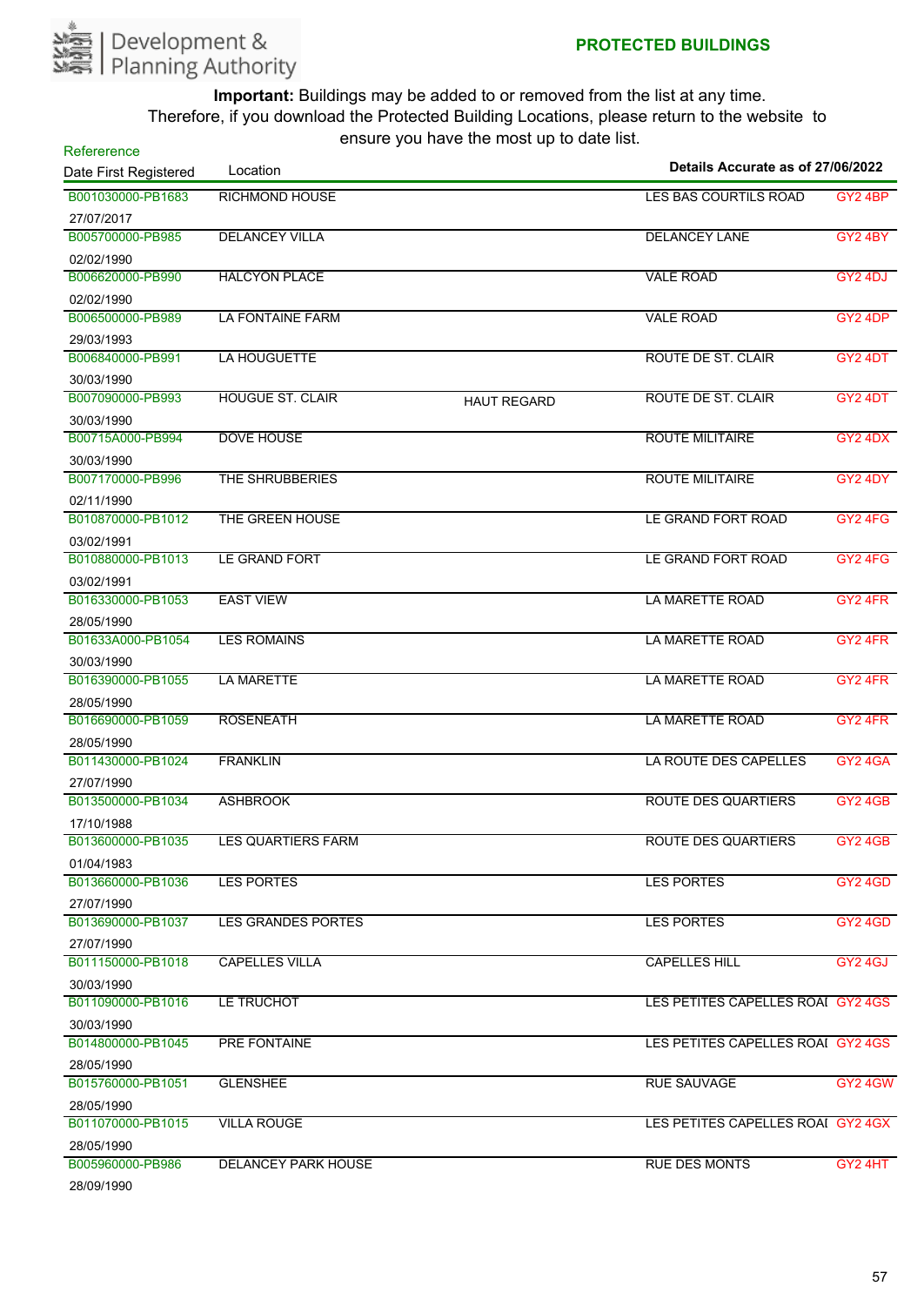Development & Planning Authority

## PROTECTED BUILDINGS

**Important:** Buildings may be added to or removed from the list at any time. Therefore, if you download the Protected Building Locations, please return to the website to ensure you have the most up to date list.

**Details Accurate as of 27/06/2022**

| Refererence / Date First Registered | Location | | | |
|---|---|---|---|---|
| B001030000-PB1683<br>27/07/2017 | RICHMOND HOUSE | | LES BAS COURTILS ROAD | GY2 4BP |
| B005700000-PB985<br>02/02/1990 | DELANCEY VILLA | | DELANCEY LANE | GY2 4BY |
| B006620000-PB990<br>02/02/1990 | HALCYON PLACE | | VALE ROAD | GY2 4DJ |
| B006500000-PB989<br>29/03/1993 | LA FONTAINE FARM | | VALE ROAD | GY2 4DP |
| B006840000-PB991<br>30/03/1990 | LA HOUGUETTE | | ROUTE DE ST. CLAIR | GY2 4DT |
| B007090000-PB993<br>30/03/1990 | HOUGUE ST. CLAIR | HAUT REGARD | ROUTE DE ST. CLAIR | GY2 4DT |
| B00715A000-PB994<br>30/03/1990 | DOVE HOUSE | | ROUTE MILITAIRE | GY2 4DX |
| B007170000-PB996<br>02/11/1990 | THE SHRUBBERIES | | ROUTE MILITAIRE | GY2 4DY |
| B010870000-PB1012<br>03/02/1991 | THE GREEN HOUSE | | LE GRAND FORT ROAD | GY2 4FG |
| B010880000-PB1013<br>03/02/1991 | LE GRAND FORT | | LE GRAND FORT ROAD | GY2 4FG |
| B016330000-PB1053<br>28/05/1990 | EAST VIEW | | LA MARETTE ROAD | GY2 4FR |
| B01633A000-PB1054<br>30/03/1990 | LES ROMAINS | | LA MARETTE ROAD | GY2 4FR |
| B016390000-PB1055<br>28/05/1990 | LA MARETTE | | LA MARETTE ROAD | GY2 4FR |
| B016690000-PB1059<br>28/05/1990 | ROSENEATH | | LA MARETTE ROAD | GY2 4FR |
| B011430000-PB1024<br>27/07/1990 | FRANKLIN | | LA ROUTE DES CAPELLES | GY2 4GA |
| B013500000-PB1034<br>17/10/1988 | ASHBROOK | | ROUTE DES QUARTIERS | GY2 4GB |
| B013600000-PB1035<br>01/04/1983 | LES QUARTIERS FARM | | ROUTE DES QUARTIERS | GY2 4GB |
| B013660000-PB1036<br>27/07/1990 | LES PORTES | | LES PORTES | GY2 4GD |
| B013690000-PB1037<br>27/07/1990 | LES GRANDES PORTES | | LES PORTES | GY2 4GD |
| B011150000-PB1018<br>30/03/1990 | CAPELLES VILLA | | CAPELLES HILL | GY2 4GJ |
| B011090000-PB1016<br>30/03/1990 | LE TRUCHOT | | LES PETITES CAPELLES ROAI | GY2 4GS |
| B014800000-PB1045<br>28/05/1990 | PRE FONTAINE | | LES PETITES CAPELLES ROAI | GY2 4GS |
| B015760000-PB1051<br>28/05/1990 | GLENSHEE | | RUE SAUVAGE | GY2 4GW |
| B011070000-PB1015<br>28/05/1990 | VILLA ROUGE | | LES PETITES CAPELLES ROAI | GY2 4GX |
| B005960000-PB986<br>28/09/1990 | DELANCEY PARK HOUSE | | RUE DES MONTS | GY2 4HT |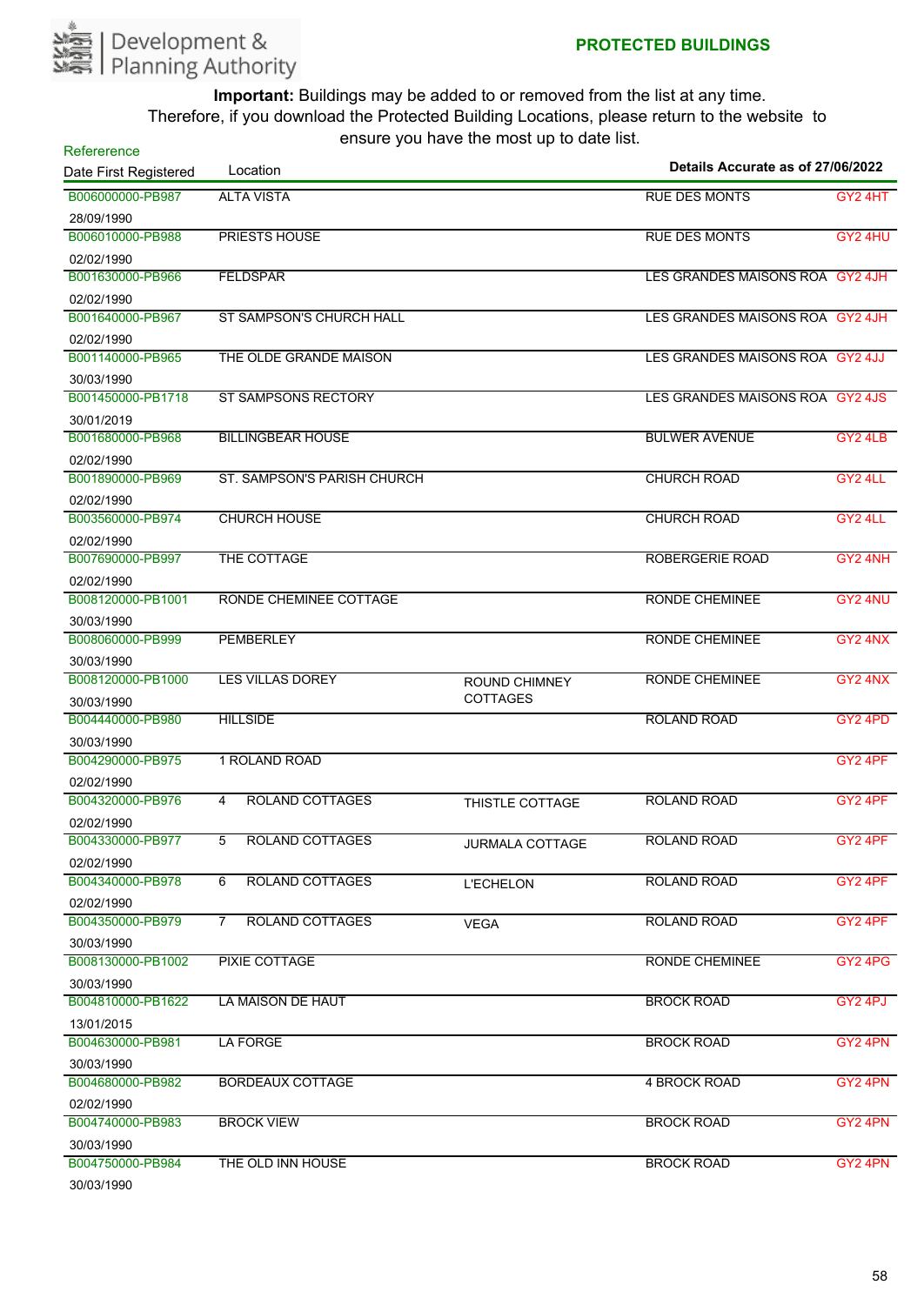# PROTECTED BUILDINGS

Development & Planning Authority

**Important:** Buildings may be added to or removed from the list at any time. Therefore, if you download the Protected Building Locations, please return to the website to ensure you have the most up to date list.

**Details Accurate as of 27/06/2022**

| Refererence / Date First Registered | Location | | | |
|---|---|---|---|---|
| B006000000-PB987<br>28/09/1990 | ALTA VISTA | | RUE DES MONTS | GY2 4HT |
| B006010000-PB988<br>02/02/1990 | PRIESTS HOUSE | | RUE DES MONTS | GY2 4HU |
| B001630000-PB966<br>02/02/1990 | FELDSPAR | | LES GRANDES MAISONS ROA | GY2 4JH |
| B001640000-PB967<br>02/02/1990 | ST SAMPSON'S CHURCH HALL | | LES GRANDES MAISONS ROA | GY2 4JH |
| B001140000-PB965<br>30/03/1990 | THE OLDE GRANDE MAISON | | LES GRANDES MAISONS ROA | GY2 4JJ |
| B001450000-PB1718<br>30/01/2019 | ST SAMPSONS RECTORY | | LES GRANDES MAISONS ROA | GY2 4JS |
| B001680000-PB968<br>02/02/1990 | BILLINGBEAR HOUSE | | BULWER AVENUE | GY2 4LB |
| B001890000-PB969<br>02/02/1990 | ST. SAMPSON'S PARISH CHURCH | | CHURCH ROAD | GY2 4LL |
| B003560000-PB974<br>02/02/1990 | CHURCH HOUSE | | CHURCH ROAD | GY2 4LL |
| B007690000-PB997<br>02/02/1990 | THE COTTAGE | | ROBERGERIE ROAD | GY2 4NH |
| B008120000-PB1001<br>30/03/1990 | RONDE CHEMINEE COTTAGE | | RONDE CHEMINEE | GY2 4NU |
| B008060000-PB999<br>30/03/1990 | PEMBERLEY | | RONDE CHEMINEE | GY2 4NX |
| B008120000-PB1000<br>30/03/1990 | LES VILLAS DOREY | ROUND CHIMNEY COTTAGES | RONDE CHEMINEE | GY2 4NX |
| B004440000-PB980<br>30/03/1990 | HILLSIDE | | ROLAND ROAD | GY2 4PD |
| B004290000-PB975<br>02/02/1990 | 1 ROLAND ROAD | | | GY2 4PF |
| B004320000-PB976<br>02/02/1990 | 4 ROLAND COTTAGES | THISTLE COTTAGE | ROLAND ROAD | GY2 4PF |
| B004330000-PB977<br>02/02/1990 | 5 ROLAND COTTAGES | JURMALA COTTAGE | ROLAND ROAD | GY2 4PF |
| B004340000-PB978<br>02/02/1990 | 6 ROLAND COTTAGES | L'ECHELON | ROLAND ROAD | GY2 4PF |
| B004350000-PB979<br>30/03/1990 | 7 ROLAND COTTAGES | VEGA | ROLAND ROAD | GY2 4PF |
| B008130000-PB1002<br>30/03/1990 | PIXIE COTTAGE | | RONDE CHEMINEE | GY2 4PG |
| B004810000-PB1622<br>13/01/2015 | LA MAISON DE HAUT | | BROCK ROAD | GY2 4PJ |
| B004630000-PB981<br>30/03/1990 | LA FORGE | | BROCK ROAD | GY2 4PN |
| B004680000-PB982<br>02/02/1990 | BORDEAUX COTTAGE | | 4 BROCK ROAD | GY2 4PN |
| B004740000-PB983<br>30/03/1990 | BROCK VIEW | | BROCK ROAD | GY2 4PN |
| B004750000-PB984<br>30/03/1990 | THE OLD INN HOUSE | | BROCK ROAD | GY2 4PN |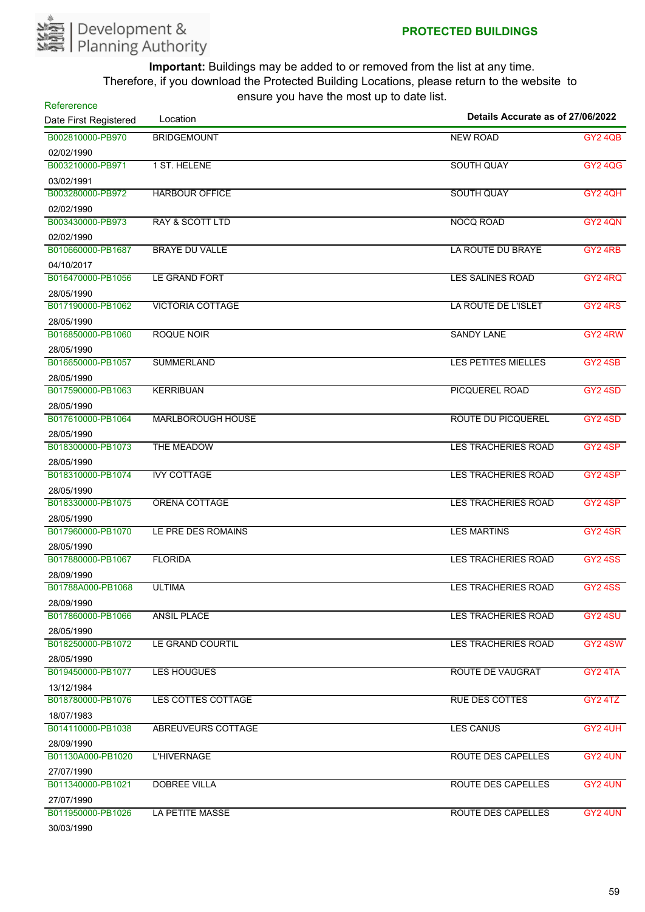Development & Planning Authority

## PROTECTED BUILDINGS

**Important:** Buildings may be added to or removed from the list at any time. Therefore, if you download the Protected Building Locations, please return to the website to ensure you have the most up to date list.

| Referernce / Date First Registered | Location | | Details Accurate as of 27/06/2022 |
|---|---|---|---|
| B002810000-PB970<br>02/02/1990 | BRIDGEMOUNT | NEW ROAD | GY2 4QB |
| B003210000-PB971<br>03/02/1991 | 1 ST. HELENE | SOUTH QUAY | GY2 4QG |
| B003280000-PB972<br>02/02/1990 | HARBOUR OFFICE | SOUTH QUAY | GY2 4QH |
| B003430000-PB973<br>02/02/1990 | RAY & SCOTT LTD | NOCQ ROAD | GY2 4QN |
| B010660000-PB1687<br>04/10/2017 | BRAYE DU VALLE | LA ROUTE DU BRAYE | GY2 4RB |
| B016470000-PB1056<br>28/05/1990 | LE GRAND FORT | LES SALINES ROAD | GY2 4RQ |
| B017190000-PB1062<br>28/05/1990 | VICTORIA COTTAGE | LA ROUTE DE L'ISLET | GY2 4RS |
| B016850000-PB1060<br>28/05/1990 | ROQUE NOIR | SANDY LANE | GY2 4RW |
| B016650000-PB1057<br>28/05/1990 | SUMMERLAND | LES PETITES MIELLES | GY2 4SB |
| B017590000-PB1063<br>28/05/1990 | KERRIBUAN | PICQUEREL ROAD | GY2 4SD |
| B017610000-PB1064<br>28/05/1990 | MARLBOROUGH HOUSE | ROUTE DU PICQUEREL | GY2 4SD |
| B018300000-PB1073<br>28/05/1990 | THE MEADOW | LES TRACHERIES ROAD | GY2 4SP |
| B018310000-PB1074<br>28/05/1990 | IVY COTTAGE | LES TRACHERIES ROAD | GY2 4SP |
| B018330000-PB1075<br>28/05/1990 | ORENA COTTAGE | LES TRACHERIES ROAD | GY2 4SP |
| B017960000-PB1070<br>28/05/1990 | LE PRE DES ROMAINS | LES MARTINS | GY2 4SR |
| B017880000-PB1067<br>28/09/1990 | FLORIDA | LES TRACHERIES ROAD | GY2 4SS |
| B01788A000-PB1068<br>28/09/1990 | ULTIMA | LES TRACHERIES ROAD | GY2 4SS |
| B017860000-PB1066<br>28/05/1990 | ANSIL PLACE | LES TRACHERIES ROAD | GY2 4SU |
| B018250000-PB1072<br>28/05/1990 | LE GRAND COURTIL | LES TRACHERIES ROAD | GY2 4SW |
| B019450000-PB1077<br>13/12/1984 | LES HOUGUES | ROUTE DE VAUGRAT | GY2 4TA |
| B018780000-PB1076<br>18/07/1983 | LES COTTES COTTAGE | RUE DES COTTES | GY2 4TZ |
| B014110000-PB1038<br>28/09/1990 | ABREUVEURS COTTAGE | LES CANUS | GY2 4UH |
| B01130A000-PB1020<br>27/07/1990 | L'HIVERNAGE | ROUTE DES CAPELLES | GY2 4UN |
| B011340000-PB1021<br>27/07/1990 | DOBREE VILLA | ROUTE DES CAPELLES | GY2 4UN |
| B011950000-PB1026<br>30/03/1990 | LA PETITE MASSE | ROUTE DES CAPELLES | GY2 4UN |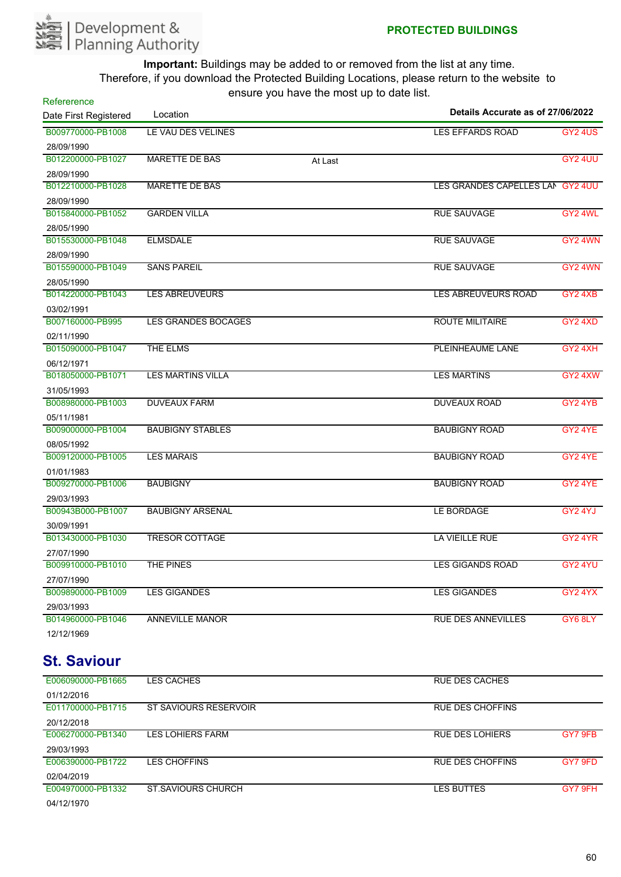**PROTECTED BUILDINGS**

**Important:** Buildings may be added to or removed from the list at any time. Therefore, if you download the Protected Building Locations, please return to the website to ensure you have the most up to date list.

**Details Accurate as of 27/06/2022**

| Refererence / Date First Registered | Location | | | |
|---|---|---|---|---|
| B009770000-PB1008 / 28/09/1990 | LE VAU DES VELINES | | LES EFFARDS ROAD | GY2 4US |
| B012200000-PB1027 / 28/09/1990 | MARETTE DE BAS | At Last | | GY2 4UU |
| B012210000-PB1028 / 28/09/1990 | MARETTE DE BAS | | LES GRANDES CAPELLES LAN | GY2 4UU |
| B015840000-PB1052 / 28/05/1990 | GARDEN VILLA | | RUE SAUVAGE | GY2 4WL |
| B015530000-PB1048 / 28/09/1990 | ELMSDALE | | RUE SAUVAGE | GY2 4WN |
| B015590000-PB1049 / 28/05/1990 | SANS PAREIL | | RUE SAUVAGE | GY2 4WN |
| B014220000-PB1043 / 03/02/1991 | LES ABREUVEURS | | LES ABREUVEURS ROAD | GY2 4XB |
| B007160000-PB995 / 02/11/1990 | LES GRANDES BOCAGES | | ROUTE MILITAIRE | GY2 4XD |
| B015090000-PB1047 / 06/12/1971 | THE ELMS | | PLEINHEAUME LANE | GY2 4XH |
| B018050000-PB1071 / 31/05/1993 | LES MARTINS VILLA | | LES MARTINS | GY2 4XW |
| B008980000-PB1003 / 05/11/1981 | DUVEAUX FARM | | DUVEAUX ROAD | GY2 4YB |
| B009000000-PB1004 / 08/05/1992 | BAUBIGNY STABLES | | BAUBIGNY ROAD | GY2 4YE |
| B009120000-PB1005 / 01/01/1983 | LES MARAIS | | BAUBIGNY ROAD | GY2 4YE |
| B009270000-PB1006 / 29/03/1993 | BAUBIGNY | | BAUBIGNY ROAD | GY2 4YE |
| B00943B000-PB1007 / 30/09/1991 | BAUBIGNY ARSENAL | | LE BORDAGE | GY2 4YJ |
| B013430000-PB1030 / 27/07/1990 | TRESOR COTTAGE | | LA VIEILLE RUE | GY2 4YR |
| B009910000-PB1010 / 27/07/1990 | THE PINES | | LES GIGANDS ROAD | GY2 4YU |
| B009890000-PB1009 / 29/03/1993 | LES GIGANDES | | LES GIGANDES | GY2 4YX |
| B014960000-PB1046 / 12/12/1969 | ANNEVILLE MANOR | | RUE DES ANNEVILLES | GY6 8LY |

## St. Saviour

| Refererence / Date First Registered | Location | | | |
|---|---|---|---|---|
| E006090000-PB1665 / 01/12/2016 | LES CACHES | | RUE DES CACHES | |
| E011700000-PB1715 / 20/12/2018 | ST SAVIOURS RESERVOIR | | RUE DES CHOFFINS | |
| E006270000-PB1340 / 29/03/1993 | LES LOHIERS FARM | | RUE DES LOHIERS | GY7 9FB |
| E006390000-PB1722 / 02/04/2019 | LES CHOFFINS | | RUE DES CHOFFINS | GY7 9FD |
| E004970000-PB1332 / 04/12/1970 | ST.SAVIOURS CHURCH | | LES BUTTES | GY7 9FH |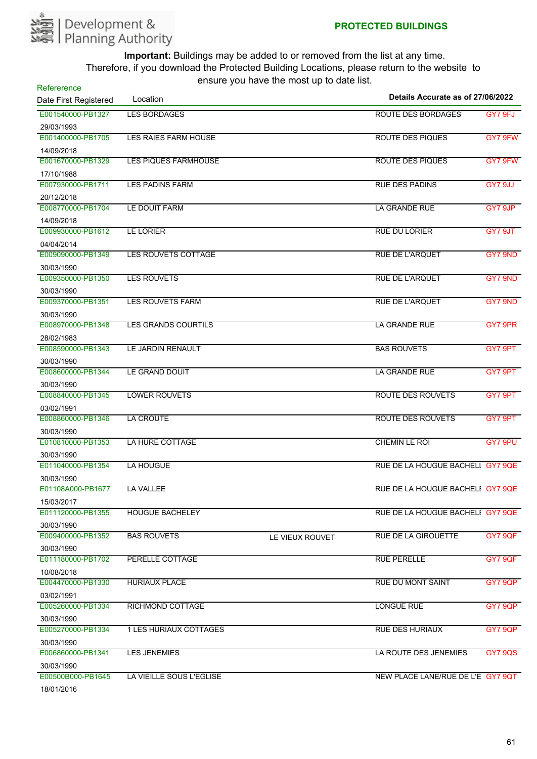Development & Planning Authority

## PROTECTED BUILDINGS

**Important:** Buildings may be added to or removed from the list at any time. Therefore, if you download the Protected Building Locations, please return to the website to ensure you have the most up to date list.

**Details Accurate as of 27/06/2022**

| Refererence / Date First Registered | Location | | | |
|---|---|---|---|---|
| E001540000-PB1327 29/03/1993 | LES BORDAGES | | ROUTE DES BORDAGES | GY7 9FJ |
| E001400000-PB1705 14/09/2018 | LES RAIES FARM HOUSE | | ROUTE DES PIQUES | GY7 9FW |
| E001670000-PB1329 17/10/1988 | LES PIQUES FARMHOUSE | | ROUTE DES PIQUES | GY7 9FW |
| E007930000-PB1711 20/12/2018 | LES PADINS FARM | | RUE DES PADINS | GY7 9JJ |
| E008770000-PB1704 14/09/2018 | LE DOUIT FARM | | LA GRANDE RUE | GY7 9JP |
| E009930000-PB1612 04/04/2014 | LE LORIER | | RUE DU LORIER | GY7 9JT |
| E009090000-PB1349 30/03/1990 | LES ROUVETS COTTAGE | | RUE DE L'ARQUET | GY7 9ND |
| E009350000-PB1350 30/03/1990 | LES ROUVETS | | RUE DE L'ARQUET | GY7 9ND |
| E009370000-PB1351 30/03/1990 | LES ROUVETS FARM | | RUE DE L'ARQUET | GY7 9ND |
| E008970000-PB1348 28/02/1983 | LES GRANDS COURTILS | | LA GRANDE RUE | GY7 9PR |
| E008590000-PB1343 30/03/1990 | LE JARDIN RENAULT | | BAS ROUVETS | GY7 9PT |
| E008600000-PB1344 30/03/1990 | LE GRAND DOUIT | | LA GRANDE RUE | GY7 9PT |
| E008840000-PB1345 03/02/1991 | LOWER ROUVETS | | ROUTE DES ROUVETS | GY7 9PT |
| E008860000-PB1346 30/03/1990 | LA CROUTE | | ROUTE DES ROUVETS | GY7 9PT |
| E010810000-PB1353 30/03/1990 | LA HURE COTTAGE | | CHEMIN LE ROI | GY7 9PU |
| E011040000-PB1354 30/03/1990 | LA HOUGUE | | RUE DE LA HOUGUE BACHELI | GY7 9QE |
| E01108A000-PB1677 15/03/2017 | LA VALLEE | | RUE DE LA HOUGUE BACHELI | GY7 9QE |
| E011120000-PB1355 30/03/1990 | HOUGUE BACHELEY | | RUE DE LA HOUGUE BACHELI | GY7 9QE |
| E009400000-PB1352 30/03/1990 | BAS ROUVETS | LE VIEUX ROUVET | RUE DE LA GIROUETTE | GY7 9QF |
| E011180000-PB1702 10/08/2018 | PERELLE COTTAGE | | RUE PERELLE | GY7 9QF |
| E004470000-PB1330 03/02/1991 | HURIAUX PLACE | | RUE DU MONT SAINT | GY7 9QP |
| E005260000-PB1334 30/03/1990 | RICHMOND COTTAGE | | LONGUE RUE | GY7 9QP |
| E005270000-PB1334 30/03/1990 | 1 LES HURIAUX COTTAGES | | RUE DES HURIAUX | GY7 9QP |
| E006860000-PB1341 30/03/1990 | LES JENEMIES | | LA ROUTE DES JENEMIES | GY7 9QS |
| E00500B000-PB1645 18/01/2016 | LA VIEILLE SOUS L'EGLISE | | NEW PLACE LANE/RUE DE L'E | GY7 9QT |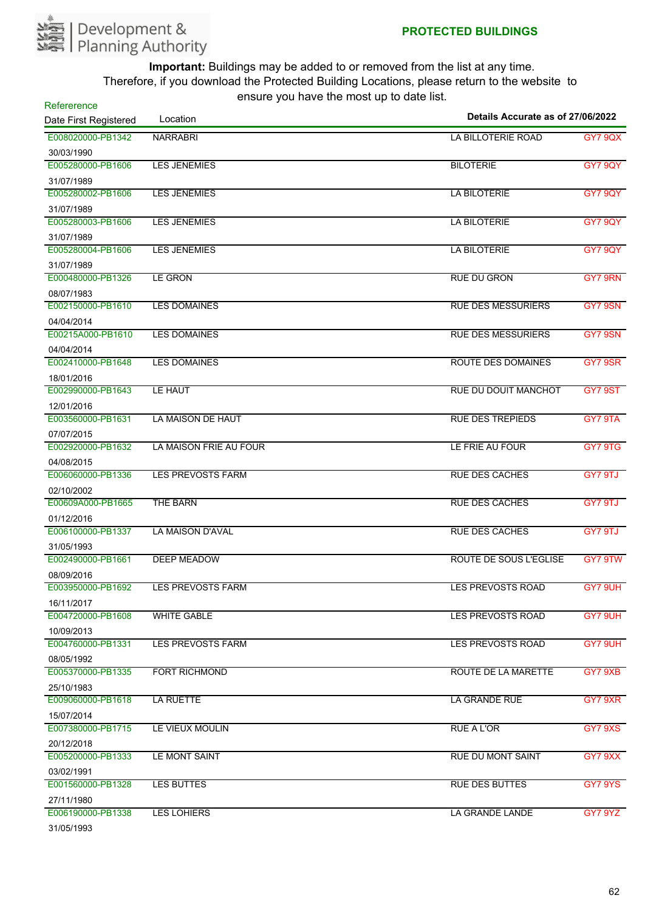Development & Planning Authority

**PROTECTED BUILDINGS**

**Important:** Buildings may be added to or removed from the list at any time. Therefore, if you download the Protected Building Locations, please return to the website to ensure you have the most up to date list.

**Details Accurate as of 27/06/2022**

| Refererence / Date First Registered | Location | | |
|---|---|---|---|
| E008020000-PB1342 30/03/1990 | NARRABRI | LA BILLOTERIE ROAD | GY7 9QX |
| E005280000-PB1606 31/07/1989 | LES JENEMIES | BILOTERIE | GY7 9QY |
| E005280002-PB1606 31/07/1989 | LES JENEMIES | LA BILOTERIE | GY7 9QY |
| E005280003-PB1606 31/07/1989 | LES JENEMIES | LA BILOTERIE | GY7 9QY |
| E005280004-PB1606 31/07/1989 | LES JENEMIES | LA BILOTERIE | GY7 9QY |
| E000480000-PB1326 08/07/1983 | LE GRON | RUE DU GRON | GY7 9RN |
| E002150000-PB1610 04/04/2014 | LES DOMAINES | RUE DES MESSURIERS | GY7 9SN |
| E00215A000-PB1610 04/04/2014 | LES DOMAINES | RUE DES MESSURIERS | GY7 9SN |
| E002410000-PB1648 18/01/2016 | LES DOMAINES | ROUTE DES DOMAINES | GY7 9SR |
| E002990000-PB1643 12/01/2016 | LE HAUT | RUE DU DOUIT MANCHOT | GY7 9ST |
| E003560000-PB1631 07/07/2015 | LA MAISON DE HAUT | RUE DES TREPIEDS | GY7 9TA |
| E002920000-PB1632 04/08/2015 | LA MAISON FRIE AU FOUR | LE FRIE AU FOUR | GY7 9TG |
| E006060000-PB1336 02/10/2002 | LES PREVOSTS FARM | RUE DES CACHES | GY7 9TJ |
| E00609A000-PB1665 01/12/2016 | THE BARN | RUE DES CACHES | GY7 9TJ |
| E006100000-PB1337 31/05/1993 | LA MAISON D'AVAL | RUE DES CACHES | GY7 9TJ |
| E002490000-PB1661 08/09/2016 | DEEP MEADOW | ROUTE DE SOUS L'EGLISE | GY7 9TW |
| E003950000-PB1692 16/11/2017 | LES PREVOSTS FARM | LES PREVOSTS ROAD | GY7 9UH |
| E004720000-PB1608 10/09/2013 | WHITE GABLE | LES PREVOSTS ROAD | GY7 9UH |
| E004760000-PB1331 08/05/1992 | LES PREVOSTS FARM | LES PREVOSTS ROAD | GY7 9UH |
| E005370000-PB1335 25/10/1983 | FORT RICHMOND | ROUTE DE LA MARETTE | GY7 9XB |
| E009060000-PB1618 15/07/2014 | LA RUETTE | LA GRANDE RUE | GY7 9XR |
| E007380000-PB1715 20/12/2018 | LE VIEUX MOULIN | RUE A L'OR | GY7 9XS |
| E005200000-PB1333 03/02/1991 | LE MONT SAINT | RUE DU MONT SAINT | GY7 9XX |
| E001560000-PB1328 27/11/1980 | LES BUTTES | RUE DES BUTTES | GY7 9YS |
| E006190000-PB1338 31/05/1993 | LES LOHIERS | LA GRANDE LANDE | GY7 9YZ |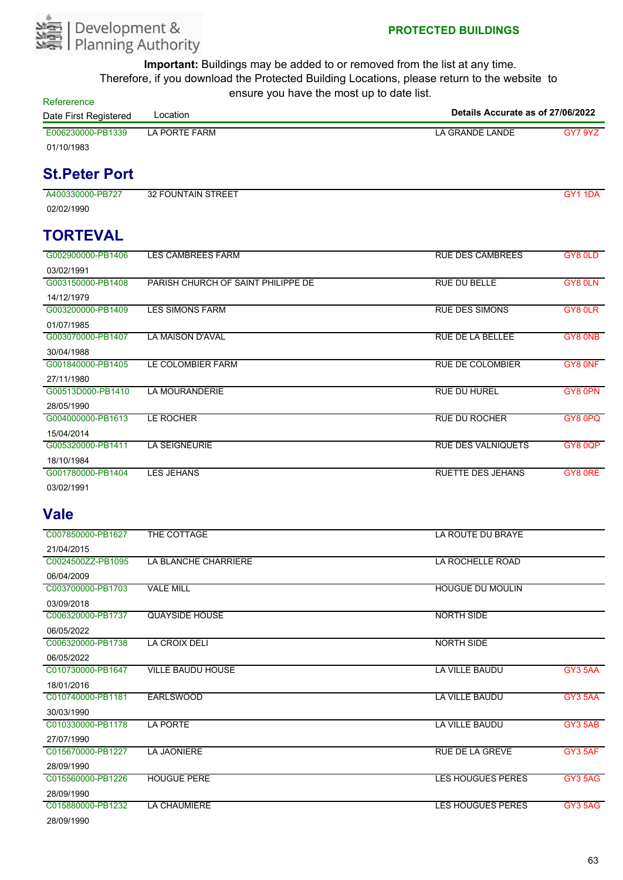**PROTECTED BUILDINGS**

**Important:** Buildings may be added to or removed from the list at any time. Therefore, if you download the Protected Building Locations, please return to the website to ensure you have the most up to date list.

| Refererence / Date First Registered | Location | Details Accurate as of 27/06/2022 | |
|---|---|---|---|
| E006230000-PB1339 01/10/1983 | LA PORTE FARM | LA GRANDE LANDE | GY7 9YZ |

## St.Peter Port

| Refererence / Date First Registered | Location | | |
|---|---|---|---|
| A400330000-PB727 02/02/1990 | 32 FOUNTAIN STREET | | GY1 1DA |

## TORTEVAL

| Refererence / Date First Registered | Location | | |
|---|---|---|---|
| G002900000-PB1406 03/02/1991 | LES CAMBREES FARM | RUE DES CAMBREES | GY8 0LD |
| G003150000-PB1408 14/12/1979 | PARISH CHURCH OF SAINT PHILIPPE DE | RUE DU BELLE | GY8 0LN |
| G003200000-PB1409 01/07/1985 | LES SIMONS FARM | RUE DES SIMONS | GY8 0LR |
| G003070000-PB1407 30/04/1988 | LA MAISON D'AVAL | RUE DE LA BELLEE | GY8 0NB |
| G001840000-PB1405 27/11/1980 | LE COLOMBIER FARM | RUE DE COLOMBIER | GY8 0NF |
| G00513D000-PB1410 28/05/1990 | LA MOURANDERIE | RUE DU HUREL | GY8 0PN |
| G004000000-PB1613 15/04/2014 | LE ROCHER | RUE DU ROCHER | GY8 0PQ |
| G005320000-PB1411 18/10/1984 | LA SEIGNEURIE | RUE DES VALNIQUETS | GY8 0QP |
| G001780000-PB1404 03/02/1991 | LES JEHANS | RUETTE DES JEHANS | GY8 0RE |

## Vale

| Refererence / Date First Registered | Location | | |
|---|---|---|---|
| C007850000-PB1627 21/04/2015 | THE COTTAGE | LA ROUTE DU BRAYE | |
| C0024500ZZ-PB1095 06/04/2009 | LA BLANCHE CHARRIERE | LA ROCHELLE ROAD | |
| C003700000-PB1703 03/09/2018 | VALE MILL | HOUGUE DU MOULIN | |
| C006320000-PB1737 06/05/2022 | QUAYSIDE HOUSE | NORTH SIDE | |
| C006320000-PB1738 06/05/2022 | LA CROIX DELI | NORTH SIDE | |
| C010730000-PB1647 18/01/2016 | VILLE BAUDU HOUSE | LA VILLE BAUDU | GY3 5AA |
| C010740000-PB1181 30/03/1990 | EARLSWOOD | LA VILLE BAUDU | GY3 5AA |
| C010330000-PB1178 27/07/1990 | LA PORTE | LA VILLE BAUDU | GY3 5AB |
| C015670000-PB1227 28/09/1990 | LA JAONIERE | RUE DE LA GREVE | GY3 5AF |
| C015560000-PB1226 28/09/1990 | HOUGUE PERE | LES HOUGUES PERES | GY3 5AG |
| C015880000-PB1232 28/09/1990 | LA CHAUMIERE | LES HOUGUES PERES | GY3 5AG |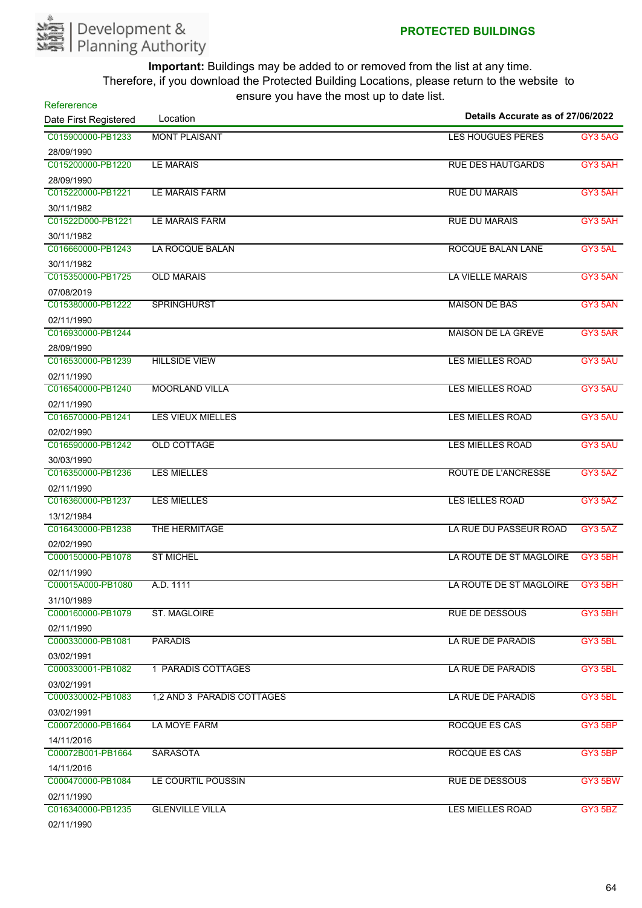Development & Planning Authority

## PROTECTED BUILDINGS

**Important:** Buildings may be added to or removed from the list at any time. Therefore, if you download the Protected Building Locations, please return to the website to ensure you have the most up to date list.

**Details Accurate as of 27/06/2022**

| Refererence / Date First Registered | Location | | |
|---|---|---|---|
| C015900000-PB1233<br>28/09/1990 | MONT PLAISANT | LES HOUGUES PERES | GY3 5AG |
| C015200000-PB1220<br>28/09/1990 | LE MARAIS | RUE DES HAUTGARDS | GY3 5AH |
| C015220000-PB1221<br>30/11/1982 | LE MARAIS FARM | RUE DU MARAIS | GY3 5AH |
| C01522D000-PB1221<br>30/11/1982 | LE MARAIS FARM | RUE DU MARAIS | GY3 5AH |
| C016660000-PB1243<br>30/11/1982 | LA ROCQUE BALAN | ROCQUE BALAN LANE | GY3 5AL |
| C015350000-PB1725<br>07/08/2019 | OLD MARAIS | LA VIELLE MARAIS | GY3 5AN |
| C015380000-PB1222<br>02/11/1990 | SPRINGHURST | MAISON DE BAS | GY3 5AN |
| C016930000-PB1244<br>28/09/1990 | | MAISON DE LA GREVE | GY3 5AR |
| C016530000-PB1239<br>02/11/1990 | HILLSIDE VIEW | LES MIELLES ROAD | GY3 5AU |
| C016540000-PB1240<br>02/11/1990 | MOORLAND VILLA | LES MIELLES ROAD | GY3 5AU |
| C016570000-PB1241<br>02/02/1990 | LES VIEUX MIELLES | LES MIELLES ROAD | GY3 5AU |
| C016590000-PB1242<br>30/03/1990 | OLD COTTAGE | LES MIELLES ROAD | GY3 5AU |
| C016350000-PB1236<br>02/11/1990 | LES MIELLES | ROUTE DE L'ANCRESSE | GY3 5AZ |
| C016360000-PB1237<br>13/12/1984 | LES MIELLES | LES IELLES ROAD | GY3 5AZ |
| C016430000-PB1238<br>02/02/1990 | THE HERMITAGE | LA RUE DU PASSEUR ROAD | GY3 5AZ |
| C000150000-PB1078<br>02/11/1990 | ST MICHEL | LA ROUTE DE ST MAGLOIRE | GY3 5BH |
| C00015A000-PB1080<br>31/10/1989 | A.D. 1111 | LA ROUTE DE ST MAGLOIRE | GY3 5BH |
| C000160000-PB1079<br>02/11/1990 | ST. MAGLOIRE | RUE DE DESSOUS | GY3 5BH |
| C000330000-PB1081<br>03/02/1991 | PARADIS | LA RUE DE PARADIS | GY3 5BL |
| C000330001-PB1082<br>03/02/1991 | 1 PARADIS COTTAGES | LA RUE DE PARADIS | GY3 5BL |
| C000330002-PB1083<br>03/02/1991 | 1,2 AND 3 PARADIS COTTAGES | LA RUE DE PARADIS | GY3 5BL |
| C000720000-PB1664<br>14/11/2016 | LA MOYE FARM | ROCQUE ES CAS | GY3 5BP |
| C00072B001-PB1664<br>14/11/2016 | SARASOTA | ROCQUE ES CAS | GY3 5BP |
| C000470000-PB1084<br>02/11/1990 | LE COURTIL POUSSIN | RUE DE DESSOUS | GY3 5BW |
| C016340000-PB1235<br>02/11/1990 | GLENVILLE VILLA | LES MIELLES ROAD | GY3 5BZ |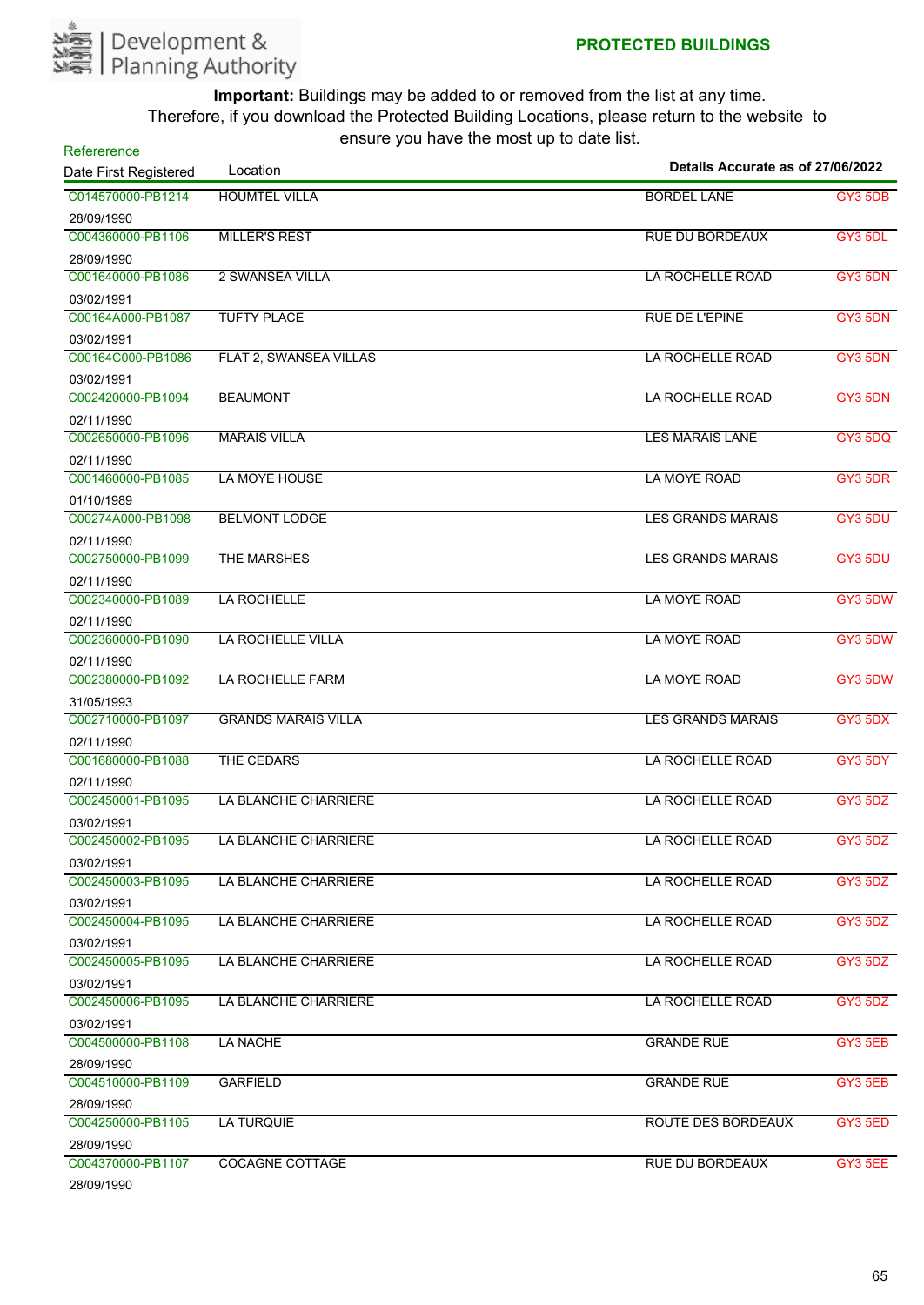Development & Planning Authority

**PROTECTED BUILDINGS**

**Important:** Buildings may be added to or removed from the list at any time. Therefore, if you download the Protected Building Locations, please return to the website to ensure you have the most up to date list.

**Details Accurate as of 27/06/2022**

| Refererence / Date First Registered | Location | | |
|---|---|---|---|
| C014570000-PB1214 28/09/1990 | HOUMTEL VILLA | BORDEL LANE | GY3 5DB |
| C004360000-PB1106 28/09/1990 | MILLER'S REST | RUE DU BORDEAUX | GY3 5DL |
| C001640000-PB1086 03/02/1991 | 2 SWANSEA VILLA | LA ROCHELLE ROAD | GY3 5DN |
| C00164A000-PB1087 03/02/1991 | TUFTY PLACE | RUE DE L'EPINE | GY3 5DN |
| C00164C000-PB1086 03/02/1991 | FLAT 2, SWANSEA VILLAS | LA ROCHELLE ROAD | GY3 5DN |
| C002420000-PB1094 02/11/1990 | BEAUMONT | LA ROCHELLE ROAD | GY3 5DN |
| C002650000-PB1096 02/11/1990 | MARAIS VILLA | LES MARAIS LANE | GY3 5DQ |
| C001460000-PB1085 01/10/1989 | LA MOYE HOUSE | LA MOYE ROAD | GY3 5DR |
| C00274A000-PB1098 02/11/1990 | BELMONT LODGE | LES GRANDS MARAIS | GY3 5DU |
| C002750000-PB1099 02/11/1990 | THE MARSHES | LES GRANDS MARAIS | GY3 5DU |
| C002340000-PB1089 02/11/1990 | LA ROCHELLE | LA MOYE ROAD | GY3 5DW |
| C002360000-PB1090 02/11/1990 | LA ROCHELLE VILLA | LA MOYE ROAD | GY3 5DW |
| C002380000-PB1092 31/05/1993 | LA ROCHELLE FARM | LA MOYE ROAD | GY3 5DW |
| C002710000-PB1097 02/11/1990 | GRANDS MARAIS VILLA | LES GRANDS MARAIS | GY3 5DX |
| C001680000-PB1088 02/11/1990 | THE CEDARS | LA ROCHELLE ROAD | GY3 5DY |
| C002450001-PB1095 03/02/1991 | LA BLANCHE CHARRIERE | LA ROCHELLE ROAD | GY3 5DZ |
| C002450002-PB1095 03/02/1991 | LA BLANCHE CHARRIERE | LA ROCHELLE ROAD | GY3 5DZ |
| C002450003-PB1095 03/02/1991 | LA BLANCHE CHARRIERE | LA ROCHELLE ROAD | GY3 5DZ |
| C002450004-PB1095 03/02/1991 | LA BLANCHE CHARRIERE | LA ROCHELLE ROAD | GY3 5DZ |
| C002450005-PB1095 03/02/1991 | LA BLANCHE CHARRIERE | LA ROCHELLE ROAD | GY3 5DZ |
| C002450006-PB1095 03/02/1991 | LA BLANCHE CHARRIERE | LA ROCHELLE ROAD | GY3 5DZ |
| C004500000-PB1108 28/09/1990 | LA NACHE | GRANDE RUE | GY3 5EB |
| C004510000-PB1109 28/09/1990 | GARFIELD | GRANDE RUE | GY3 5EB |
| C004250000-PB1105 28/09/1990 | LA TURQUIE | ROUTE DES BORDEAUX | GY3 5ED |
| C004370000-PB1107 28/09/1990 | COCAGNE COTTAGE | RUE DU BORDEAUX | GY3 5EE |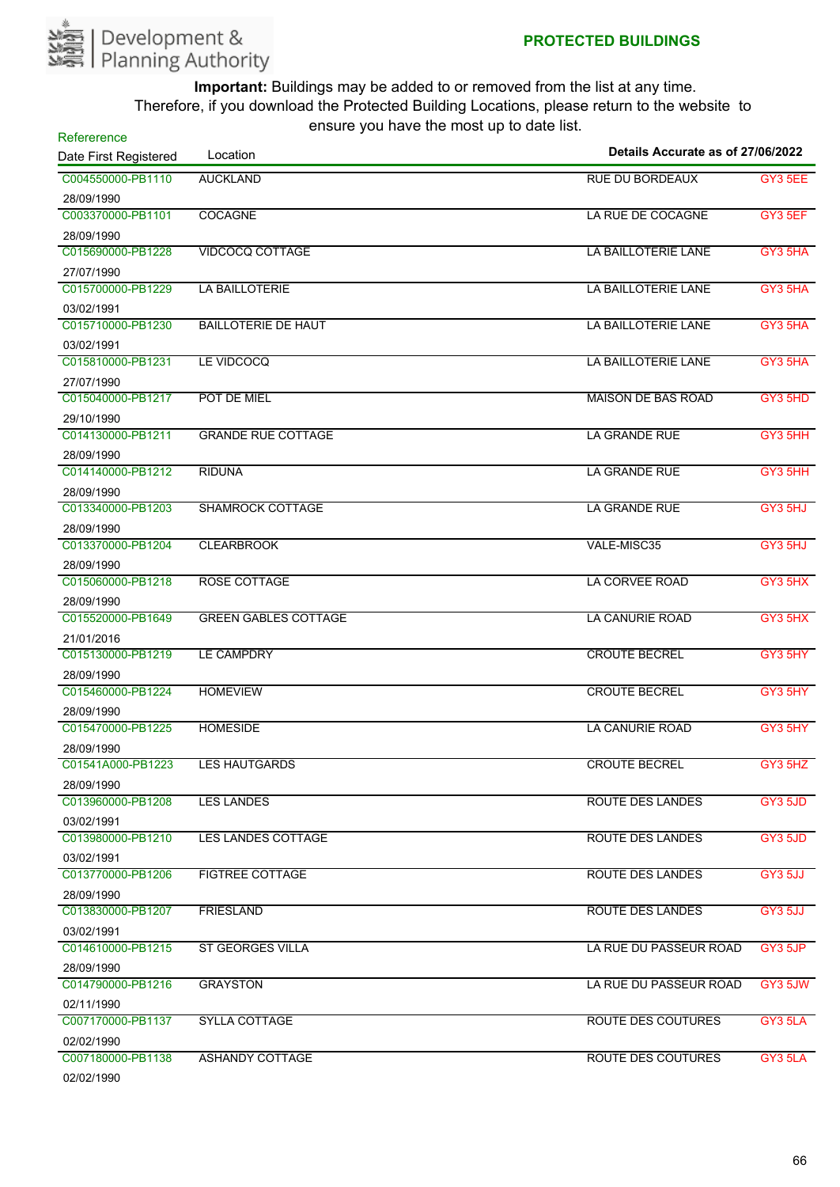Development & Planning Authority

**PROTECTED BUILDINGS**

**Important:** Buildings may be added to or removed from the list at any time. Therefore, if you download the Protected Building Locations, please return to the website to ensure you have the most up to date list.

**Details Accurate as of 27/06/2022**

| Refererence / Date First Registered | Location | | |
|---|---|---|---|
| C004550000-PB1110 28/09/1990 | AUCKLAND | RUE DU BORDEAUX | GY3 5EE |
| C003370000-PB1101 28/09/1990 | COCAGNE | LA RUE DE COCAGNE | GY3 5EF |
| C015690000-PB1228 27/07/1990 | VIDCOCQ COTTAGE | LA BAILLOTERIE LANE | GY3 5HA |
| C015700000-PB1229 03/02/1991 | LA BAILLOTERIE | LA BAILLOTERIE LANE | GY3 5HA |
| C015710000-PB1230 03/02/1991 | BAILLOTERIE DE HAUT | LA BAILLOTERIE LANE | GY3 5HA |
| C015810000-PB1231 27/07/1990 | LE VIDCOCQ | LA BAILLOTERIE LANE | GY3 5HA |
| C015040000-PB1217 29/10/1990 | POT DE MIEL | MAISON DE BAS ROAD | GY3 5HD |
| C014130000-PB1211 28/09/1990 | GRANDE RUE COTTAGE | LA GRANDE RUE | GY3 5HH |
| C014140000-PB1212 28/09/1990 | RIDUNA | LA GRANDE RUE | GY3 5HH |
| C013340000-PB1203 28/09/1990 | SHAMROCK COTTAGE | LA GRANDE RUE | GY3 5HJ |
| C013370000-PB1204 28/09/1990 | CLEARBROOK | VALE-MISC35 | GY3 5HJ |
| C015060000-PB1218 28/09/1990 | ROSE COTTAGE | LA CORVEE ROAD | GY3 5HX |
| C015520000-PB1649 21/01/2016 | GREEN GABLES COTTAGE | LA CANURIE ROAD | GY3 5HX |
| C015130000-PB1219 28/09/1990 | LE CAMPDRY | CROUTE BECREL | GY3 5HY |
| C015460000-PB1224 28/09/1990 | HOMEVIEW | CROUTE BECREL | GY3 5HY |
| C015470000-PB1225 28/09/1990 | HOMESIDE | LA CANURIE ROAD | GY3 5HY |
| C01541A000-PB1223 28/09/1990 | LES HAUTGARDS | CROUTE BECREL | GY3 5HZ |
| C013960000-PB1208 03/02/1991 | LES LANDES | ROUTE DES LANDES | GY3 5JD |
| C013980000-PB1210 03/02/1991 | LES LANDES COTTAGE | ROUTE DES LANDES | GY3 5JD |
| C013770000-PB1206 28/09/1990 | FIGTREE COTTAGE | ROUTE DES LANDES | GY3 5JJ |
| C013830000-PB1207 03/02/1991 | FRIESLAND | ROUTE DES LANDES | GY3 5JJ |
| C014610000-PB1215 28/09/1990 | ST GEORGES VILLA | LA RUE DU PASSEUR ROAD | GY3 5JP |
| C014790000-PB1216 02/11/1990 | GRAYSTON | LA RUE DU PASSEUR ROAD | GY3 5JW |
| C007170000-PB1137 02/02/1990 | SYLLA COTTAGE | ROUTE DES COUTURES | GY3 5LA |
| C007180000-PB1138 02/02/1990 | ASHANDY COTTAGE | ROUTE DES COUTURES | GY3 5LA |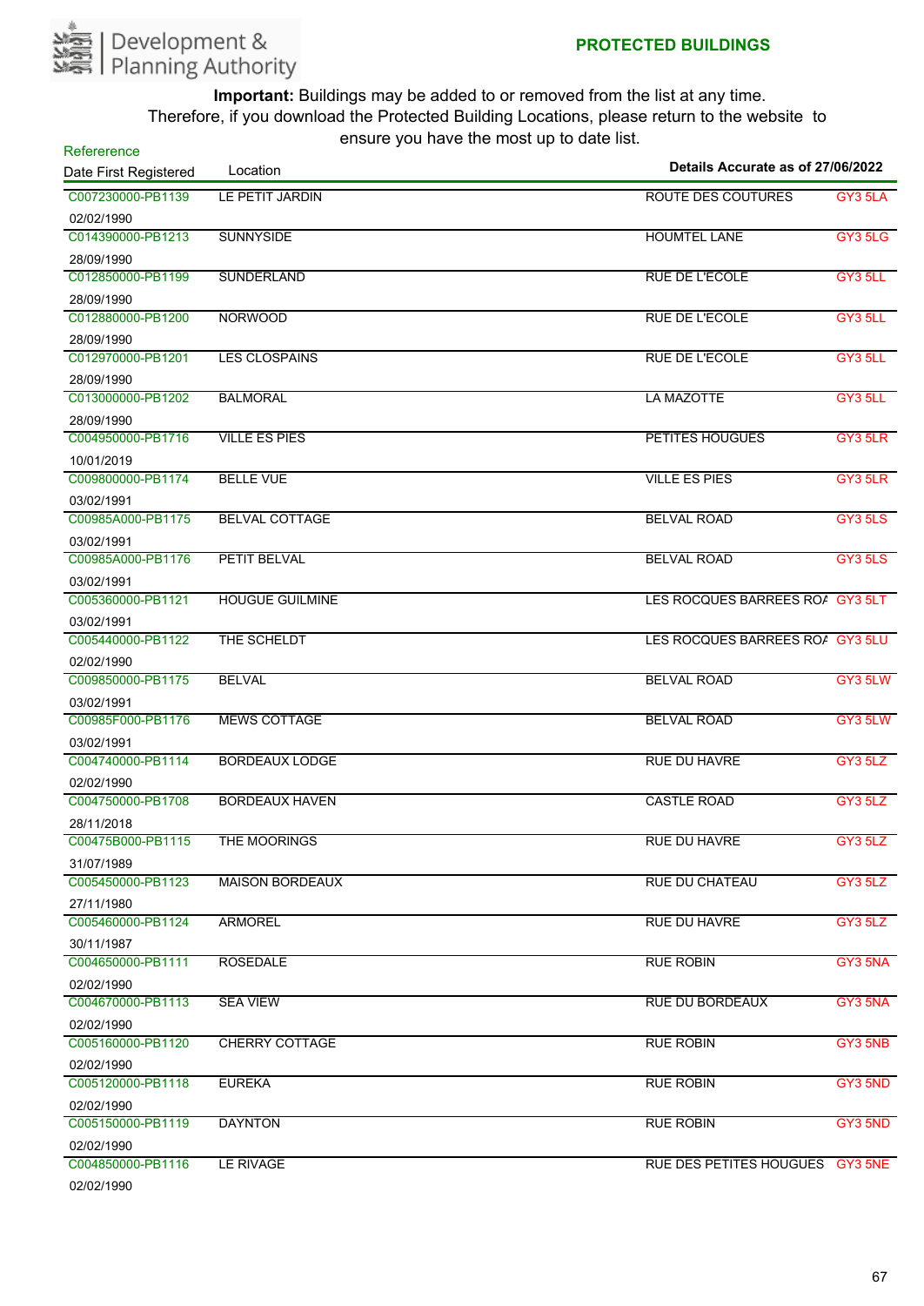Development & Planning Authority

## PROTECTED BUILDINGS

**Important:** Buildings may be added to or removed from the list at any time. Therefore, if you download the Protected Building Locations, please return to the website to ensure you have the most up to date list.

| Refererence<br>Date First Registered | Location | Details Accurate as of 27/06/2022 | |
|---|---|---|---|
| C007230000-PB1139<br>02/02/1990 | LE PETIT JARDIN | ROUTE DES COUTURES | GY3 5LA |
| C014390000-PB1213<br>28/09/1990 | SUNNYSIDE | HOUMTEL LANE | GY3 5LG |
| C012850000-PB1199<br>28/09/1990 | SUNDERLAND | RUE DE L'ECOLE | GY3 5LL |
| C012880000-PB1200<br>28/09/1990 | NORWOOD | RUE DE L'ECOLE | GY3 5LL |
| C012970000-PB1201<br>28/09/1990 | LES CLOSPAINS | RUE DE L'ECOLE | GY3 5LL |
| C013000000-PB1202<br>28/09/1990 | BALMORAL | LA MAZOTTE | GY3 5LL |
| C004950000-PB1716<br>10/01/2019 | VILLE ES PIES | PETITES HOUGUES | GY3 5LR |
| C009800000-PB1174<br>03/02/1991 | BELLE VUE | VILLE ES PIES | GY3 5LR |
| C00985A000-PB1175<br>03/02/1991 | BELVAL COTTAGE | BELVAL ROAD | GY3 5LS |
| C00985A000-PB1176<br>03/02/1991 | PETIT BELVAL | BELVAL ROAD | GY3 5LS |
| C005360000-PB1121<br>03/02/1991 | HOUGUE GUILMINE | LES ROCQUES BARREES RO/ | GY3 5LT |
| C005440000-PB1122<br>02/02/1990 | THE SCHELDT | LES ROCQUES BARREES RO/ | GY3 5LU |
| C009850000-PB1175<br>03/02/1991 | BELVAL | BELVAL ROAD | GY3 5LW |
| C00985F000-PB1176<br>03/02/1991 | MEWS COTTAGE | BELVAL ROAD | GY3 5LW |
| C004740000-PB1114<br>02/02/1990 | BORDEAUX LODGE | RUE DU HAVRE | GY3 5LZ |
| C004750000-PB1708<br>28/11/2018 | BORDEAUX HAVEN | CASTLE ROAD | GY3 5LZ |
| C00475B000-PB1115<br>31/07/1989 | THE MOORINGS | RUE DU HAVRE | GY3 5LZ |
| C005450000-PB1123<br>27/11/1980 | MAISON BORDEAUX | RUE DU CHATEAU | GY3 5LZ |
| C005460000-PB1124<br>30/11/1987 | ARMOREL | RUE DU HAVRE | GY3 5LZ |
| C004650000-PB1111<br>02/02/1990 | ROSEDALE | RUE ROBIN | GY3 5NA |
| C004670000-PB1113<br>02/02/1990 | SEA VIEW | RUE DU BORDEAUX | GY3 5NA |
| C005160000-PB1120<br>02/02/1990 | CHERRY COTTAGE | RUE ROBIN | GY3 5NB |
| C005120000-PB1118<br>02/02/1990 | EUREKA | RUE ROBIN | GY3 5ND |
| C005150000-PB1119<br>02/02/1990 | DAYNTON | RUE ROBIN | GY3 5ND |
| C004850000-PB1116<br>02/02/1990 | LE RIVAGE | RUE DES PETITES HOUGUES | GY3 5NE |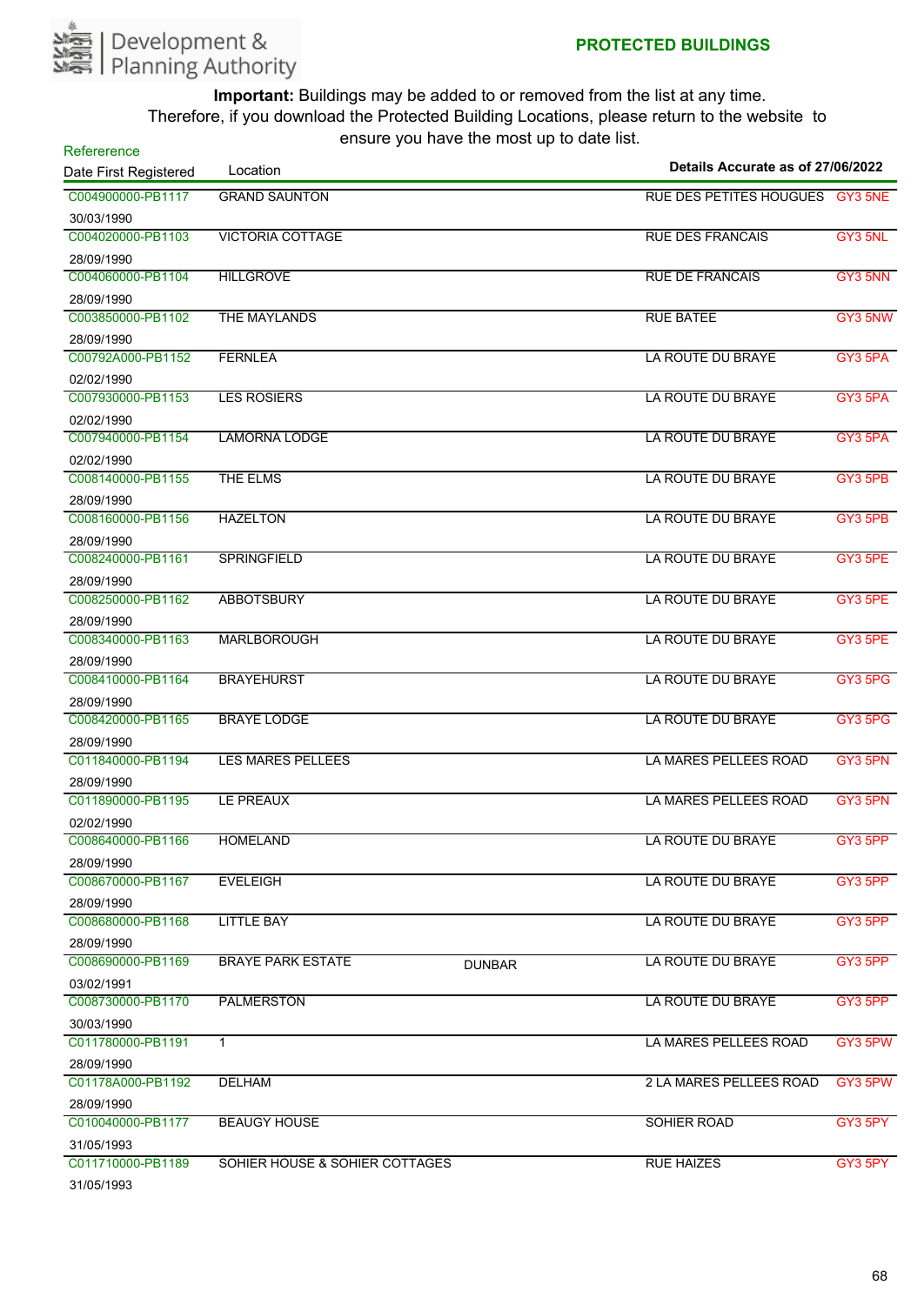Development & Planning Authority

**PROTECTED BUILDINGS**

**Important:** Buildings may be added to or removed from the list at any time. Therefore, if you download the Protected Building Locations, please return to the website to ensure you have the most up to date list.

**Details Accurate as of 27/06/2022**

| Refererence / Date First Registered | Location | | | |
|---|---|---|---|---|
| C004900000-PB1117<br>30/03/1990 | GRAND SAUNTON | | RUE DES PETITES HOUGUES | GY3 5NE |
| C004020000-PB1103<br>28/09/1990 | VICTORIA COTTAGE | | RUE DES FRANCAIS | GY3 5NL |
| C004060000-PB1104<br>28/09/1990 | HILLGROVE | | RUE DE FRANCAIS | GY3 5NN |
| C003850000-PB1102<br>28/09/1990 | THE MAYLANDS | | RUE BATEE | GY3 5NW |
| C00792A000-PB1152<br>02/02/1990 | FERNLEA | | LA ROUTE DU BRAYE | GY3 5PA |
| C007930000-PB1153<br>02/02/1990 | LES ROSIERS | | LA ROUTE DU BRAYE | GY3 5PA |
| C007940000-PB1154<br>02/02/1990 | LAMORNA LODGE | | LA ROUTE DU BRAYE | GY3 5PA |
| C008140000-PB1155<br>28/09/1990 | THE ELMS | | LA ROUTE DU BRAYE | GY3 5PB |
| C008160000-PB1156<br>28/09/1990 | HAZELTON | | LA ROUTE DU BRAYE | GY3 5PB |
| C008240000-PB1161<br>28/09/1990 | SPRINGFIELD | | LA ROUTE DU BRAYE | GY3 5PE |
| C008250000-PB1162<br>28/09/1990 | ABBOTSBURY | | LA ROUTE DU BRAYE | GY3 5PE |
| C008340000-PB1163<br>28/09/1990 | MARLBOROUGH | | LA ROUTE DU BRAYE | GY3 5PE |
| C008410000-PB1164<br>28/09/1990 | BRAYEHURST | | LA ROUTE DU BRAYE | GY3 5PG |
| C008420000-PB1165<br>28/09/1990 | BRAYE LODGE | | LA ROUTE DU BRAYE | GY3 5PG |
| C011840000-PB1194<br>28/09/1990 | LES MARES PELLEES | | LA MARES PELLEES ROAD | GY3 5PN |
| C011890000-PB1195<br>02/02/1990 | LE PREAUX | | LA MARES PELLEES ROAD | GY3 5PN |
| C008640000-PB1166<br>28/09/1990 | HOMELAND | | LA ROUTE DU BRAYE | GY3 5PP |
| C008670000-PB1167<br>28/09/1990 | EVELEIGH | | LA ROUTE DU BRAYE | GY3 5PP |
| C008680000-PB1168<br>28/09/1990 | LITTLE BAY | | LA ROUTE DU BRAYE | GY3 5PP |
| C008690000-PB1169<br>03/02/1991 | BRAYE PARK ESTATE | DUNBAR | LA ROUTE DU BRAYE | GY3 5PP |
| C008730000-PB1170<br>30/03/1990 | PALMERSTON | | LA ROUTE DU BRAYE | GY3 5PP |
| C011780000-PB1191<br>28/09/1990 | 1 | | LA MARES PELLEES ROAD | GY3 5PW |
| C01178A000-PB1192<br>28/09/1990 | DELHAM | | 2 LA MARES PELLEES ROAD | GY3 5PW |
| C010040000-PB1177<br>31/05/1993 | BEAUGY HOUSE | | SOHIER ROAD | GY3 5PY |
| C011710000-PB1189<br>31/05/1993 | SOHIER HOUSE & SOHIER COTTAGES | | RUE HAIZES | GY3 5PY |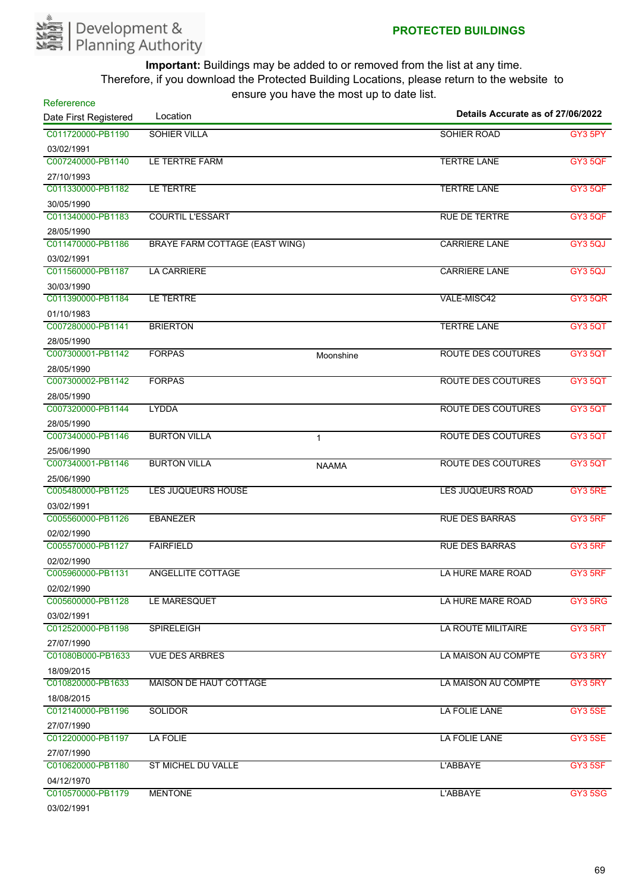Development & Planning Authority

**PROTECTED BUILDINGS**

**Important:** Buildings may be added to or removed from the list at any time. Therefore, if you download the Protected Building Locations, please return to the website to ensure you have the most up to date list.

**Details Accurate as of 27/06/2022**

| Refeerence / Date First Registered | Location | | | |
|---|---|---|---|---|
| C011720000-PB1190 03/02/1991 | SOHIER VILLA | | SOHIER ROAD | GY3 5PY |
| C007240000-PB1140 27/10/1993 | LE TERTRE FARM | | TERTRE LANE | GY3 5QF |
| C011330000-PB1182 30/05/1990 | LE TERTRE | | TERTRE LANE | GY3 5QF |
| C011340000-PB1183 28/05/1990 | COURTIL L'ESSART | | RUE DE TERTRE | GY3 5QF |
| C011470000-PB1186 03/02/1991 | BRAYE FARM COTTAGE (EAST WING) | | CARRIERE LANE | GY3 5QJ |
| C011560000-PB1187 30/03/1990 | LA CARRIERE | | CARRIERE LANE | GY3 5QJ |
| C011390000-PB1184 01/10/1983 | LE TERTRE | | VALE-MISC42 | GY3 5QR |
| C007280000-PB1141 28/05/1990 | BRIERTON | | TERTRE LANE | GY3 5QT |
| C007300001-PB1142 28/05/1990 | FORPAS | Moonshine | ROUTE DES COUTURES | GY3 5QT |
| C007300002-PB1142 28/05/1990 | FORPAS | | ROUTE DES COUTURES | GY3 5QT |
| C007320000-PB1144 28/05/1990 | LYDDA | | ROUTE DES COUTURES | GY3 5QT |
| C007340000-PB1146 25/06/1990 | BURTON VILLA | 1 | ROUTE DES COUTURES | GY3 5QT |
| C007340001-PB1146 25/06/1990 | BURTON VILLA | NAAMA | ROUTE DES COUTURES | GY3 5QT |
| C005480000-PB1125 03/02/1991 | LES JUQUEURS HOUSE | | LES JUQUEURS ROAD | GY3 5RE |
| C005560000-PB1126 02/02/1990 | EBANEZER | | RUE DES BARRAS | GY3 5RF |
| C005570000-PB1127 02/02/1990 | FAIRFIELD | | RUE DES BARRAS | GY3 5RF |
| C005960000-PB1131 02/02/1990 | ANGELLITE COTTAGE | | LA HURE MARE ROAD | GY3 5RF |
| C005600000-PB1128 03/02/1991 | LE MARESQUET | | LA HURE MARE ROAD | GY3 5RG |
| C012520000-PB1198 27/07/1990 | SPIRELEIGH | | LA ROUTE MILITAIRE | GY3 5RT |
| C01080B000-PB1633 18/09/2015 | VUE DES ARBRES | | LA MAISON AU COMPTE | GY3 5RY |
| C010820000-PB1633 18/08/2015 | MAISON DE HAUT COTTAGE | | LA MAISON AU COMPTE | GY3 5RY |
| C012140000-PB1196 27/07/1990 | SOLIDOR | | LA FOLIE LANE | GY3 5SE |
| C012200000-PB1197 27/07/1990 | LA FOLIE | | LA FOLIE LANE | GY3 5SE |
| C010620000-PB1180 04/12/1970 | ST MICHEL DU VALLE | | L'ABBAYE | GY3 5SF |
| C010570000-PB1179 03/02/1991 | MENTONE | | L'ABBAYE | GY3 5SG |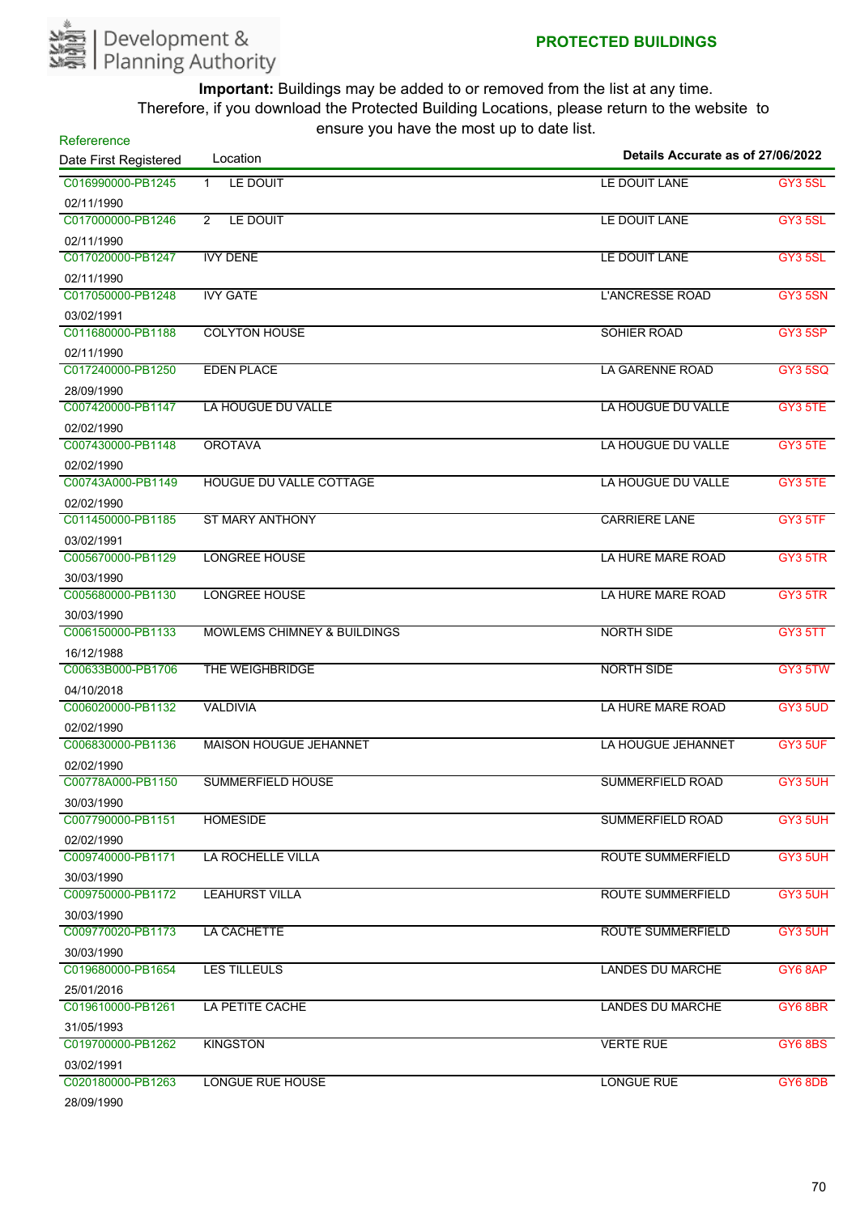# PROTECTED BUILDINGS

Development & Planning Authority

**Important:** Buildings may be added to or removed from the list at any time. Therefore, if you download the Protected Building Locations, please return to the website to ensure you have the most up to date list.

Details Accurate as of 27/06/2022

| Refererence / Date First Registered | Location | | |
|---|---|---|---|
| C016990000-PB1245<br>02/11/1990 | 1 LE DOUIT | LE DOUIT LANE | GY3 5SL |
| C017000000-PB1246<br>02/11/1990 | 2 LE DOUIT | LE DOUIT LANE | GY3 5SL |
| C017020000-PB1247<br>02/11/1990 | IVY DENE | LE DOUIT LANE | GY3 5SL |
| C017050000-PB1248<br>03/02/1991 | IVY GATE | L'ANCRESSE ROAD | GY3 5SN |
| C011680000-PB1188<br>02/11/1990 | COLYTON HOUSE | SOHIER ROAD | GY3 5SP |
| C017240000-PB1250<br>28/09/1990 | EDEN PLACE | LA GARENNE ROAD | GY3 5SQ |
| C007420000-PB1147<br>02/02/1990 | LA HOUGUE DU VALLE | LA HOUGUE DU VALLE | GY3 5TE |
| C007430000-PB1148<br>02/02/1990 | OROTAVA | LA HOUGUE DU VALLE | GY3 5TE |
| C00743A000-PB1149<br>02/02/1990 | HOUGUE DU VALLE COTTAGE | LA HOUGUE DU VALLE | GY3 5TE |
| C011450000-PB1185<br>03/02/1991 | ST MARY ANTHONY | CARRIERE LANE | GY3 5TF |
| C005670000-PB1129<br>30/03/1990 | LONGREE HOUSE | LA HURE MARE ROAD | GY3 5TR |
| C005680000-PB1130<br>30/03/1990 | LONGREE HOUSE | LA HURE MARE ROAD | GY3 5TR |
| C006150000-PB1133<br>16/12/1988 | MOWLEMS CHIMNEY & BUILDINGS | NORTH SIDE | GY3 5TT |
| C00633B000-PB1706<br>04/10/2018 | THE WEIGHBRIDGE | NORTH SIDE | GY3 5TW |
| C006020000-PB1132<br>02/02/1990 | VALDIVIA | LA HURE MARE ROAD | GY3 5UD |
| C006830000-PB1136<br>02/02/1990 | MAISON HOUGUE JEHANNET | LA HOUGUE JEHANNET | GY3 5UF |
| C00778A000-PB1150<br>30/03/1990 | SUMMERFIELD HOUSE | SUMMERFIELD ROAD | GY3 5UH |
| C007790000-PB1151<br>02/02/1990 | HOMESIDE | SUMMERFIELD ROAD | GY3 5UH |
| C009740000-PB1171<br>30/03/1990 | LA ROCHELLE VILLA | ROUTE SUMMERFIELD | GY3 5UH |
| C009750000-PB1172<br>30/03/1990 | LEAHURST VILLA | ROUTE SUMMERFIELD | GY3 5UH |
| C009770020-PB1173<br>30/03/1990 | LA CACHETTE | ROUTE SUMMERFIELD | GY3 5UH |
| C019680000-PB1654<br>25/01/2016 | LES TILLEULS | LANDES DU MARCHE | GY6 8AP |
| C019610000-PB1261<br>31/05/1993 | LA PETITE CACHE | LANDES DU MARCHE | GY6 8BR |
| C019700000-PB1262<br>03/02/1991 | KINGSTON | VERTE RUE | GY6 8BS |
| C020180000-PB1263<br>28/09/1990 | LONGUE RUE HOUSE | LONGUE RUE | GY6 8DB |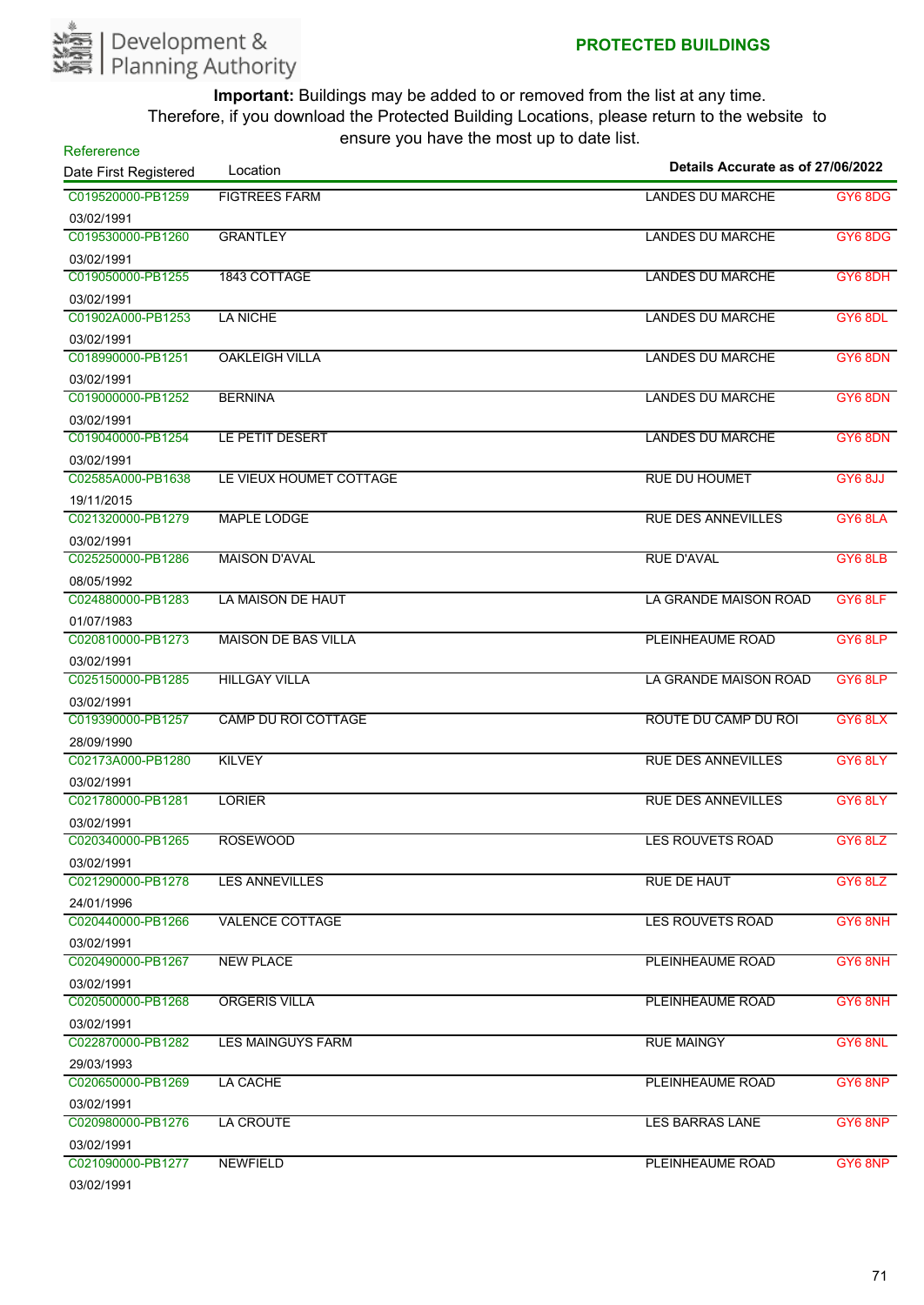Development & Planning Authority

**PROTECTED BUILDINGS**

**Important:** Buildings may be added to or removed from the list at any time. Therefore, if you download the Protected Building Locations, please return to the website to ensure you have the most up to date list.

**Details Accurate as of 27/06/2022**

| Refererence / Date First Registered | Location | | |
|---|---|---|---|
| C019520000-PB1259<br>03/02/1991 | FIGTREES FARM | LANDES DU MARCHE | GY6 8DG |
| C019530000-PB1260<br>03/02/1991 | GRANTLEY | LANDES DU MARCHE | GY6 8DG |
| C019050000-PB1255<br>03/02/1991 | 1843 COTTAGE | LANDES DU MARCHE | GY6 8DH |
| C01902A000-PB1253<br>03/02/1991 | LA NICHE | LANDES DU MARCHE | GY6 8DL |
| C018990000-PB1251<br>03/02/1991 | OAKLEIGH VILLA | LANDES DU MARCHE | GY6 8DN |
| C019000000-PB1252<br>03/02/1991 | BERNINA | LANDES DU MARCHE | GY6 8DN |
| C019040000-PB1254<br>03/02/1991 | LE PETIT DESERT | LANDES DU MARCHE | GY6 8DN |
| C02585A000-PB1638<br>19/11/2015 | LE VIEUX HOUMET COTTAGE | RUE DU HOUMET | GY6 8JJ |
| C021320000-PB1279<br>03/02/1991 | MAPLE LODGE | RUE DES ANNEVILLES | GY6 8LA |
| C025250000-PB1286<br>08/05/1992 | MAISON D'AVAL | RUE D'AVAL | GY6 8LB |
| C024880000-PB1283<br>01/07/1983 | LA MAISON DE HAUT | LA GRANDE MAISON ROAD | GY6 8LF |
| C020810000-PB1273<br>03/02/1991 | MAISON DE BAS VILLA | PLEINHEAUME ROAD | GY6 8LP |
| C025150000-PB1285<br>03/02/1991 | HILLGAY VILLA | LA GRANDE MAISON ROAD | GY6 8LP |
| C019390000-PB1257<br>28/09/1990 | CAMP DU ROI COTTAGE | ROUTE DU CAMP DU ROI | GY6 8LX |
| C02173A000-PB1280<br>03/02/1991 | KILVEY | RUE DES ANNEVILLES | GY6 8LY |
| C021780000-PB1281<br>03/02/1991 | LORIER | RUE DES ANNEVILLES | GY6 8LY |
| C020340000-PB1265<br>03/02/1991 | ROSEWOOD | LES ROUVETS ROAD | GY6 8LZ |
| C021290000-PB1278<br>24/01/1996 | LES ANNEVILLES | RUE DE HAUT | GY6 8LZ |
| C020440000-PB1266<br>03/02/1991 | VALENCE COTTAGE | LES ROUVETS ROAD | GY6 8NH |
| C020490000-PB1267<br>03/02/1991 | NEW PLACE | PLEINHEAUME ROAD | GY6 8NH |
| C020500000-PB1268<br>03/02/1991 | ORGERIS VILLA | PLEINHEAUME ROAD | GY6 8NH |
| C022870000-PB1282<br>29/03/1993 | LES MAINGUYS FARM | RUE MAINGY | GY6 8NL |
| C020650000-PB1269<br>03/02/1991 | LA CACHE | PLEINHEAUME ROAD | GY6 8NP |
| C020980000-PB1276<br>03/02/1991 | LA CROUTE | LES BARRAS LANE | GY6 8NP |
| C021090000-PB1277<br>03/02/1991 | NEWFIELD | PLEINHEAUME ROAD | GY6 8NP |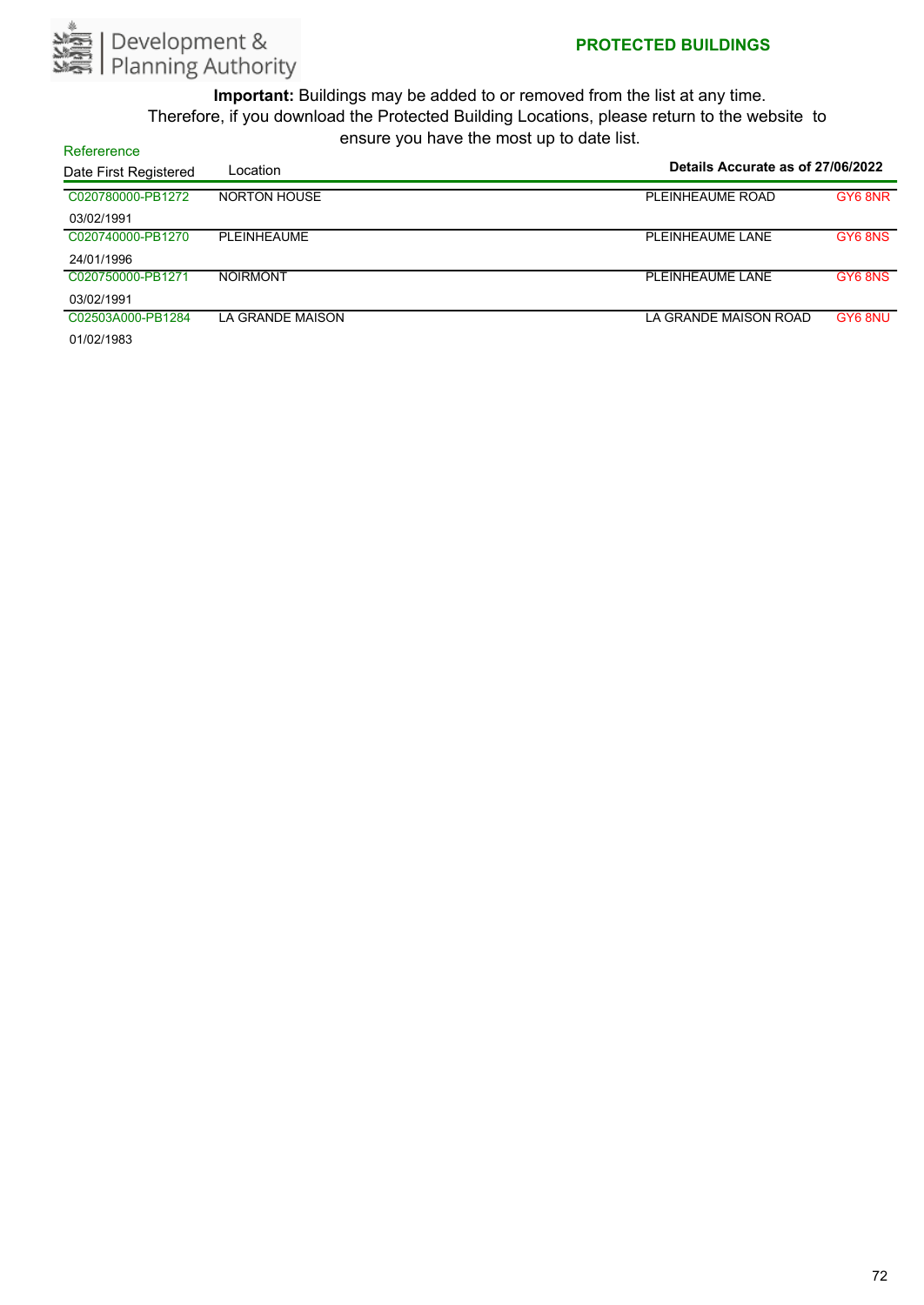Development & Planning Authority

## PROTECTED BUILDINGS

**Important:** Buildings may be added to or removed from the list at any time. Therefore, if you download the Protected Building Locations, please return to the website to ensure you have the most up to date list.

**Details Accurate as of 27/06/2022**

| Refererence / Date First Registered | Location | | |
|---|---|---|---|
| C020780000-PB1272 / 03/02/1991 | NORTON HOUSE | PLEINHEAUME ROAD | GY6 8NR |
| C020740000-PB1270 / 24/01/1996 | PLEINHEAUME | PLEINHEAUME LANE | GY6 8NS |
| C020750000-PB1271 / 03/02/1991 | NOIRMONT | PLEINHEAUME LANE | GY6 8NS |
| C02503A000-PB1284 / 01/02/1983 | LA GRANDE MAISON | LA GRANDE MAISON ROAD | GY6 8NU |